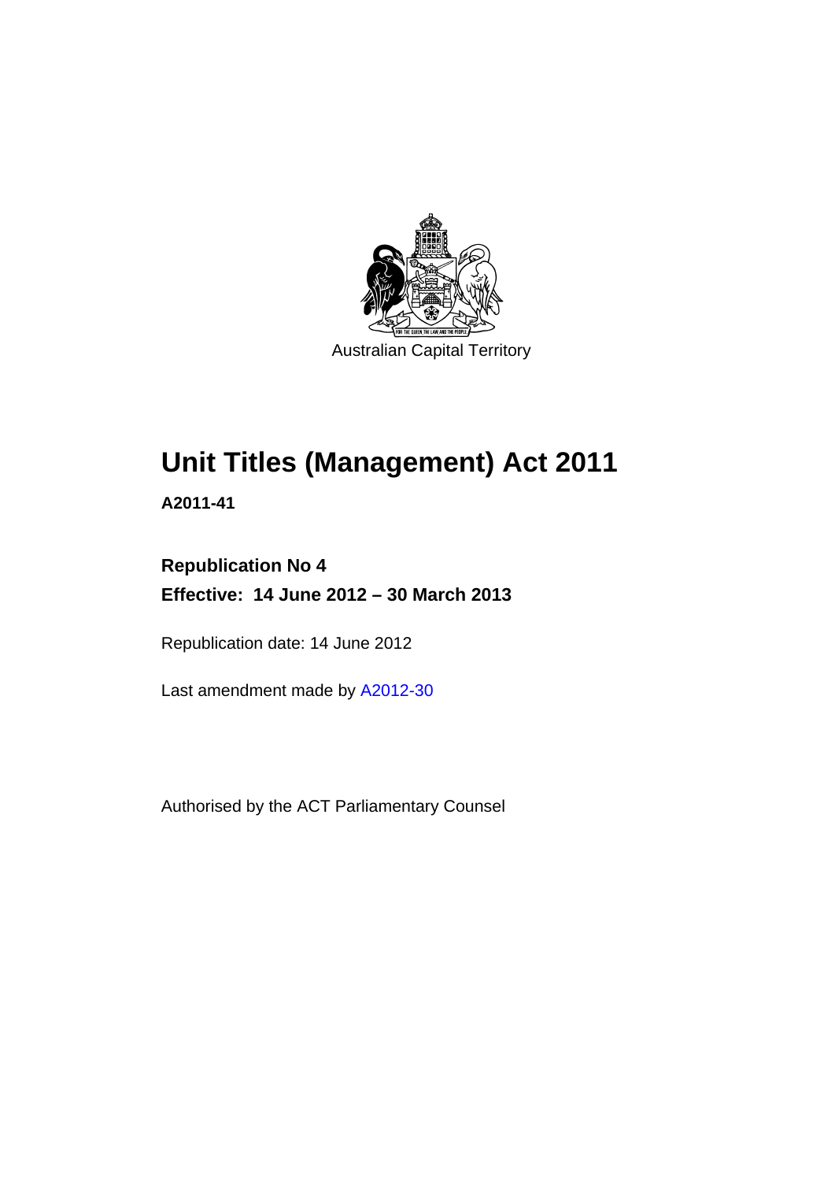Australian Capital Territory

# Unit Titles (Management) Act 2011

**A2011-41**

**Republication No 4**

**Effective: 14 June 2012 – 30 March 2013**

Republication date: 14 June 2012

Last amendment made by A2012-30

Authorised by the ACT Parliamentary Counsel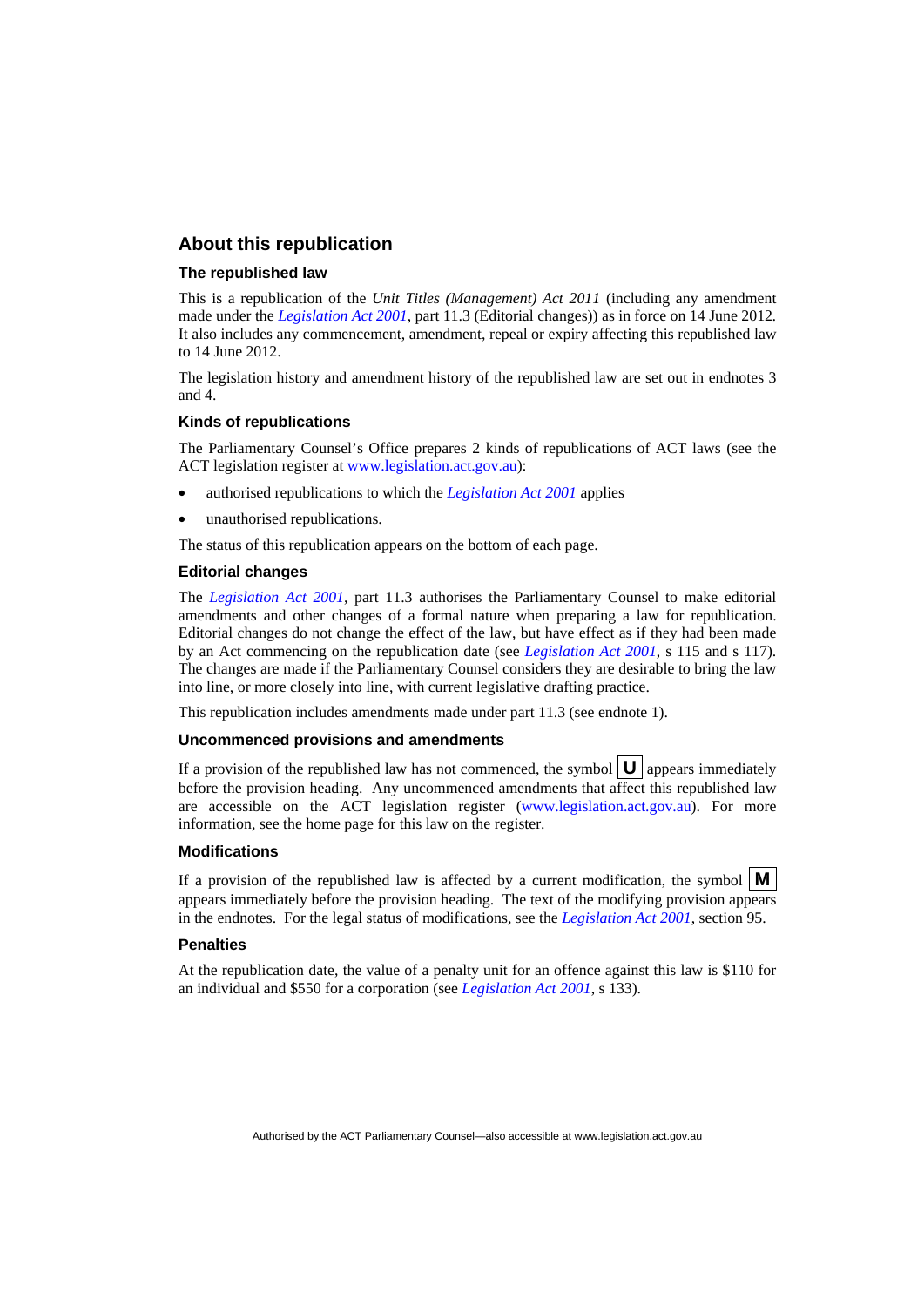## About this republication

### The republished law

This is a republication of the *Unit Titles (Management) Act 2011* (including any amendment made under the *Legislation Act 2001*, part 11.3 (Editorial changes)) as in force on 14 June 2012*.* It also includes any commencement, amendment, repeal or expiry affecting this republished law to 14 June 2012.

The legislation history and amendment history of the republished law are set out in endnotes 3 and 4.

### Kinds of republications

The Parliamentary Counsel's Office prepares 2 kinds of republications of ACT laws (see the ACT legislation register at www.legislation.act.gov.au):

- authorised republications to which the *Legislation Act 2001* applies
- unauthorised republications.

The status of this republication appears on the bottom of each page.

### Editorial changes

The *Legislation Act 2001*, part 11.3 authorises the Parliamentary Counsel to make editorial amendments and other changes of a formal nature when preparing a law for republication. Editorial changes do not change the effect of the law, but have effect as if they had been made by an Act commencing on the republication date (see *Legislation Act 2001*, s 115 and s 117). The changes are made if the Parliamentary Counsel considers they are desirable to bring the law into line, or more closely into line, with current legislative drafting practice.

This republication includes amendments made under part 11.3 (see endnote 1).

### Uncommenced provisions and amendments

If a provision of the republished law has not commenced, the symbol **U** appears immediately before the provision heading. Any uncommenced amendments that affect this republished law are accessible on the ACT legislation register (www.legislation.act.gov.au). For more information, see the home page for this law on the register.

### Modifications

If a provision of the republished law is affected by a current modification, the symbol **M** appears immediately before the provision heading. The text of the modifying provision appears in the endnotes. For the legal status of modifications, see the *Legislation Act 2001*, section 95.

### Penalties

At the republication date, the value of a penalty unit for an offence against this law is $110 for an individual and $550 for a corporation (see *Legislation Act 2001*, s 133).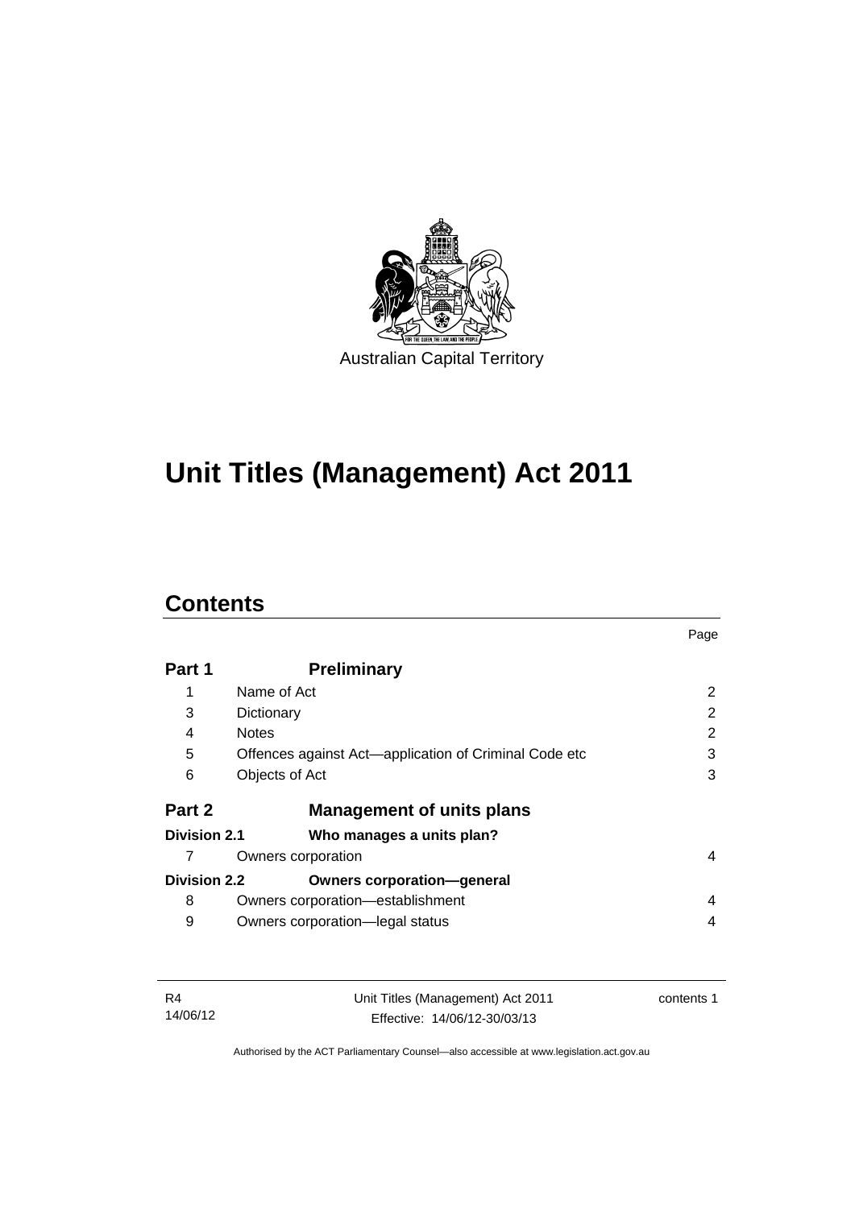Australian Capital Territory

# Unit Titles (Management) Act 2011

## Contents

| | | Page |
|---|---|---|
| **Part 1** | **Preliminary** | |
| 1 | Name of Act | 2 |
| 3 | Dictionary | 2 |
| 4 | Notes | 2 |
| 5 | Offences against Act—application of Criminal Code etc | 3 |
| 6 | Objects of Act | 3 |
| **Part 2** | **Management of units plans** | |
| **Division 2.1** | **Who manages a units plan?** | |
| 7 | Owners corporation | 4 |
| **Division 2.2** | **Owners corporation—general** | |
| 8 | Owners corporation—establishment | 4 |
| 9 | Owners corporation—legal status | 4 |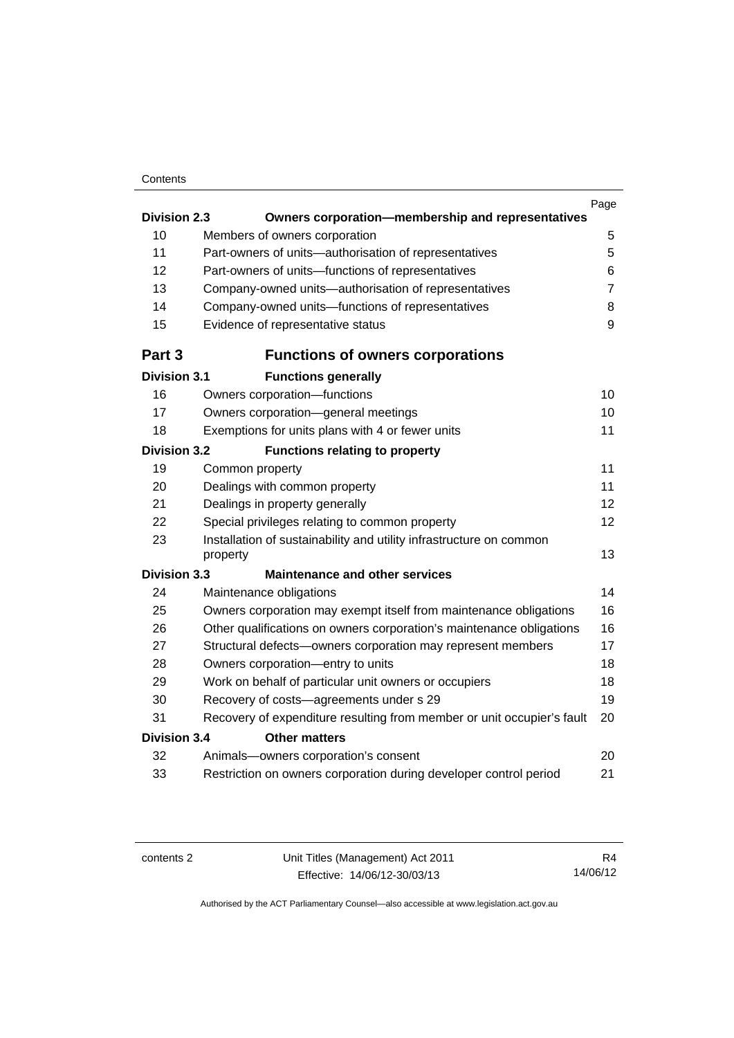| | | Page |
|---|---|---|
| **Division 2.3** | **Owners corporation—membership and representatives** | |
| 10 | Members of owners corporation | 5 |
| 11 | Part-owners of units—authorisation of representatives | 5 |
| 12 | Part-owners of units—functions of representatives | 6 |
| 13 | Company-owned units—authorisation of representatives | 7 |
| 14 | Company-owned units—functions of representatives | 8 |
| 15 | Evidence of representative status | 9 |
| **Part 3** | **Functions of owners corporations** | |
| **Division 3.1** | **Functions generally** | |
| 16 | Owners corporation—functions | 10 |
| 17 | Owners corporation—general meetings | 10 |
| 18 | Exemptions for units plans with 4 or fewer units | 11 |
| **Division 3.2** | **Functions relating to property** | |
| 19 | Common property | 11 |
| 20 | Dealings with common property | 11 |
| 21 | Dealings in property generally | 12 |
| 22 | Special privileges relating to common property | 12 |
| 23 | Installation of sustainability and utility infrastructure on common property | 13 |
| **Division 3.3** | **Maintenance and other services** | |
| 24 | Maintenance obligations | 14 |
| 25 | Owners corporation may exempt itself from maintenance obligations | 16 |
| 26 | Other qualifications on owners corporation's maintenance obligations | 16 |
| 27 | Structural defects—owners corporation may represent members | 17 |
| 28 | Owners corporation—entry to units | 18 |
| 29 | Work on behalf of particular unit owners or occupiers | 18 |
| 30 | Recovery of costs—agreements under s 29 | 19 |
| 31 | Recovery of expenditure resulting from member or unit occupier's fault | 20 |
| **Division 3.4** | **Other matters** | |
| 32 | Animals—owners corporation's consent | 20 |
| 33 | Restriction on owners corporation during developer control period | 21 |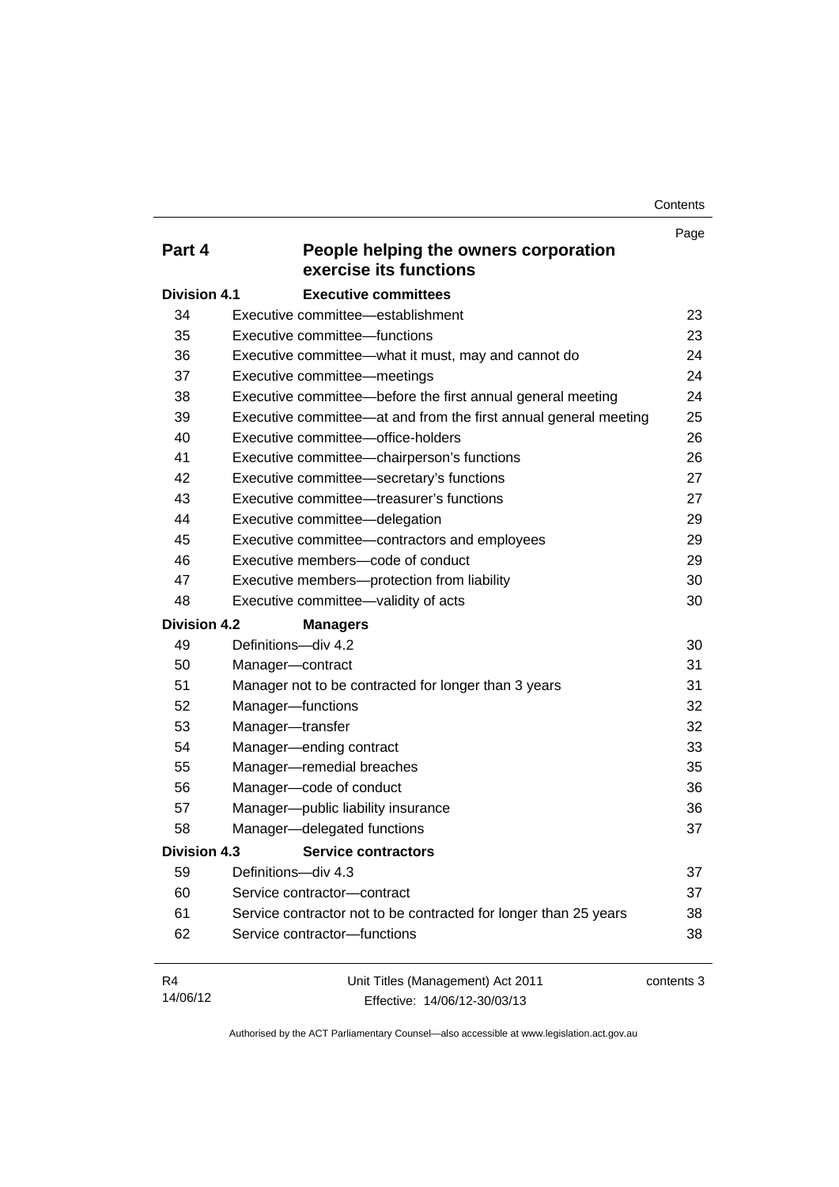| | | Page |
|---|---|---|
| **Part 4** | **People helping the owners corporation exercise its functions** | |
| **Division 4.1** | **Executive committees** | |
| 34 | Executive committee—establishment | 23 |
| 35 | Executive committee—functions | 23 |
| 36 | Executive committee—what it must, may and cannot do | 24 |
| 37 | Executive committee—meetings | 24 |
| 38 | Executive committee—before the first annual general meeting | 24 |
| 39 | Executive committee—at and from the first annual general meeting | 25 |
| 40 | Executive committee—office-holders | 26 |
| 41 | Executive committee—chairperson's functions | 26 |
| 42 | Executive committee—secretary's functions | 27 |
| 43 | Executive committee—treasurer's functions | 27 |
| 44 | Executive committee—delegation | 29 |
| 45 | Executive committee—contractors and employees | 29 |
| 46 | Executive members—code of conduct | 29 |
| 47 | Executive members—protection from liability | 30 |
| 48 | Executive committee—validity of acts | 30 |
| **Division 4.2** | **Managers** | |
| 49 | Definitions—div 4.2 | 30 |
| 50 | Manager—contract | 31 |
| 51 | Manager not to be contracted for longer than 3 years | 31 |
| 52 | Manager—functions | 32 |
| 53 | Manager—transfer | 32 |
| 54 | Manager—ending contract | 33 |
| 55 | Manager—remedial breaches | 35 |
| 56 | Manager—code of conduct | 36 |
| 57 | Manager—public liability insurance | 36 |
| 58 | Manager—delegated functions | 37 |
| **Division 4.3** | **Service contractors** | |
| 59 | Definitions—div 4.3 | 37 |
| 60 | Service contractor—contract | 37 |
| 61 | Service contractor not to be contracted for longer than 25 years | 38 |
| 62 | Service contractor—functions | 38 |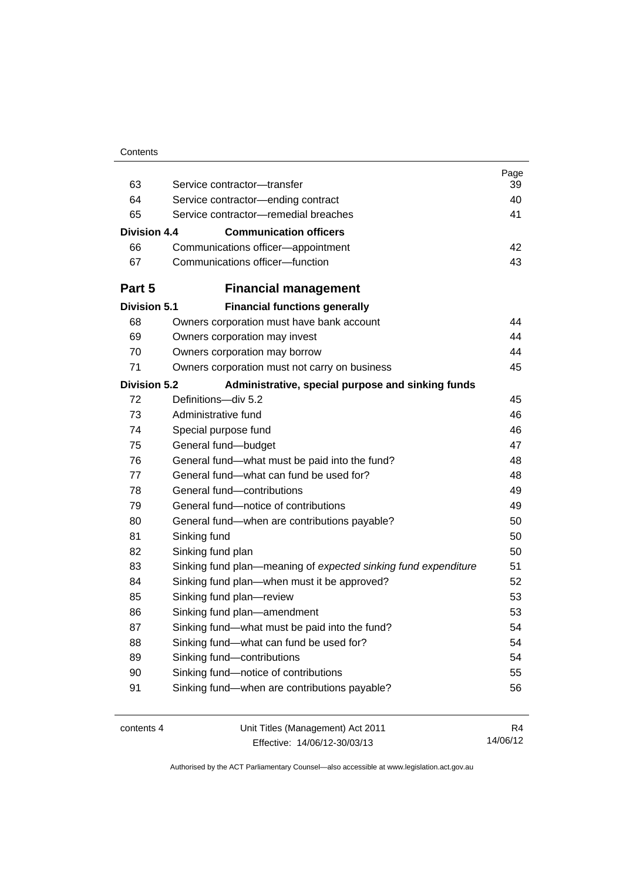| | | Page |
|---|---|---|
| 63 | Service contractor—transfer | 39 |
| 64 | Service contractor—ending contract | 40 |
| 65 | Service contractor—remedial breaches | 41 |
| **Division 4.4** | **Communication officers** | |
| 66 | Communications officer—appointment | 42 |
| 67 | Communications officer—function | 43 |

## Part 5 Financial management

| | | |
|---|---|---|
| **Division 5.1** | **Financial functions generally** | |
| 68 | Owners corporation must have bank account | 44 |
| 69 | Owners corporation may invest | 44 |
| 70 | Owners corporation may borrow | 44 |
| 71 | Owners corporation must not carry on business | 45 |
| **Division 5.2** | **Administrative, special purpose and sinking funds** | |
| 72 | Definitions—div 5.2 | 45 |
| 73 | Administrative fund | 46 |
| 74 | Special purpose fund | 46 |
| 75 | General fund—budget | 47 |
| 76 | General fund—what must be paid into the fund? | 48 |
| 77 | General fund—what can fund be used for? | 48 |
| 78 | General fund—contributions | 49 |
| 79 | General fund—notice of contributions | 49 |
| 80 | General fund—when are contributions payable? | 50 |
| 81 | Sinking fund | 50 |
| 82 | Sinking fund plan | 50 |
| 83 | Sinking fund plan—meaning of *expected sinking fund expenditure* | 51 |
| 84 | Sinking fund plan—when must it be approved? | 52 |
| 85 | Sinking fund plan—review | 53 |
| 86 | Sinking fund plan—amendment | 53 |
| 87 | Sinking fund—what must be paid into the fund? | 54 |
| 88 | Sinking fund—what can fund be used for? | 54 |
| 89 | Sinking fund—contributions | 54 |
| 90 | Sinking fund—notice of contributions | 55 |
| 91 | Sinking fund—when are contributions payable? | 56 |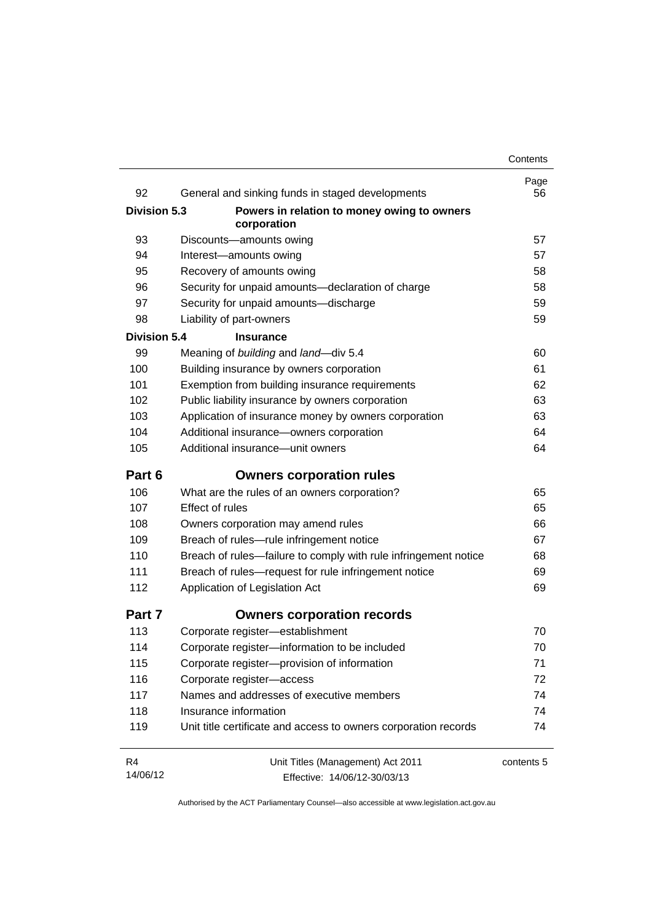| | | Page |
|---|---|---|
| 92 | General and sinking funds in staged developments | 56 |
| **Division 5.3** | **Powers in relation to money owing to owners corporation** | |
| 93 | Discounts—amounts owing | 57 |
| 94 | Interest—amounts owing | 57 |
| 95 | Recovery of amounts owing | 58 |
| 96 | Security for unpaid amounts—declaration of charge | 58 |
| 97 | Security for unpaid amounts—discharge | 59 |
| 98 | Liability of part-owners | 59 |
| **Division 5.4** | **Insurance** | |
| 99 | Meaning of *building* and *land*—div 5.4 | 60 |
| 100 | Building insurance by owners corporation | 61 |
| 101 | Exemption from building insurance requirements | 62 |
| 102 | Public liability insurance by owners corporation | 63 |
| 103 | Application of insurance money by owners corporation | 63 |
| 104 | Additional insurance—owners corporation | 64 |
| 105 | Additional insurance—unit owners | 64 |
| **Part 6** | **Owners corporation rules** | |
| 106 | What are the rules of an owners corporation? | 65 |
| 107 | Effect of rules | 65 |
| 108 | Owners corporation may amend rules | 66 |
| 109 | Breach of rules—rule infringement notice | 67 |
| 110 | Breach of rules—failure to comply with rule infringement notice | 68 |
| 111 | Breach of rules—request for rule infringement notice | 69 |
| 112 | Application of Legislation Act | 69 |
| **Part 7** | **Owners corporation records** | |
| 113 | Corporate register—establishment | 70 |
| 114 | Corporate register—information to be included | 70 |
| 115 | Corporate register—provision of information | 71 |
| 116 | Corporate register—access | 72 |
| 117 | Names and addresses of executive members | 74 |
| 118 | Insurance information | 74 |
| 119 | Unit title certificate and access to owners corporation records | 74 |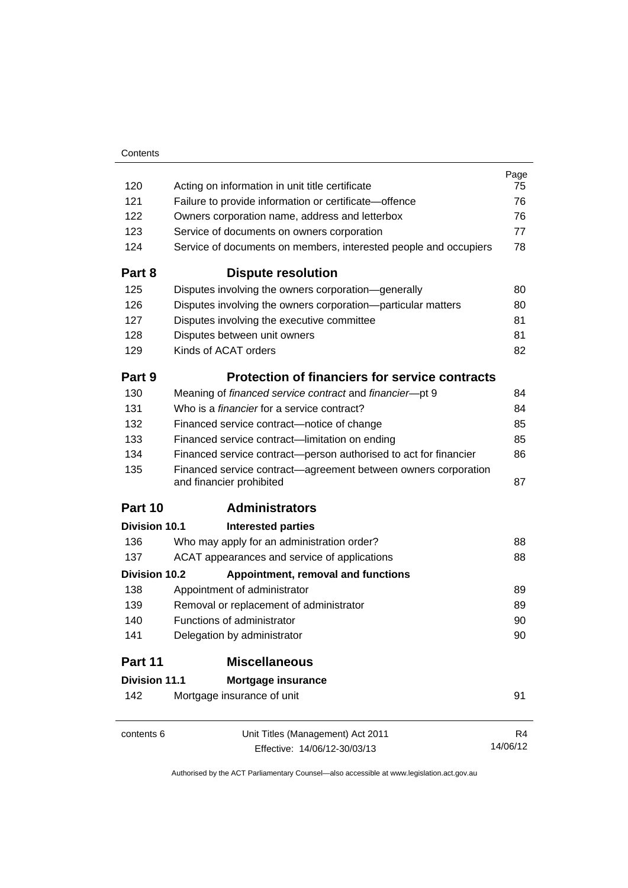| | | Page |
|---|---|---|
| 120 | Acting on information in unit title certificate | 75 |
| 121 | Failure to provide information or certificate—offence | 76 |
| 122 | Owners corporation name, address and letterbox | 76 |
| 123 | Service of documents on owners corporation | 77 |
| 124 | Service of documents on members, interested people and occupiers | 78 |
| **Part 8** | **Dispute resolution** | |
| 125 | Disputes involving the owners corporation—generally | 80 |
| 126 | Disputes involving the owners corporation—particular matters | 80 |
| 127 | Disputes involving the executive committee | 81 |
| 128 | Disputes between unit owners | 81 |
| 129 | Kinds of ACAT orders | 82 |
| **Part 9** | **Protection of financiers for service contracts** | |
| 130 | Meaning of *financed service contract* and *financier*—pt 9 | 84 |
| 131 | Who is a *financier* for a service contract? | 84 |
| 132 | Financed service contract—notice of change | 85 |
| 133 | Financed service contract—limitation on ending | 85 |
| 134 | Financed service contract—person authorised to act for financier | 86 |
| 135 | Financed service contract—agreement between owners corporation and financier prohibited | 87 |
| **Part 10** | **Administrators** | |
| **Division 10.1** | **Interested parties** | |
| 136 | Who may apply for an administration order? | 88 |
| 137 | ACAT appearances and service of applications | 88 |
| **Division 10.2** | **Appointment, removal and functions** | |
| 138 | Appointment of administrator | 89 |
| 139 | Removal or replacement of administrator | 89 |
| 140 | Functions of administrator | 90 |
| 141 | Delegation by administrator | 90 |
| **Part 11** | **Miscellaneous** | |
| **Division 11.1** | **Mortgage insurance** | |
| 142 | Mortgage insurance of unit | 91 |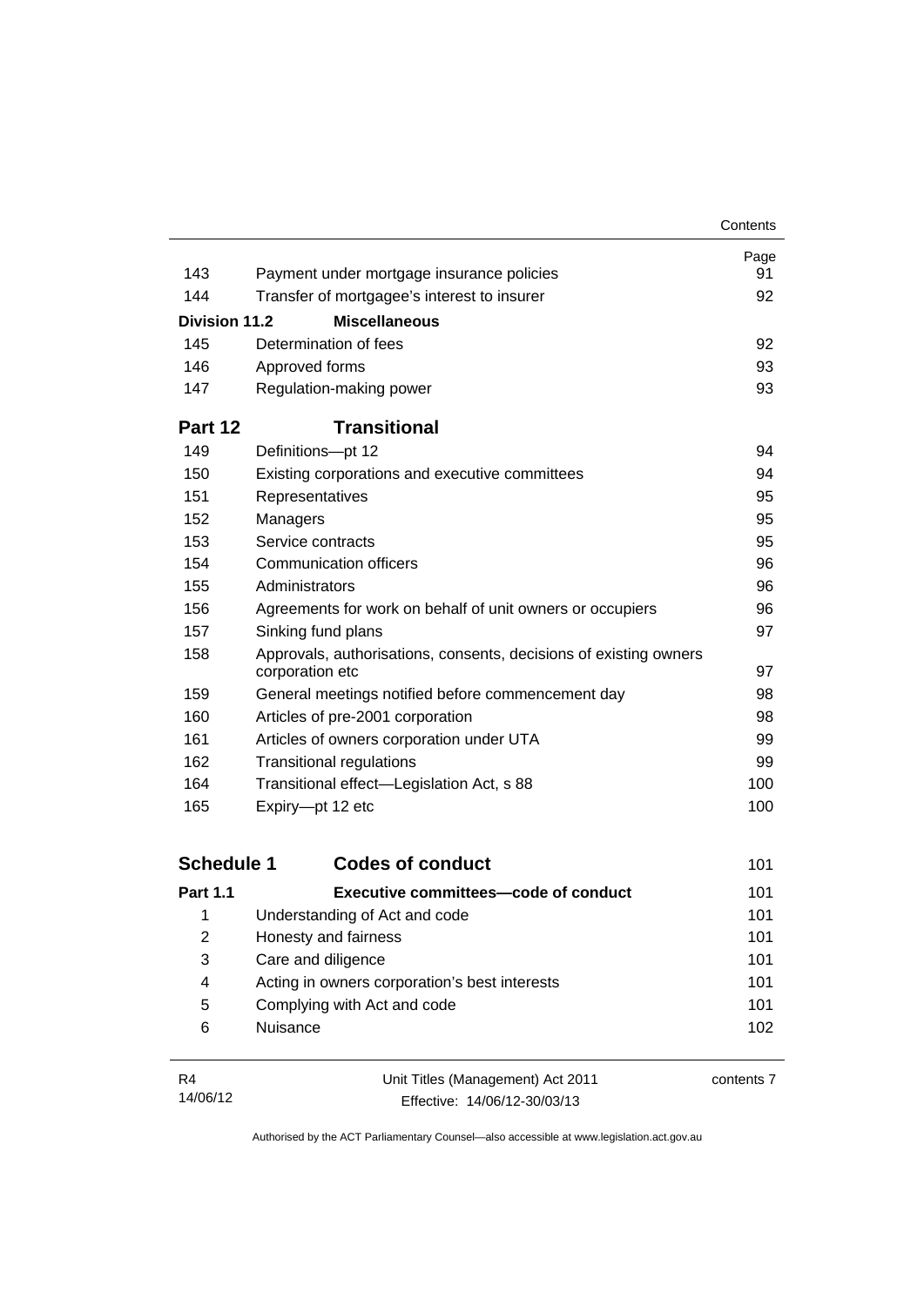| | | Page |
|---|---|---|
| 143 | Payment under mortgage insurance policies | 91 |
| 144 | Transfer of mortgagee's interest to insurer | 92 |
| **Division 11.2** | **Miscellaneous** | |
| 145 | Determination of fees | 92 |
| 146 | Approved forms | 93 |
| 147 | Regulation-making power | 93 |
| **Part 12** | **Transitional** | |
| 149 | Definitions—pt 12 | 94 |
| 150 | Existing corporations and executive committees | 94 |
| 151 | Representatives | 95 |
| 152 | Managers | 95 |
| 153 | Service contracts | 95 |
| 154 | Communication officers | 96 |
| 155 | Administrators | 96 |
| 156 | Agreements for work on behalf of unit owners or occupiers | 96 |
| 157 | Sinking fund plans | 97 |
| 158 | Approvals, authorisations, consents, decisions of existing owners corporation etc | 97 |
| 159 | General meetings notified before commencement day | 98 |
| 160 | Articles of pre-2001 corporation | 98 |
| 161 | Articles of owners corporation under UTA | 99 |
| 162 | Transitional regulations | 99 |
| 164 | Transitional effect—Legislation Act, s 88 | 100 |
| 165 | Expiry—pt 12 etc | 100 |
| **Schedule 1** | **Codes of conduct** | 101 |
| **Part 1.1** | **Executive committees—code of conduct** | 101 |
| 1 | Understanding of Act and code | 101 |
| 2 | Honesty and fairness | 101 |
| 3 | Care and diligence | 101 |
| 4 | Acting in owners corporation's best interests | 101 |
| 5 | Complying with Act and code | 101 |
| 6 | Nuisance | 102 |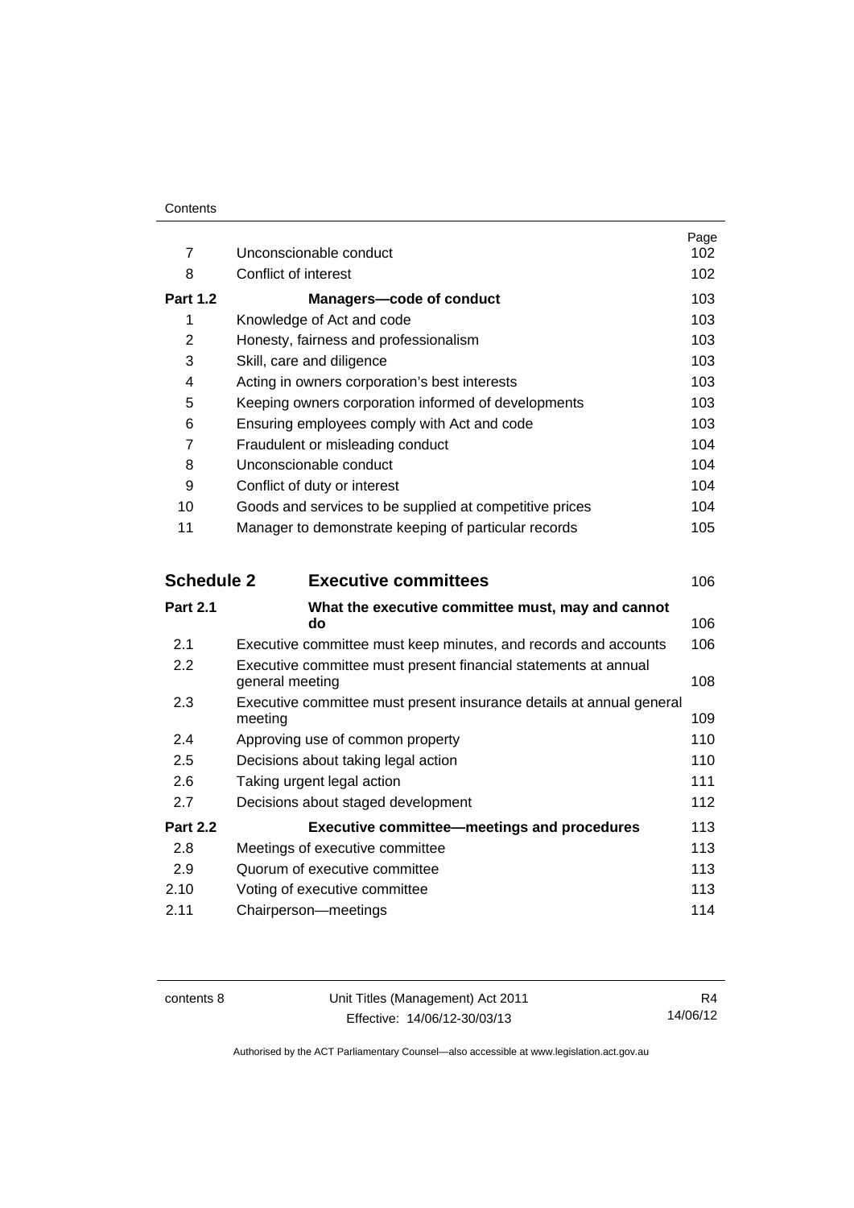| | | Page |
|---|---|---|
| 7 | Unconscionable conduct | 102 |
| 8 | Conflict of interest | 102 |
| **Part 1.2** | **Managers—code of conduct** | 103 |
| 1 | Knowledge of Act and code | 103 |
| 2 | Honesty, fairness and professionalism | 103 |
| 3 | Skill, care and diligence | 103 |
| 4 | Acting in owners corporation's best interests | 103 |
| 5 | Keeping owners corporation informed of developments | 103 |
| 6 | Ensuring employees comply with Act and code | 103 |
| 7 | Fraudulent or misleading conduct | 104 |
| 8 | Unconscionable conduct | 104 |
| 9 | Conflict of duty or interest | 104 |
| 10 | Goods and services to be supplied at competitive prices | 104 |
| 11 | Manager to demonstrate keeping of particular records | 105 |
| **Schedule 2** | **Executive committees** | 106 |
| **Part 2.1** | **What the executive committee must, may and cannot do** | 106 |
| 2.1 | Executive committee must keep minutes, and records and accounts | 106 |
| 2.2 | Executive committee must present financial statements at annual general meeting | 108 |
| 2.3 | Executive committee must present insurance details at annual general meeting | 109 |
| 2.4 | Approving use of common property | 110 |
| 2.5 | Decisions about taking legal action | 110 |
| 2.6 | Taking urgent legal action | 111 |
| 2.7 | Decisions about staged development | 112 |
| **Part 2.2** | **Executive committee—meetings and procedures** | 113 |
| 2.8 | Meetings of executive committee | 113 |
| 2.9 | Quorum of executive committee | 113 |
| 2.10 | Voting of executive committee | 113 |
| 2.11 | Chairperson—meetings | 114 |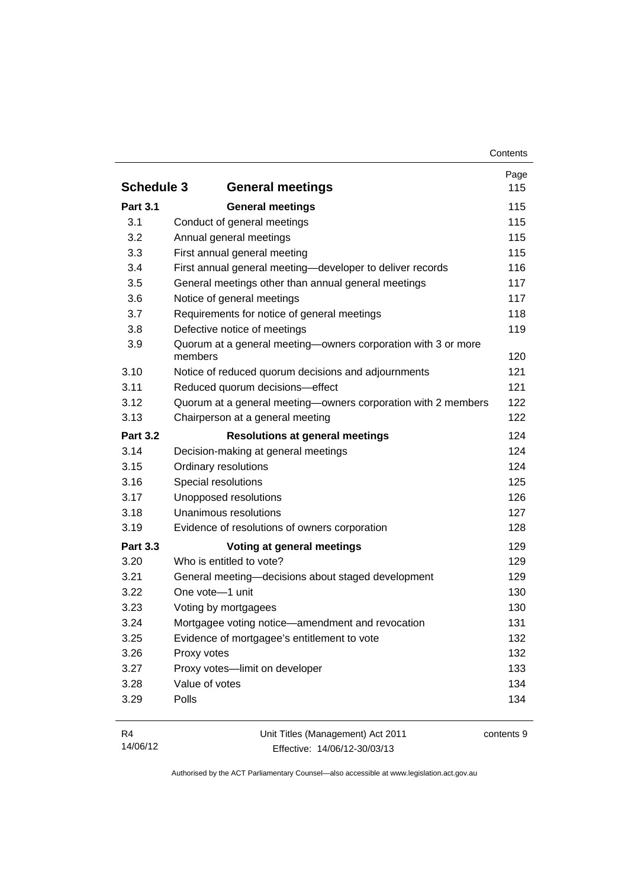| | | Page |
|---|---|---|
| **Schedule 3** | **General meetings** | 115 |
| **Part 3.1** | **General meetings** | 115 |
| 3.1 | Conduct of general meetings | 115 |
| 3.2 | Annual general meetings | 115 |
| 3.3 | First annual general meeting | 115 |
| 3.4 | First annual general meeting—developer to deliver records | 116 |
| 3.5 | General meetings other than annual general meetings | 117 |
| 3.6 | Notice of general meetings | 117 |
| 3.7 | Requirements for notice of general meetings | 118 |
| 3.8 | Defective notice of meetings | 119 |
| 3.9 | Quorum at a general meeting—owners corporation with 3 or more members | 120 |
| 3.10 | Notice of reduced quorum decisions and adjournments | 121 |
| 3.11 | Reduced quorum decisions—effect | 121 |
| 3.12 | Quorum at a general meeting—owners corporation with 2 members | 122 |
| 3.13 | Chairperson at a general meeting | 122 |
| **Part 3.2** | **Resolutions at general meetings** | 124 |
| 3.14 | Decision-making at general meetings | 124 |
| 3.15 | Ordinary resolutions | 124 |
| 3.16 | Special resolutions | 125 |
| 3.17 | Unopposed resolutions | 126 |
| 3.18 | Unanimous resolutions | 127 |
| 3.19 | Evidence of resolutions of owners corporation | 128 |
| **Part 3.3** | **Voting at general meetings** | 129 |
| 3.20 | Who is entitled to vote? | 129 |
| 3.21 | General meeting—decisions about staged development | 129 |
| 3.22 | One vote—1 unit | 130 |
| 3.23 | Voting by mortgagees | 130 |
| 3.24 | Mortgagee voting notice—amendment and revocation | 131 |
| 3.25 | Evidence of mortgagee's entitlement to vote | 132 |
| 3.26 | Proxy votes | 132 |
| 3.27 | Proxy votes—limit on developer | 133 |
| 3.28 | Value of votes | 134 |
| 3.29 | Polls | 134 |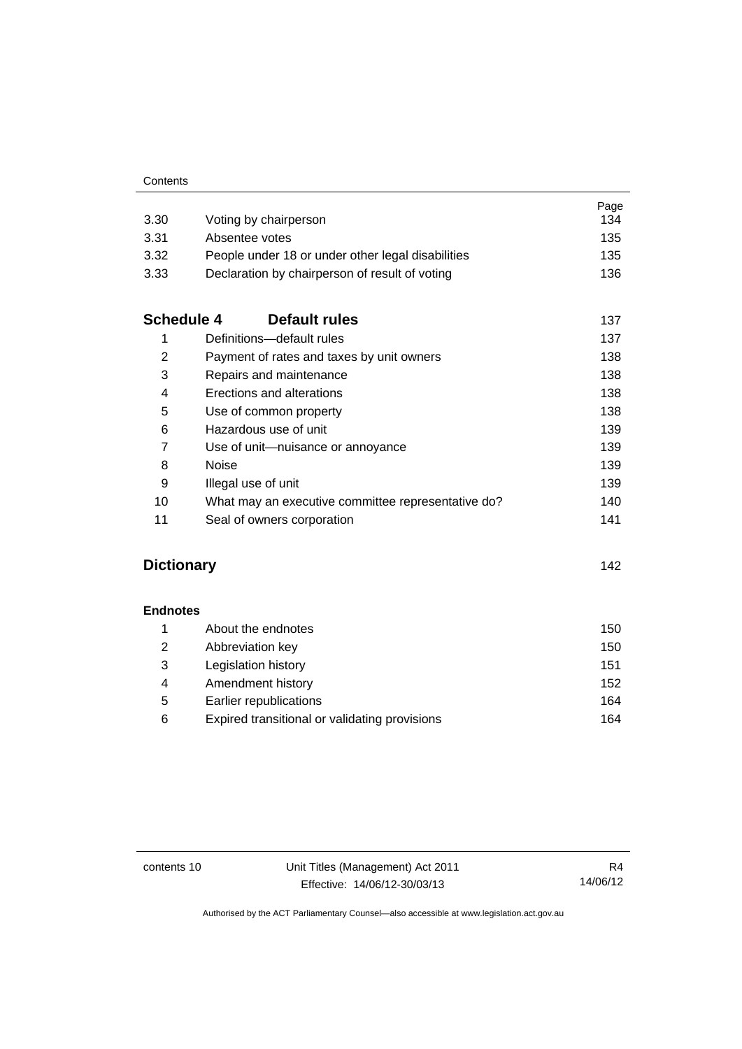| | | Page |
|---|---|---|
| 3.30 | Voting by chairperson | 134 |
| 3.31 | Absentee votes | 135 |
| 3.32 | People under 18 or under other legal disabilities | 135 |
| 3.33 | Declaration by chairperson of result of voting | 136 |

| **Schedule 4** | **Default rules** | 137 |
|---|---|---|
| 1 | Definitions—default rules | 137 |
| 2 | Payment of rates and taxes by unit owners | 138 |
| 3 | Repairs and maintenance | 138 |
| 4 | Erections and alterations | 138 |
| 5 | Use of common property | 138 |
| 6 | Hazardous use of unit | 139 |
| 7 | Use of unit—nuisance or annoyance | 139 |
| 8 | Noise | 139 |
| 9 | Illegal use of unit | 139 |
| 10 | What may an executive committee representative do? | 140 |
| 11 | Seal of owners corporation | 141 |

**Dictionary** 142

**Endnotes**

| | | |
|---|---|---|
| 1 | About the endnotes | 150 |
| 2 | Abbreviation key | 150 |
| 3 | Legislation history | 151 |
| 4 | Amendment history | 152 |
| 5 | Earlier republications | 164 |
| 6 | Expired transitional or validating provisions | 164 |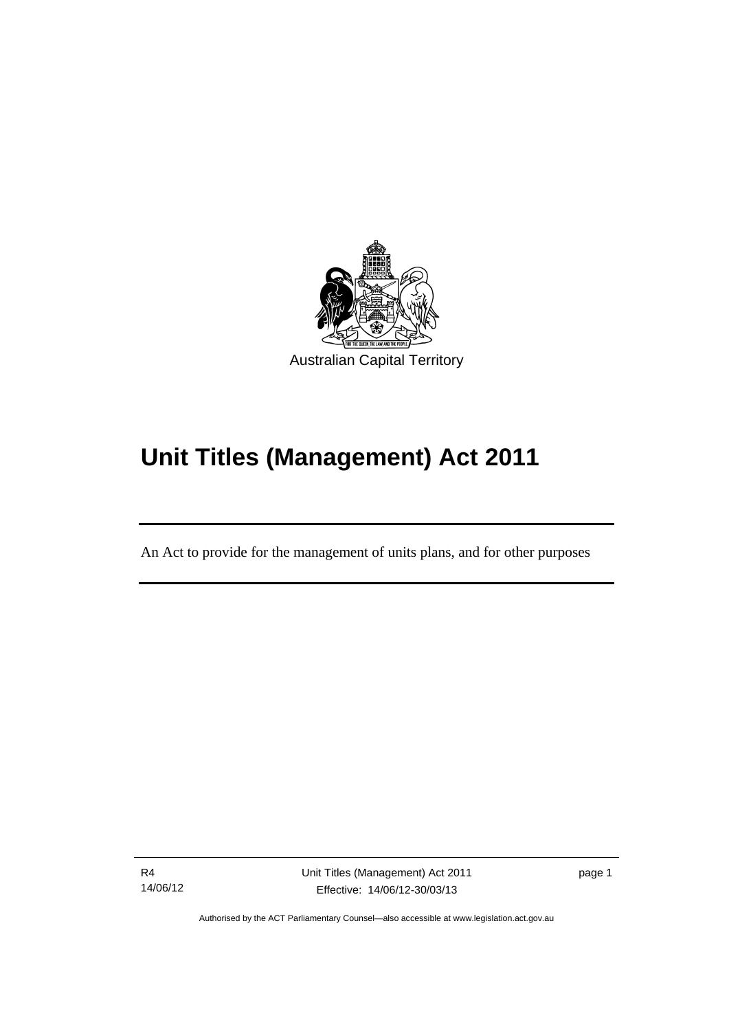Australian Capital Territory

# Unit Titles (Management) Act 2011

An Act to provide for the management of units plans, and for other purposes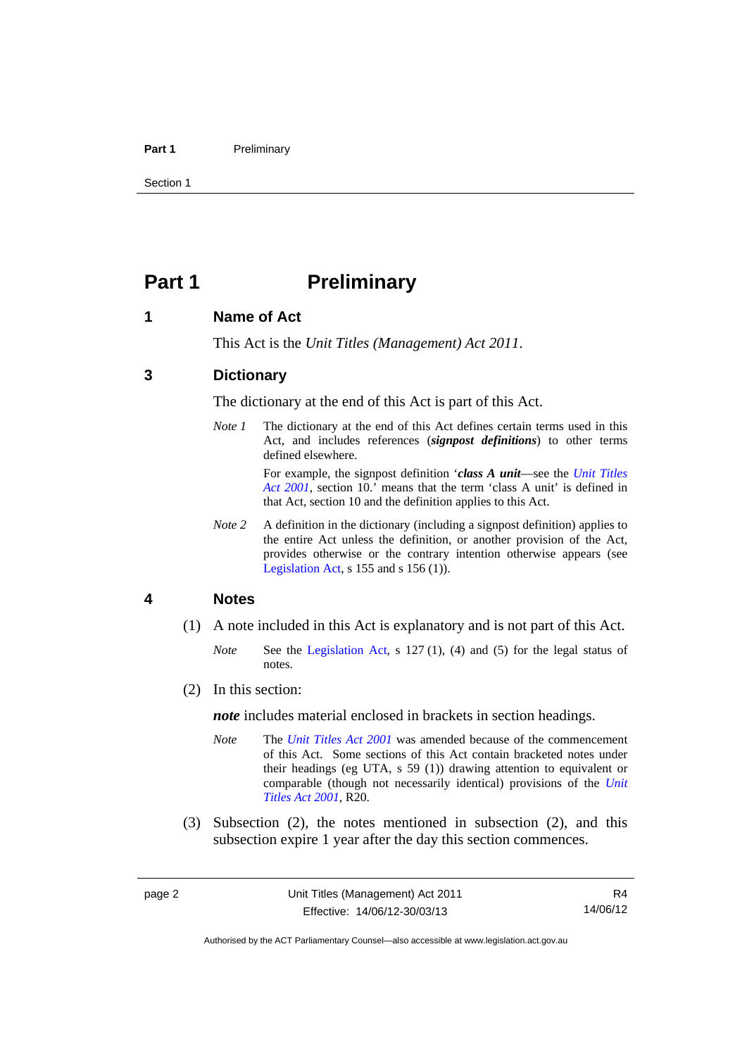# Part 1 Preliminary

## 1 Name of Act

This Act is the *Unit Titles (Management) Act 2011*.

## 3 Dictionary

The dictionary at the end of this Act is part of this Act.

*Note 1* The dictionary at the end of this Act defines certain terms used in this Act, and includes references (***signpost definitions***) to other terms defined elsewhere.

For example, the signpost definition '***class A unit***—see the *Unit Titles Act 2001*, section 10.' means that the term 'class A unit' is defined in that Act, section 10 and the definition applies to this Act.

*Note 2* A definition in the dictionary (including a signpost definition) applies to the entire Act unless the definition, or another provision of the Act, provides otherwise or the contrary intention otherwise appears (see Legislation Act, s 155 and s 156 (1)).

## 4 Notes

(1) A note included in this Act is explanatory and is not part of this Act.

*Note* See the Legislation Act, s 127 (1), (4) and (5) for the legal status of notes.

(2) In this section:

***note*** includes material enclosed in brackets in section headings.

*Note* The *Unit Titles Act 2001* was amended because of the commencement of this Act. Some sections of this Act contain bracketed notes under their headings (eg UTA, s 59 (1)) drawing attention to equivalent or comparable (though not necessarily identical) provisions of the *Unit Titles Act 2001*, R20.

(3) Subsection (2), the notes mentioned in subsection (2), and this subsection expire 1 year after the day this section commences.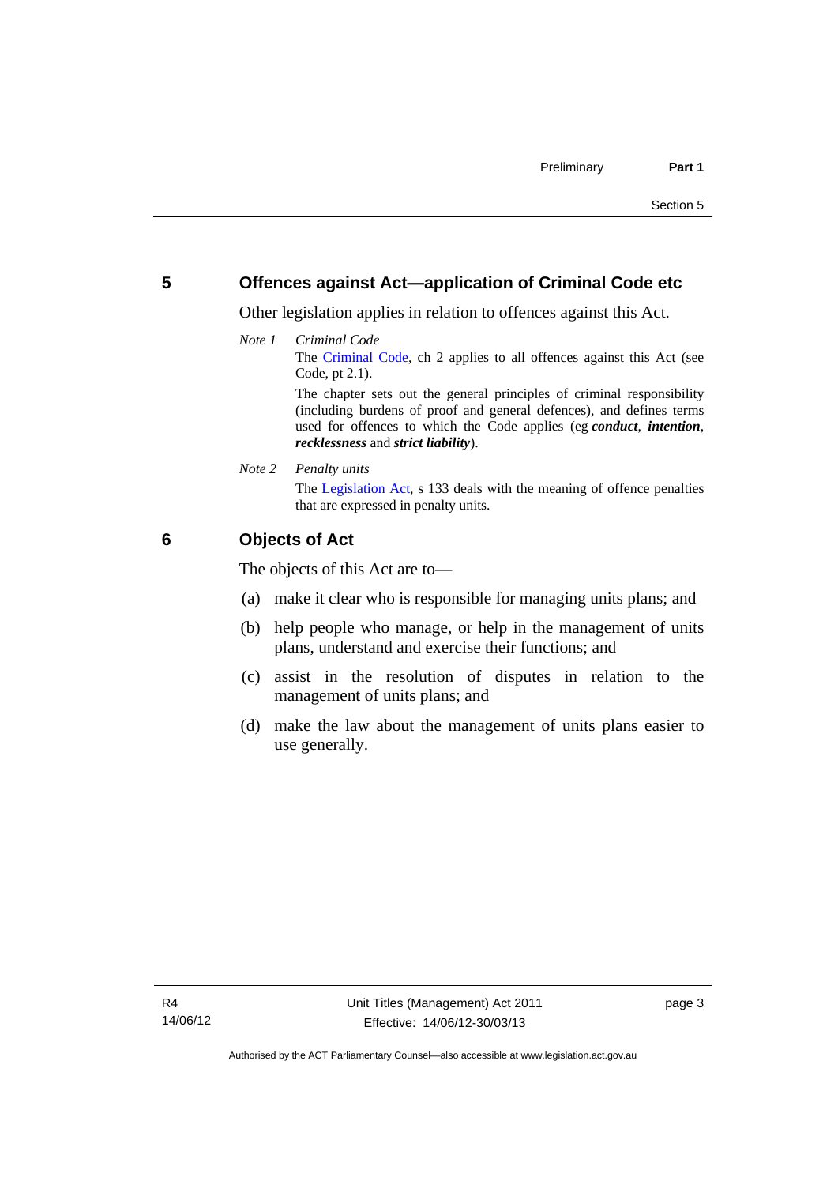## 5 Offences against Act—application of Criminal Code etc

Other legislation applies in relation to offences against this Act.

*Note 1* *Criminal Code*

The Criminal Code, ch 2 applies to all offences against this Act (see Code, pt 2.1).

The chapter sets out the general principles of criminal responsibility (including burdens of proof and general defences), and defines terms used for offences to which the Code applies (eg ***conduct***, ***intention***, ***recklessness*** and ***strict liability***).

*Note 2* *Penalty units*

The Legislation Act, s 133 deals with the meaning of offence penalties that are expressed in penalty units.

## 6 Objects of Act

The objects of this Act are to—

(a) make it clear who is responsible for managing units plans; and

(b) help people who manage, or help in the management of units plans, understand and exercise their functions; and

(c) assist in the resolution of disputes in relation to the management of units plans; and

(d) make the law about the management of units plans easier to use generally.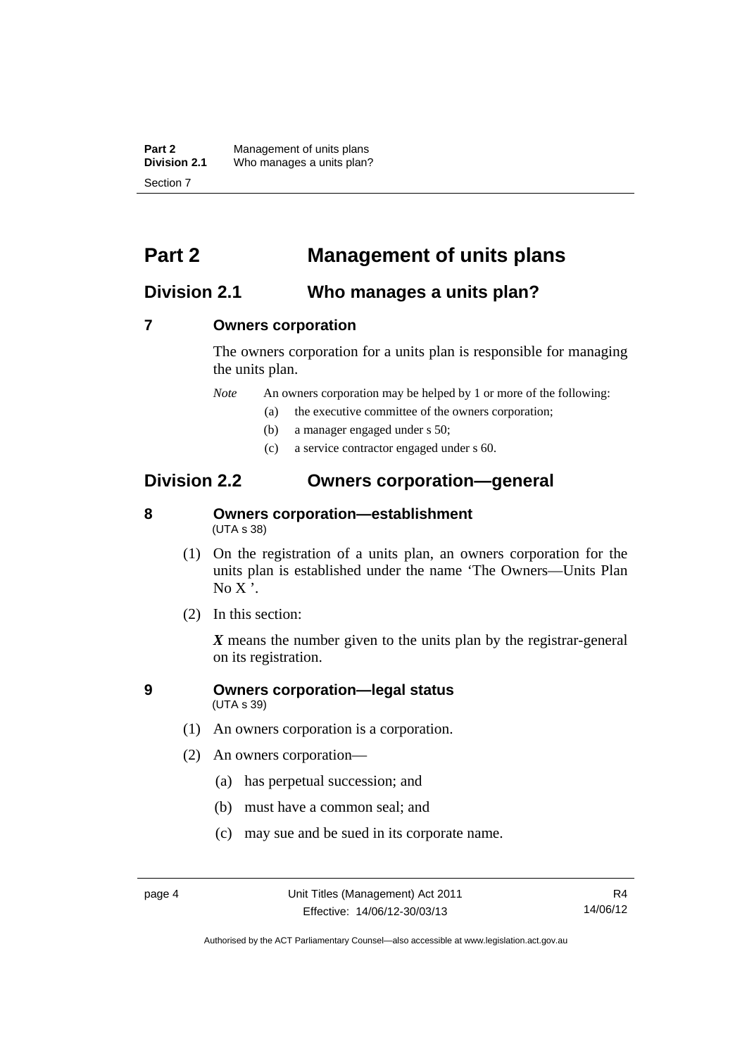# Part 2 Management of units plans

## Division 2.1 Who manages a units plan?

### 7 Owners corporation

The owners corporation for a units plan is responsible for managing the units plan.

*Note* An owners corporation may be helped by 1 or more of the following:

- (a) the executive committee of the owners corporation;
- (b) a manager engaged under s 50;
- (c) a service contractor engaged under s 60.

## Division 2.2 Owners corporation—general

### 8 Owners corporation—establishment

(UTA s 38)

(1) On the registration of a units plan, an owners corporation for the units plan is established under the name 'The Owners—Units Plan No X '.

(2) In this section:

***X*** means the number given to the units plan by the registrar-general on its registration.

### 9 Owners corporation—legal status

(UTA s 39)

(1) An owners corporation is a corporation.

(2) An owners corporation—

- (a) has perpetual succession; and
- (b) must have a common seal; and
- (c) may sue and be sued in its corporate name.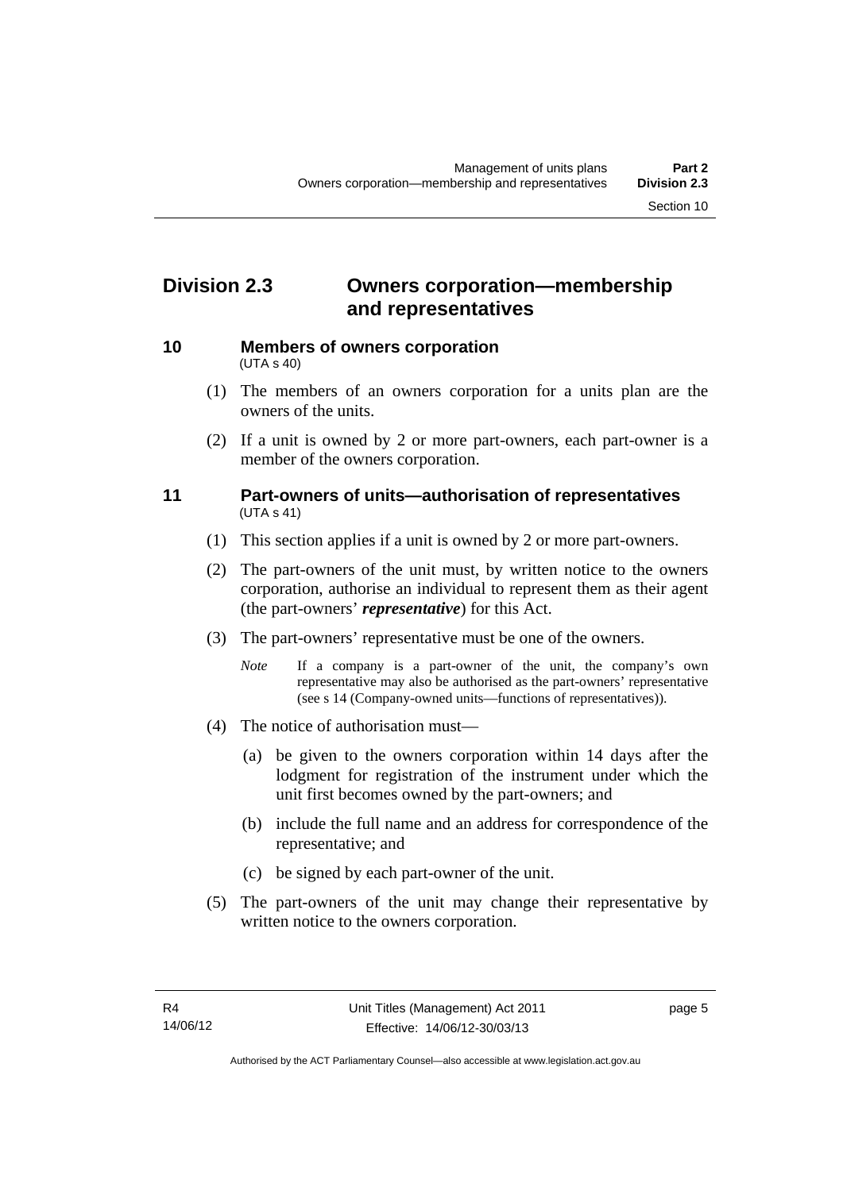## Division 2.3 Owners corporation—membership and representatives

### 10 Members of owners corporation

(UTA s 40)

(1) The members of an owners corporation for a units plan are the owners of the units.

(2) If a unit is owned by 2 or more part-owners, each part-owner is a member of the owners corporation.

### 11 Part-owners of units—authorisation of representatives

(UTA s 41)

(1) This section applies if a unit is owned by 2 or more part-owners.

(2) The part-owners of the unit must, by written notice to the owners corporation, authorise an individual to represent them as their agent (the part-owners' ***representative***) for this Act.

(3) The part-owners' representative must be one of the owners.

*Note* If a company is a part-owner of the unit, the company's own representative may also be authorised as the part-owners' representative (see s 14 (Company-owned units—functions of representatives)).

(4) The notice of authorisation must—

(a) be given to the owners corporation within 14 days after the lodgment for registration of the instrument under which the unit first becomes owned by the part-owners; and

(b) include the full name and an address for correspondence of the representative; and

(c) be signed by each part-owner of the unit.

(5) The part-owners of the unit may change their representative by written notice to the owners corporation.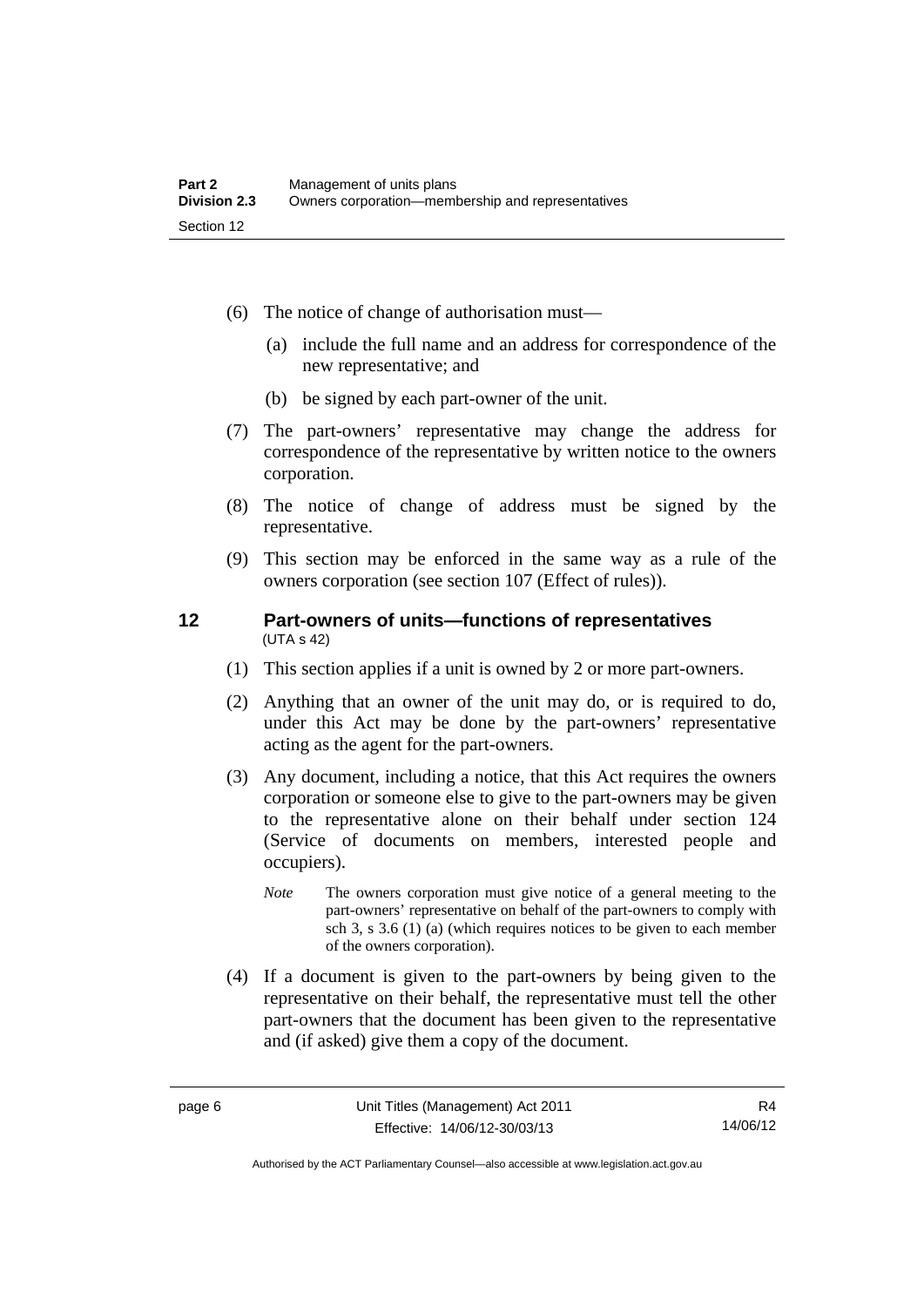(6) The notice of change of authorisation must—

(a) include the full name and an address for correspondence of the new representative; and

(b) be signed by each part-owner of the unit.

(7) The part-owners' representative may change the address for correspondence of the representative by written notice to the owners corporation.

(8) The notice of change of address must be signed by the representative.

(9) This section may be enforced in the same way as a rule of the owners corporation (see section 107 (Effect of rules)).

## 12 Part-owners of units—functions of representatives

(UTA s 42)

(1) This section applies if a unit is owned by 2 or more part-owners.

(2) Anything that an owner of the unit may do, or is required to do, under this Act may be done by the part-owners' representative acting as the agent for the part-owners.

(3) Any document, including a notice, that this Act requires the owners corporation or someone else to give to the part-owners may be given to the representative alone on their behalf under section 124 (Service of documents on members, interested people and occupiers).

*Note* The owners corporation must give notice of a general meeting to the part-owners' representative on behalf of the part-owners to comply with sch 3, s 3.6 (1) (a) (which requires notices to be given to each member of the owners corporation).

(4) If a document is given to the part-owners by being given to the representative on their behalf, the representative must tell the other part-owners that the document has been given to the representative and (if asked) give them a copy of the document.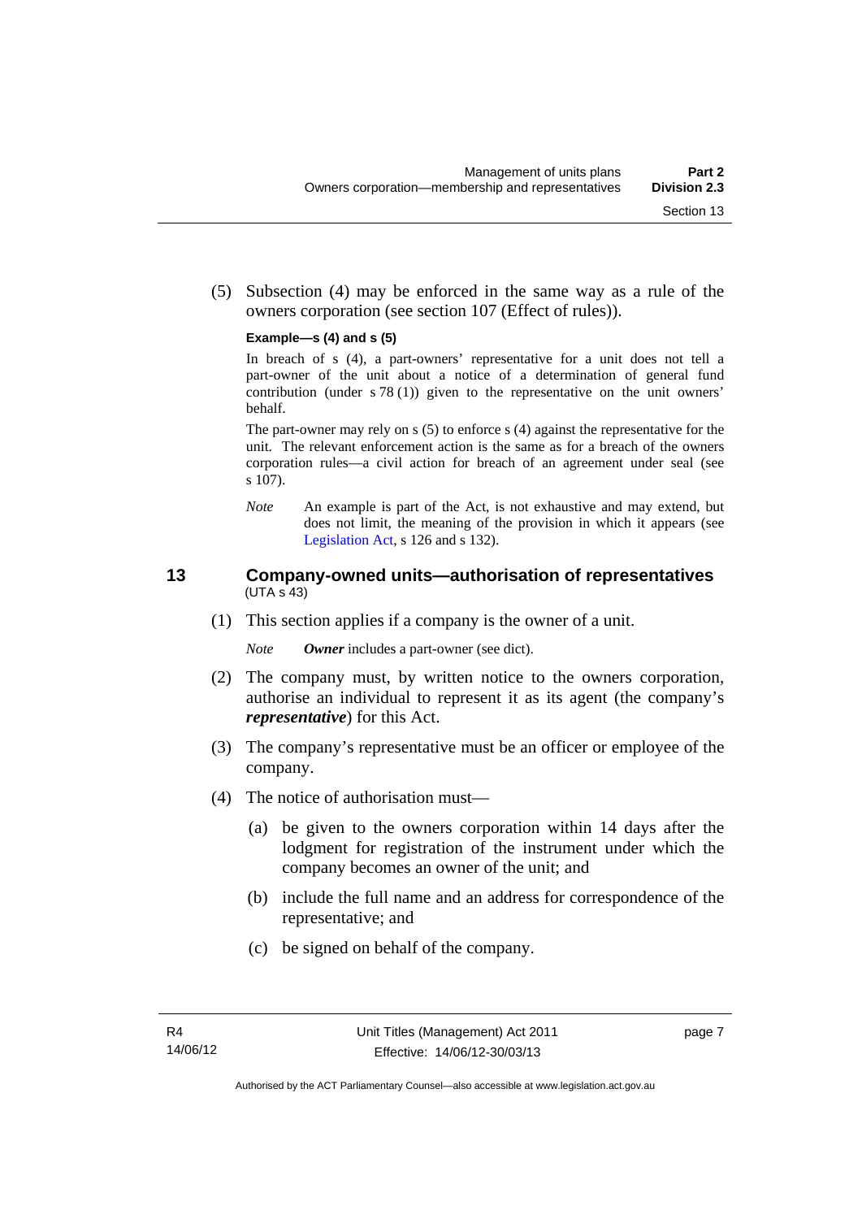(5) Subsection (4) may be enforced in the same way as a rule of the owners corporation (see section 107 (Effect of rules)).

**Example—s (4) and s (5)**

In breach of s (4), a part-owners' representative for a unit does not tell a part-owner of the unit about a notice of a determination of general fund contribution (under s 78 (1)) given to the representative on the unit owners' behalf.

The part-owner may rely on s (5) to enforce s (4) against the representative for the unit. The relevant enforcement action is the same as for a breach of the owners corporation rules—a civil action for breach of an agreement under seal (see s 107).

*Note* An example is part of the Act, is not exhaustive and may extend, but does not limit, the meaning of the provision in which it appears (see Legislation Act, s 126 and s 132).

## 13 Company-owned units—authorisation of representatives

(UTA s 43)

(1) This section applies if a company is the owner of a unit.

*Note* ***Owner*** includes a part-owner (see dict).

(2) The company must, by written notice to the owners corporation, authorise an individual to represent it as its agent (the company's ***representative***) for this Act.

(3) The company's representative must be an officer or employee of the company.

(4) The notice of authorisation must—

(a) be given to the owners corporation within 14 days after the lodgment for registration of the instrument under which the company becomes an owner of the unit; and

(b) include the full name and an address for correspondence of the representative; and

(c) be signed on behalf of the company.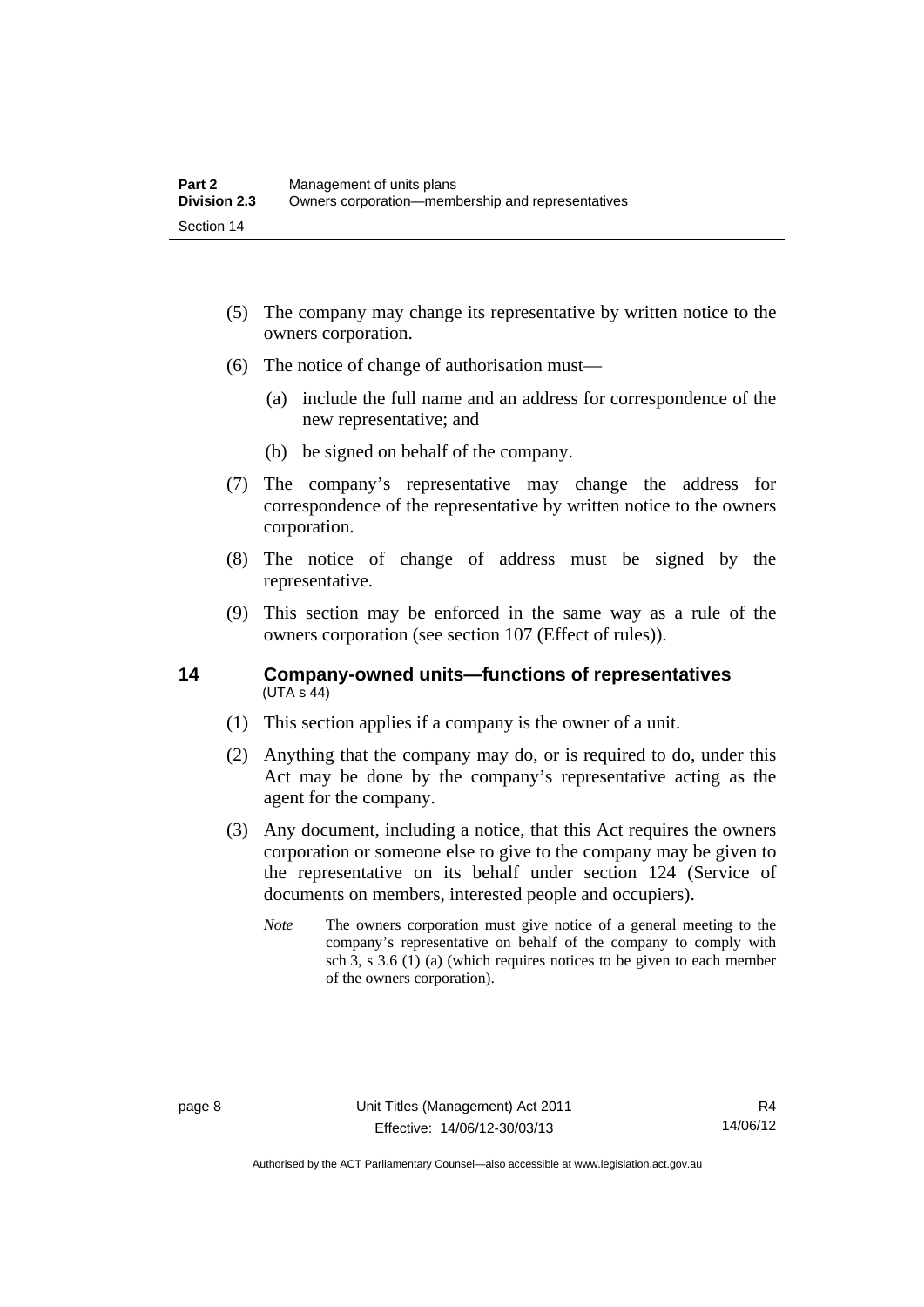(5) The company may change its representative by written notice to the owners corporation.

(6) The notice of change of authorisation must—

  (a) include the full name and an address for correspondence of the new representative; and

  (b) be signed on behalf of the company.

(7) The company's representative may change the address for correspondence of the representative by written notice to the owners corporation.

(8) The notice of change of address must be signed by the representative.

(9) This section may be enforced in the same way as a rule of the owners corporation (see section 107 (Effect of rules)).

## 14 Company-owned units—functions of representatives

(UTA s 44)

(1) This section applies if a company is the owner of a unit.

(2) Anything that the company may do, or is required to do, under this Act may be done by the company's representative acting as the agent for the company.

(3) Any document, including a notice, that this Act requires the owners corporation or someone else to give to the company may be given to the representative on its behalf under section 124 (Service of documents on members, interested people and occupiers).

*Note* The owners corporation must give notice of a general meeting to the company's representative on behalf of the company to comply with sch 3, s 3.6 (1) (a) (which requires notices to be given to each member of the owners corporation).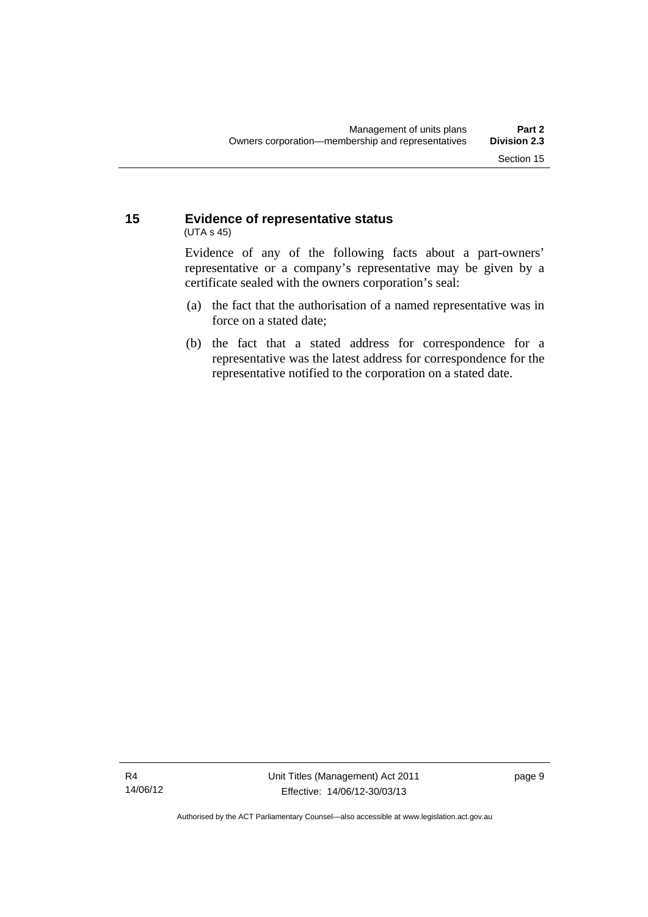## 15 Evidence of representative status

(UTA s 45)

Evidence of any of the following facts about a part-owners' representative or a company's representative may be given by a certificate sealed with the owners corporation's seal:

(a) the fact that the authorisation of a named representative was in force on a stated date;

(b) the fact that a stated address for correspondence for a representative was the latest address for correspondence for the representative notified to the corporation on a stated date.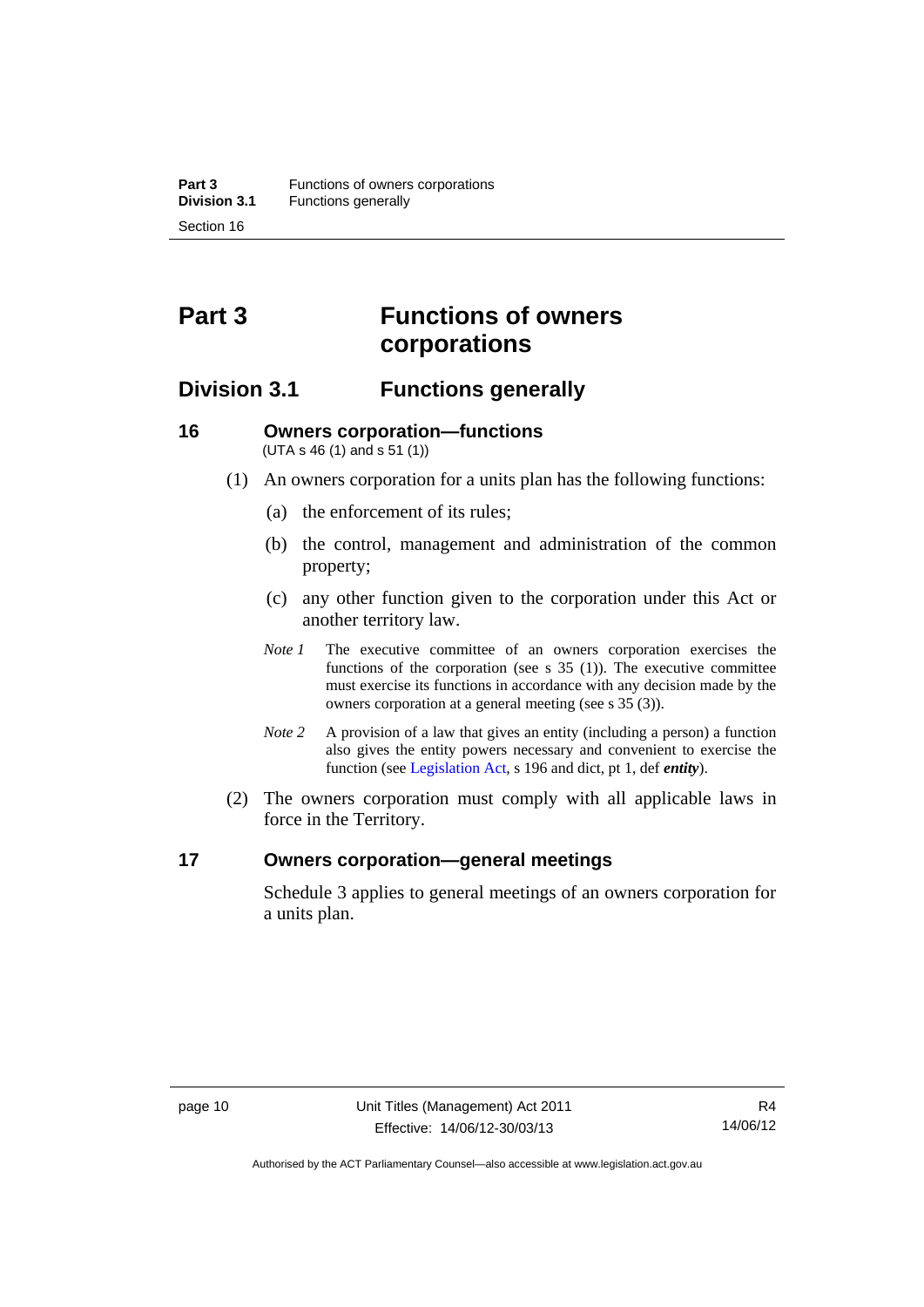# Part 3 Functions of owners corporations

## Division 3.1 Functions generally

### 16 Owners corporation—functions

(UTA s 46 (1) and s 51 (1))

(1) An owners corporation for a units plan has the following functions:

(a) the enforcement of its rules;

(b) the control, management and administration of the common property;

(c) any other function given to the corporation under this Act or another territory law.

*Note 1* The executive committee of an owners corporation exercises the functions of the corporation (see s 35 (1)). The executive committee must exercise its functions in accordance with any decision made by the owners corporation at a general meeting (see s 35 (3)).

*Note 2* A provision of a law that gives an entity (including a person) a function also gives the entity powers necessary and convenient to exercise the function (see Legislation Act, s 196 and dict, pt 1, def ***entity***).

(2) The owners corporation must comply with all applicable laws in force in the Territory.

### 17 Owners corporation—general meetings

Schedule 3 applies to general meetings of an owners corporation for a units plan.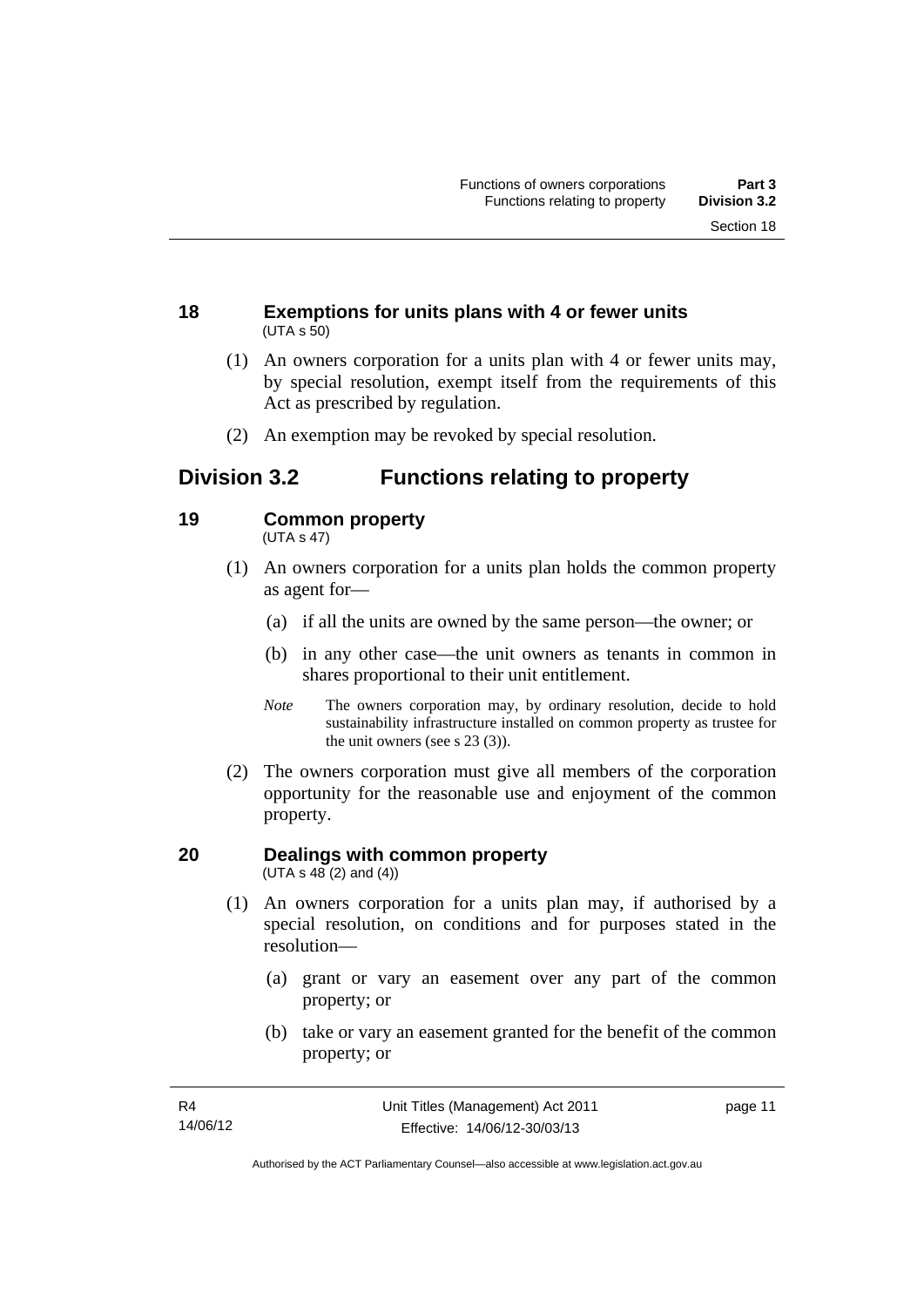### 18 Exemptions for units plans with 4 or fewer units

(UTA s 50)

(1) An owners corporation for a units plan with 4 or fewer units may, by special resolution, exempt itself from the requirements of this Act as prescribed by regulation.

(2) An exemption may be revoked by special resolution.

## Division 3.2 Functions relating to property

### 19 Common property

(UTA s 47)

(1) An owners corporation for a units plan holds the common property as agent for—

(a) if all the units are owned by the same person—the owner; or

(b) in any other case—the unit owners as tenants in common in shares proportional to their unit entitlement.

*Note* The owners corporation may, by ordinary resolution, decide to hold sustainability infrastructure installed on common property as trustee for the unit owners (see s 23 (3)).

(2) The owners corporation must give all members of the corporation opportunity for the reasonable use and enjoyment of the common property.

### 20 Dealings with common property

(UTA s 48 (2) and (4))

(1) An owners corporation for a units plan may, if authorised by a special resolution, on conditions and for purposes stated in the resolution—

(a) grant or vary an easement over any part of the common property; or

(b) take or vary an easement granted for the benefit of the common property; or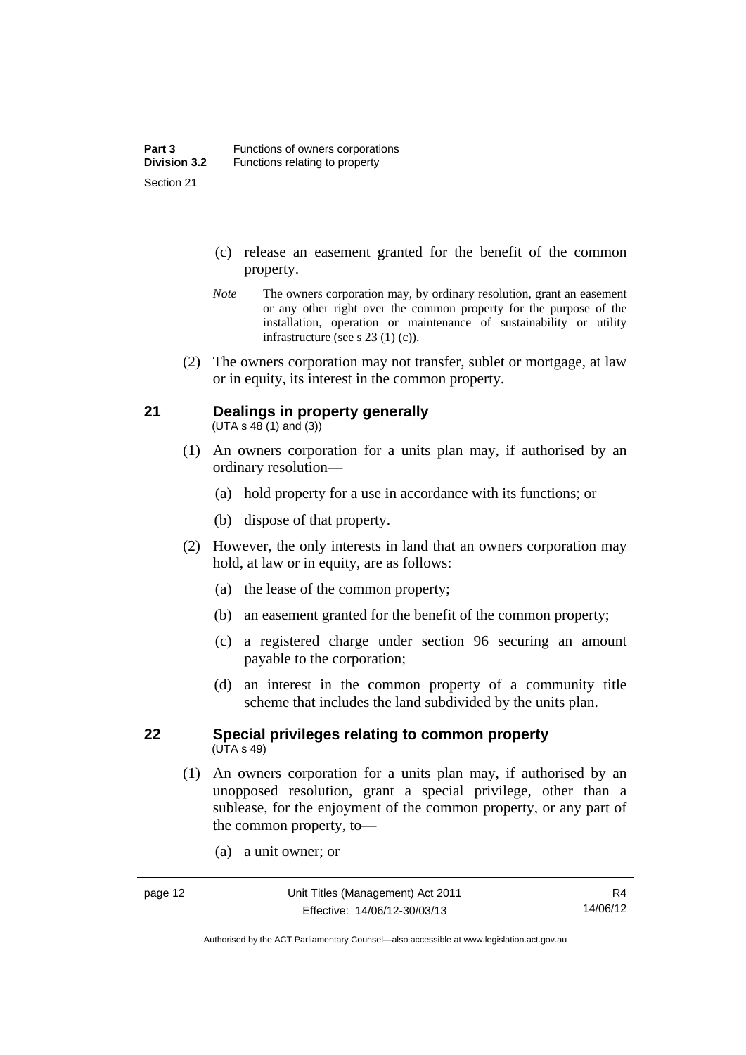(c) release an easement granted for the benefit of the common property.

*Note* The owners corporation may, by ordinary resolution, grant an easement or any other right over the common property for the purpose of the installation, operation or maintenance of sustainability or utility infrastructure (see s 23 (1) (c)).

(2) The owners corporation may not transfer, sublet or mortgage, at law or in equity, its interest in the common property.

## 21 Dealings in property generally

(UTA s 48 (1) and (3))

(1) An owners corporation for a units plan may, if authorised by an ordinary resolution—

(a) hold property for a use in accordance with its functions; or

(b) dispose of that property.

(2) However, the only interests in land that an owners corporation may hold, at law or in equity, are as follows:

(a) the lease of the common property;

(b) an easement granted for the benefit of the common property;

(c) a registered charge under section 96 securing an amount payable to the corporation;

(d) an interest in the common property of a community title scheme that includes the land subdivided by the units plan.

## 22 Special privileges relating to common property

(UTA s 49)

(1) An owners corporation for a units plan may, if authorised by an unopposed resolution, grant a special privilege, other than a sublease, for the enjoyment of the common property, or any part of the common property, to—

(a) a unit owner; or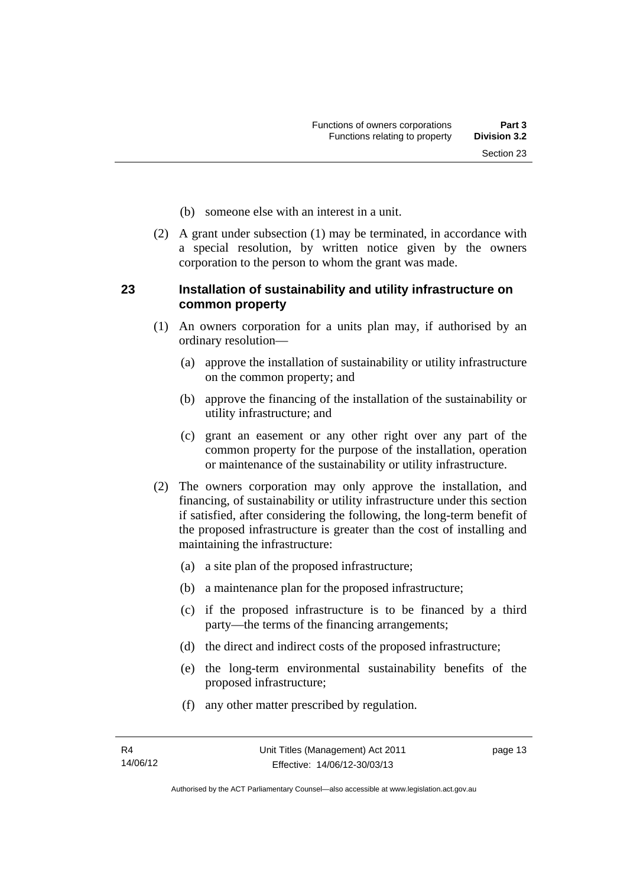(b) someone else with an interest in a unit.

(2) A grant under subsection (1) may be terminated, in accordance with a special resolution, by written notice given by the owners corporation to the person to whom the grant was made.

## 23 Installation of sustainability and utility infrastructure on common property

(1) An owners corporation for a units plan may, if authorised by an ordinary resolution—

(a) approve the installation of sustainability or utility infrastructure on the common property; and

(b) approve the financing of the installation of the sustainability or utility infrastructure; and

(c) grant an easement or any other right over any part of the common property for the purpose of the installation, operation or maintenance of the sustainability or utility infrastructure.

(2) The owners corporation may only approve the installation, and financing, of sustainability or utility infrastructure under this section if satisfied, after considering the following, the long-term benefit of the proposed infrastructure is greater than the cost of installing and maintaining the infrastructure:

(a) a site plan of the proposed infrastructure;

(b) a maintenance plan for the proposed infrastructure;

(c) if the proposed infrastructure is to be financed by a third party—the terms of the financing arrangements;

(d) the direct and indirect costs of the proposed infrastructure;

(e) the long-term environmental sustainability benefits of the proposed infrastructure;

(f) any other matter prescribed by regulation.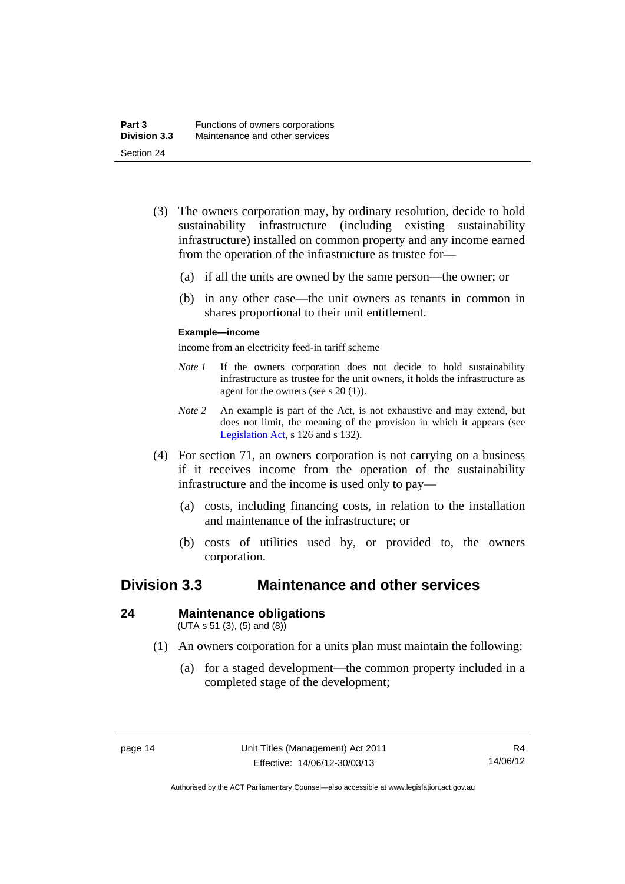(3) The owners corporation may, by ordinary resolution, decide to hold sustainability infrastructure (including existing sustainability infrastructure) installed on common property and any income earned from the operation of the infrastructure as trustee for—

(a) if all the units are owned by the same person—the owner; or

(b) in any other case—the unit owners as tenants in common in shares proportional to their unit entitlement.

**Example—income**

income from an electricity feed-in tariff scheme

*Note 1* If the owners corporation does not decide to hold sustainability infrastructure as trustee for the unit owners, it holds the infrastructure as agent for the owners (see s 20 (1)).

*Note 2* An example is part of the Act, is not exhaustive and may extend, but does not limit, the meaning of the provision in which it appears (see Legislation Act, s 126 and s 132).

(4) For section 71, an owners corporation is not carrying on a business if it receives income from the operation of the sustainability infrastructure and the income is used only to pay—

(a) costs, including financing costs, in relation to the installation and maintenance of the infrastructure; or

(b) costs of utilities used by, or provided to, the owners corporation.

## Division 3.3 Maintenance and other services

### 24 Maintenance obligations

(UTA s 51 (3), (5) and (8))

(1) An owners corporation for a units plan must maintain the following:

(a) for a staged development—the common property included in a completed stage of the development;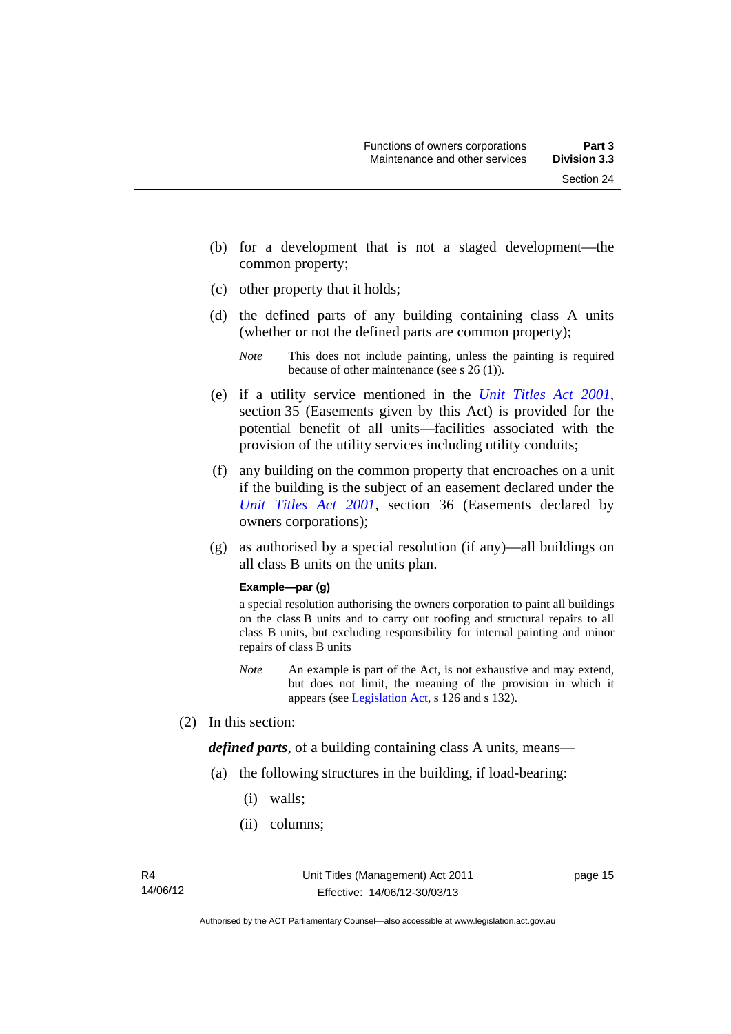(b) for a development that is not a staged development—the common property;

(c) other property that it holds;

(d) the defined parts of any building containing class A units (whether or not the defined parts are common property);

*Note* This does not include painting, unless the painting is required because of other maintenance (see s 26 (1)).

(e) if a utility service mentioned in the *Unit Titles Act 2001*, section 35 (Easements given by this Act) is provided for the potential benefit of all units—facilities associated with the provision of the utility services including utility conduits;

(f) any building on the common property that encroaches on a unit if the building is the subject of an easement declared under the *Unit Titles Act 2001*, section 36 (Easements declared by owners corporations);

(g) as authorised by a special resolution (if any)—all buildings on all class B units on the units plan.

**Example—par (g)**

a special resolution authorising the owners corporation to paint all buildings on the class B units and to carry out roofing and structural repairs to all class B units, but excluding responsibility for internal painting and minor repairs of class B units

*Note* An example is part of the Act, is not exhaustive and may extend, but does not limit, the meaning of the provision in which it appears (see Legislation Act, s 126 and s 132).

(2) In this section:

***defined parts***, of a building containing class A units, means—

(a) the following structures in the building, if load-bearing:

(i) walls;

(ii) columns;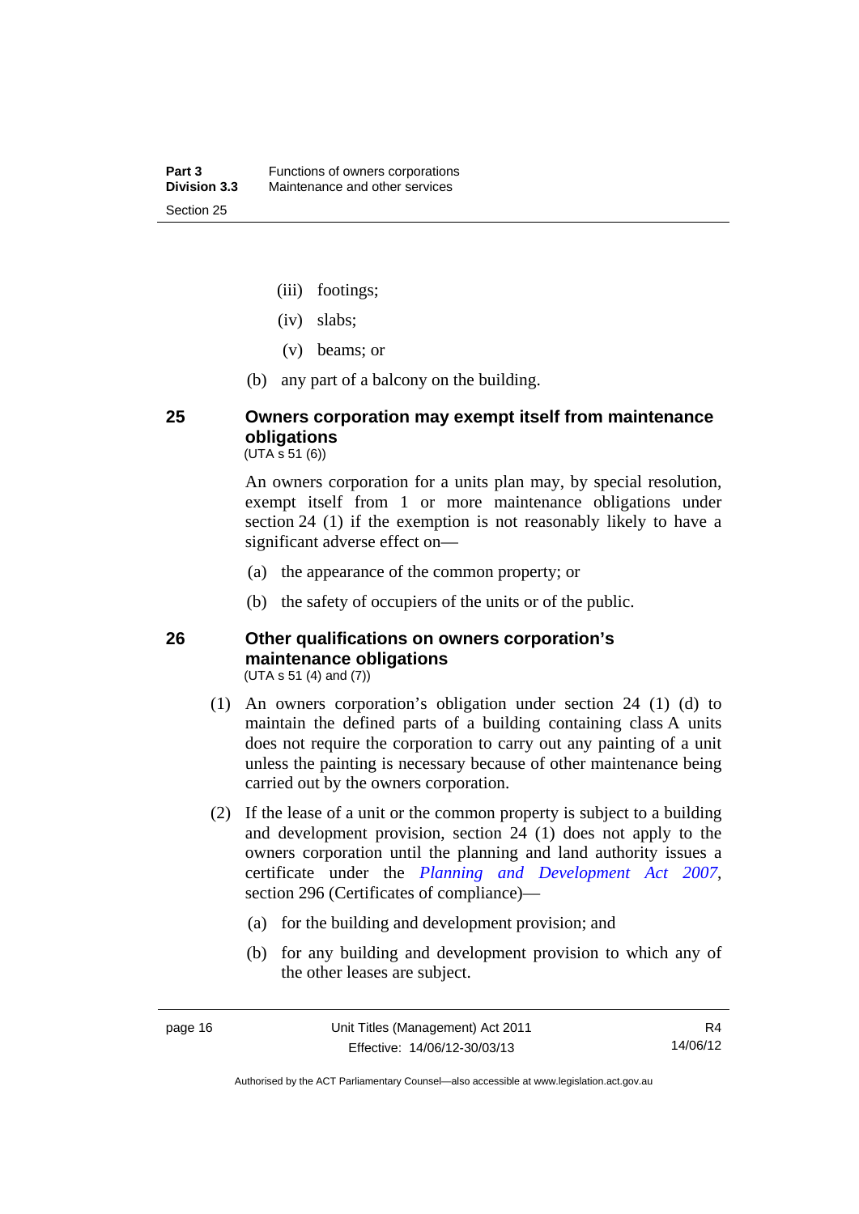(iii) footings;

(iv) slabs;

(v) beams; or

(b) any part of a balcony on the building.

## 25 Owners corporation may exempt itself from maintenance obligations

(UTA s 51 (6))

An owners corporation for a units plan may, by special resolution, exempt itself from 1 or more maintenance obligations under section 24 (1) if the exemption is not reasonably likely to have a significant adverse effect on—

(a) the appearance of the common property; or

(b) the safety of occupiers of the units or of the public.

## 26 Other qualifications on owners corporation's maintenance obligations

(UTA s 51 (4) and (7))

(1) An owners corporation's obligation under section 24 (1) (d) to maintain the defined parts of a building containing class A units does not require the corporation to carry out any painting of a unit unless the painting is necessary because of other maintenance being carried out by the owners corporation.

(2) If the lease of a unit or the common property is subject to a building and development provision, section 24 (1) does not apply to the owners corporation until the planning and land authority issues a certificate under the *Planning and Development Act 2007*, section 296 (Certificates of compliance)—

(a) for the building and development provision; and

(b) for any building and development provision to which any of the other leases are subject.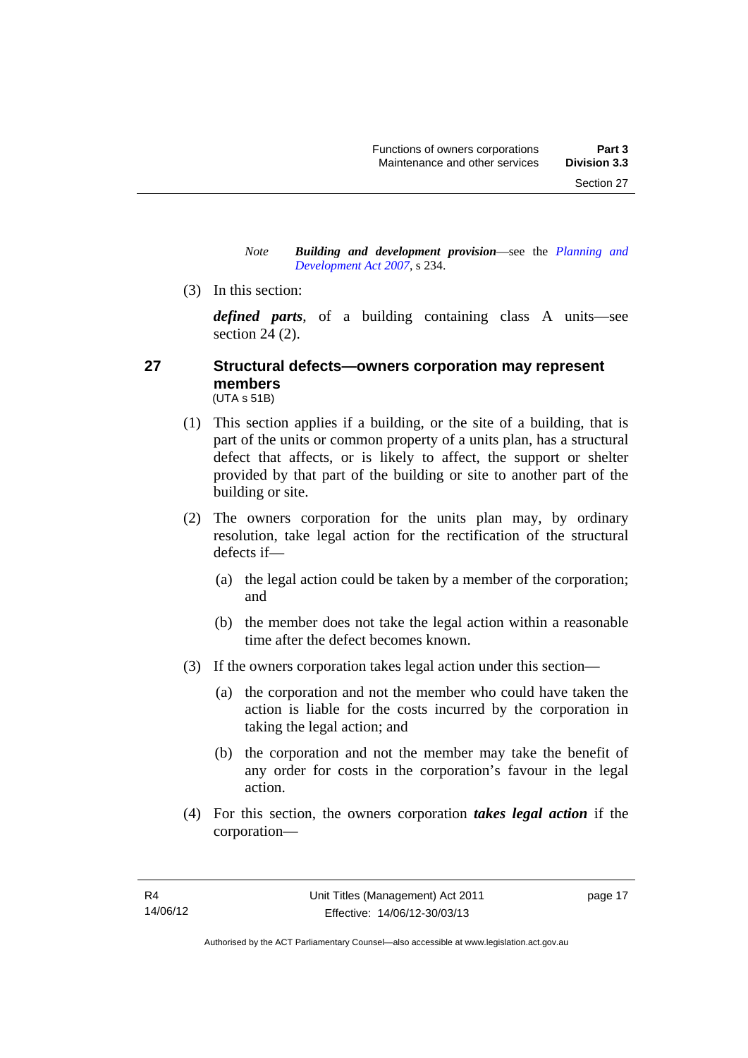*Note* ***Building and development provision***—see the *Planning and Development Act 2007*, s 234.

(3) In this section:

***defined parts***, of a building containing class A units—see section 24 (2).

## 27 Structural defects—owners corporation may represent members

(UTA s 51B)

(1) This section applies if a building, or the site of a building, that is part of the units or common property of a units plan, has a structural defect that affects, or is likely to affect, the support or shelter provided by that part of the building or site to another part of the building or site.

(2) The owners corporation for the units plan may, by ordinary resolution, take legal action for the rectification of the structural defects if—

(a) the legal action could be taken by a member of the corporation; and

(b) the member does not take the legal action within a reasonable time after the defect becomes known.

(3) If the owners corporation takes legal action under this section—

(a) the corporation and not the member who could have taken the action is liable for the costs incurred by the corporation in taking the legal action; and

(b) the corporation and not the member may take the benefit of any order for costs in the corporation's favour in the legal action.

(4) For this section, the owners corporation ***takes legal action*** if the corporation—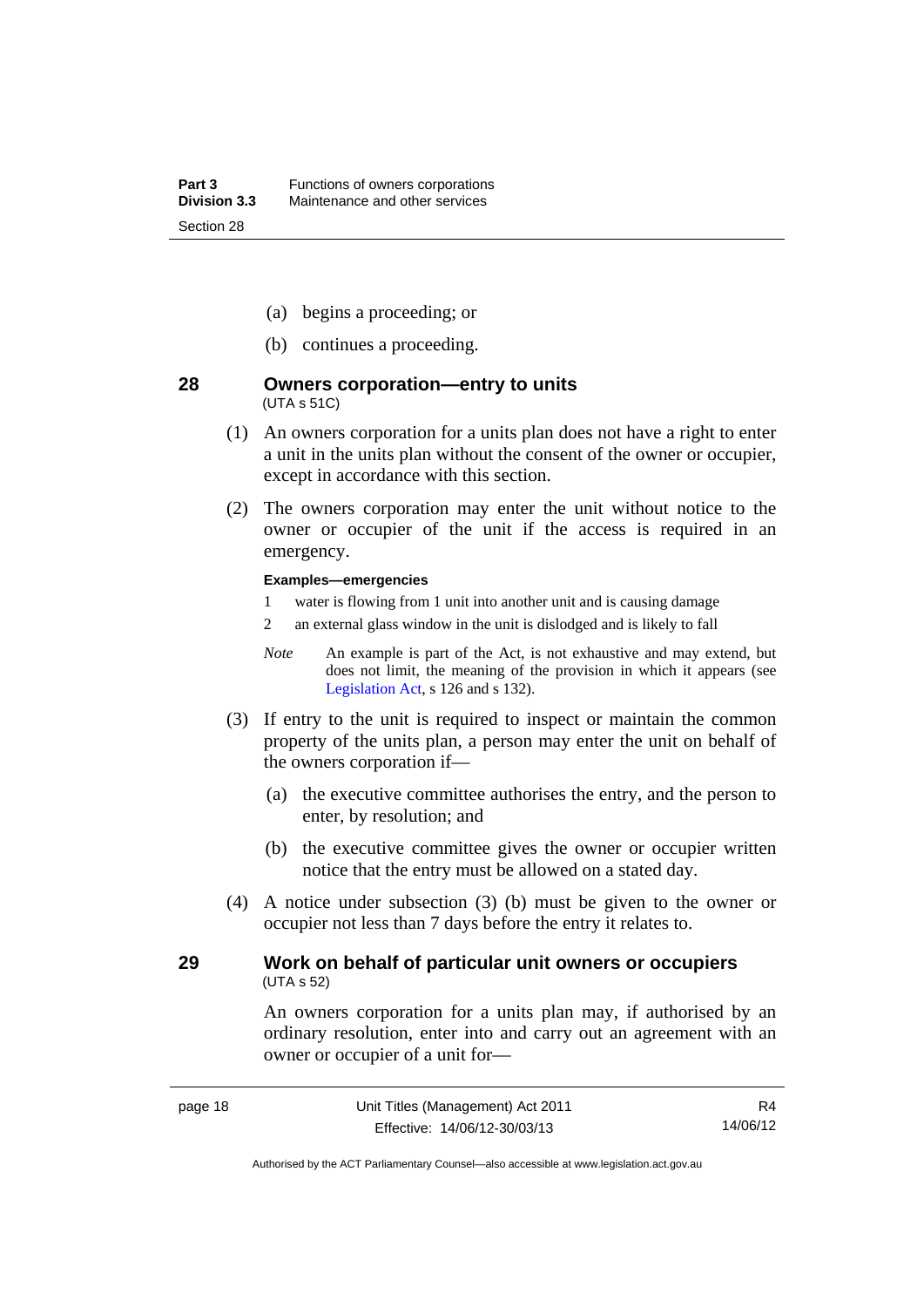(a) begins a proceeding; or

(b) continues a proceeding.

## 28 Owners corporation—entry to units

(UTA s 51C)

(1) An owners corporation for a units plan does not have a right to enter a unit in the units plan without the consent of the owner or occupier, except in accordance with this section.

(2) The owners corporation may enter the unit without notice to the owner or occupier of the unit if the access is required in an emergency.

**Examples—emergencies**

1 water is flowing from 1 unit into another unit and is causing damage

2 an external glass window in the unit is dislodged and is likely to fall

*Note* An example is part of the Act, is not exhaustive and may extend, but does not limit, the meaning of the provision in which it appears (see Legislation Act, s 126 and s 132).

(3) If entry to the unit is required to inspect or maintain the common property of the units plan, a person may enter the unit on behalf of the owners corporation if—

(a) the executive committee authorises the entry, and the person to enter, by resolution; and

(b) the executive committee gives the owner or occupier written notice that the entry must be allowed on a stated day.

(4) A notice under subsection (3) (b) must be given to the owner or occupier not less than 7 days before the entry it relates to.

## 29 Work on behalf of particular unit owners or occupiers

(UTA s 52)

An owners corporation for a units plan may, if authorised by an ordinary resolution, enter into and carry out an agreement with an owner or occupier of a unit for—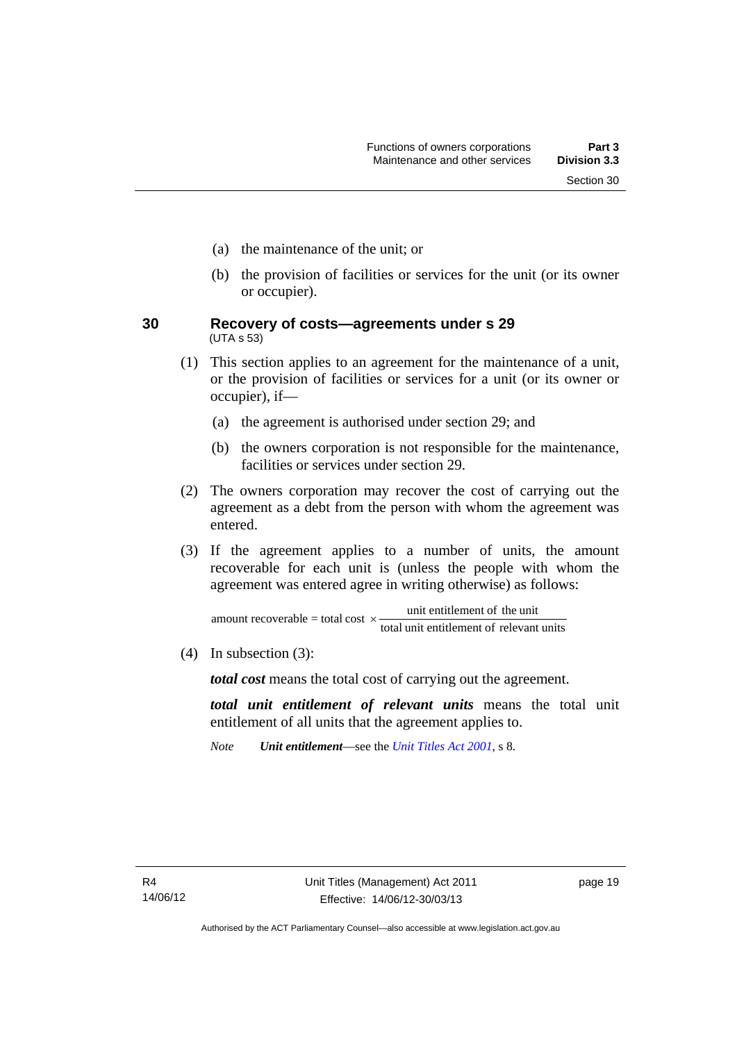(a) the maintenance of the unit; or

(b) the provision of facilities or services for the unit (or its owner or occupier).

### 30 Recovery of costs—agreements under s 29

(UTA s 53)

(1) This section applies to an agreement for the maintenance of a unit, or the provision of facilities or services for a unit (or its owner or occupier), if—

(a) the agreement is authorised under section 29; and

(b) the owners corporation is not responsible for the maintenance, facilities or services under section 29.

(2) The owners corporation may recover the cost of carrying out the agreement as a debt from the person with whom the agreement was entered.

(3) If the agreement applies to a number of units, the amount recoverable for each unit is (unless the people with whom the agreement was entered agree in writing otherwise) as follows:

$$\text{amount recoverable} = \text{total cost} \times \frac{\text{unit entitlement of the unit}}{\text{total unit entitlement of relevant units}}$$

(4) In subsection (3):

***total cost*** means the total cost of carrying out the agreement.

***total unit entitlement of relevant units*** means the total unit entitlement of all units that the agreement applies to.

*Note* ***Unit entitlement***—see the *Unit Titles Act 2001*, s 8.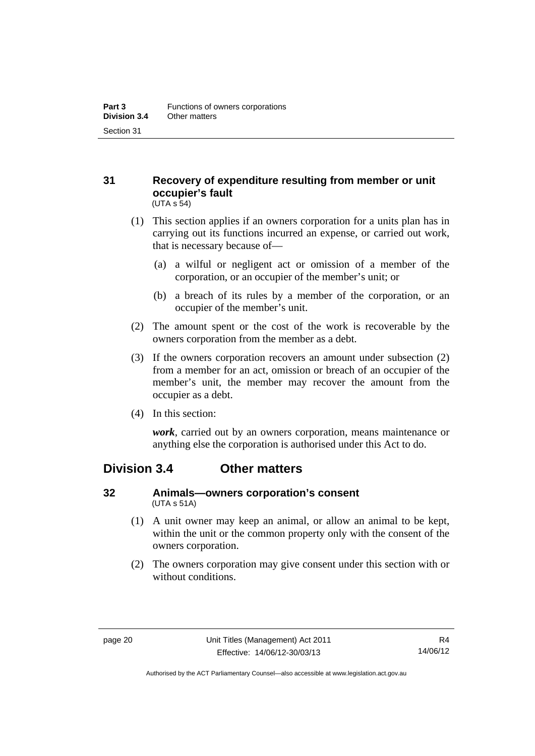## 31 Recovery of expenditure resulting from member or unit occupier's fault

(UTA s 54)

(1) This section applies if an owners corporation for a units plan has in carrying out its functions incurred an expense, or carried out work, that is necessary because of—

(a) a wilful or negligent act or omission of a member of the corporation, or an occupier of the member's unit; or

(b) a breach of its rules by a member of the corporation, or an occupier of the member's unit.

(2) The amount spent or the cost of the work is recoverable by the owners corporation from the member as a debt.

(3) If the owners corporation recovers an amount under subsection (2) from a member for an act, omission or breach of an occupier of the member's unit, the member may recover the amount from the occupier as a debt.

(4) In this section:

***work***, carried out by an owners corporation, means maintenance or anything else the corporation is authorised under this Act to do.

# Division 3.4 Other matters

## 32 Animals—owners corporation's consent

(UTA s 51A)

(1) A unit owner may keep an animal, or allow an animal to be kept, within the unit or the common property only with the consent of the owners corporation.

(2) The owners corporation may give consent under this section with or without conditions.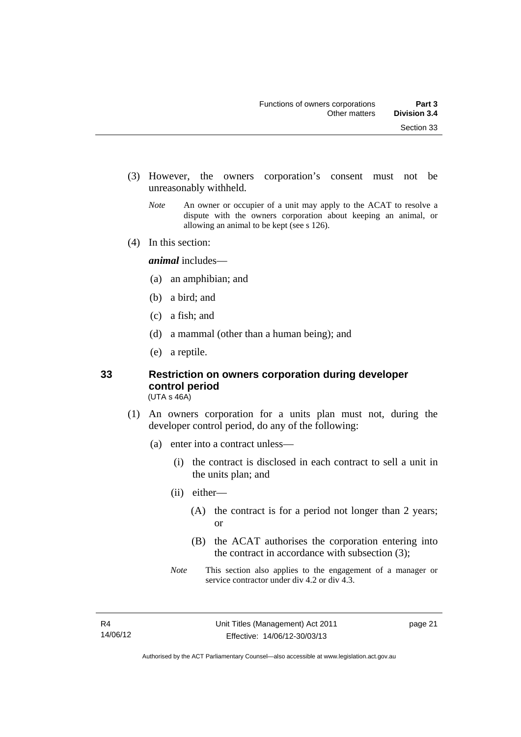(3) However, the owners corporation's consent must not be unreasonably withheld.

*Note* An owner or occupier of a unit may apply to the ACAT to resolve a dispute with the owners corporation about keeping an animal, or allowing an animal to be kept (see s 126).

(4) In this section:

***animal*** includes—

(a) an amphibian; and

(b) a bird; and

(c) a fish; and

(d) a mammal (other than a human being); and

(e) a reptile.

## 33 Restriction on owners corporation during developer control period

(UTA s 46A)

(1) An owners corporation for a units plan must not, during the developer control period, do any of the following:

(a) enter into a contract unless—

(i) the contract is disclosed in each contract to sell a unit in the units plan; and

(ii) either—

(A) the contract is for a period not longer than 2 years; or

(B) the ACAT authorises the corporation entering into the contract in accordance with subsection (3);

*Note* This section also applies to the engagement of a manager or service contractor under div 4.2 or div 4.3.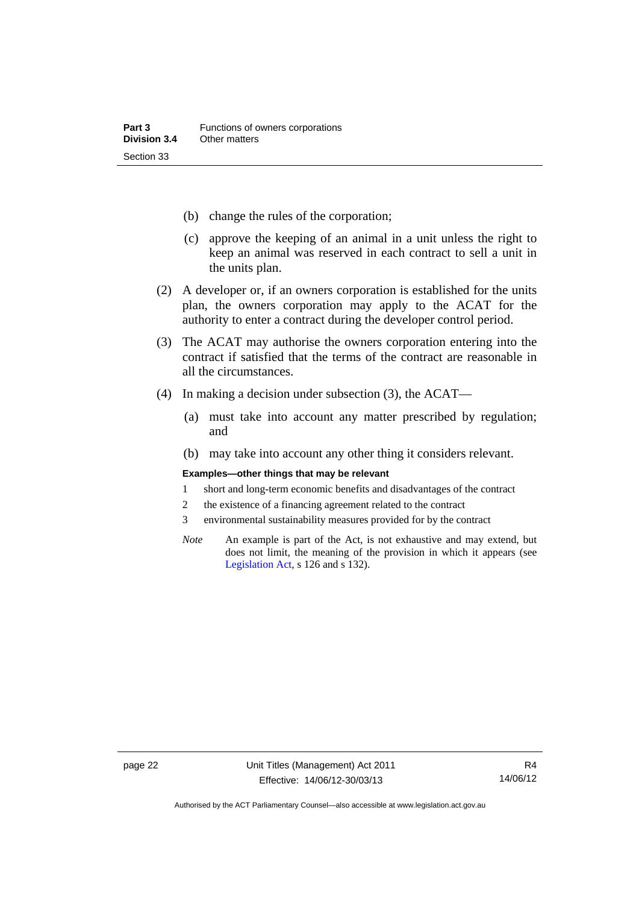(b) change the rules of the corporation;

(c) approve the keeping of an animal in a unit unless the right to keep an animal was reserved in each contract to sell a unit in the units plan.

(2) A developer or, if an owners corporation is established for the units plan, the owners corporation may apply to the ACAT for the authority to enter a contract during the developer control period.

(3) The ACAT may authorise the owners corporation entering into the contract if satisfied that the terms of the contract are reasonable in all the circumstances.

(4) In making a decision under subsection (3), the ACAT—

(a) must take into account any matter prescribed by regulation; and

(b) may take into account any other thing it considers relevant.

**Examples—other things that may be relevant**

1 short and long-term economic benefits and disadvantages of the contract

2 the existence of a financing agreement related to the contract

3 environmental sustainability measures provided for by the contract

*Note* An example is part of the Act, is not exhaustive and may extend, but does not limit, the meaning of the provision in which it appears (see Legislation Act, s 126 and s 132).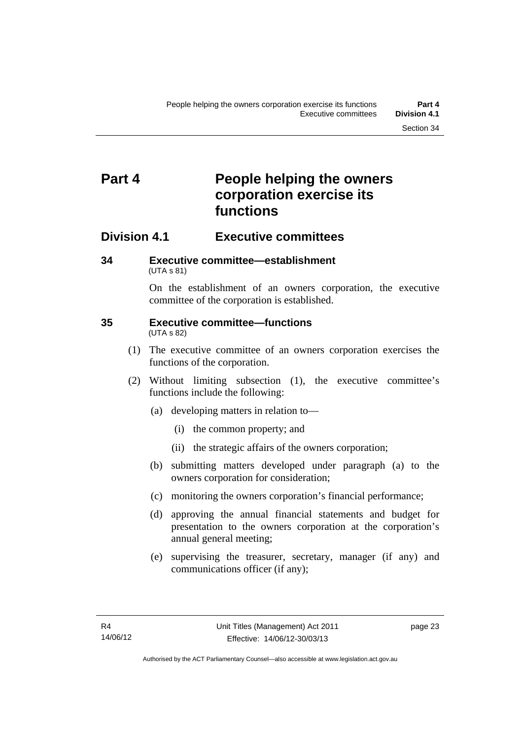# Part 4 People helping the owners corporation exercise its functions

## Division 4.1 Executive committees

### 34 Executive committee—establishment

(UTA s 81)

On the establishment of an owners corporation, the executive committee of the corporation is established.

### 35 Executive committee—functions

(UTA s 82)

(1) The executive committee of an owners corporation exercises the functions of the corporation.

(2) Without limiting subsection (1), the executive committee's functions include the following:

- (a) developing matters in relation to—
  - (i) the common property; and
  - (ii) the strategic affairs of the owners corporation;
- (b) submitting matters developed under paragraph (a) to the owners corporation for consideration;
- (c) monitoring the owners corporation's financial performance;
- (d) approving the annual financial statements and budget for presentation to the owners corporation at the corporation's annual general meeting;
- (e) supervising the treasurer, secretary, manager (if any) and communications officer (if any);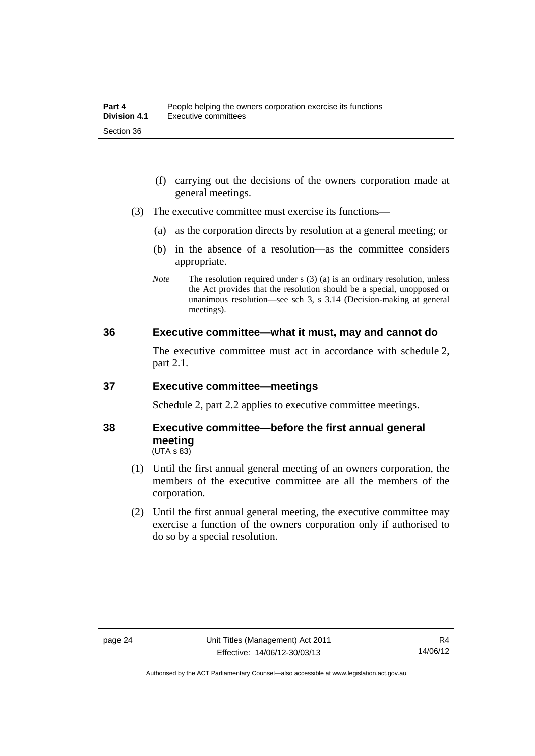(f) carrying out the decisions of the owners corporation made at general meetings.

(3) The executive committee must exercise its functions—

(a) as the corporation directs by resolution at a general meeting; or

(b) in the absence of a resolution—as the committee considers appropriate.

*Note* The resolution required under s (3) (a) is an ordinary resolution, unless the Act provides that the resolution should be a special, unopposed or unanimous resolution—see sch 3, s 3.14 (Decision-making at general meetings).

## 36 Executive committee—what it must, may and cannot do

The executive committee must act in accordance with schedule 2, part 2.1.

## 37 Executive committee—meetings

Schedule 2, part 2.2 applies to executive committee meetings.

## 38 Executive committee—before the first annual general meeting

(UTA s 83)

(1) Until the first annual general meeting of an owners corporation, the members of the executive committee are all the members of the corporation.

(2) Until the first annual general meeting, the executive committee may exercise a function of the owners corporation only if authorised to do so by a special resolution.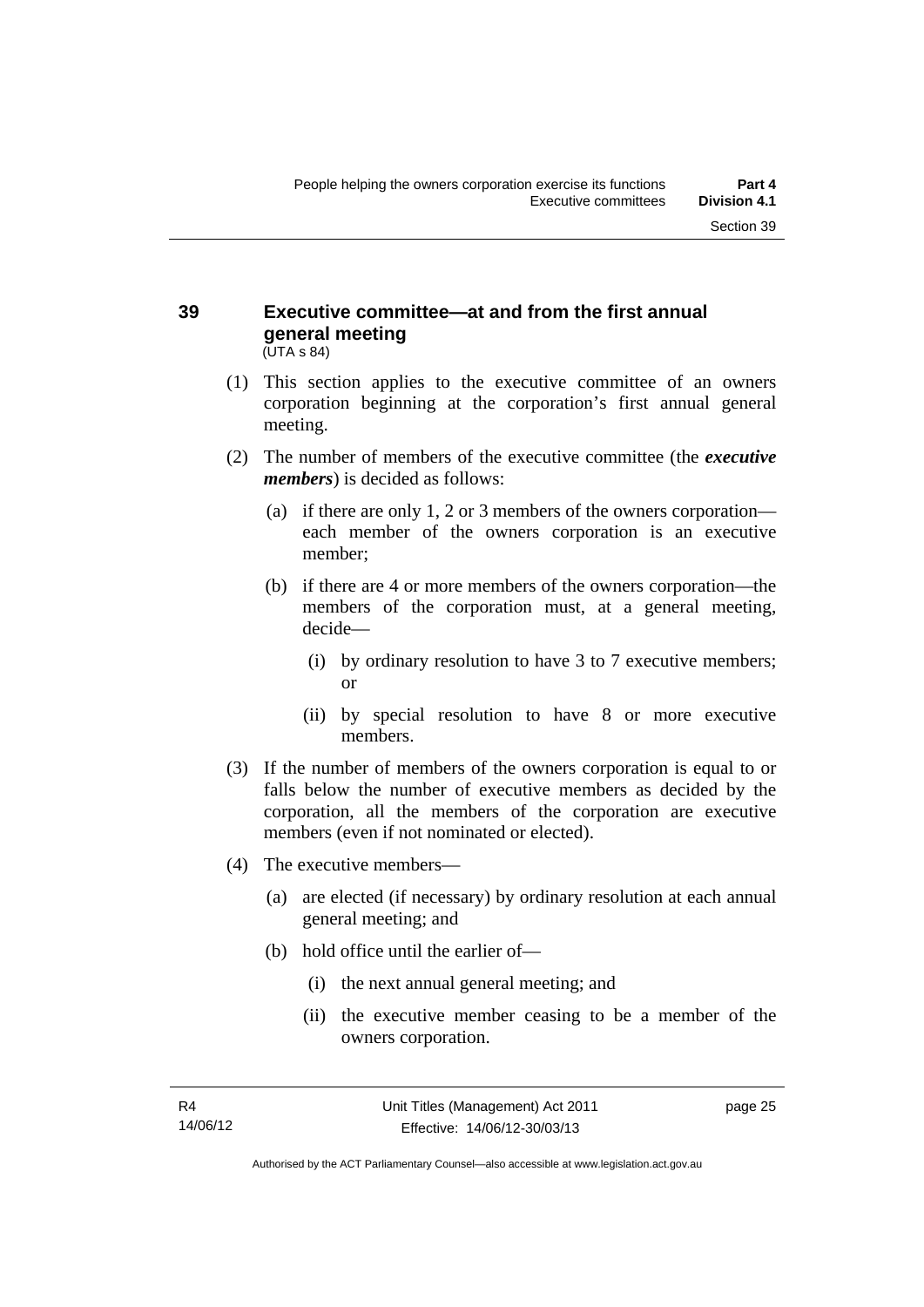## 39 Executive committee—at and from the first annual general meeting

(UTA s 84)

(1) This section applies to the executive committee of an owners corporation beginning at the corporation's first annual general meeting.

(2) The number of members of the executive committee (the ***executive members***) is decided as follows:

(a) if there are only 1, 2 or 3 members of the owners corporation—each member of the owners corporation is an executive member;

(b) if there are 4 or more members of the owners corporation—the members of the corporation must, at a general meeting, decide—

(i) by ordinary resolution to have 3 to 7 executive members; or

(ii) by special resolution to have 8 or more executive members.

(3) If the number of members of the owners corporation is equal to or falls below the number of executive members as decided by the corporation, all the members of the corporation are executive members (even if not nominated or elected).

(4) The executive members—

(a) are elected (if necessary) by ordinary resolution at each annual general meeting; and

(b) hold office until the earlier of—

(i) the next annual general meeting; and

(ii) the executive member ceasing to be a member of the owners corporation.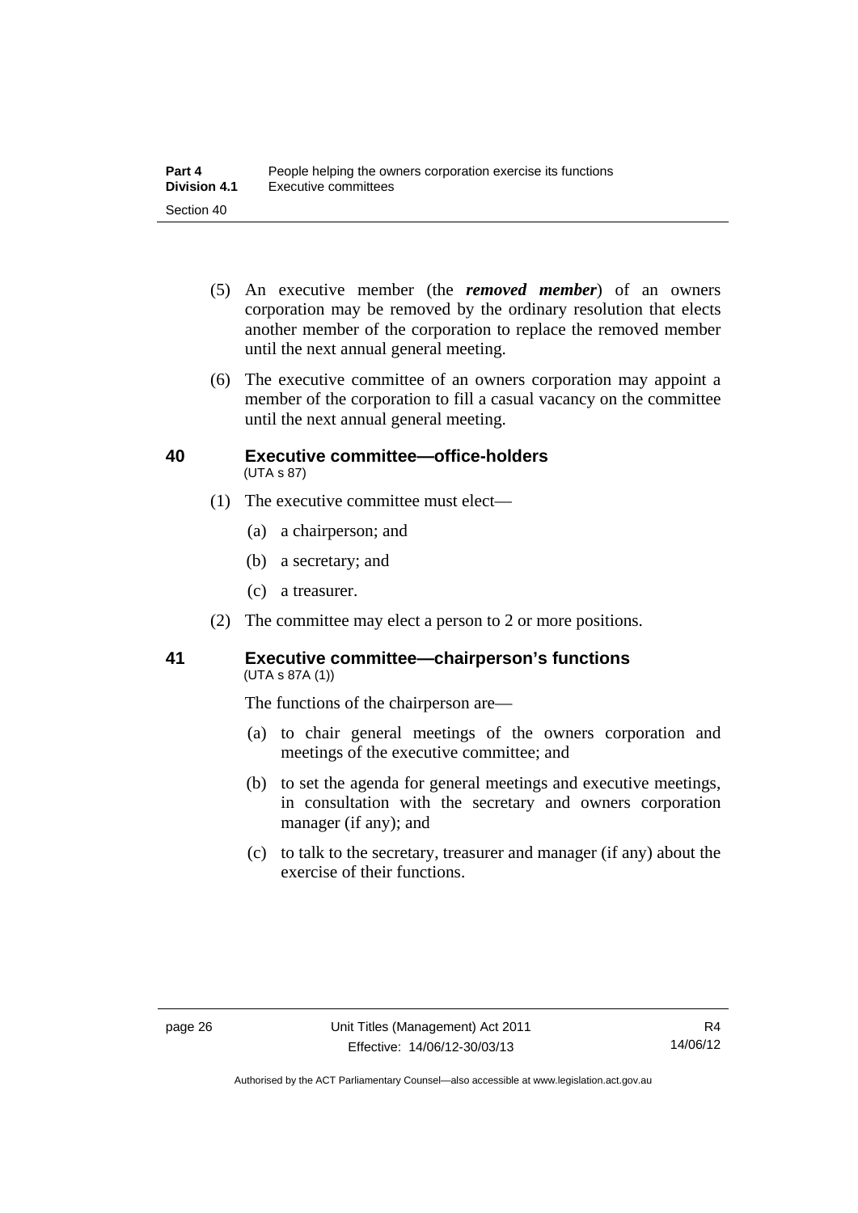(5) An executive member (the ***removed member***) of an owners corporation may be removed by the ordinary resolution that elects another member of the corporation to replace the removed member until the next annual general meeting.

(6) The executive committee of an owners corporation may appoint a member of the corporation to fill a casual vacancy on the committee until the next annual general meeting.

## 40 Executive committee—office-holders

(UTA s 87)

(1) The executive committee must elect—

(a) a chairperson; and

(b) a secretary; and

(c) a treasurer.

(2) The committee may elect a person to 2 or more positions.

## 41 Executive committee—chairperson's functions

(UTA s 87A (1))

The functions of the chairperson are—

(a) to chair general meetings of the owners corporation and meetings of the executive committee; and

(b) to set the agenda for general meetings and executive meetings, in consultation with the secretary and owners corporation manager (if any); and

(c) to talk to the secretary, treasurer and manager (if any) about the exercise of their functions.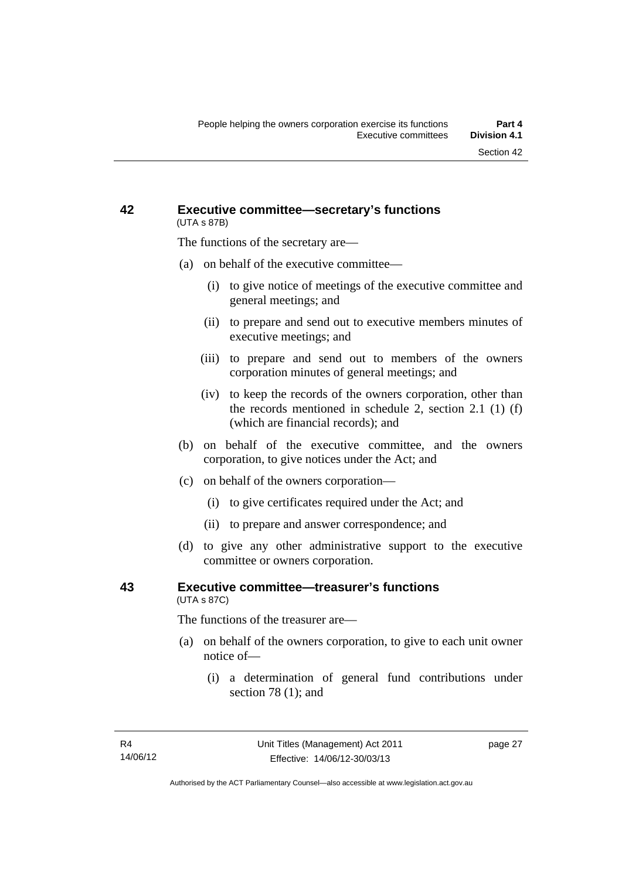## 42 Executive committee—secretary's functions

(UTA s 87B)

The functions of the secretary are—

(a) on behalf of the executive committee—

(i) to give notice of meetings of the executive committee and general meetings; and

(ii) to prepare and send out to executive members minutes of executive meetings; and

(iii) to prepare and send out to members of the owners corporation minutes of general meetings; and

(iv) to keep the records of the owners corporation, other than the records mentioned in schedule 2, section 2.1 (1) (f) (which are financial records); and

(b) on behalf of the executive committee, and the owners corporation, to give notices under the Act; and

(c) on behalf of the owners corporation—

(i) to give certificates required under the Act; and

(ii) to prepare and answer correspondence; and

(d) to give any other administrative support to the executive committee or owners corporation.

## 43 Executive committee—treasurer's functions

(UTA s 87C)

The functions of the treasurer are—

(a) on behalf of the owners corporation, to give to each unit owner notice of—

(i) a determination of general fund contributions under section 78 (1); and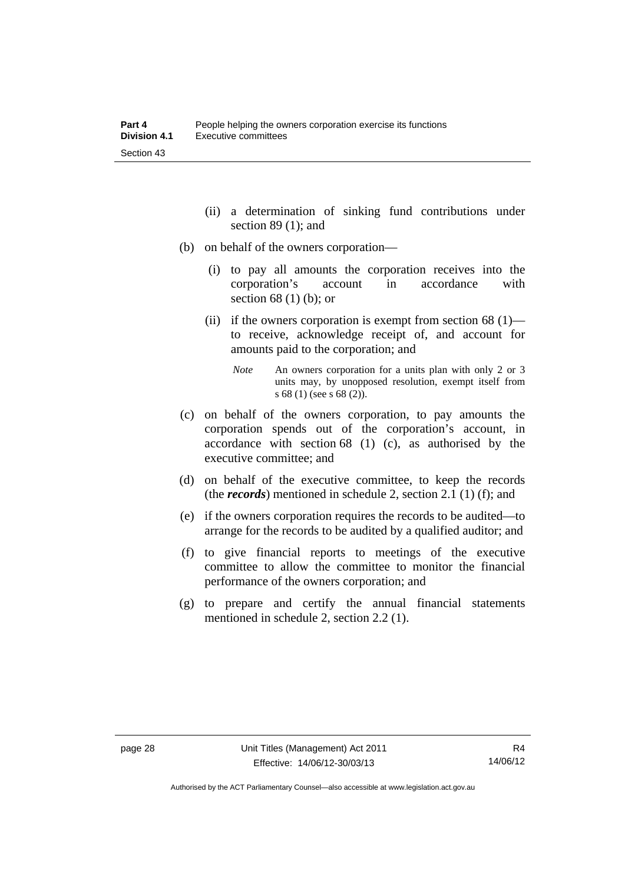(ii) a determination of sinking fund contributions under section 89 (1); and

(b) on behalf of the owners corporation—

(i) to pay all amounts the corporation receives into the corporation's account in accordance with section 68 (1) (b); or

(ii) if the owners corporation is exempt from section 68 (1)—to receive, acknowledge receipt of, and account for amounts paid to the corporation; and

*Note* An owners corporation for a units plan with only 2 or 3 units may, by unopposed resolution, exempt itself from s 68 (1) (see s 68 (2)).

(c) on behalf of the owners corporation, to pay amounts the corporation spends out of the corporation's account, in accordance with section 68 (1) (c), as authorised by the executive committee; and

(d) on behalf of the executive committee, to keep the records (the ***records***) mentioned in schedule 2, section 2.1 (1) (f); and

(e) if the owners corporation requires the records to be audited—to arrange for the records to be audited by a qualified auditor; and

(f) to give financial reports to meetings of the executive committee to allow the committee to monitor the financial performance of the owners corporation; and

(g) to prepare and certify the annual financial statements mentioned in schedule 2, section 2.2 (1).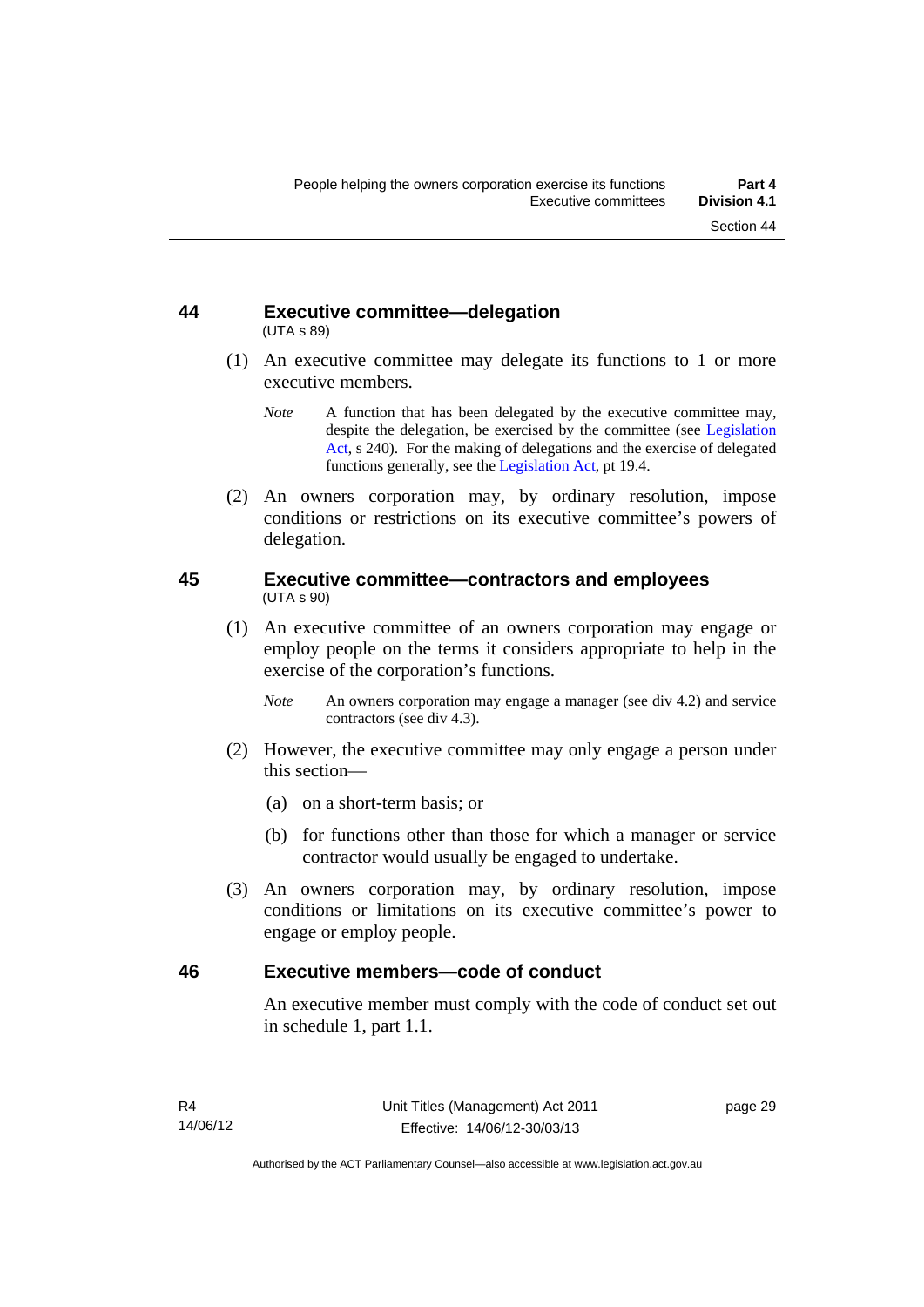## 44 Executive committee—delegation

(UTA s 89)

(1) An executive committee may delegate its functions to 1 or more executive members.

*Note* A function that has been delegated by the executive committee may, despite the delegation, be exercised by the committee (see Legislation Act, s 240). For the making of delegations and the exercise of delegated functions generally, see the Legislation Act, pt 19.4.

(2) An owners corporation may, by ordinary resolution, impose conditions or restrictions on its executive committee's powers of delegation.

## 45 Executive committee—contractors and employees

(UTA s 90)

(1) An executive committee of an owners corporation may engage or employ people on the terms it considers appropriate to help in the exercise of the corporation's functions.

*Note* An owners corporation may engage a manager (see div 4.2) and service contractors (see div 4.3).

(2) However, the executive committee may only engage a person under this section—

(a) on a short-term basis; or

(b) for functions other than those for which a manager or service contractor would usually be engaged to undertake.

(3) An owners corporation may, by ordinary resolution, impose conditions or limitations on its executive committee's power to engage or employ people.

## 46 Executive members—code of conduct

An executive member must comply with the code of conduct set out in schedule 1, part 1.1.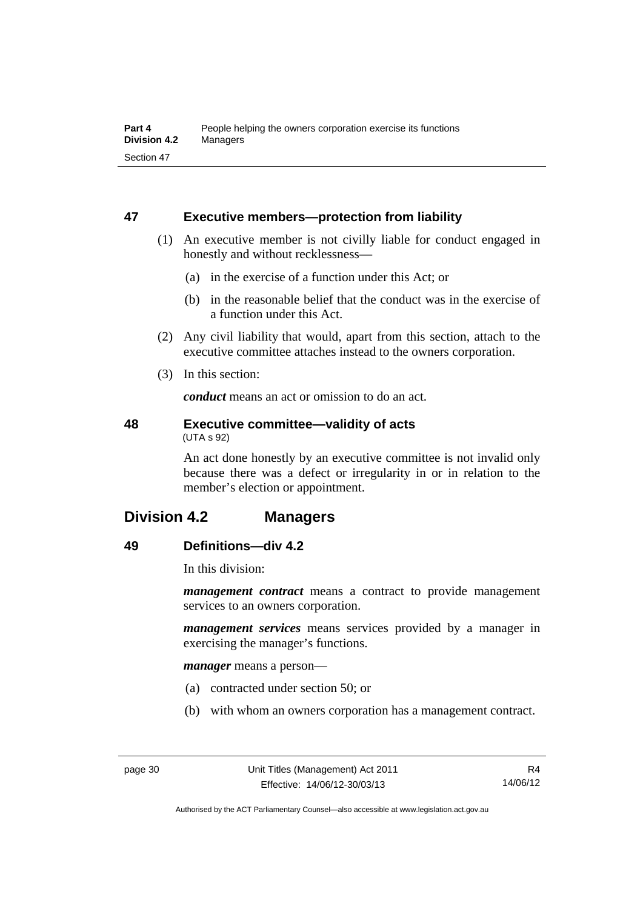## 47 Executive members—protection from liability

(1) An executive member is not civilly liable for conduct engaged in honestly and without recklessness—

(a) in the exercise of a function under this Act; or

(b) in the reasonable belief that the conduct was in the exercise of a function under this Act.

(2) Any civil liability that would, apart from this section, attach to the executive committee attaches instead to the owners corporation.

(3) In this section:

***conduct*** means an act or omission to do an act.

## 48 Executive committee—validity of acts

(UTA s 92)

An act done honestly by an executive committee is not invalid only because there was a defect or irregularity in or in relation to the member's election or appointment.

# Division 4.2 Managers

## 49 Definitions—div 4.2

In this division:

***management contract*** means a contract to provide management services to an owners corporation.

***management services*** means services provided by a manager in exercising the manager's functions.

***manager*** means a person—

(a) contracted under section 50; or

(b) with whom an owners corporation has a management contract.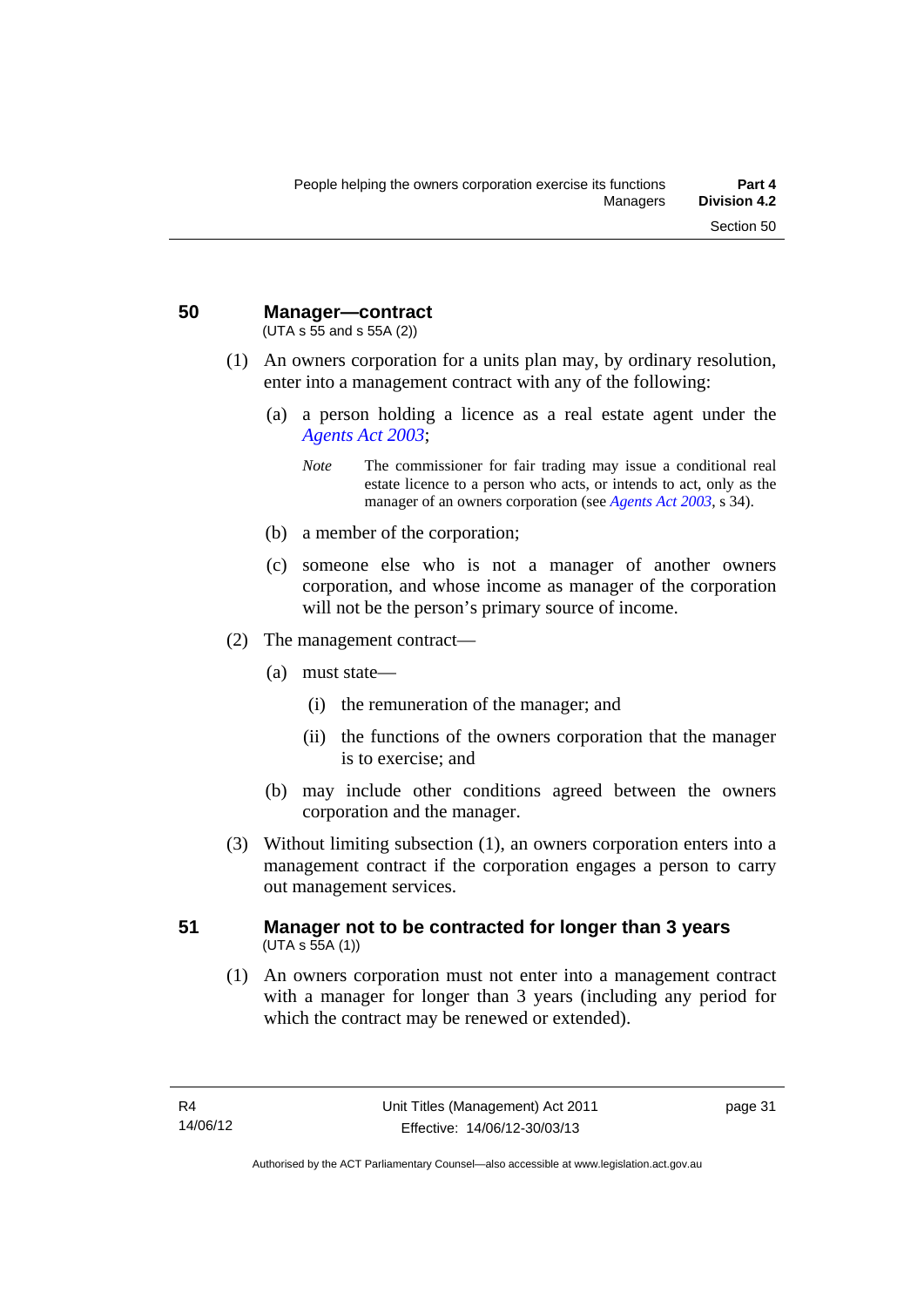## 50 Manager—contract

(UTA s 55 and s 55A (2))

(1) An owners corporation for a units plan may, by ordinary resolution, enter into a management contract with any of the following:

(a) a person holding a licence as a real estate agent under the *Agents Act 2003*;

*Note* The commissioner for fair trading may issue a conditional real estate licence to a person who acts, or intends to act, only as the manager of an owners corporation (see *Agents Act 2003*, s 34).

(b) a member of the corporation;

(c) someone else who is not a manager of another owners corporation, and whose income as manager of the corporation will not be the person's primary source of income.

(2) The management contract—

(a) must state—

(i) the remuneration of the manager; and

(ii) the functions of the owners corporation that the manager is to exercise; and

(b) may include other conditions agreed between the owners corporation and the manager.

(3) Without limiting subsection (1), an owners corporation enters into a management contract if the corporation engages a person to carry out management services.

## 51 Manager not to be contracted for longer than 3 years

(UTA s 55A (1))

(1) An owners corporation must not enter into a management contract with a manager for longer than 3 years (including any period for which the contract may be renewed or extended).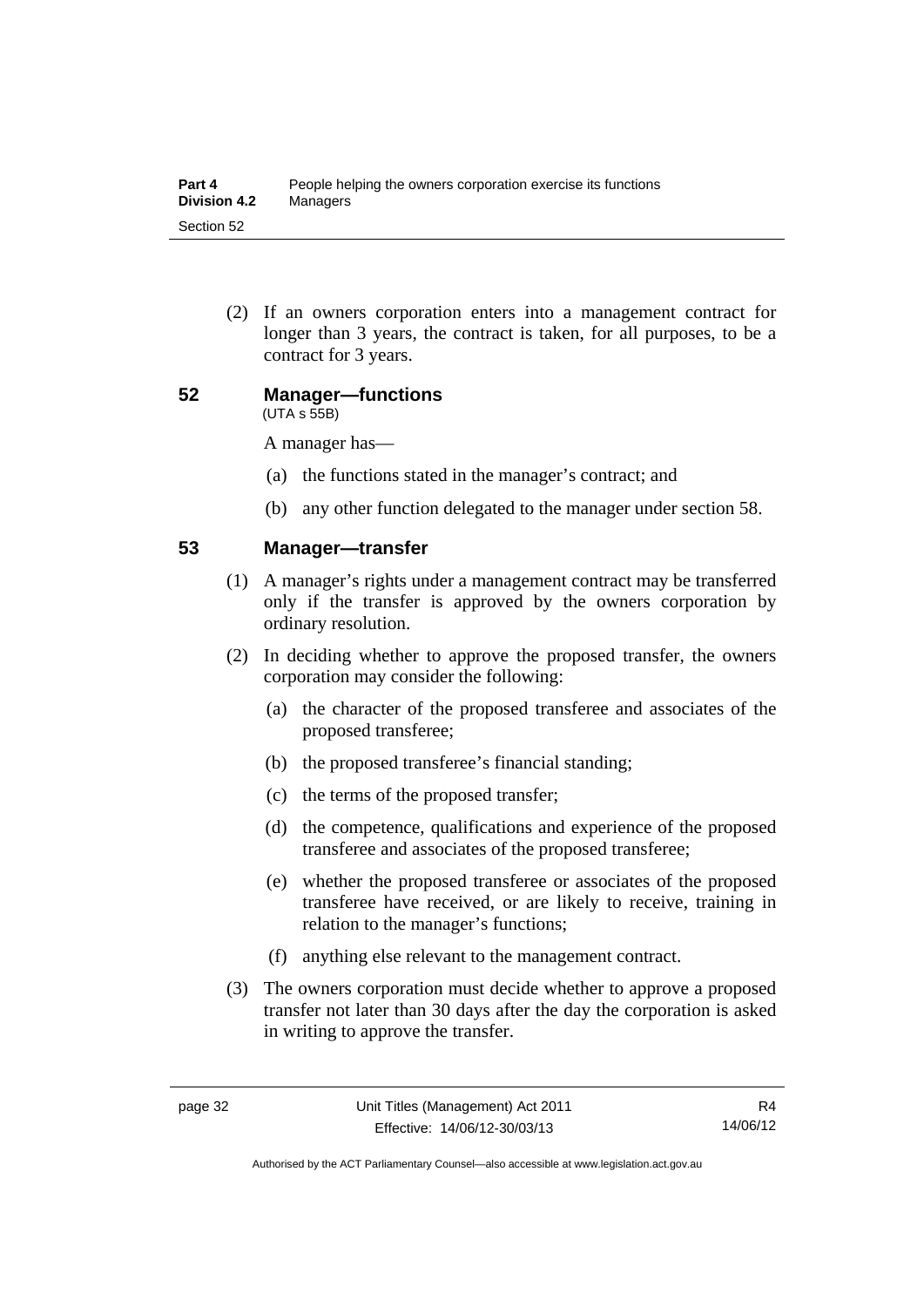(2) If an owners corporation enters into a management contract for longer than 3 years, the contract is taken, for all purposes, to be a contract for 3 years.

## 52 Manager—functions

(UTA s 55B)

A manager has—

(a) the functions stated in the manager's contract; and

(b) any other function delegated to the manager under section 58.

## 53 Manager—transfer

(1) A manager's rights under a management contract may be transferred only if the transfer is approved by the owners corporation by ordinary resolution.

(2) In deciding whether to approve the proposed transfer, the owners corporation may consider the following:

(a) the character of the proposed transferee and associates of the proposed transferee;

(b) the proposed transferee's financial standing;

(c) the terms of the proposed transfer;

(d) the competence, qualifications and experience of the proposed transferee and associates of the proposed transferee;

(e) whether the proposed transferee or associates of the proposed transferee have received, or are likely to receive, training in relation to the manager's functions;

(f) anything else relevant to the management contract.

(3) The owners corporation must decide whether to approve a proposed transfer not later than 30 days after the day the corporation is asked in writing to approve the transfer.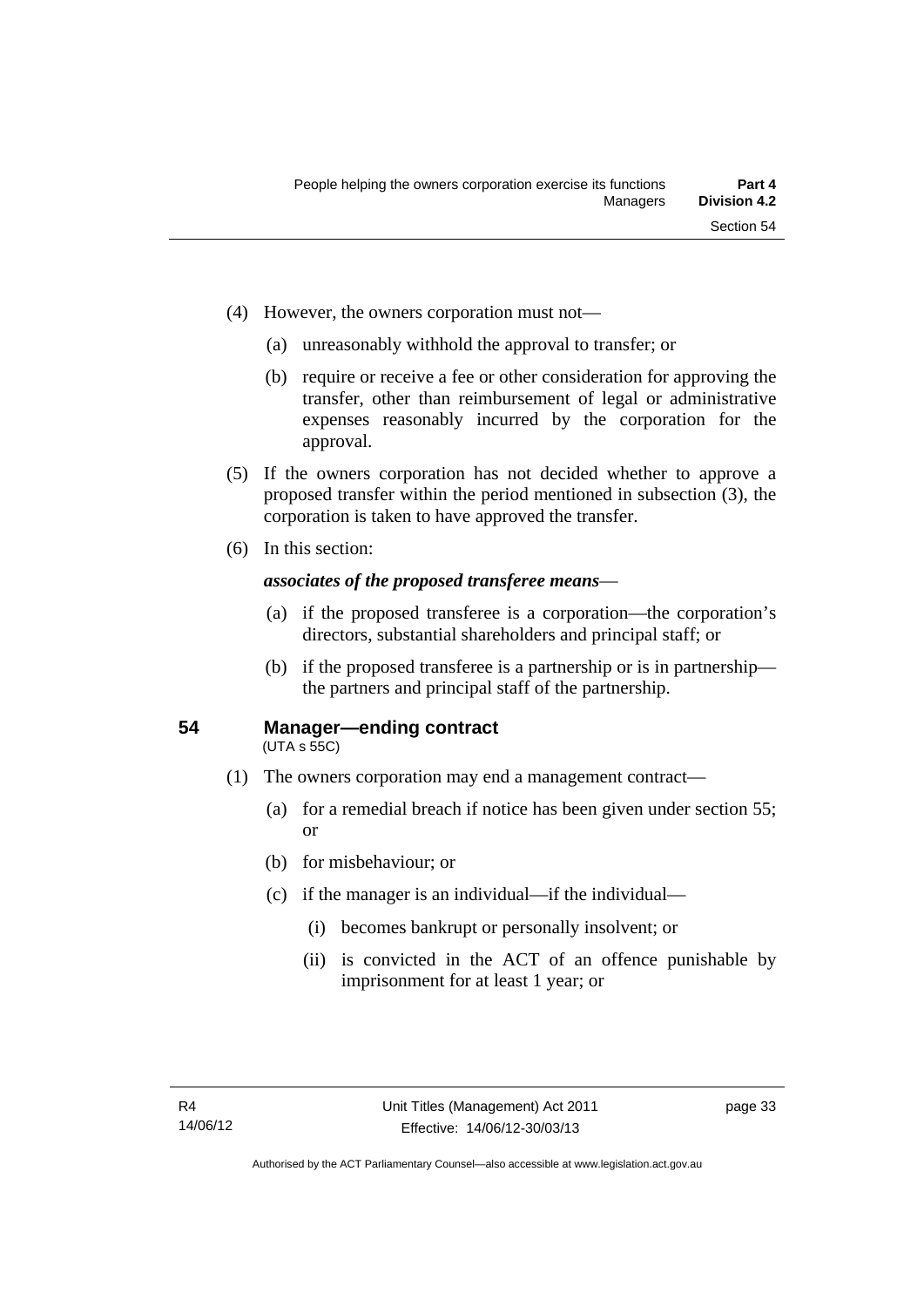(4) However, the owners corporation must not—

(a) unreasonably withhold the approval to transfer; or

(b) require or receive a fee or other consideration for approving the transfer, other than reimbursement of legal or administrative expenses reasonably incurred by the corporation for the approval.

(5) If the owners corporation has not decided whether to approve a proposed transfer within the period mentioned in subsection (3), the corporation is taken to have approved the transfer.

(6) In this section:

***associates of the proposed transferee means***—

(a) if the proposed transferee is a corporation—the corporation's directors, substantial shareholders and principal staff; or

(b) if the proposed transferee is a partnership or is in partnership—the partners and principal staff of the partnership.

### 54 Manager—ending contract

(UTA s 55C)

(1) The owners corporation may end a management contract—

(a) for a remedial breach if notice has been given under section 55; or

(b) for misbehaviour; or

(c) if the manager is an individual—if the individual—

(i) becomes bankrupt or personally insolvent; or

(ii) is convicted in the ACT of an offence punishable by imprisonment for at least 1 year; or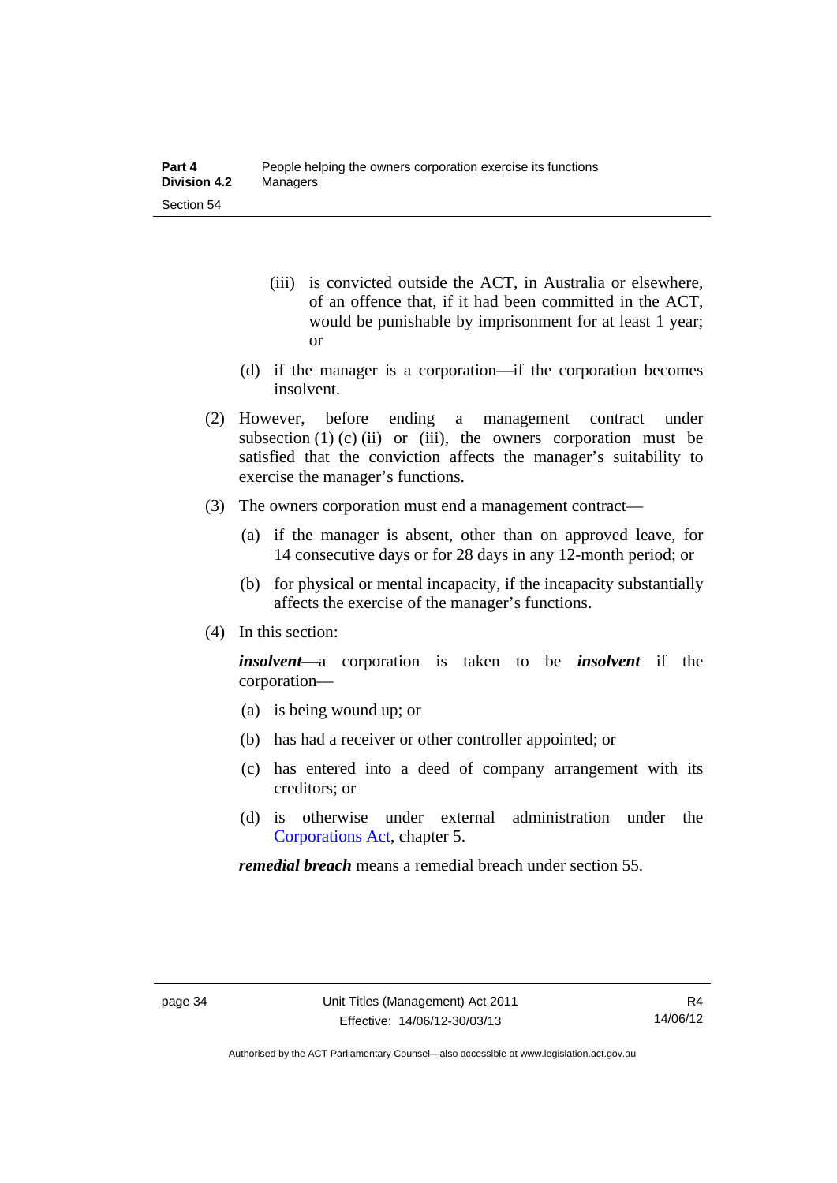(iii) is convicted outside the ACT, in Australia or elsewhere, of an offence that, if it had been committed in the ACT, would be punishable by imprisonment for at least 1 year; or

(d) if the manager is a corporation—if the corporation becomes insolvent.

(2) However, before ending a management contract under subsection (1) (c) (ii) or (iii), the owners corporation must be satisfied that the conviction affects the manager's suitability to exercise the manager's functions.

(3) The owners corporation must end a management contract—

(a) if the manager is absent, other than on approved leave, for 14 consecutive days or for 28 days in any 12-month period; or

(b) for physical or mental incapacity, if the incapacity substantially affects the exercise of the manager's functions.

(4) In this section:

***insolvent***—a corporation is taken to be ***insolvent*** if the corporation—

(a) is being wound up; or

(b) has had a receiver or other controller appointed; or

(c) has entered into a deed of company arrangement with its creditors; or

(d) is otherwise under external administration under the Corporations Act, chapter 5.

***remedial breach*** means a remedial breach under section 55.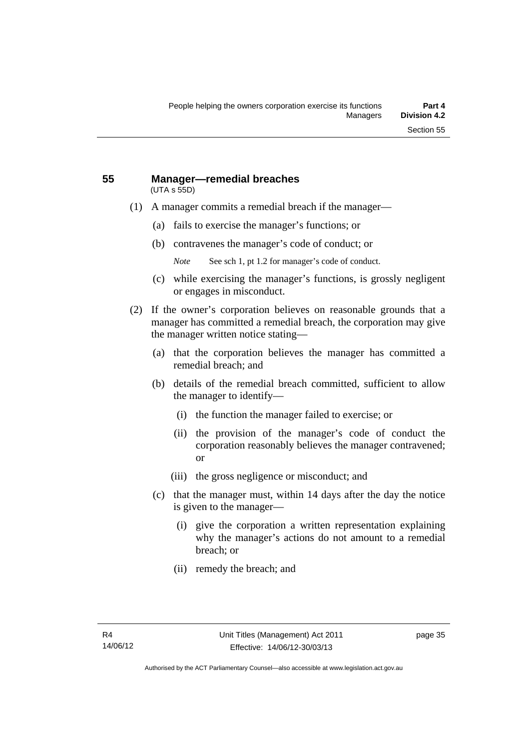## 55 Manager—remedial breaches

(UTA s 55D)

(1) A manager commits a remedial breach if the manager—

(a) fails to exercise the manager's functions; or

(b) contravenes the manager's code of conduct; or

*Note* See sch 1, pt 1.2 for manager's code of conduct.

(c) while exercising the manager's functions, is grossly negligent or engages in misconduct.

(2) If the owner's corporation believes on reasonable grounds that a manager has committed a remedial breach, the corporation may give the manager written notice stating—

(a) that the corporation believes the manager has committed a remedial breach; and

(b) details of the remedial breach committed, sufficient to allow the manager to identify—

(i) the function the manager failed to exercise; or

(ii) the provision of the manager's code of conduct the corporation reasonably believes the manager contravened; or

(iii) the gross negligence or misconduct; and

(c) that the manager must, within 14 days after the day the notice is given to the manager—

(i) give the corporation a written representation explaining why the manager's actions do not amount to a remedial breach; or

(ii) remedy the breach; and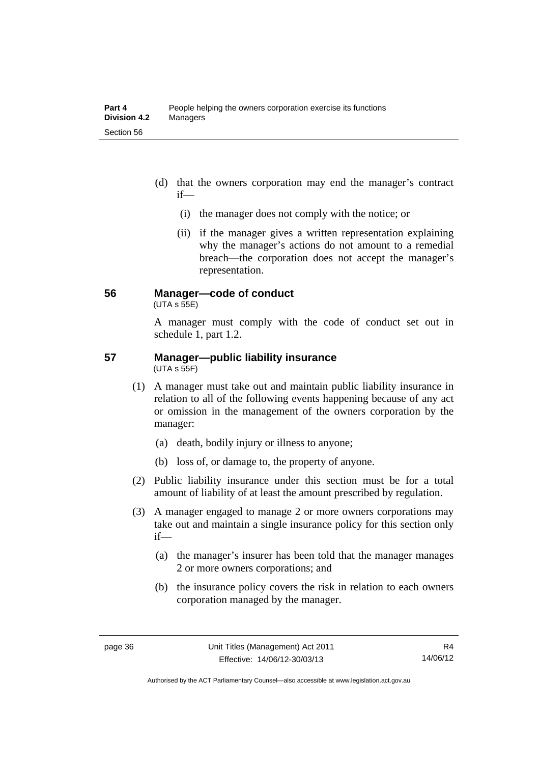(d) that the owners corporation may end the manager's contract if—

(i) the manager does not comply with the notice; or

(ii) if the manager gives a written representation explaining why the manager's actions do not amount to a remedial breach—the corporation does not accept the manager's representation.

## 56 Manager—code of conduct

(UTA s 55E)

A manager must comply with the code of conduct set out in schedule 1, part 1.2.

## 57 Manager—public liability insurance

(UTA s 55F)

(1) A manager must take out and maintain public liability insurance in relation to all of the following events happening because of any act or omission in the management of the owners corporation by the manager:

(a) death, bodily injury or illness to anyone;

(b) loss of, or damage to, the property of anyone.

(2) Public liability insurance under this section must be for a total amount of liability of at least the amount prescribed by regulation.

(3) A manager engaged to manage 2 or more owners corporations may take out and maintain a single insurance policy for this section only if—

(a) the manager's insurer has been told that the manager manages 2 or more owners corporations; and

(b) the insurance policy covers the risk in relation to each owners corporation managed by the manager.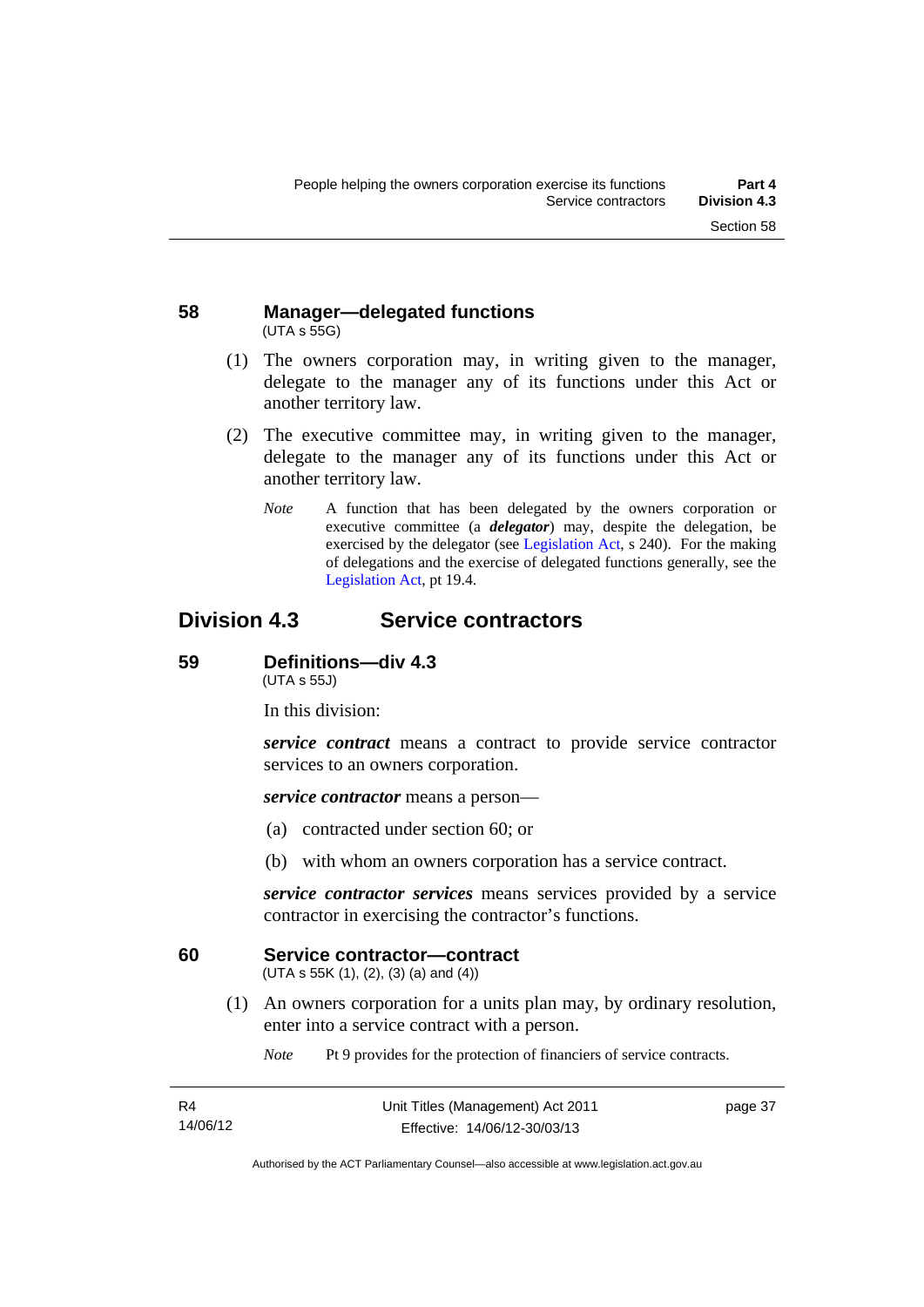### 58 Manager—delegated functions

(UTA s 55G)

(1) The owners corporation may, in writing given to the manager, delegate to the manager any of its functions under this Act or another territory law.

(2) The executive committee may, in writing given to the manager, delegate to the manager any of its functions under this Act or another territory law.

*Note* A function that has been delegated by the owners corporation or executive committee (a ***delegator***) may, despite the delegation, be exercised by the delegator (see Legislation Act, s 240). For the making of delegations and the exercise of delegated functions generally, see the Legislation Act, pt 19.4.

## Division 4.3 Service contractors

### 59 Definitions—div 4.3

(UTA s 55J)

In this division:

***service contract*** means a contract to provide service contractor services to an owners corporation.

***service contractor*** means a person—

(a) contracted under section 60; or

(b) with whom an owners corporation has a service contract.

***service contractor services*** means services provided by a service contractor in exercising the contractor's functions.

### 60 Service contractor—contract

(UTA s 55K (1), (2), (3) (a) and (4))

(1) An owners corporation for a units plan may, by ordinary resolution, enter into a service contract with a person.

*Note* Pt 9 provides for the protection of financiers of service contracts.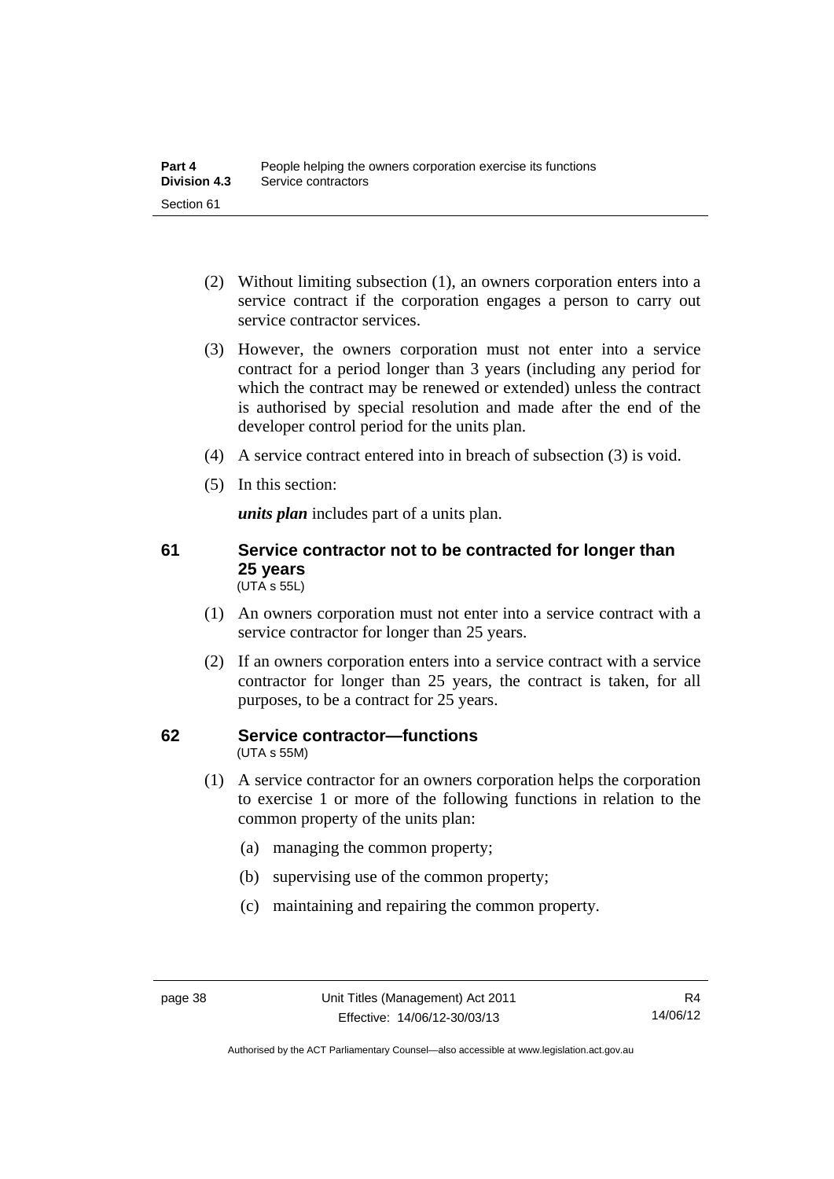(2) Without limiting subsection (1), an owners corporation enters into a service contract if the corporation engages a person to carry out service contractor services.

(3) However, the owners corporation must not enter into a service contract for a period longer than 3 years (including any period for which the contract may be renewed or extended) unless the contract is authorised by special resolution and made after the end of the developer control period for the units plan.

(4) A service contract entered into in breach of subsection (3) is void.

(5) In this section:

***units plan*** includes part of a units plan.

## 61 Service contractor not to be contracted for longer than 25 years

(UTA s 55L)

(1) An owners corporation must not enter into a service contract with a service contractor for longer than 25 years.

(2) If an owners corporation enters into a service contract with a service contractor for longer than 25 years, the contract is taken, for all purposes, to be a contract for 25 years.

## 62 Service contractor—functions

(UTA s 55M)

(1) A service contractor for an owners corporation helps the corporation to exercise 1 or more of the following functions in relation to the common property of the units plan:

(a) managing the common property;

(b) supervising use of the common property;

(c) maintaining and repairing the common property.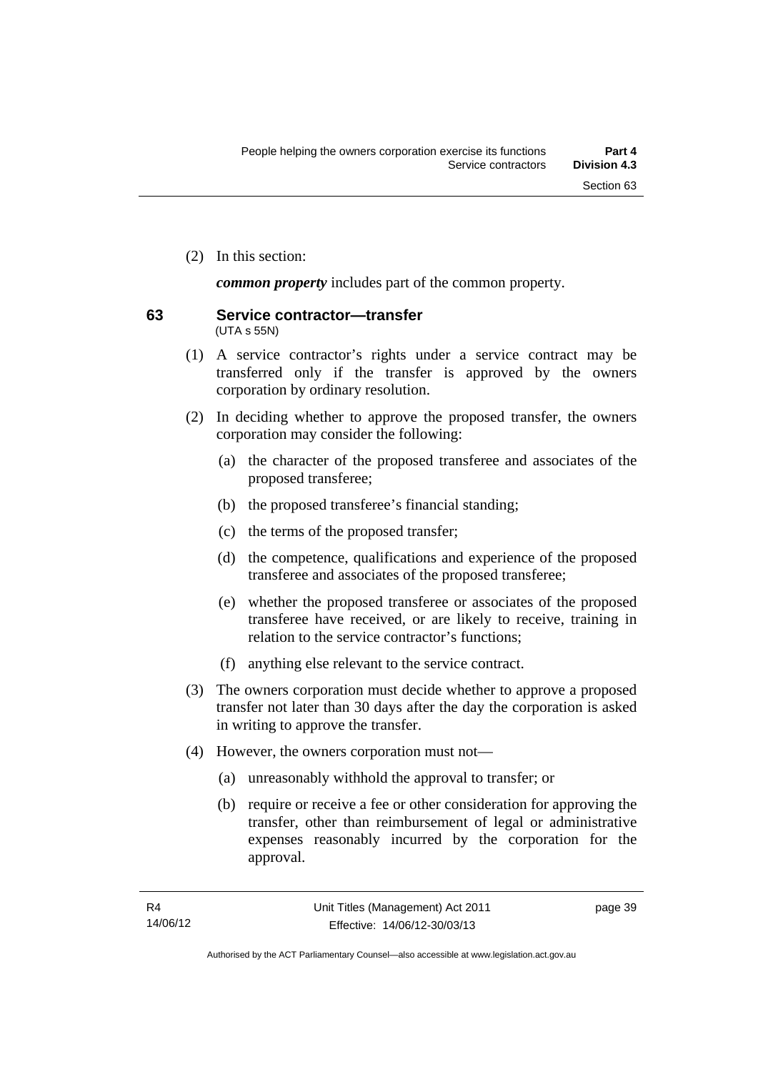(2) In this section:

***common property*** includes part of the common property.

## 63 Service contractor—transfer

(UTA s 55N)

(1) A service contractor's rights under a service contract may be transferred only if the transfer is approved by the owners corporation by ordinary resolution.

(2) In deciding whether to approve the proposed transfer, the owners corporation may consider the following:

(a) the character of the proposed transferee and associates of the proposed transferee;

(b) the proposed transferee's financial standing;

(c) the terms of the proposed transfer;

(d) the competence, qualifications and experience of the proposed transferee and associates of the proposed transferee;

(e) whether the proposed transferee or associates of the proposed transferee have received, or are likely to receive, training in relation to the service contractor's functions;

(f) anything else relevant to the service contract.

(3) The owners corporation must decide whether to approve a proposed transfer not later than 30 days after the day the corporation is asked in writing to approve the transfer.

(4) However, the owners corporation must not—

(a) unreasonably withhold the approval to transfer; or

(b) require or receive a fee or other consideration for approving the transfer, other than reimbursement of legal or administrative expenses reasonably incurred by the corporation for the approval.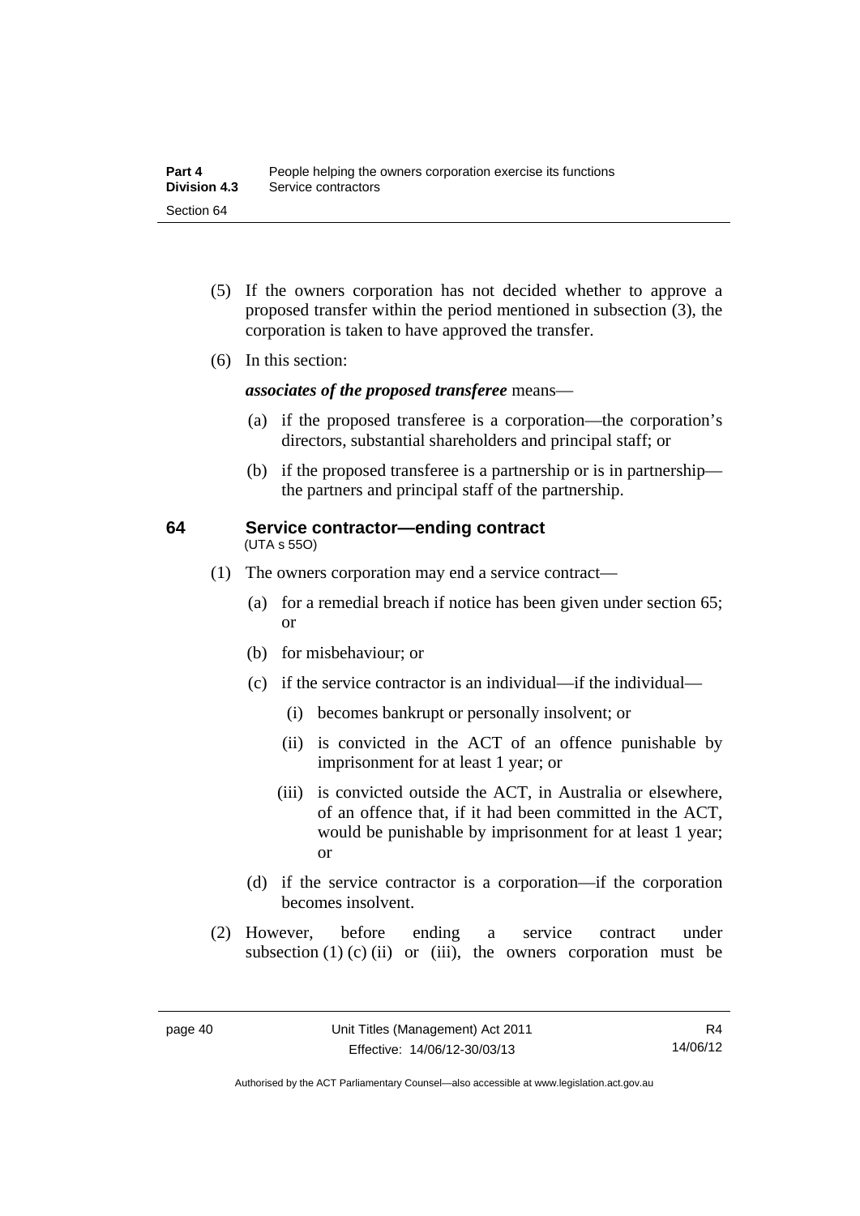(5) If the owners corporation has not decided whether to approve a proposed transfer within the period mentioned in subsection (3), the corporation is taken to have approved the transfer.

(6) In this section:

***associates of the proposed transferee*** means—

(a) if the proposed transferee is a corporation—the corporation's directors, substantial shareholders and principal staff; or

(b) if the proposed transferee is a partnership or is in partnership—the partners and principal staff of the partnership.

## 64 Service contractor—ending contract

(UTA s 55O)

(1) The owners corporation may end a service contract—

(a) for a remedial breach if notice has been given under section 65; or

(b) for misbehaviour; or

(c) if the service contractor is an individual—if the individual—

(i) becomes bankrupt or personally insolvent; or

(ii) is convicted in the ACT of an offence punishable by imprisonment for at least 1 year; or

(iii) is convicted outside the ACT, in Australia or elsewhere, of an offence that, if it had been committed in the ACT, would be punishable by imprisonment for at least 1 year; or

(d) if the service contractor is a corporation—if the corporation becomes insolvent.

(2) However, before ending a service contract under subsection (1) (c) (ii) or (iii), the owners corporation must be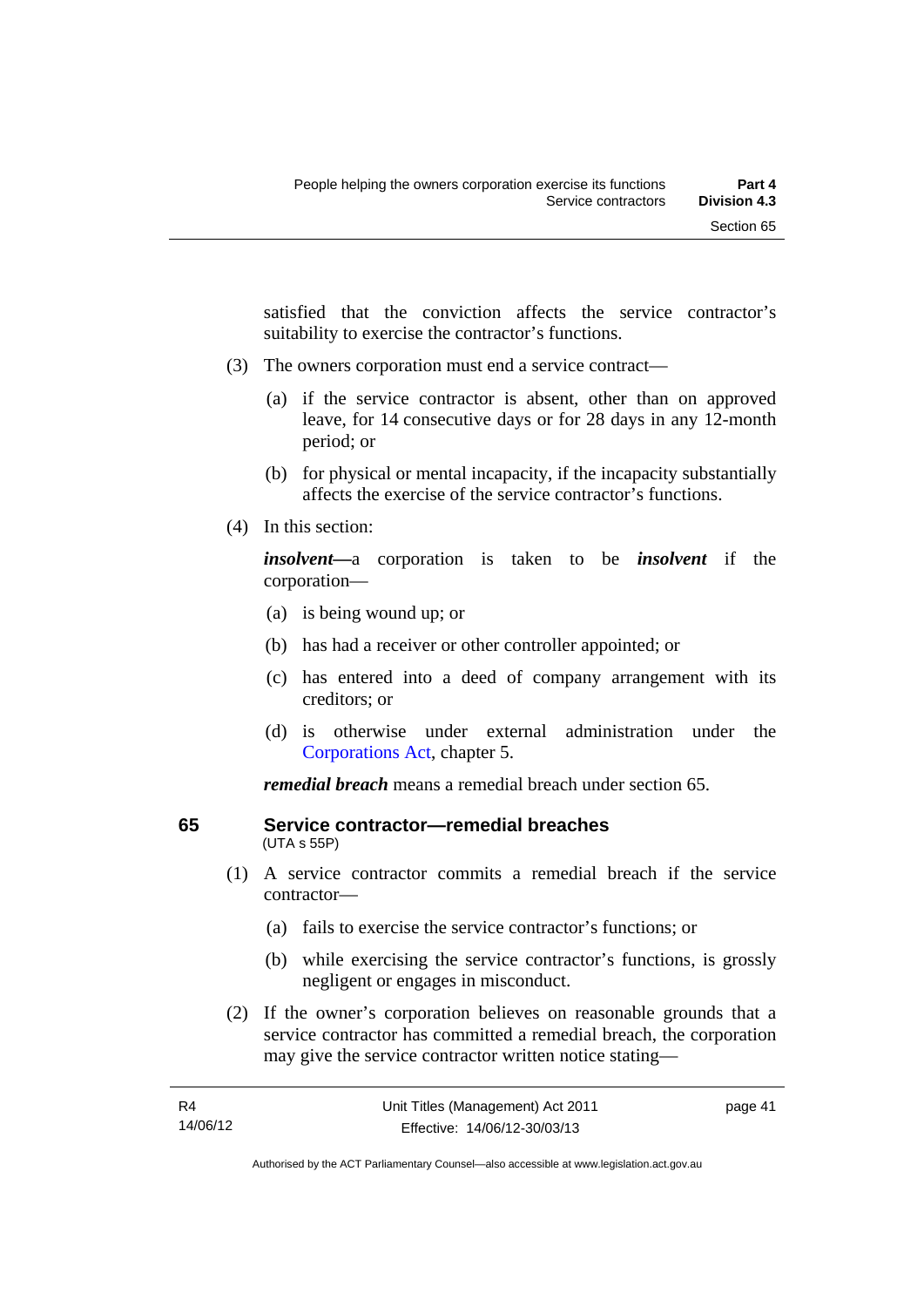satisfied that the conviction affects the service contractor's suitability to exercise the contractor's functions.

(3) The owners corporation must end a service contract—

(a) if the service contractor is absent, other than on approved leave, for 14 consecutive days or for 28 days in any 12-month period; or

(b) for physical or mental incapacity, if the incapacity substantially affects the exercise of the service contractor's functions.

(4) In this section:

***insolvent***—a corporation is taken to be ***insolvent*** if the corporation—

(a) is being wound up; or

(b) has had a receiver or other controller appointed; or

(c) has entered into a deed of company arrangement with its creditors; or

(d) is otherwise under external administration under the Corporations Act, chapter 5.

***remedial breach*** means a remedial breach under section 65.

## 65 Service contractor—remedial breaches

(UTA s 55P)

(1) A service contractor commits a remedial breach if the service contractor—

(a) fails to exercise the service contractor's functions; or

(b) while exercising the service contractor's functions, is grossly negligent or engages in misconduct.

(2) If the owner's corporation believes on reasonable grounds that a service contractor has committed a remedial breach, the corporation may give the service contractor written notice stating—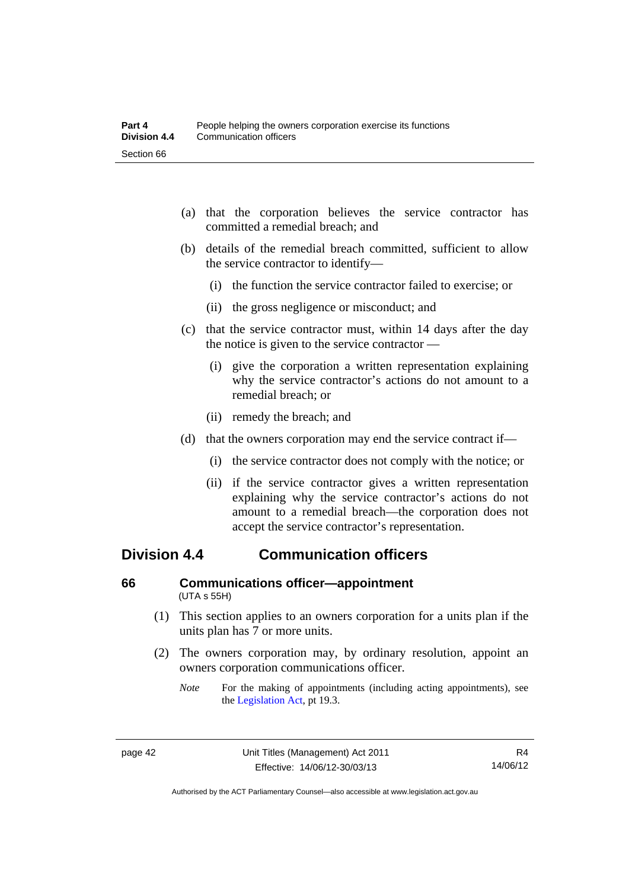(a) that the corporation believes the service contractor has committed a remedial breach; and

(b) details of the remedial breach committed, sufficient to allow the service contractor to identify—

  (i) the function the service contractor failed to exercise; or

  (ii) the gross negligence or misconduct; and

(c) that the service contractor must, within 14 days after the day the notice is given to the service contractor —

  (i) give the corporation a written representation explaining why the service contractor's actions do not amount to a remedial breach; or

  (ii) remedy the breach; and

(d) that the owners corporation may end the service contract if—

  (i) the service contractor does not comply with the notice; or

  (ii) if the service contractor gives a written representation explaining why the service contractor's actions do not amount to a remedial breach—the corporation does not accept the service contractor's representation.

## Division 4.4 Communication officers

### 66 Communications officer—appointment

(UTA s 55H)

(1) This section applies to an owners corporation for a units plan if the units plan has 7 or more units.

(2) The owners corporation may, by ordinary resolution, appoint an owners corporation communications officer.

*Note* For the making of appointments (including acting appointments), see the Legislation Act, pt 19.3.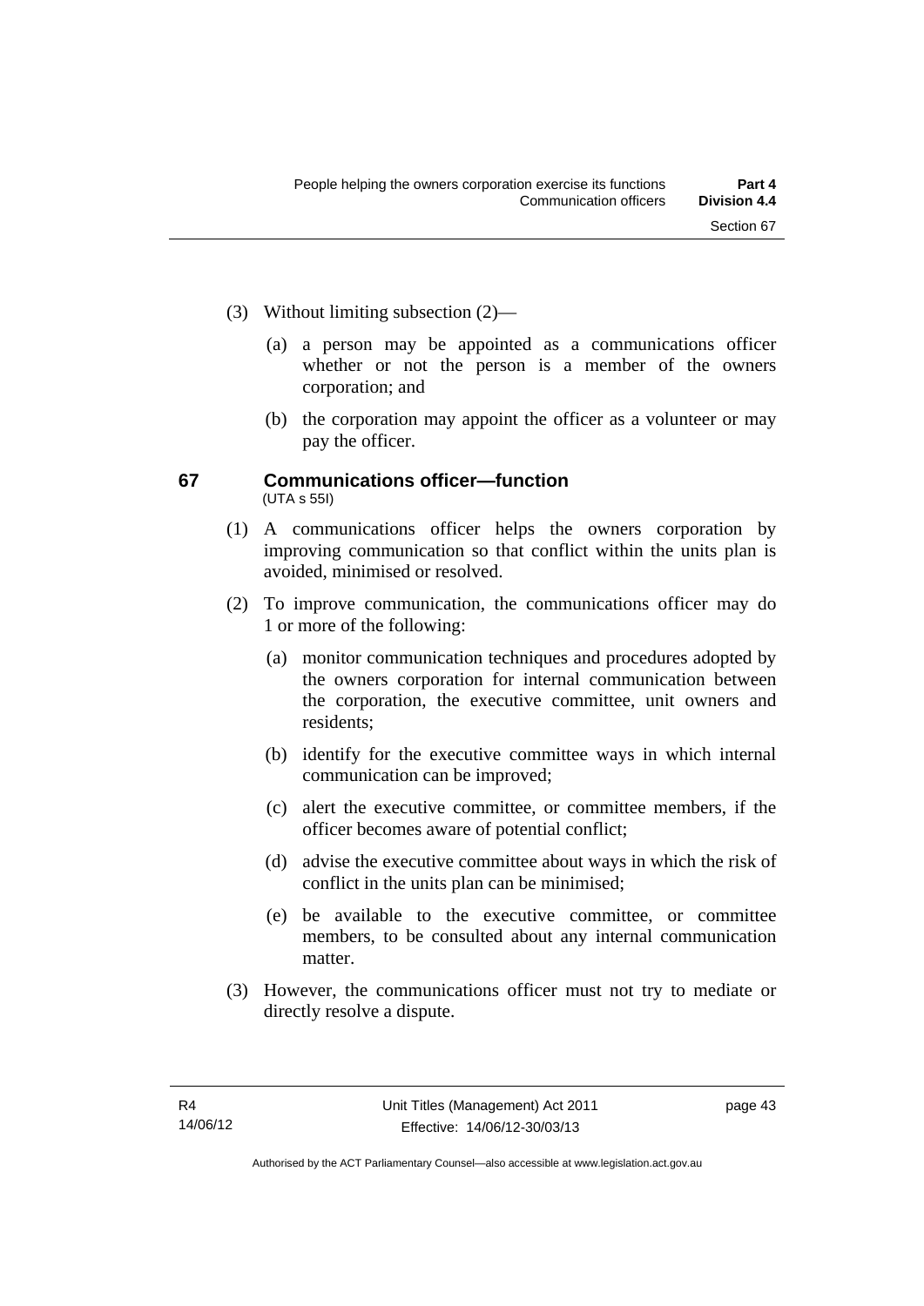(3) Without limiting subsection (2)—

(a) a person may be appointed as a communications officer whether or not the person is a member of the owners corporation; and

(b) the corporation may appoint the officer as a volunteer or may pay the officer.

### 67 Communications officer—function

(UTA s 55I)

(1) A communications officer helps the owners corporation by improving communication so that conflict within the units plan is avoided, minimised or resolved.

(2) To improve communication, the communications officer may do 1 or more of the following:

(a) monitor communication techniques and procedures adopted by the owners corporation for internal communication between the corporation, the executive committee, unit owners and residents;

(b) identify for the executive committee ways in which internal communication can be improved;

(c) alert the executive committee, or committee members, if the officer becomes aware of potential conflict;

(d) advise the executive committee about ways in which the risk of conflict in the units plan can be minimised;

(e) be available to the executive committee, or committee members, to be consulted about any internal communication matter.

(3) However, the communications officer must not try to mediate or directly resolve a dispute.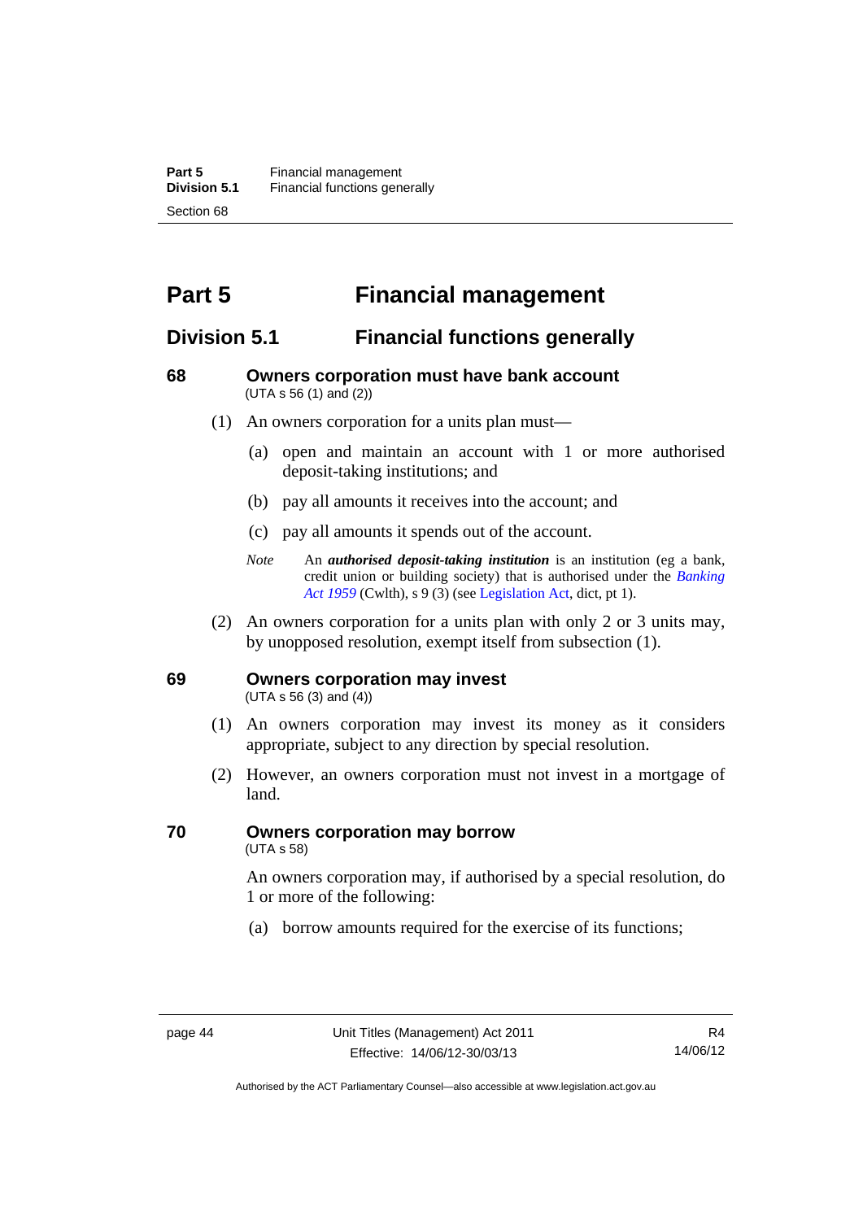# Part 5 Financial management

## Division 5.1 Financial functions generally

### 68 Owners corporation must have bank account

(UTA s 56 (1) and (2))

(1) An owners corporation for a units plan must—

(a) open and maintain an account with 1 or more authorised deposit-taking institutions; and

(b) pay all amounts it receives into the account; and

(c) pay all amounts it spends out of the account.

*Note* An ***authorised deposit-taking institution*** is an institution (eg a bank, credit union or building society) that is authorised under the *Banking Act 1959* (Cwlth), s 9 (3) (see Legislation Act, dict, pt 1).

(2) An owners corporation for a units plan with only 2 or 3 units may, by unopposed resolution, exempt itself from subsection (1).

### 69 Owners corporation may invest

(UTA s 56 (3) and (4))

(1) An owners corporation may invest its money as it considers appropriate, subject to any direction by special resolution.

(2) However, an owners corporation must not invest in a mortgage of land.

### 70 Owners corporation may borrow

(UTA s 58)

An owners corporation may, if authorised by a special resolution, do 1 or more of the following:

(a) borrow amounts required for the exercise of its functions;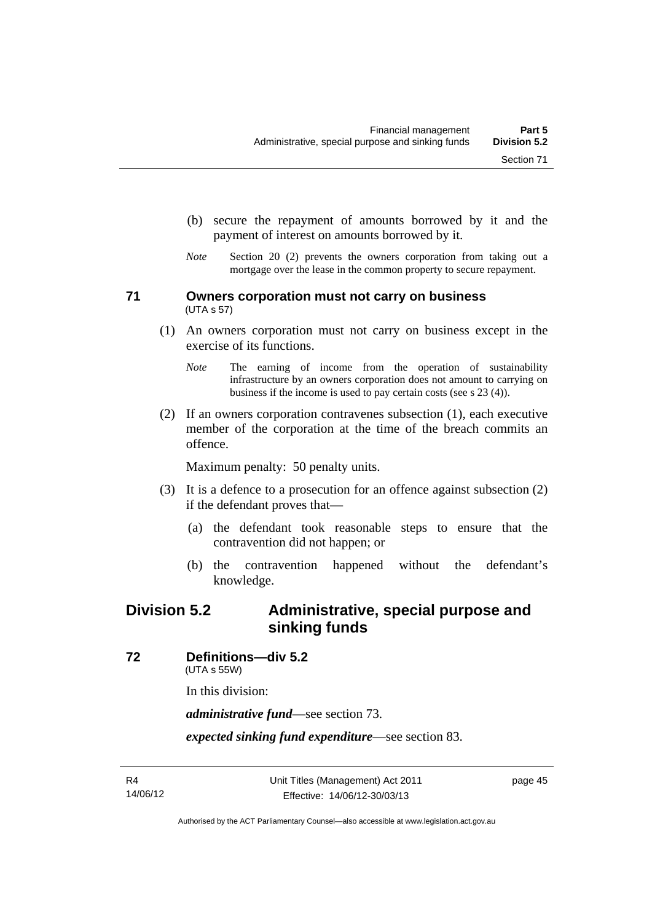(b) secure the repayment of amounts borrowed by it and the payment of interest on amounts borrowed by it.

*Note* Section 20 (2) prevents the owners corporation from taking out a mortgage over the lease in the common property to secure repayment.

### 71 Owners corporation must not carry on business
(UTA s 57)

(1) An owners corporation must not carry on business except in the exercise of its functions.

*Note* The earning of income from the operation of sustainability infrastructure by an owners corporation does not amount to carrying on business if the income is used to pay certain costs (see s 23 (4)).

(2) If an owners corporation contravenes subsection (1), each executive member of the corporation at the time of the breach commits an offence.

Maximum penalty: 50 penalty units.

(3) It is a defence to a prosecution for an offence against subsection (2) if the defendant proves that—

(a) the defendant took reasonable steps to ensure that the contravention did not happen; or

(b) the contravention happened without the defendant's knowledge.

## Division 5.2 Administrative, special purpose and sinking funds

### 72 Definitions—div 5.2
(UTA s 55W)

In this division:

***administrative fund***—see section 73.

***expected sinking fund expenditure***—see section 83.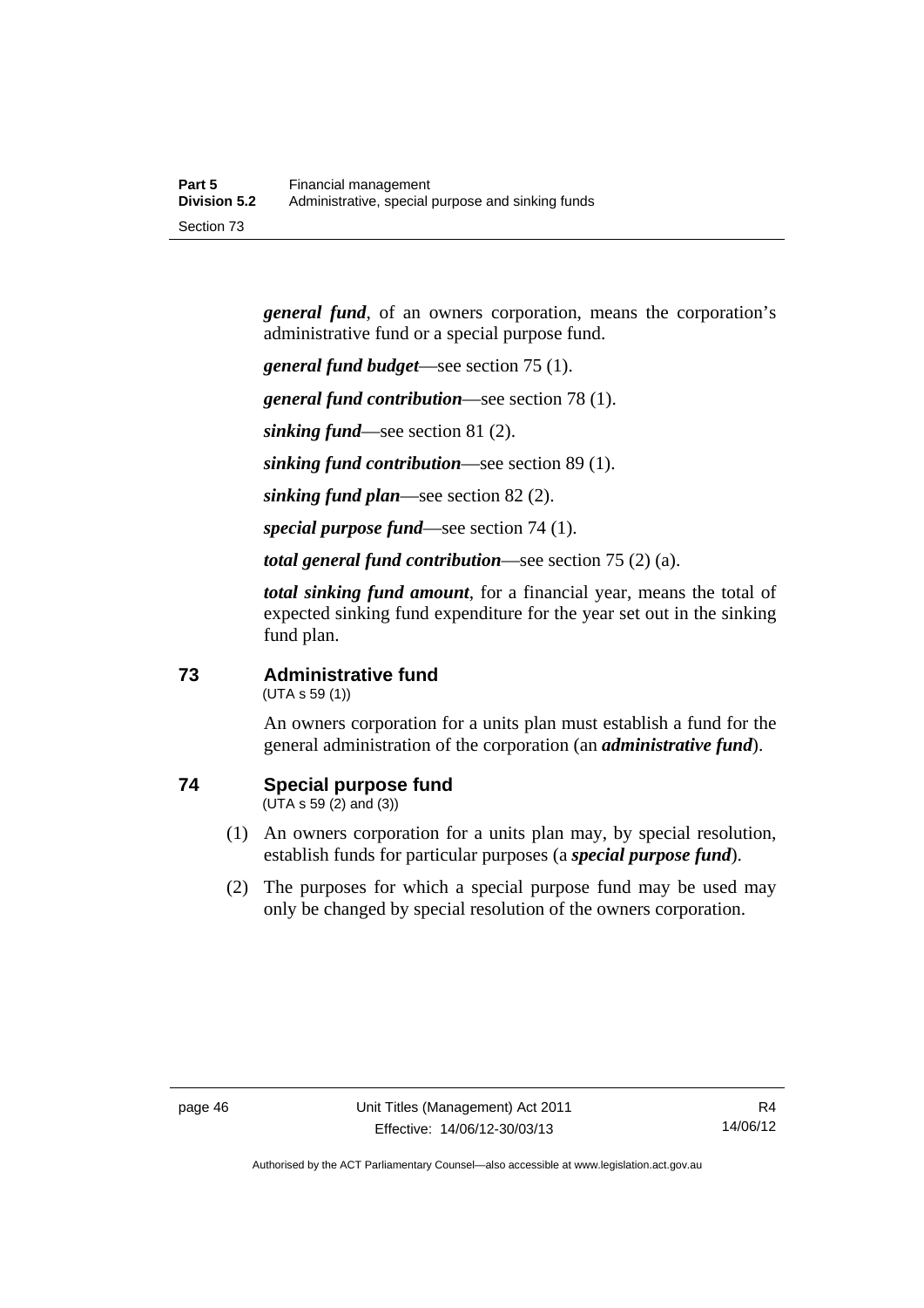***general fund***, of an owners corporation, means the corporation's administrative fund or a special purpose fund.

***general fund budget***—see section 75 (1).

***general fund contribution***—see section 78 (1).

***sinking fund***—see section 81 (2).

***sinking fund contribution***—see section 89 (1).

***sinking fund plan***—see section 82 (2).

***special purpose fund***—see section 74 (1).

***total general fund contribution***—see section 75 (2) (a).

***total sinking fund amount***, for a financial year, means the total of expected sinking fund expenditure for the year set out in the sinking fund plan.

## 73 Administrative fund

(UTA s 59 (1))

An owners corporation for a units plan must establish a fund for the general administration of the corporation (an ***administrative fund***).

## 74 Special purpose fund

(UTA s 59 (2) and (3))

(1) An owners corporation for a units plan may, by special resolution, establish funds for particular purposes (a ***special purpose fund***).

(2) The purposes for which a special purpose fund may be used may only be changed by special resolution of the owners corporation.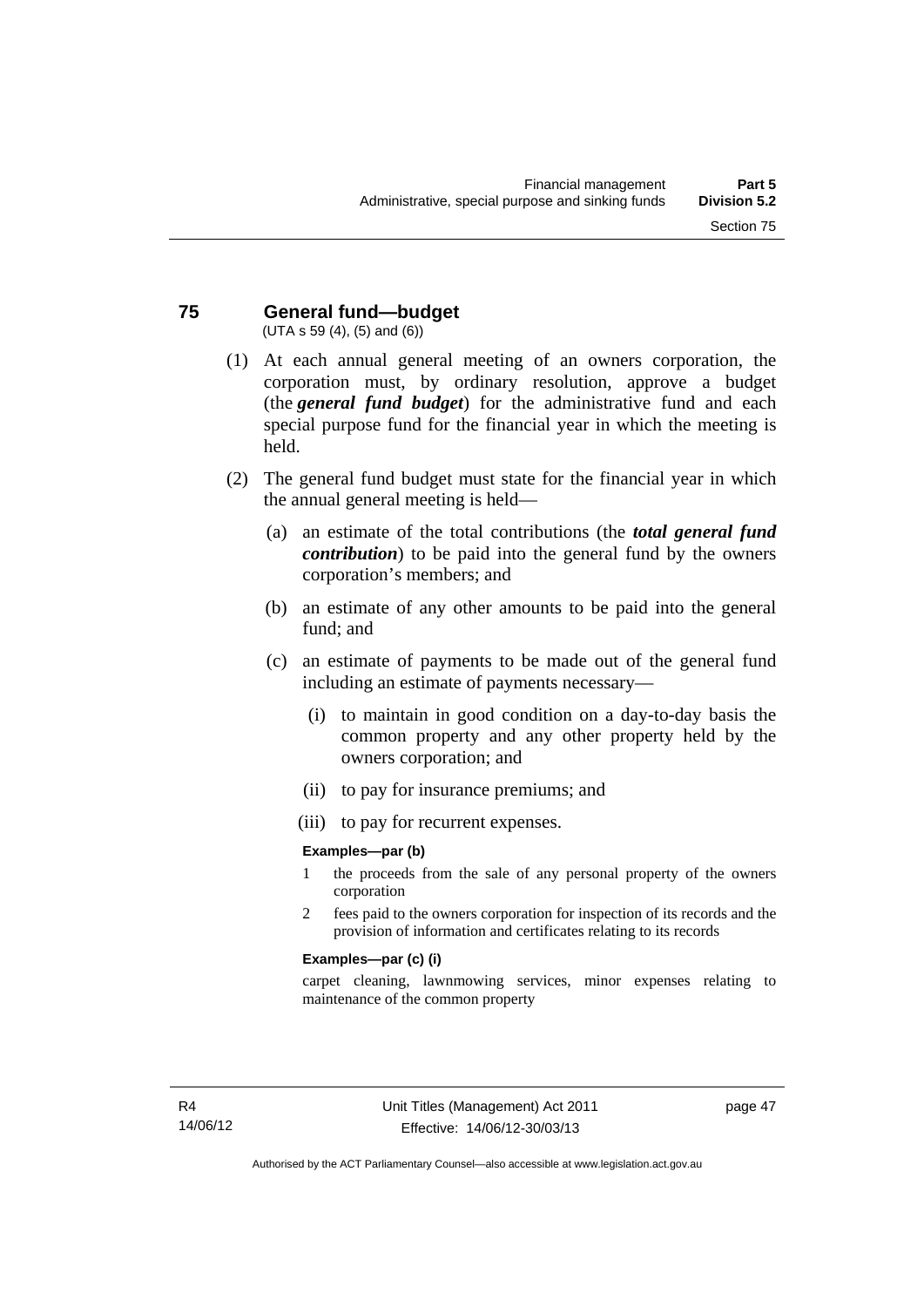## 75 General fund—budget

(UTA s 59 (4), (5) and (6))

(1) At each annual general meeting of an owners corporation, the corporation must, by ordinary resolution, approve a budget (the ***general fund budget***) for the administrative fund and each special purpose fund for the financial year in which the meeting is held.

(2) The general fund budget must state for the financial year in which the annual general meeting is held—

(a) an estimate of the total contributions (the ***total general fund contribution***) to be paid into the general fund by the owners corporation's members; and

(b) an estimate of any other amounts to be paid into the general fund; and

(c) an estimate of payments to be made out of the general fund including an estimate of payments necessary—

(i) to maintain in good condition on a day-to-day basis the common property and any other property held by the owners corporation; and

(ii) to pay for insurance premiums; and

(iii) to pay for recurrent expenses.

**Examples—par (b)**

1 the proceeds from the sale of any personal property of the owners corporation

2 fees paid to the owners corporation for inspection of its records and the provision of information and certificates relating to its records

**Examples—par (c) (i)**

carpet cleaning, lawnmowing services, minor expenses relating to maintenance of the common property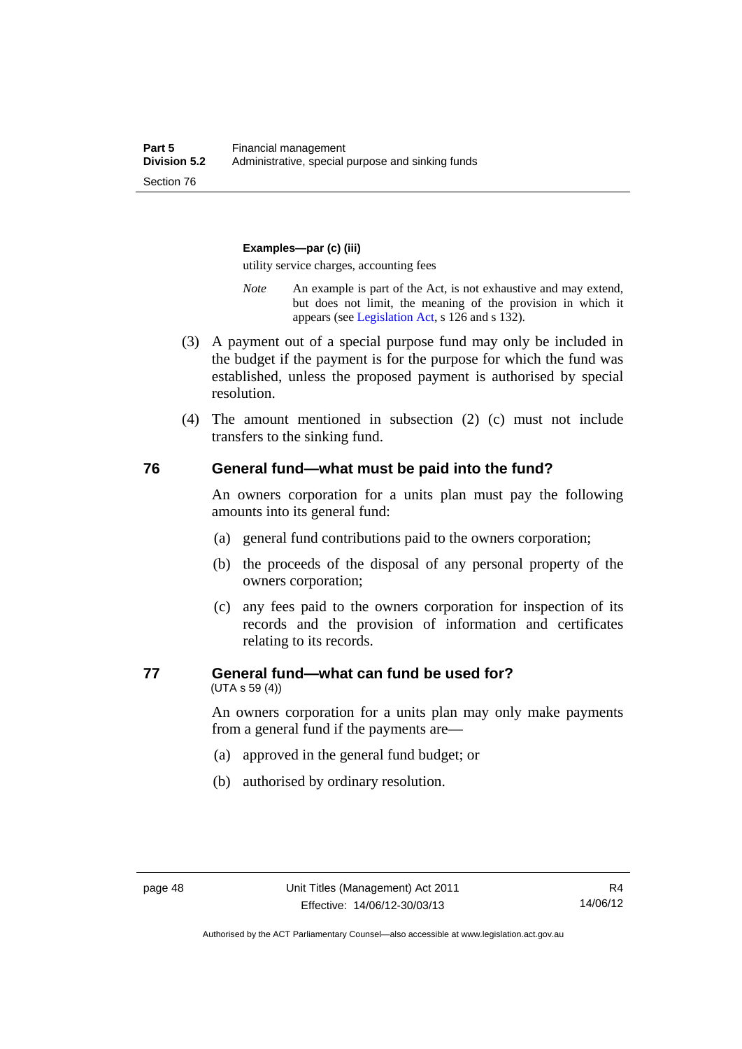**Examples—par (c) (iii)**

utility service charges, accounting fees

*Note* An example is part of the Act, is not exhaustive and may extend, but does not limit, the meaning of the provision in which it appears (see Legislation Act, s 126 and s 132).

(3) A payment out of a special purpose fund may only be included in the budget if the payment is for the purpose for which the fund was established, unless the proposed payment is authorised by special resolution.

(4) The amount mentioned in subsection (2) (c) must not include transfers to the sinking fund.

## 76 General fund—what must be paid into the fund?

An owners corporation for a units plan must pay the following amounts into its general fund:

(a) general fund contributions paid to the owners corporation;

(b) the proceeds of the disposal of any personal property of the owners corporation;

(c) any fees paid to the owners corporation for inspection of its records and the provision of information and certificates relating to its records.

## 77 General fund—what can fund be used for?

(UTA s 59 (4))

An owners corporation for a units plan may only make payments from a general fund if the payments are—

(a) approved in the general fund budget; or

(b) authorised by ordinary resolution.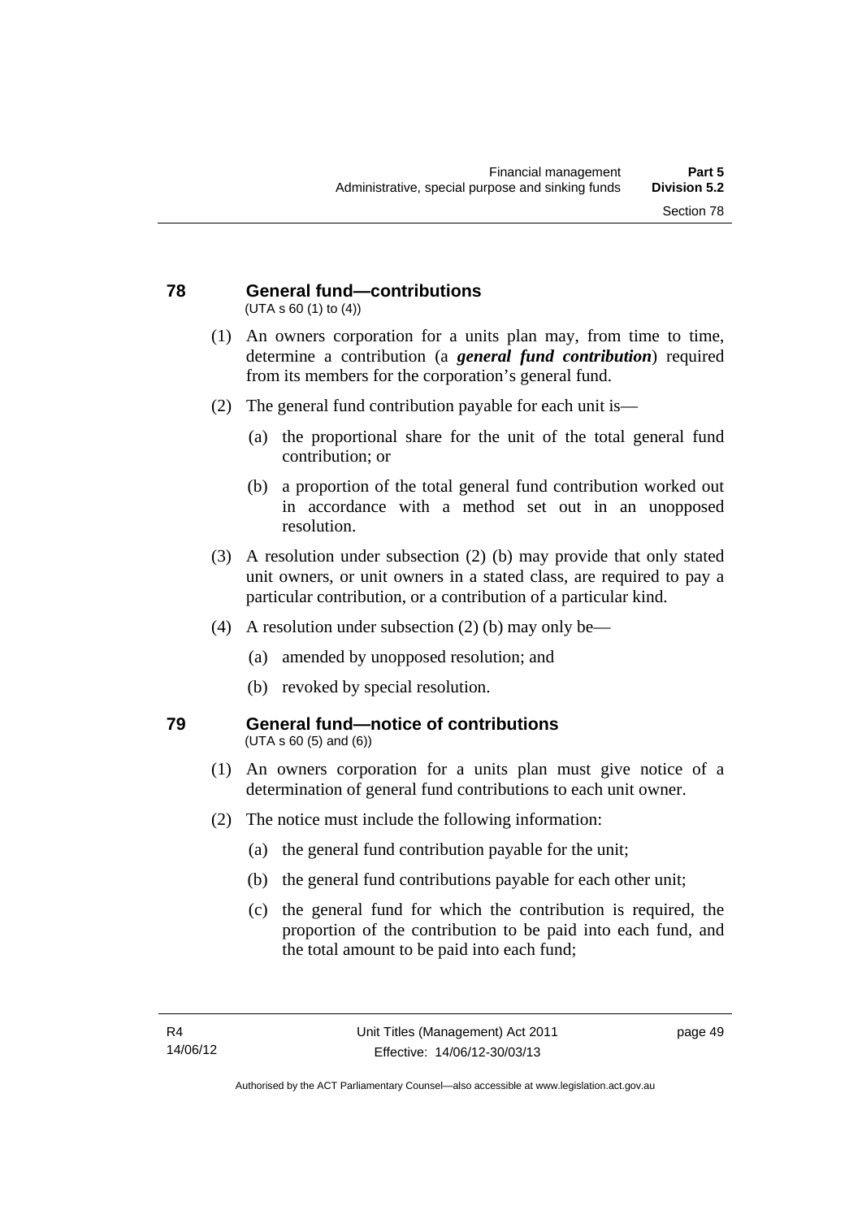## 78 General fund—contributions

(UTA s 60 (1) to (4))

(1) An owners corporation for a units plan may, from time to time, determine a contribution (a ***general fund contribution***) required from its members for the corporation's general fund.

(2) The general fund contribution payable for each unit is—

  (a) the proportional share for the unit of the total general fund contribution; or

  (b) a proportion of the total general fund contribution worked out in accordance with a method set out in an unopposed resolution.

(3) A resolution under subsection (2) (b) may provide that only stated unit owners, or unit owners in a stated class, are required to pay a particular contribution, or a contribution of a particular kind.

(4) A resolution under subsection (2) (b) may only be—

  (a) amended by unopposed resolution; and

  (b) revoked by special resolution.

## 79 General fund—notice of contributions

(UTA s 60 (5) and (6))

(1) An owners corporation for a units plan must give notice of a determination of general fund contributions to each unit owner.

(2) The notice must include the following information:

  (a) the general fund contribution payable for the unit;

  (b) the general fund contributions payable for each other unit;

  (c) the general fund for which the contribution is required, the proportion of the contribution to be paid into each fund, and the total amount to be paid into each fund;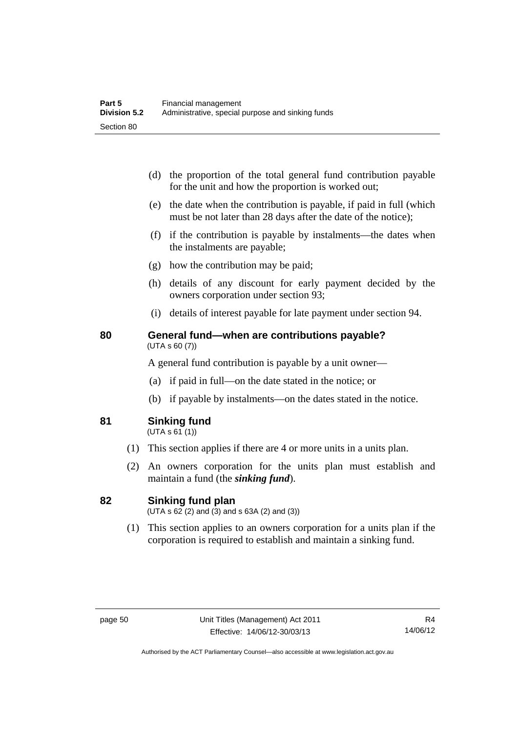(d) the proportion of the total general fund contribution payable for the unit and how the proportion is worked out;

(e) the date when the contribution is payable, if paid in full (which must be not later than 28 days after the date of the notice);

(f) if the contribution is payable by instalments—the dates when the instalments are payable;

(g) how the contribution may be paid;

(h) details of any discount for early payment decided by the owners corporation under section 93;

(i) details of interest payable for late payment under section 94.

## 80 General fund—when are contributions payable?

(UTA s 60 (7))

A general fund contribution is payable by a unit owner—

(a) if paid in full—on the date stated in the notice; or

(b) if payable by instalments—on the dates stated in the notice.

## 81 Sinking fund

(UTA s 61 (1))

(1) This section applies if there are 4 or more units in a units plan.

(2) An owners corporation for the units plan must establish and maintain a fund (the ***sinking fund***).

## 82 Sinking fund plan

(UTA s 62 (2) and (3) and s 63A (2) and (3))

(1) This section applies to an owners corporation for a units plan if the corporation is required to establish and maintain a sinking fund.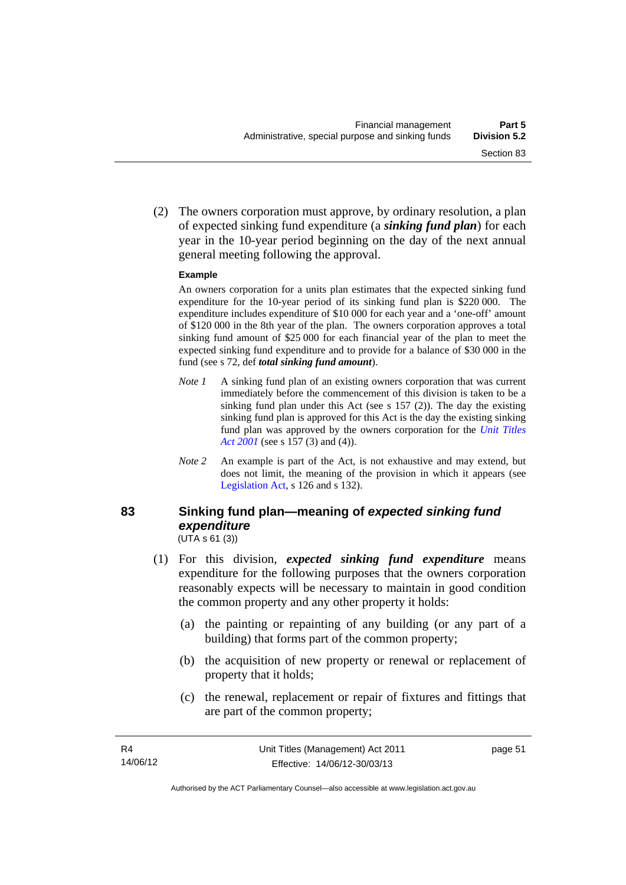(2) The owners corporation must approve, by ordinary resolution, a plan of expected sinking fund expenditure (a ***sinking fund plan***) for each year in the 10-year period beginning on the day of the next annual general meeting following the approval.

**Example**

An owners corporation for a units plan estimates that the expected sinking fund expenditure for the 10-year period of its sinking fund plan is $220 000. The expenditure includes expenditure of $10 000 for each year and a 'one-off' amount of $120 000 in the 8th year of the plan. The owners corporation approves a total sinking fund amount of $25 000 for each financial year of the plan to meet the expected sinking fund expenditure and to provide for a balance of $30 000 in the fund (see s 72, def ***total sinking fund amount***).

*Note 1* A sinking fund plan of an existing owners corporation that was current immediately before the commencement of this division is taken to be a sinking fund plan under this Act (see s 157 (2)). The day the existing sinking fund plan is approved for this Act is the day the existing sinking fund plan was approved by the owners corporation for the *Unit Titles Act 2001* (see s 157 (3) and (4)).

*Note 2* An example is part of the Act, is not exhaustive and may extend, but does not limit, the meaning of the provision in which it appears (see Legislation Act, s 126 and s 132).

## 83 Sinking fund plan—meaning of *expected sinking fund expenditure*

(UTA s 61 (3))

(1) For this division, ***expected sinking fund expenditure*** means expenditure for the following purposes that the owners corporation reasonably expects will be necessary to maintain in good condition the common property and any other property it holds:

(a) the painting or repainting of any building (or any part of a building) that forms part of the common property;

(b) the acquisition of new property or renewal or replacement of property that it holds;

(c) the renewal, replacement or repair of fixtures and fittings that are part of the common property;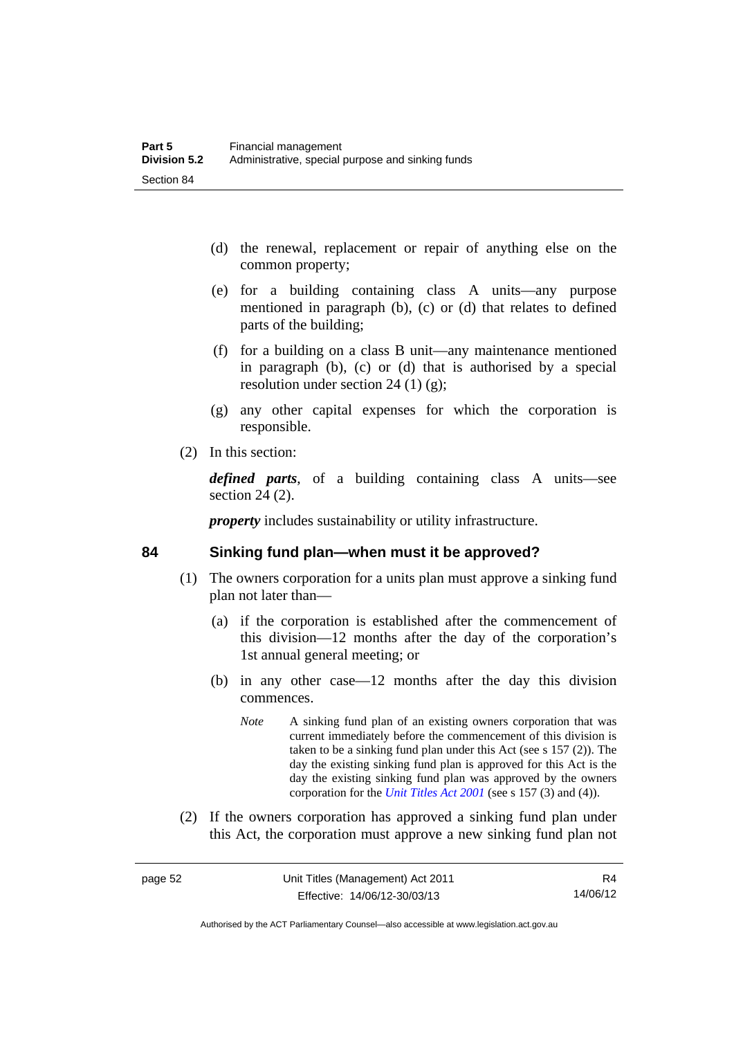(d) the renewal, replacement or repair of anything else on the common property;

(e) for a building containing class A units—any purpose mentioned in paragraph (b), (c) or (d) that relates to defined parts of the building;

(f) for a building on a class B unit—any maintenance mentioned in paragraph (b), (c) or (d) that is authorised by a special resolution under section 24 (1) (g);

(g) any other capital expenses for which the corporation is responsible.

(2) In this section:

***defined parts***, of a building containing class A units—see section 24 (2).

***property*** includes sustainability or utility infrastructure.

## 84 Sinking fund plan—when must it be approved?

(1) The owners corporation for a units plan must approve a sinking fund plan not later than—

(a) if the corporation is established after the commencement of this division—12 months after the day of the corporation's 1st annual general meeting; or

(b) in any other case—12 months after the day this division commences.

*Note* A sinking fund plan of an existing owners corporation that was current immediately before the commencement of this division is taken to be a sinking fund plan under this Act (see s 157 (2)). The day the existing sinking fund plan is approved for this Act is the day the existing sinking fund plan was approved by the owners corporation for the *Unit Titles Act 2001* (see s 157 (3) and (4)).

(2) If the owners corporation has approved a sinking fund plan under this Act, the corporation must approve a new sinking fund plan not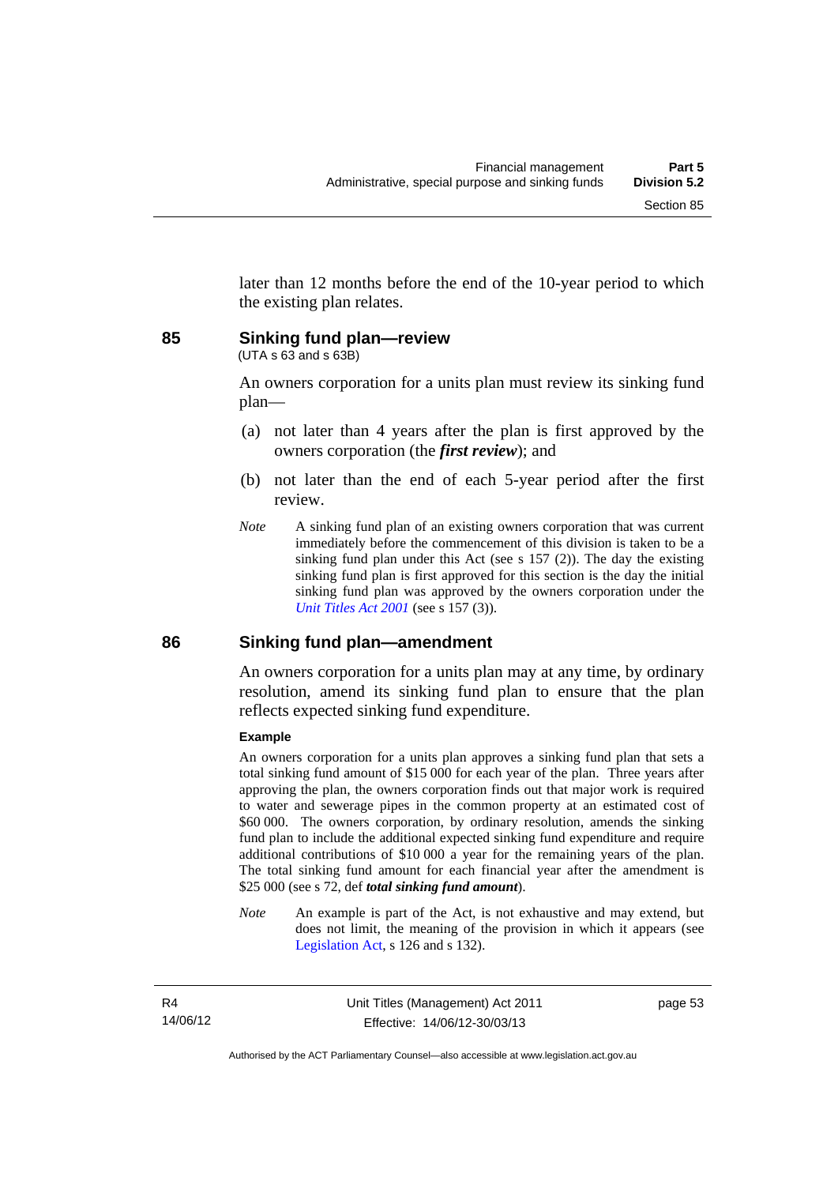later than 12 months before the end of the 10-year period to which the existing plan relates.

## 85 Sinking fund plan—review

(UTA s 63 and s 63B)

An owners corporation for a units plan must review its sinking fund plan—

(a) not later than 4 years after the plan is first approved by the owners corporation (the ***first review***); and

(b) not later than the end of each 5-year period after the first review.

*Note* A sinking fund plan of an existing owners corporation that was current immediately before the commencement of this division is taken to be a sinking fund plan under this Act (see s 157 (2)). The day the existing sinking fund plan is first approved for this section is the day the initial sinking fund plan was approved by the owners corporation under the *Unit Titles Act 2001* (see s 157 (3)).

## 86 Sinking fund plan—amendment

An owners corporation for a units plan may at any time, by ordinary resolution, amend its sinking fund plan to ensure that the plan reflects expected sinking fund expenditure.

**Example**

An owners corporation for a units plan approves a sinking fund plan that sets a total sinking fund amount of $15 000 for each year of the plan. Three years after approving the plan, the owners corporation finds out that major work is required to water and sewerage pipes in the common property at an estimated cost of $60 000. The owners corporation, by ordinary resolution, amends the sinking fund plan to include the additional expected sinking fund expenditure and require additional contributions of $10 000 a year for the remaining years of the plan. The total sinking fund amount for each financial year after the amendment is $25 000 (see s 72, def ***total sinking fund amount***).

*Note* An example is part of the Act, is not exhaustive and may extend, but does not limit, the meaning of the provision in which it appears (see Legislation Act, s 126 and s 132).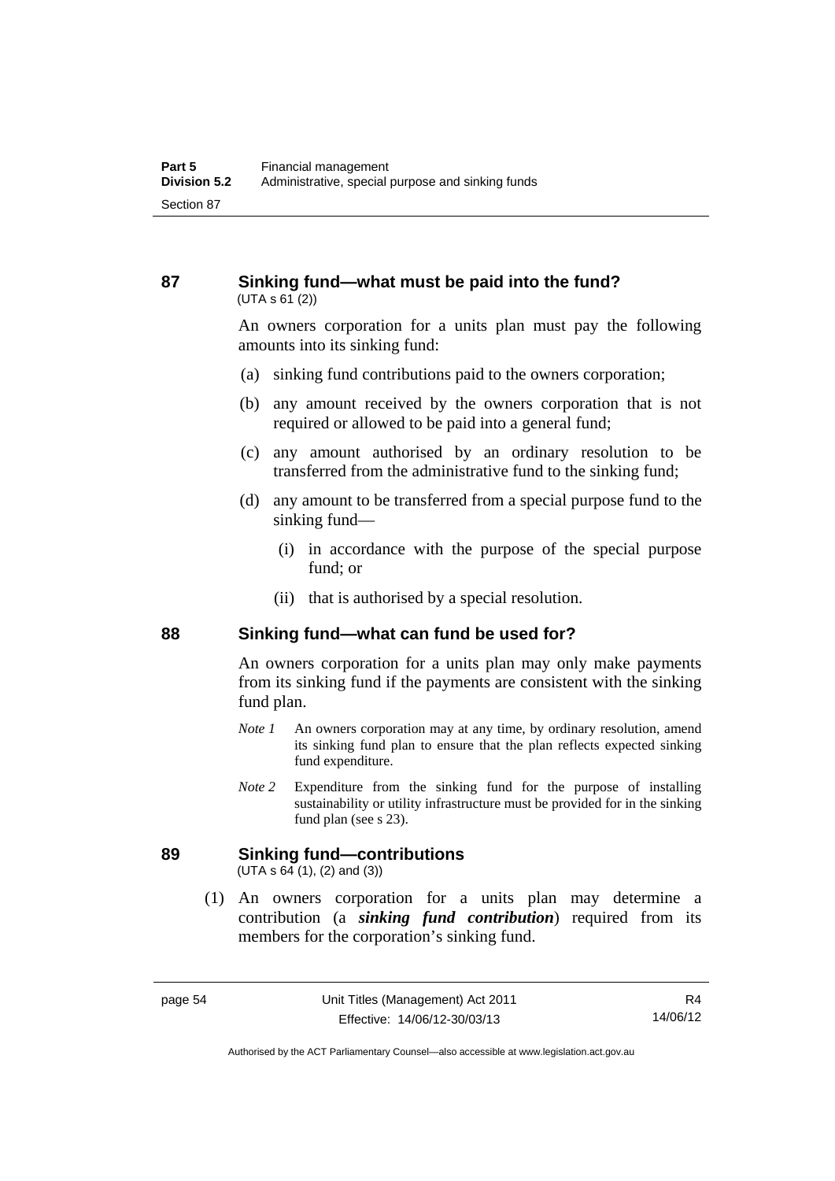## 87 Sinking fund—what must be paid into the fund?

(UTA s 61 (2))

An owners corporation for a units plan must pay the following amounts into its sinking fund:

(a) sinking fund contributions paid to the owners corporation;

(b) any amount received by the owners corporation that is not required or allowed to be paid into a general fund;

(c) any amount authorised by an ordinary resolution to be transferred from the administrative fund to the sinking fund;

(d) any amount to be transferred from a special purpose fund to the sinking fund—

(i) in accordance with the purpose of the special purpose fund; or

(ii) that is authorised by a special resolution.

## 88 Sinking fund—what can fund be used for?

An owners corporation for a units plan may only make payments from its sinking fund if the payments are consistent with the sinking fund plan.

*Note 1* An owners corporation may at any time, by ordinary resolution, amend its sinking fund plan to ensure that the plan reflects expected sinking fund expenditure.

*Note 2* Expenditure from the sinking fund for the purpose of installing sustainability or utility infrastructure must be provided for in the sinking fund plan (see s 23).

## 89 Sinking fund—contributions

(UTA s 64 (1), (2) and (3))

(1) An owners corporation for a units plan may determine a contribution (a ***sinking fund contribution***) required from its members for the corporation's sinking fund.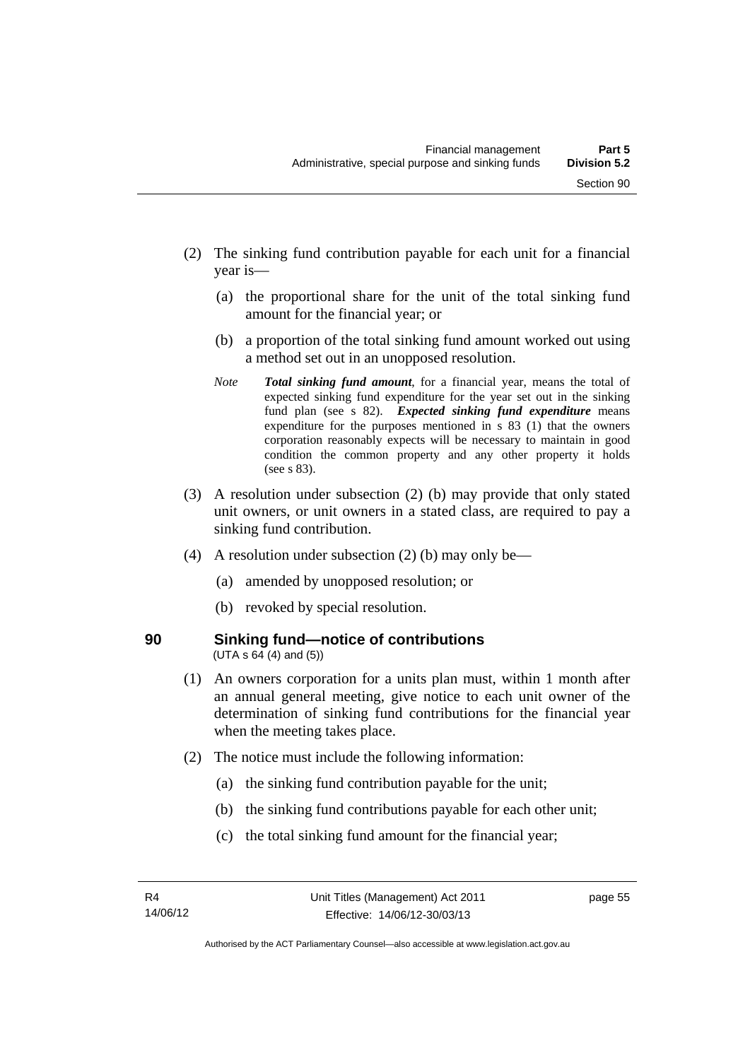(2) The sinking fund contribution payable for each unit for a financial year is—

(a) the proportional share for the unit of the total sinking fund amount for the financial year; or

(b) a proportion of the total sinking fund amount worked out using a method set out in an unopposed resolution.

*Note* ***Total sinking fund amount***, for a financial year, means the total of expected sinking fund expenditure for the year set out in the sinking fund plan (see s 82). ***Expected sinking fund expenditure*** means expenditure for the purposes mentioned in s 83 (1) that the owners corporation reasonably expects will be necessary to maintain in good condition the common property and any other property it holds (see s 83).

(3) A resolution under subsection (2) (b) may provide that only stated unit owners, or unit owners in a stated class, are required to pay a sinking fund contribution.

(4) A resolution under subsection (2) (b) may only be—

(a) amended by unopposed resolution; or

(b) revoked by special resolution.

## 90 Sinking fund—notice of contributions

(UTA s 64 (4) and (5))

(1) An owners corporation for a units plan must, within 1 month after an annual general meeting, give notice to each unit owner of the determination of sinking fund contributions for the financial year when the meeting takes place.

(2) The notice must include the following information:

(a) the sinking fund contribution payable for the unit;

(b) the sinking fund contributions payable for each other unit;

(c) the total sinking fund amount for the financial year;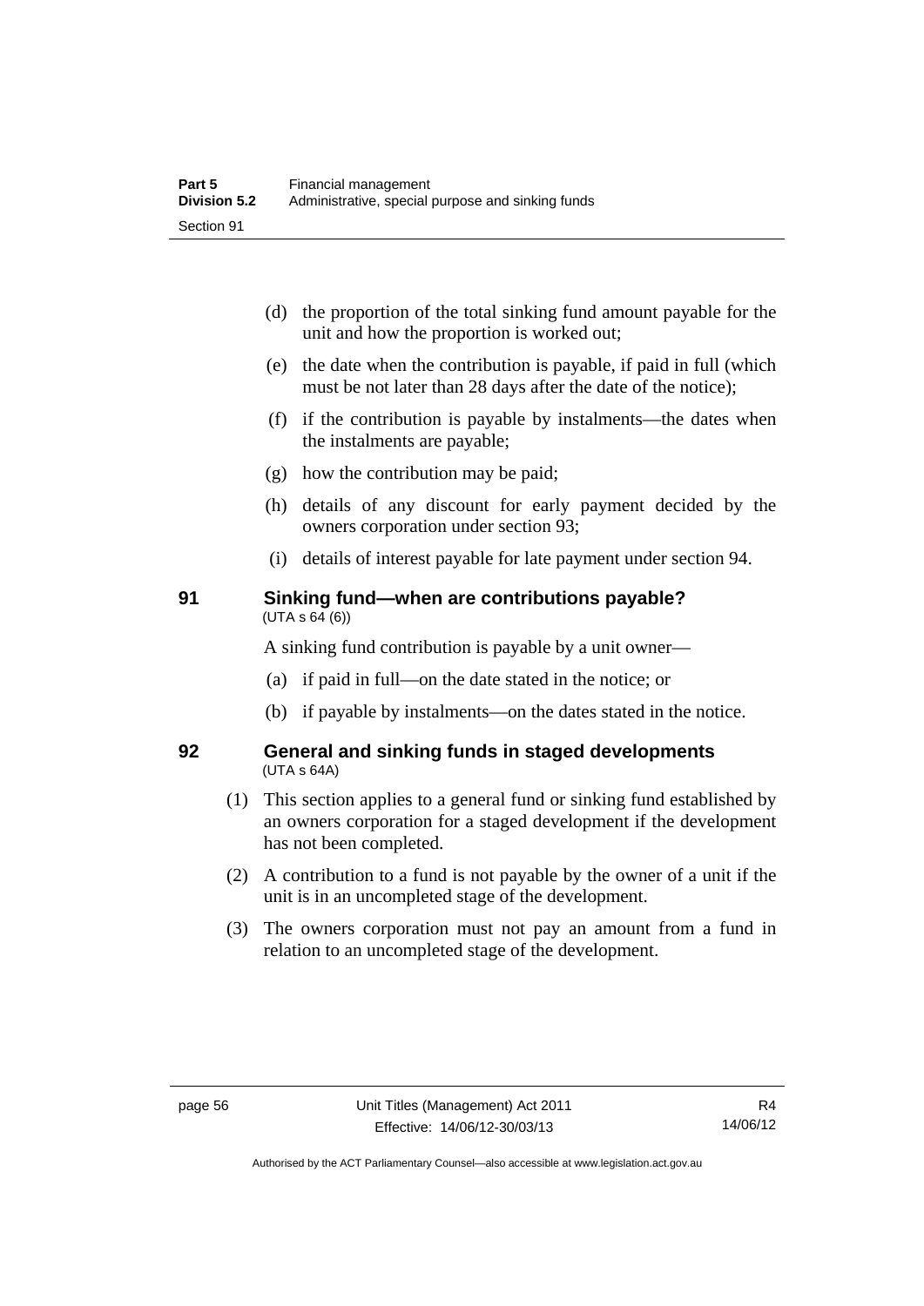(d) the proportion of the total sinking fund amount payable for the unit and how the proportion is worked out;

(e) the date when the contribution is payable, if paid in full (which must be not later than 28 days after the date of the notice);

(f) if the contribution is payable by instalments—the dates when the instalments are payable;

(g) how the contribution may be paid;

(h) details of any discount for early payment decided by the owners corporation under section 93;

(i) details of interest payable for late payment under section 94.

## 91 Sinking fund—when are contributions payable?

(UTA s 64 (6))

A sinking fund contribution is payable by a unit owner—

(a) if paid in full—on the date stated in the notice; or

(b) if payable by instalments—on the dates stated in the notice.

## 92 General and sinking funds in staged developments

(UTA s 64A)

(1) This section applies to a general fund or sinking fund established by an owners corporation for a staged development if the development has not been completed.

(2) A contribution to a fund is not payable by the owner of a unit if the unit is in an uncompleted stage of the development.

(3) The owners corporation must not pay an amount from a fund in relation to an uncompleted stage of the development.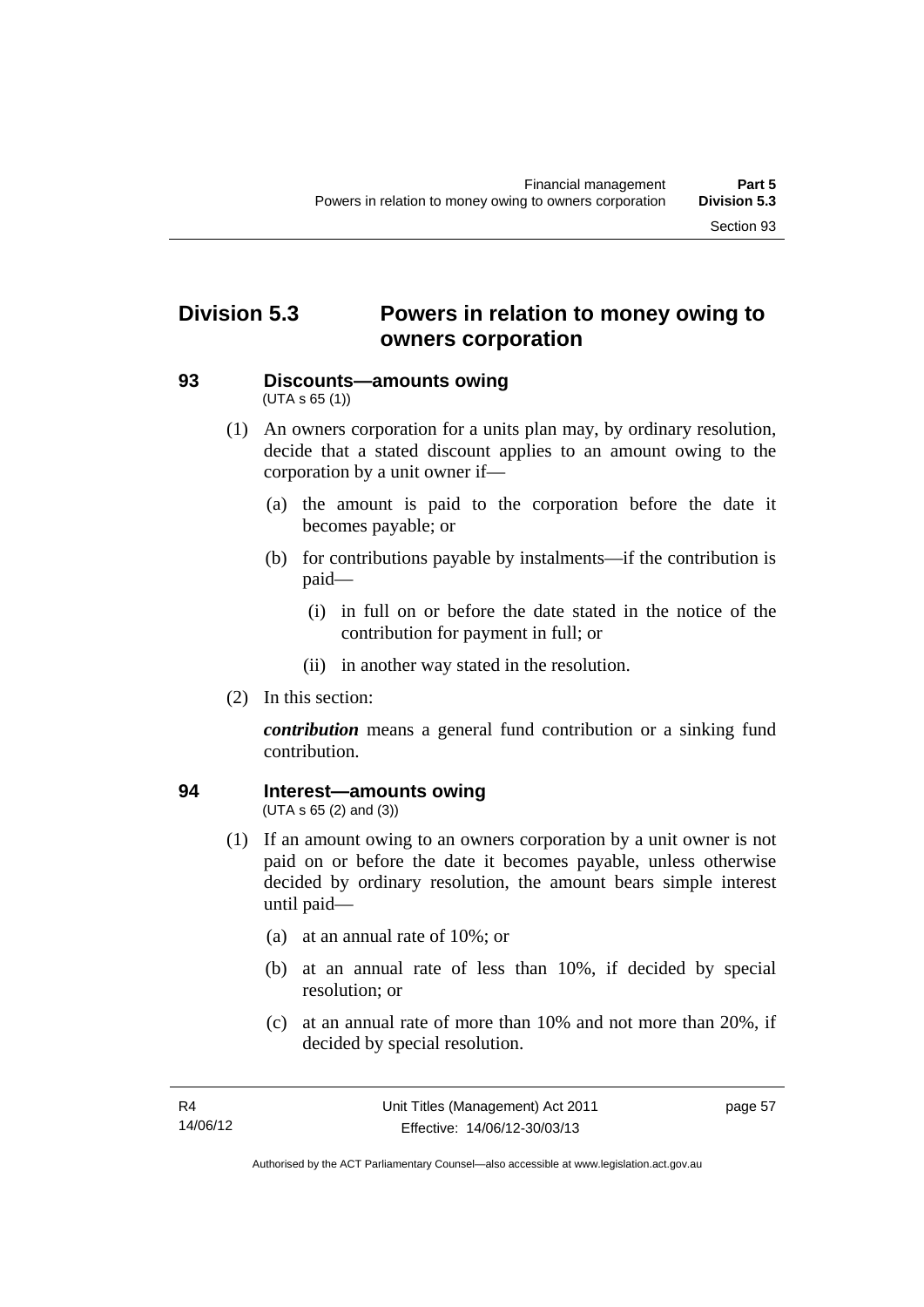## Division 5.3 Powers in relation to money owing to owners corporation

### 93 Discounts—amounts owing

(UTA s 65 (1))

(1) An owners corporation for a units plan may, by ordinary resolution, decide that a stated discount applies to an amount owing to the corporation by a unit owner if—

(a) the amount is paid to the corporation before the date it becomes payable; or

(b) for contributions payable by instalments—if the contribution is paid—

(i) in full on or before the date stated in the notice of the contribution for payment in full; or

(ii) in another way stated in the resolution.

(2) In this section:

***contribution*** means a general fund contribution or a sinking fund contribution.

### 94 Interest—amounts owing

(UTA s 65 (2) and (3))

(1) If an amount owing to an owners corporation by a unit owner is not paid on or before the date it becomes payable, unless otherwise decided by ordinary resolution, the amount bears simple interest until paid—

(a) at an annual rate of 10%; or

(b) at an annual rate of less than 10%, if decided by special resolution; or

(c) at an annual rate of more than 10% and not more than 20%, if decided by special resolution.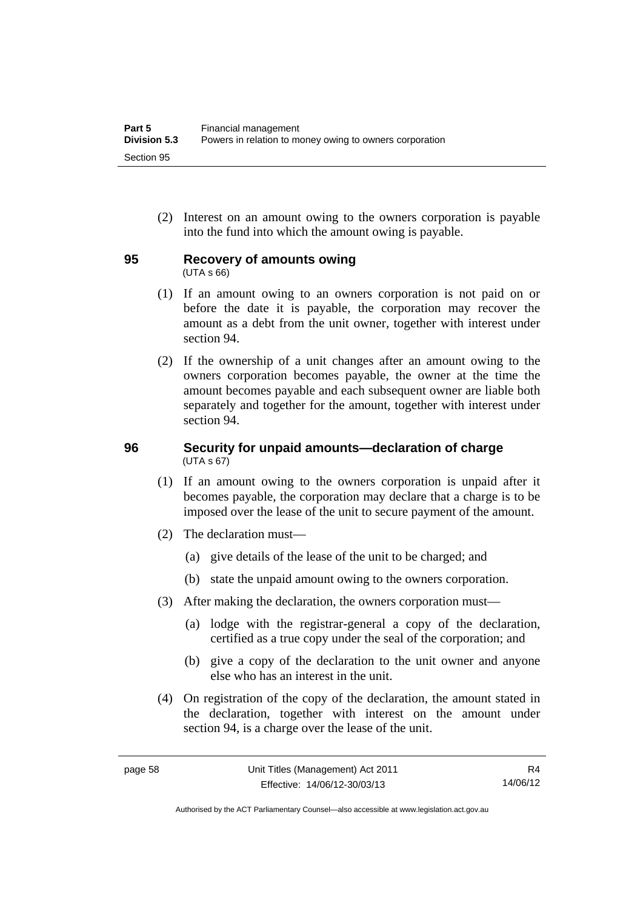(2) Interest on an amount owing to the owners corporation is payable into the fund into which the amount owing is payable.

## 95 Recovery of amounts owing

(UTA s 66)

(1) If an amount owing to an owners corporation is not paid on or before the date it is payable, the corporation may recover the amount as a debt from the unit owner, together with interest under section 94.

(2) If the ownership of a unit changes after an amount owing to the owners corporation becomes payable, the owner at the time the amount becomes payable and each subsequent owner are liable both separately and together for the amount, together with interest under section 94.

## 96 Security for unpaid amounts—declaration of charge

(UTA s 67)

(1) If an amount owing to the owners corporation is unpaid after it becomes payable, the corporation may declare that a charge is to be imposed over the lease of the unit to secure payment of the amount.

(2) The declaration must—

(a) give details of the lease of the unit to be charged; and

(b) state the unpaid amount owing to the owners corporation.

(3) After making the declaration, the owners corporation must—

(a) lodge with the registrar-general a copy of the declaration, certified as a true copy under the seal of the corporation; and

(b) give a copy of the declaration to the unit owner and anyone else who has an interest in the unit.

(4) On registration of the copy of the declaration, the amount stated in the declaration, together with interest on the amount under section 94, is a charge over the lease of the unit.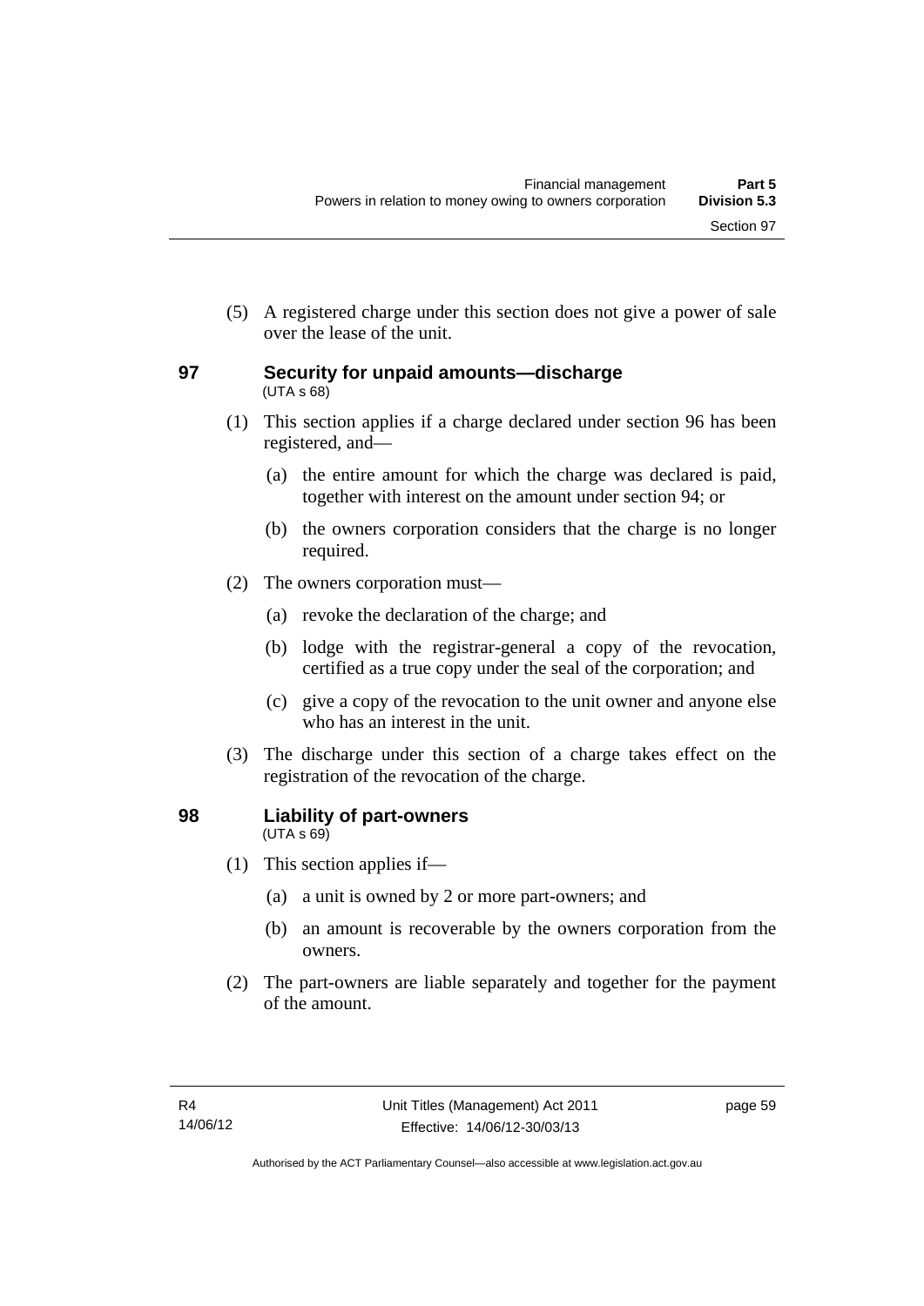(5) A registered charge under this section does not give a power of sale over the lease of the unit.

## 97 Security for unpaid amounts—discharge

(UTA s 68)

(1) This section applies if a charge declared under section 96 has been registered, and—

(a) the entire amount for which the charge was declared is paid, together with interest on the amount under section 94; or

(b) the owners corporation considers that the charge is no longer required.

(2) The owners corporation must—

(a) revoke the declaration of the charge; and

(b) lodge with the registrar-general a copy of the revocation, certified as a true copy under the seal of the corporation; and

(c) give a copy of the revocation to the unit owner and anyone else who has an interest in the unit.

(3) The discharge under this section of a charge takes effect on the registration of the revocation of the charge.

## 98 Liability of part-owners

(UTA s 69)

(1) This section applies if—

(a) a unit is owned by 2 or more part-owners; and

(b) an amount is recoverable by the owners corporation from the owners.

(2) The part-owners are liable separately and together for the payment of the amount.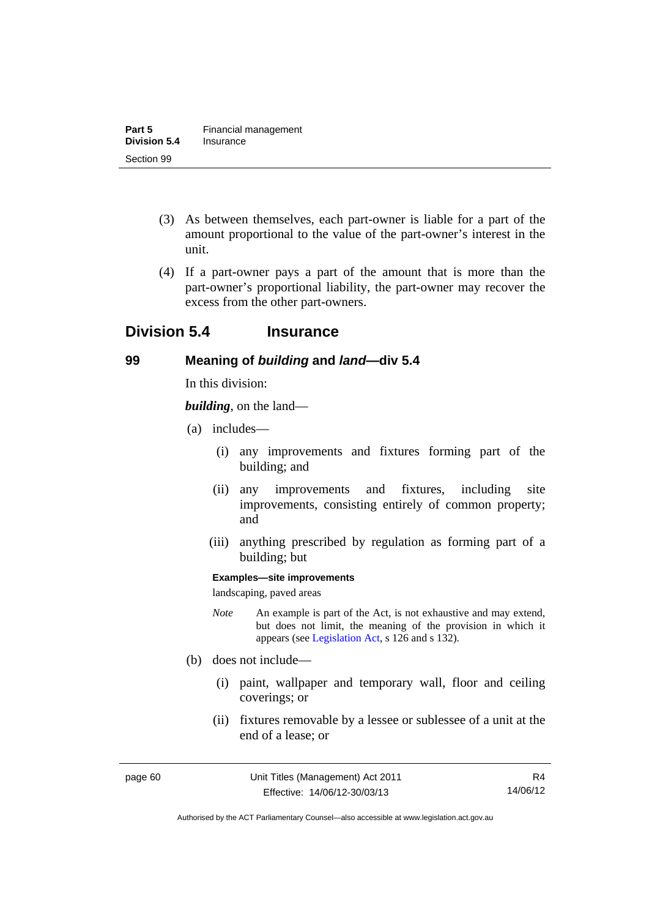(3) As between themselves, each part-owner is liable for a part of the amount proportional to the value of the part-owner's interest in the unit.

(4) If a part-owner pays a part of the amount that is more than the part-owner's proportional liability, the part-owner may recover the excess from the other part-owners.

## Division 5.4 Insurance

### 99 Meaning of *building* and *land*—div 5.4

In this division:

***building***, on the land—

(a) includes—

(i) any improvements and fixtures forming part of the building; and

(ii) any improvements and fixtures, including site improvements, consisting entirely of common property; and

(iii) anything prescribed by regulation as forming part of a building; but

**Examples—site improvements**

landscaping, paved areas

*Note* An example is part of the Act, is not exhaustive and may extend, but does not limit, the meaning of the provision in which it appears (see Legislation Act, s 126 and s 132).

(b) does not include—

(i) paint, wallpaper and temporary wall, floor and ceiling coverings; or

(ii) fixtures removable by a lessee or sublessee of a unit at the end of a lease; or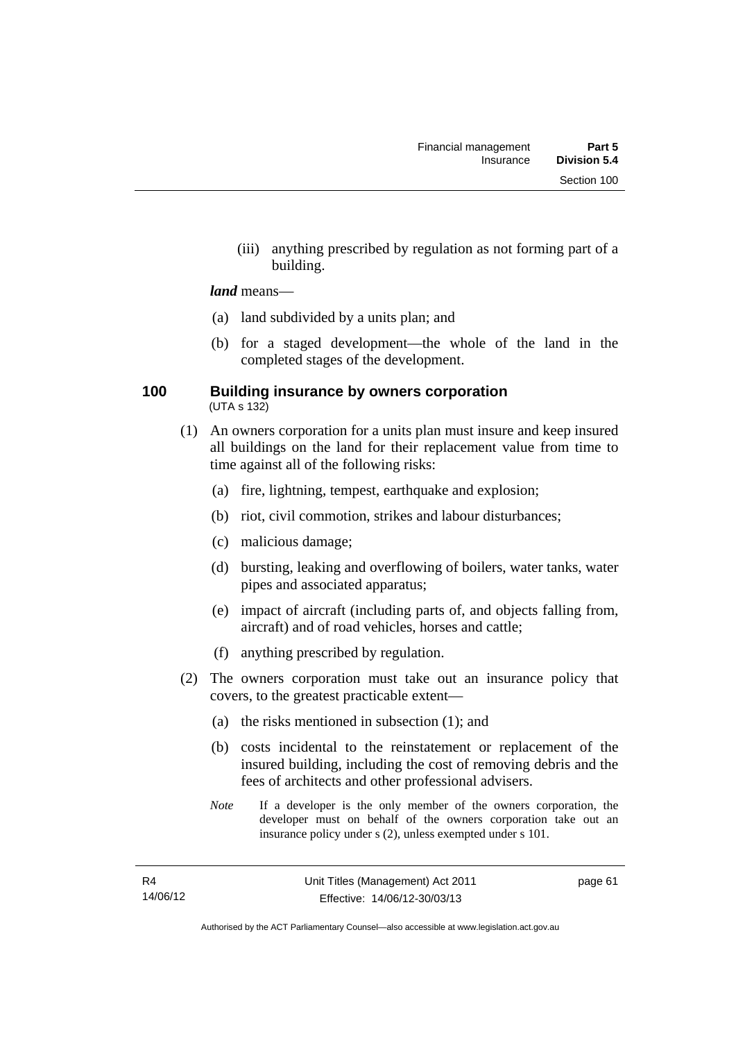(iii) anything prescribed by regulation as not forming part of a building.

***land*** means—

(a) land subdivided by a units plan; and

(b) for a staged development—the whole of the land in the completed stages of the development.

## 100 Building insurance by owners corporation

(UTA s 132)

(1) An owners corporation for a units plan must insure and keep insured all buildings on the land for their replacement value from time to time against all of the following risks:

(a) fire, lightning, tempest, earthquake and explosion;

(b) riot, civil commotion, strikes and labour disturbances;

(c) malicious damage;

(d) bursting, leaking and overflowing of boilers, water tanks, water pipes and associated apparatus;

(e) impact of aircraft (including parts of, and objects falling from, aircraft) and of road vehicles, horses and cattle;

(f) anything prescribed by regulation.

(2) The owners corporation must take out an insurance policy that covers, to the greatest practicable extent—

(a) the risks mentioned in subsection (1); and

(b) costs incidental to the reinstatement or replacement of the insured building, including the cost of removing debris and the fees of architects and other professional advisers.

*Note* If a developer is the only member of the owners corporation, the developer must on behalf of the owners corporation take out an insurance policy under s (2), unless exempted under s 101.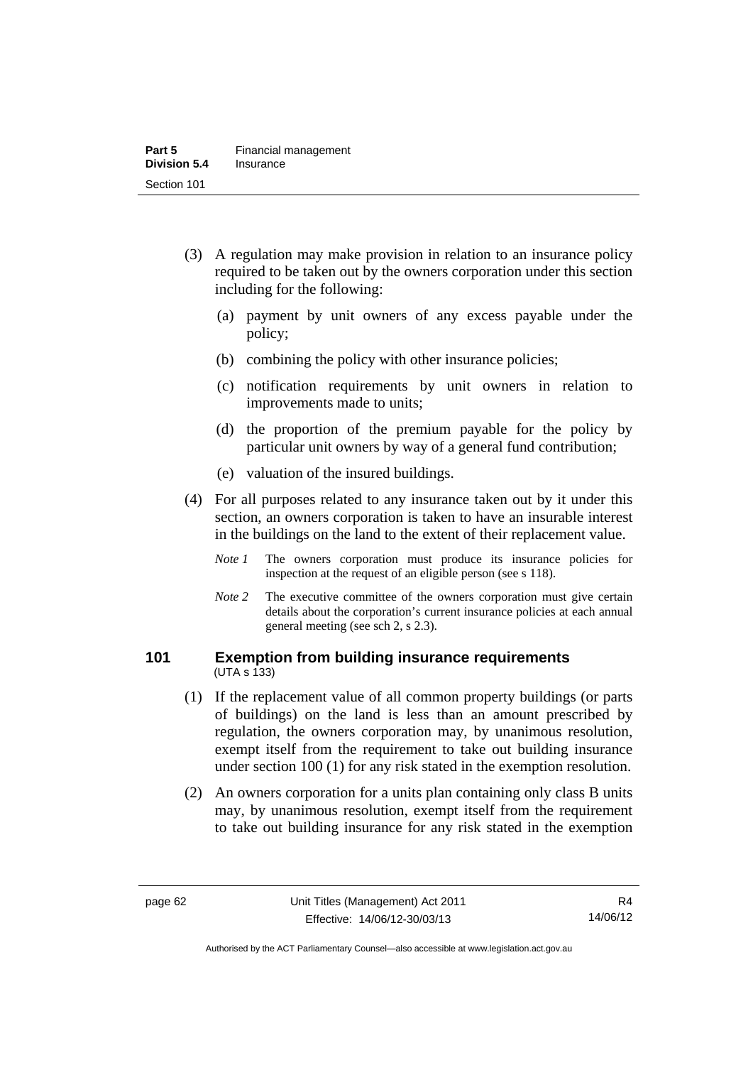(3) A regulation may make provision in relation to an insurance policy required to be taken out by the owners corporation under this section including for the following:

(a) payment by unit owners of any excess payable under the policy;

(b) combining the policy with other insurance policies;

(c) notification requirements by unit owners in relation to improvements made to units;

(d) the proportion of the premium payable for the policy by particular unit owners by way of a general fund contribution;

(e) valuation of the insured buildings.

(4) For all purposes related to any insurance taken out by it under this section, an owners corporation is taken to have an insurable interest in the buildings on the land to the extent of their replacement value.

*Note 1* The owners corporation must produce its insurance policies for inspection at the request of an eligible person (see s 118).

*Note 2* The executive committee of the owners corporation must give certain details about the corporation's current insurance policies at each annual general meeting (see sch 2, s 2.3).

## 101 Exemption from building insurance requirements

(UTA s 133)

(1) If the replacement value of all common property buildings (or parts of buildings) on the land is less than an amount prescribed by regulation, the owners corporation may, by unanimous resolution, exempt itself from the requirement to take out building insurance under section 100 (1) for any risk stated in the exemption resolution.

(2) An owners corporation for a units plan containing only class B units may, by unanimous resolution, exempt itself from the requirement to take out building insurance for any risk stated in the exemption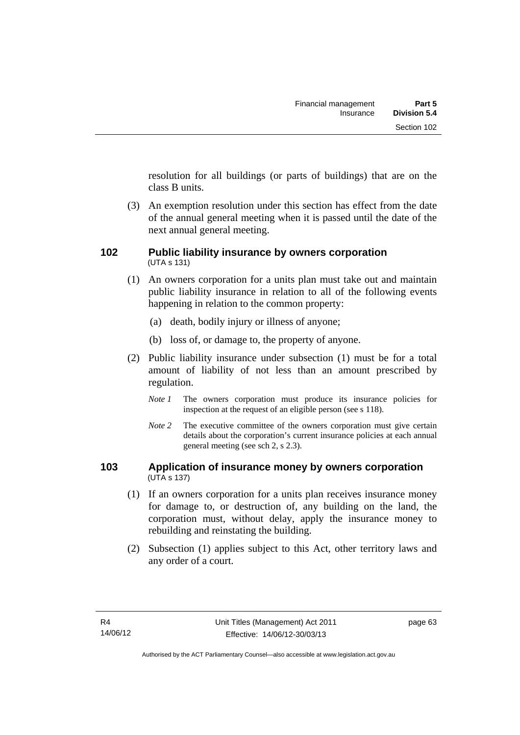resolution for all buildings (or parts of buildings) that are on the class B units.

(3) An exemption resolution under this section has effect from the date of the annual general meeting when it is passed until the date of the next annual general meeting.

### 102 Public liability insurance by owners corporation
(UTA s 131)

(1) An owners corporation for a units plan must take out and maintain public liability insurance in relation to all of the following events happening in relation to the common property:

(a) death, bodily injury or illness of anyone;

(b) loss of, or damage to, the property of anyone.

(2) Public liability insurance under subsection (1) must be for a total amount of liability of not less than an amount prescribed by regulation.

*Note 1* The owners corporation must produce its insurance policies for inspection at the request of an eligible person (see s 118).

*Note 2* The executive committee of the owners corporation must give certain details about the corporation's current insurance policies at each annual general meeting (see sch 2, s 2.3).

### 103 Application of insurance money by owners corporation
(UTA s 137)

(1) If an owners corporation for a units plan receives insurance money for damage to, or destruction of, any building on the land, the corporation must, without delay, apply the insurance money to rebuilding and reinstating the building.

(2) Subsection (1) applies subject to this Act, other territory laws and any order of a court.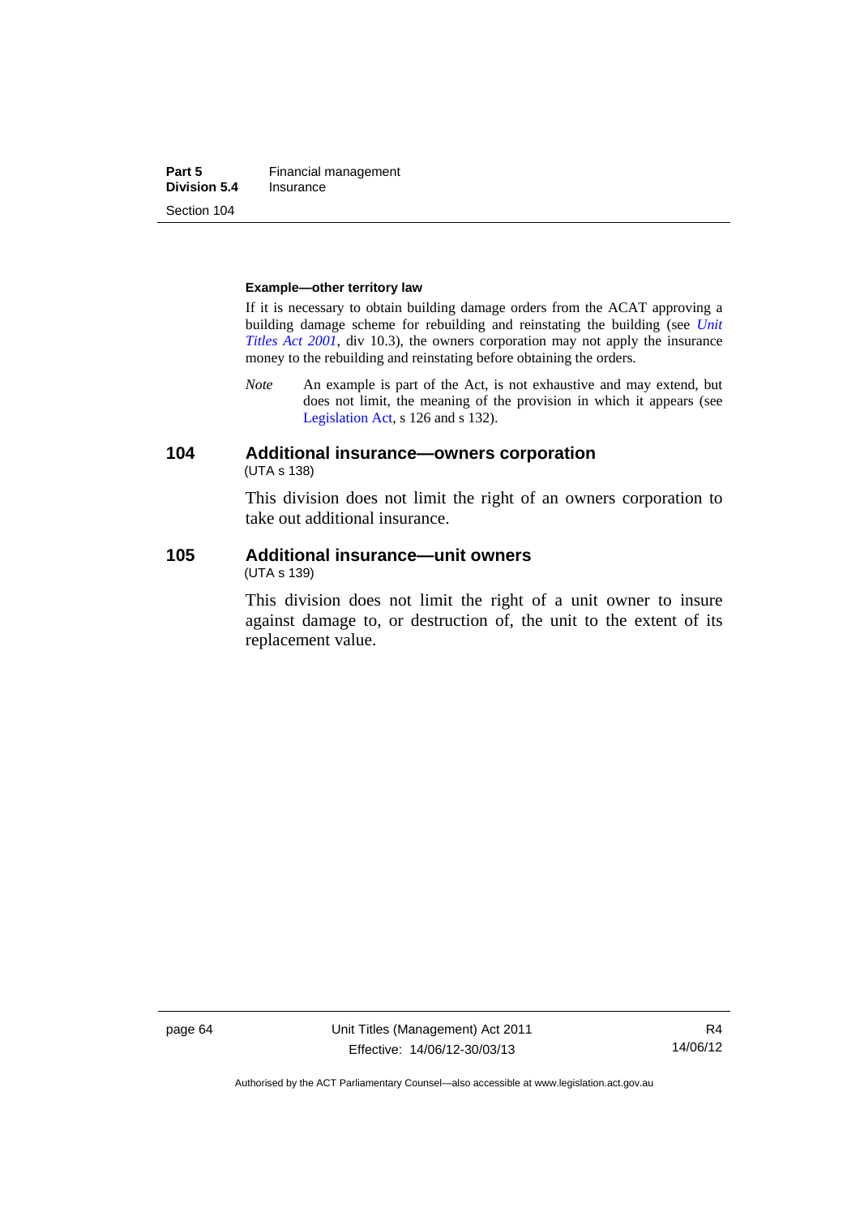**Example—other territory law**

If it is necessary to obtain building damage orders from the ACAT approving a building damage scheme for rebuilding and reinstating the building (see *Unit Titles Act 2001*, div 10.3), the owners corporation may not apply the insurance money to the rebuilding and reinstating before obtaining the orders.

*Note* An example is part of the Act, is not exhaustive and may extend, but does not limit, the meaning of the provision in which it appears (see Legislation Act, s 126 and s 132).

## 104 Additional insurance—owners corporation

(UTA s 138)

This division does not limit the right of an owners corporation to take out additional insurance.

## 105 Additional insurance—unit owners

(UTA s 139)

This division does not limit the right of a unit owner to insure against damage to, or destruction of, the unit to the extent of its replacement value.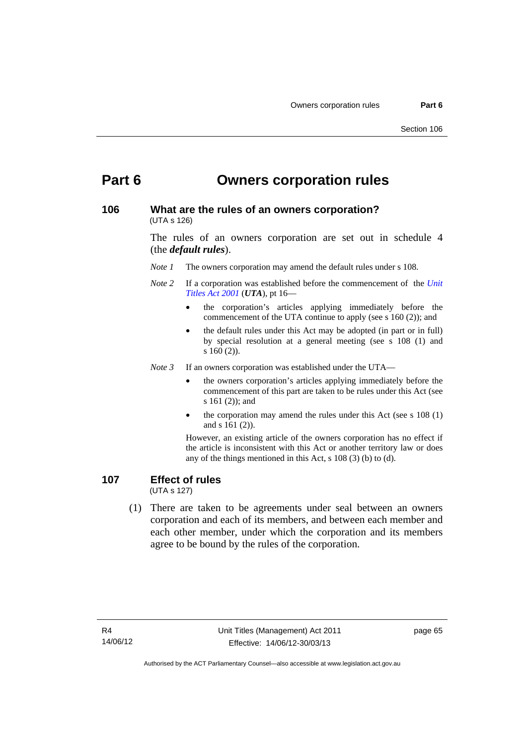# Part 6 Owners corporation rules

## 106 What are the rules of an owners corporation?

(UTA s 126)

The rules of an owners corporation are set out in schedule 4 (the ***default rules***).

*Note 1* The owners corporation may amend the default rules under s 108.

*Note 2* If a corporation was established before the commencement of the *Unit Titles Act 2001* (***UTA***), pt 16—

- the corporation's articles applying immediately before the commencement of the UTA continue to apply (see s 160 (2)); and
- the default rules under this Act may be adopted (in part or in full) by special resolution at a general meeting (see s 108 (1) and s 160 (2)).

*Note 3* If an owners corporation was established under the UTA—

- the owners corporation's articles applying immediately before the commencement of this part are taken to be rules under this Act (see s 161 (2)); and
- the corporation may amend the rules under this Act (see s 108 (1) and s 161 (2)).

However, an existing article of the owners corporation has no effect if the article is inconsistent with this Act or another territory law or does any of the things mentioned in this Act, s 108 (3) (b) to (d).

## 107 Effect of rules

(UTA s 127)

(1) There are taken to be agreements under seal between an owners corporation and each of its members, and between each member and each other member, under which the corporation and its members agree to be bound by the rules of the corporation.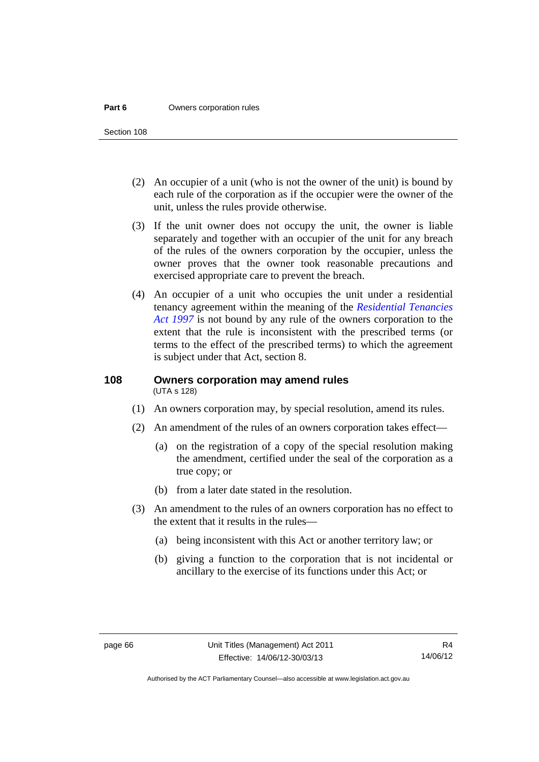(2) An occupier of a unit (who is not the owner of the unit) is bound by each rule of the corporation as if the occupier were the owner of the unit, unless the rules provide otherwise.

(3) If the unit owner does not occupy the unit, the owner is liable separately and together with an occupier of the unit for any breach of the rules of the owners corporation by the occupier, unless the owner proves that the owner took reasonable precautions and exercised appropriate care to prevent the breach.

(4) An occupier of a unit who occupies the unit under a residential tenancy agreement within the meaning of the *Residential Tenancies Act 1997* is not bound by any rule of the owners corporation to the extent that the rule is inconsistent with the prescribed terms (or terms to the effect of the prescribed terms) to which the agreement is subject under that Act, section 8.

## 108 Owners corporation may amend rules

(UTA s 128)

(1) An owners corporation may, by special resolution, amend its rules.

(2) An amendment of the rules of an owners corporation takes effect—

(a) on the registration of a copy of the special resolution making the amendment, certified under the seal of the corporation as a true copy; or

(b) from a later date stated in the resolution.

(3) An amendment to the rules of an owners corporation has no effect to the extent that it results in the rules—

(a) being inconsistent with this Act or another territory law; or

(b) giving a function to the corporation that is not incidental or ancillary to the exercise of its functions under this Act; or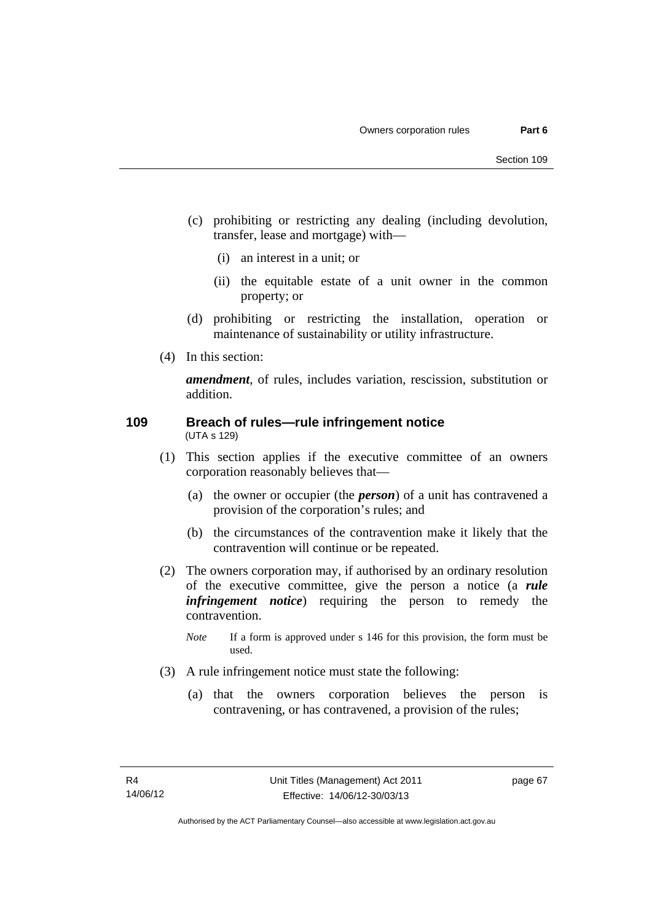(c) prohibiting or restricting any dealing (including devolution, transfer, lease and mortgage) with—

  (i) an interest in a unit; or

  (ii) the equitable estate of a unit owner in the common property; or

(d) prohibiting or restricting the installation, operation or maintenance of sustainability or utility infrastructure.

(4) In this section:

***amendment***, of rules, includes variation, rescission, substitution or addition.

## 109 Breach of rules—rule infringement notice

(UTA s 129)

(1) This section applies if the executive committee of an owners corporation reasonably believes that—

  (a) the owner or occupier (the ***person***) of a unit has contravened a provision of the corporation's rules; and

  (b) the circumstances of the contravention make it likely that the contravention will continue or be repeated.

(2) The owners corporation may, if authorised by an ordinary resolution of the executive committee, give the person a notice (a ***rule infringement notice***) requiring the person to remedy the contravention.

*Note* If a form is approved under s 146 for this provision, the form must be used.

(3) A rule infringement notice must state the following:

  (a) that the owners corporation believes the person is contravening, or has contravened, a provision of the rules;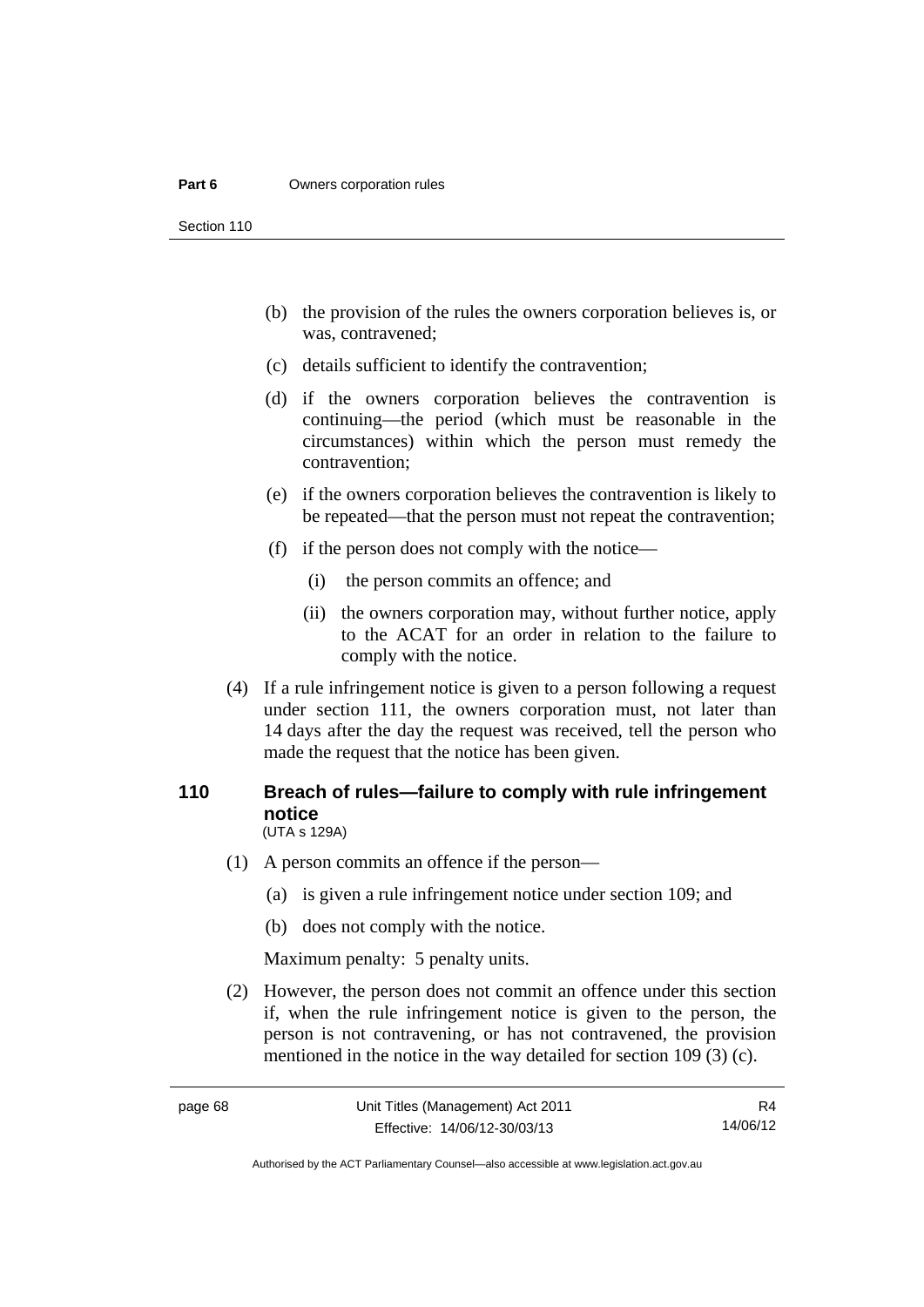(b) the provision of the rules the owners corporation believes is, or was, contravened;

(c) details sufficient to identify the contravention;

(d) if the owners corporation believes the contravention is continuing—the period (which must be reasonable in the circumstances) within which the person must remedy the contravention;

(e) if the owners corporation believes the contravention is likely to be repeated—that the person must not repeat the contravention;

(f) if the person does not comply with the notice—

(i) the person commits an offence; and

(ii) the owners corporation may, without further notice, apply to the ACAT for an order in relation to the failure to comply with the notice.

(4) If a rule infringement notice is given to a person following a request under section 111, the owners corporation must, not later than 14 days after the day the request was received, tell the person who made the request that the notice has been given.

## 110 Breach of rules—failure to comply with rule infringement notice

(UTA s 129A)

(1) A person commits an offence if the person—

(a) is given a rule infringement notice under section 109; and

(b) does not comply with the notice.

Maximum penalty: 5 penalty units.

(2) However, the person does not commit an offence under this section if, when the rule infringement notice is given to the person, the person is not contravening, or has not contravened, the provision mentioned in the notice in the way detailed for section 109 (3) (c).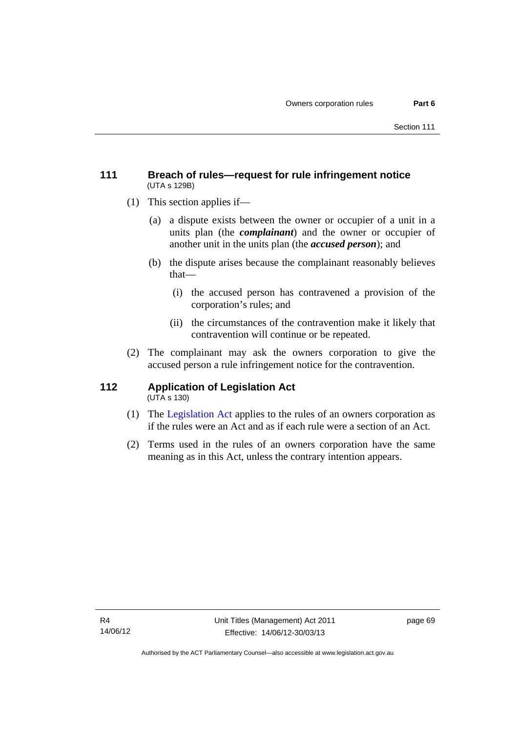## 111 Breach of rules—request for rule infringement notice

(UTA s 129B)

(1) This section applies if—

(a) a dispute exists between the owner or occupier of a unit in a units plan (the ***complainant***) and the owner or occupier of another unit in the units plan (the ***accused person***); and

(b) the dispute arises because the complainant reasonably believes that—

(i) the accused person has contravened a provision of the corporation's rules; and

(ii) the circumstances of the contravention make it likely that contravention will continue or be repeated.

(2) The complainant may ask the owners corporation to give the accused person a rule infringement notice for the contravention.

## 112 Application of Legislation Act

(UTA s 130)

(1) The Legislation Act applies to the rules of an owners corporation as if the rules were an Act and as if each rule were a section of an Act.

(2) Terms used in the rules of an owners corporation have the same meaning as in this Act, unless the contrary intention appears.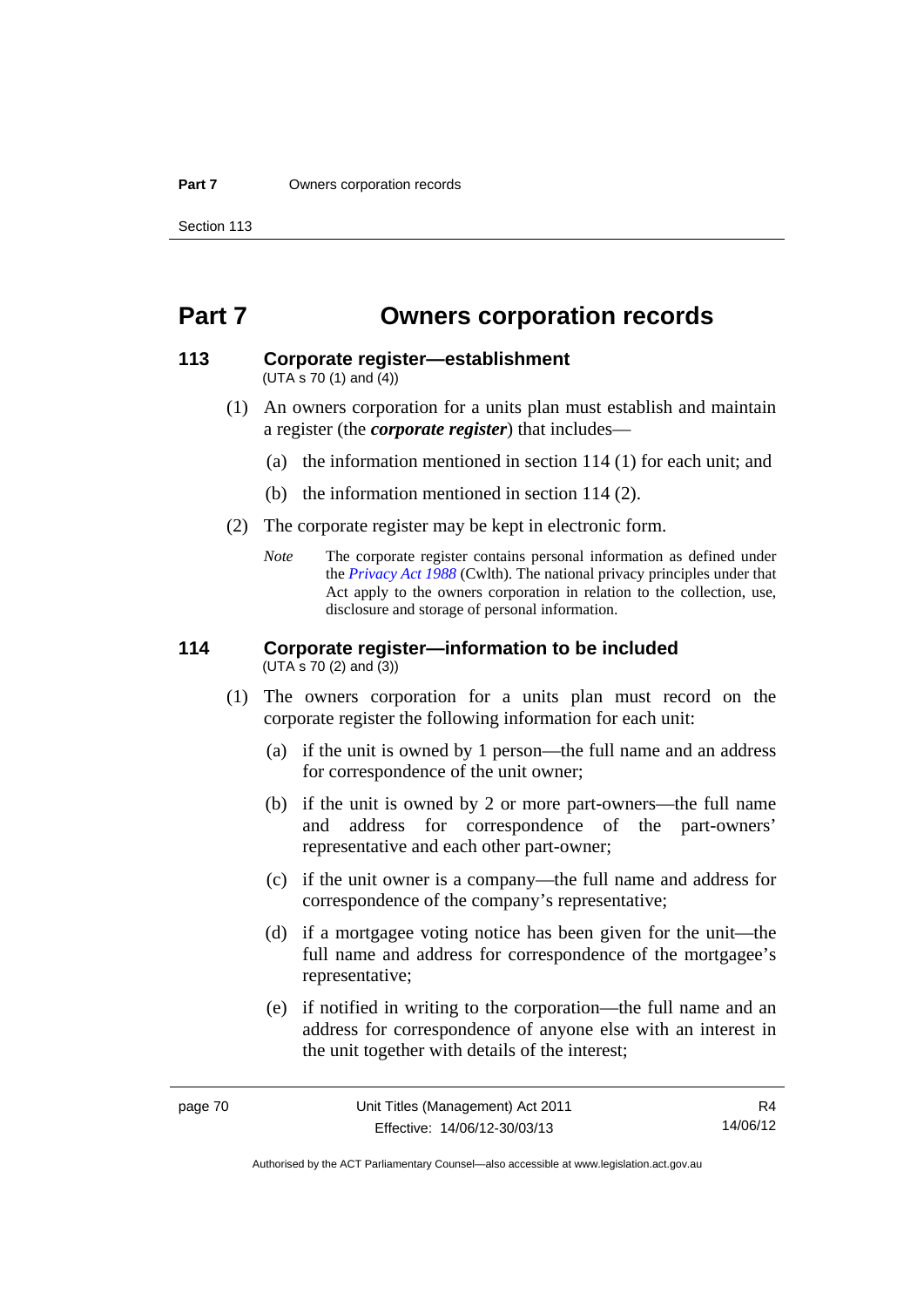# Part 7 Owners corporation records

## 113 Corporate register—establishment

(UTA s 70 (1) and (4))

(1) An owners corporation for a units plan must establish and maintain a register (the ***corporate register***) that includes—

(a) the information mentioned in section 114 (1) for each unit; and

(b) the information mentioned in section 114 (2).

(2) The corporate register may be kept in electronic form.

*Note* The corporate register contains personal information as defined under the *Privacy Act 1988* (Cwlth). The national privacy principles under that Act apply to the owners corporation in relation to the collection, use, disclosure and storage of personal information.

## 114 Corporate register—information to be included

(UTA s 70 (2) and (3))

(1) The owners corporation for a units plan must record on the corporate register the following information for each unit:

(a) if the unit is owned by 1 person—the full name and an address for correspondence of the unit owner;

(b) if the unit is owned by 2 or more part-owners—the full name and address for correspondence of the part-owners' representative and each other part-owner;

(c) if the unit owner is a company—the full name and address for correspondence of the company's representative;

(d) if a mortgagee voting notice has been given for the unit—the full name and address for correspondence of the mortgagee's representative;

(e) if notified in writing to the corporation—the full name and an address for correspondence of anyone else with an interest in the unit together with details of the interest;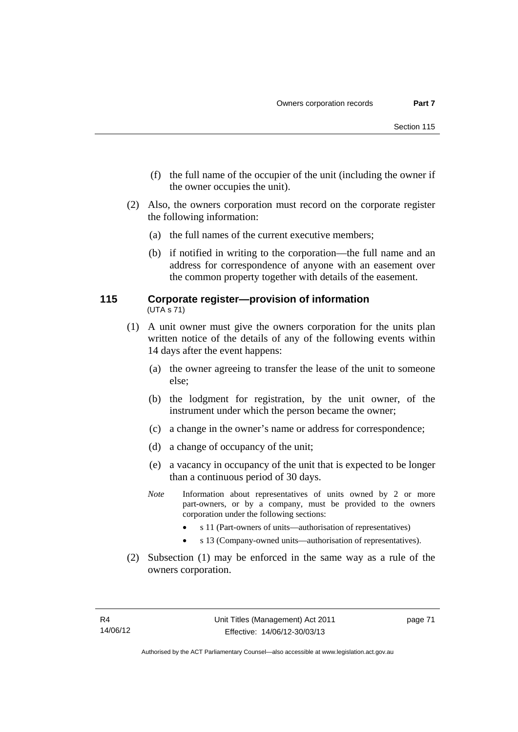(f) the full name of the occupier of the unit (including the owner if the owner occupies the unit).

(2) Also, the owners corporation must record on the corporate register the following information:

(a) the full names of the current executive members;

(b) if notified in writing to the corporation—the full name and an address for correspondence of anyone with an easement over the common property together with details of the easement.

## 115 Corporate register—provision of information

(UTA s 71)

(1) A unit owner must give the owners corporation for the units plan written notice of the details of any of the following events within 14 days after the event happens:

(a) the owner agreeing to transfer the lease of the unit to someone else;

(b) the lodgment for registration, by the unit owner, of the instrument under which the person became the owner;

(c) a change in the owner's name or address for correspondence;

(d) a change of occupancy of the unit;

(e) a vacancy in occupancy of the unit that is expected to be longer than a continuous period of 30 days.

*Note* Information about representatives of units owned by 2 or more part-owners, or by a company, must be provided to the owners corporation under the following sections:

- s 11 (Part-owners of units—authorisation of representatives)
- s 13 (Company-owned units—authorisation of representatives).

(2) Subsection (1) may be enforced in the same way as a rule of the owners corporation.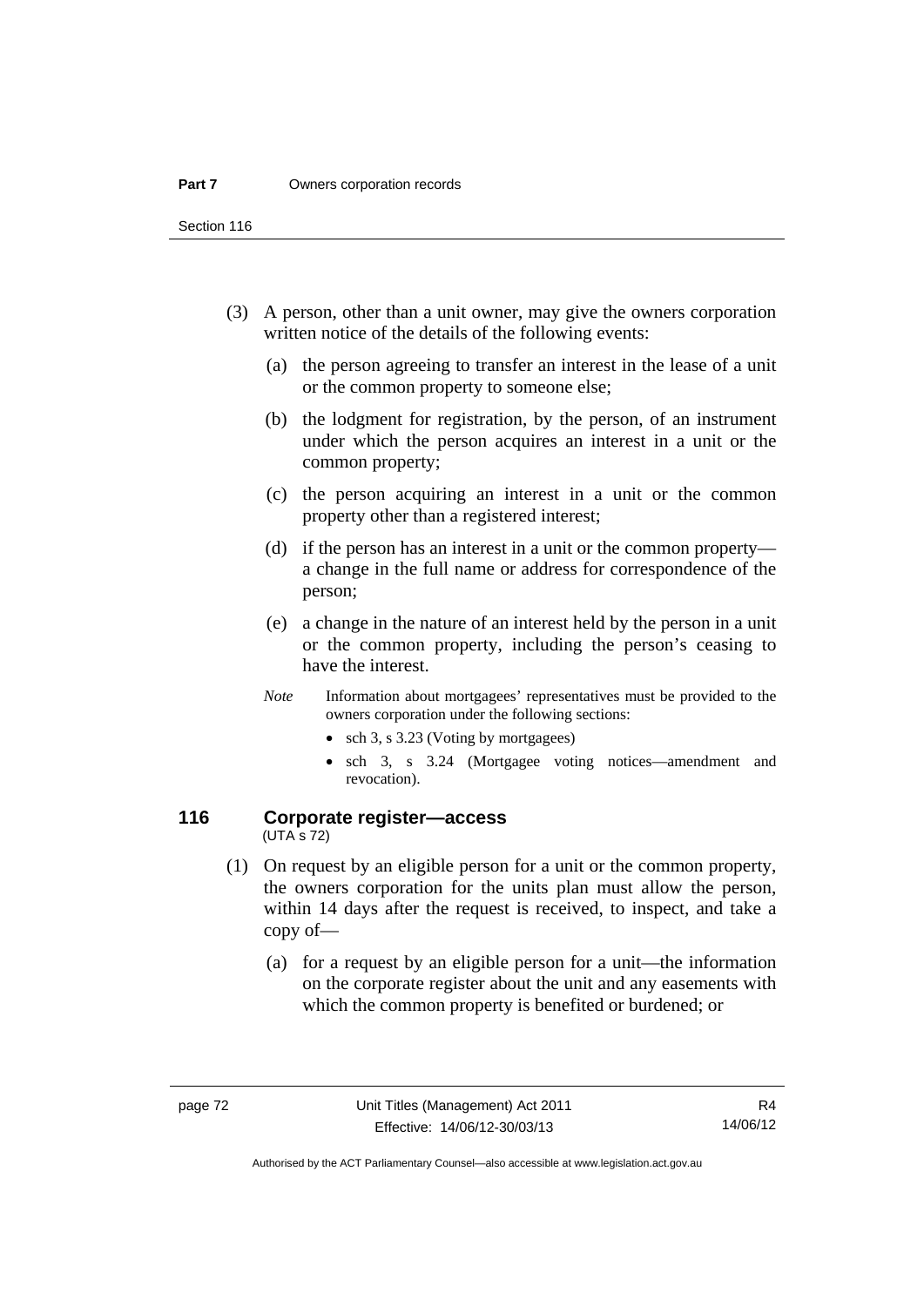(3) A person, other than a unit owner, may give the owners corporation written notice of the details of the following events:

(a) the person agreeing to transfer an interest in the lease of a unit or the common property to someone else;

(b) the lodgment for registration, by the person, of an instrument under which the person acquires an interest in a unit or the common property;

(c) the person acquiring an interest in a unit or the common property other than a registered interest;

(d) if the person has an interest in a unit or the common property—a change in the full name or address for correspondence of the person;

(e) a change in the nature of an interest held by the person in a unit or the common property, including the person's ceasing to have the interest.

*Note* Information about mortgagees' representatives must be provided to the owners corporation under the following sections:

- sch 3, s 3.23 (Voting by mortgagees)
- sch 3, s 3.24 (Mortgagee voting notices—amendment and revocation).

## 116 Corporate register—access

(UTA s 72)

(1) On request by an eligible person for a unit or the common property, the owners corporation for the units plan must allow the person, within 14 days after the request is received, to inspect, and take a copy of—

(a) for a request by an eligible person for a unit—the information on the corporate register about the unit and any easements with which the common property is benefited or burdened; or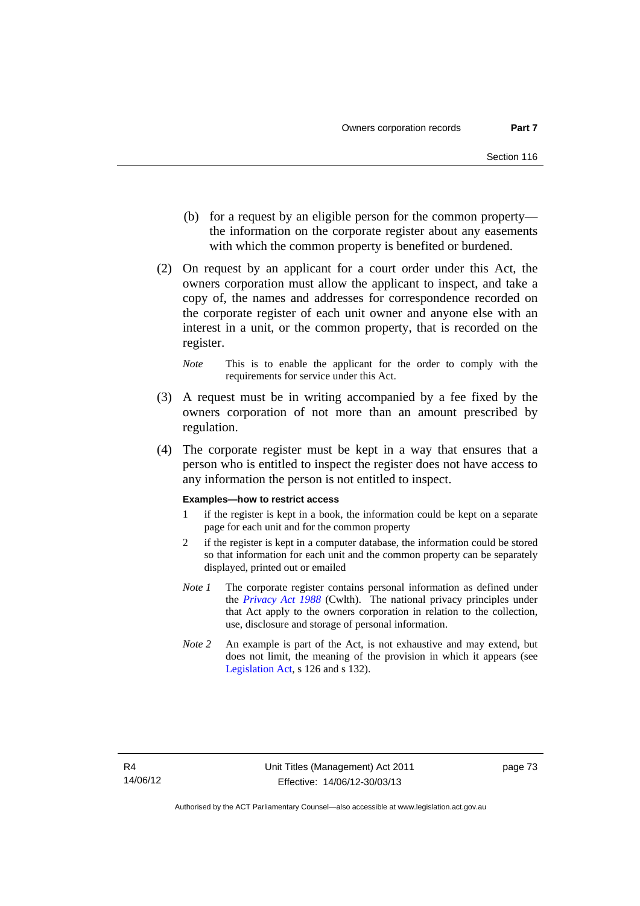(b) for a request by an eligible person for the common property—the information on the corporate register about any easements with which the common property is benefited or burdened.

(2) On request by an applicant for a court order under this Act, the owners corporation must allow the applicant to inspect, and take a copy of, the names and addresses for correspondence recorded on the corporate register of each unit owner and anyone else with an interest in a unit, or the common property, that is recorded on the register.

*Note* This is to enable the applicant for the order to comply with the requirements for service under this Act.

(3) A request must be in writing accompanied by a fee fixed by the owners corporation of not more than an amount prescribed by regulation.

(4) The corporate register must be kept in a way that ensures that a person who is entitled to inspect the register does not have access to any information the person is not entitled to inspect.

**Examples—how to restrict access**

1 if the register is kept in a book, the information could be kept on a separate page for each unit and for the common property

2 if the register is kept in a computer database, the information could be stored so that information for each unit and the common property can be separately displayed, printed out or emailed

*Note 1* The corporate register contains personal information as defined under the *Privacy Act 1988* (Cwlth). The national privacy principles under that Act apply to the owners corporation in relation to the collection, use, disclosure and storage of personal information.

*Note 2* An example is part of the Act, is not exhaustive and may extend, but does not limit, the meaning of the provision in which it appears (see Legislation Act, s 126 and s 132).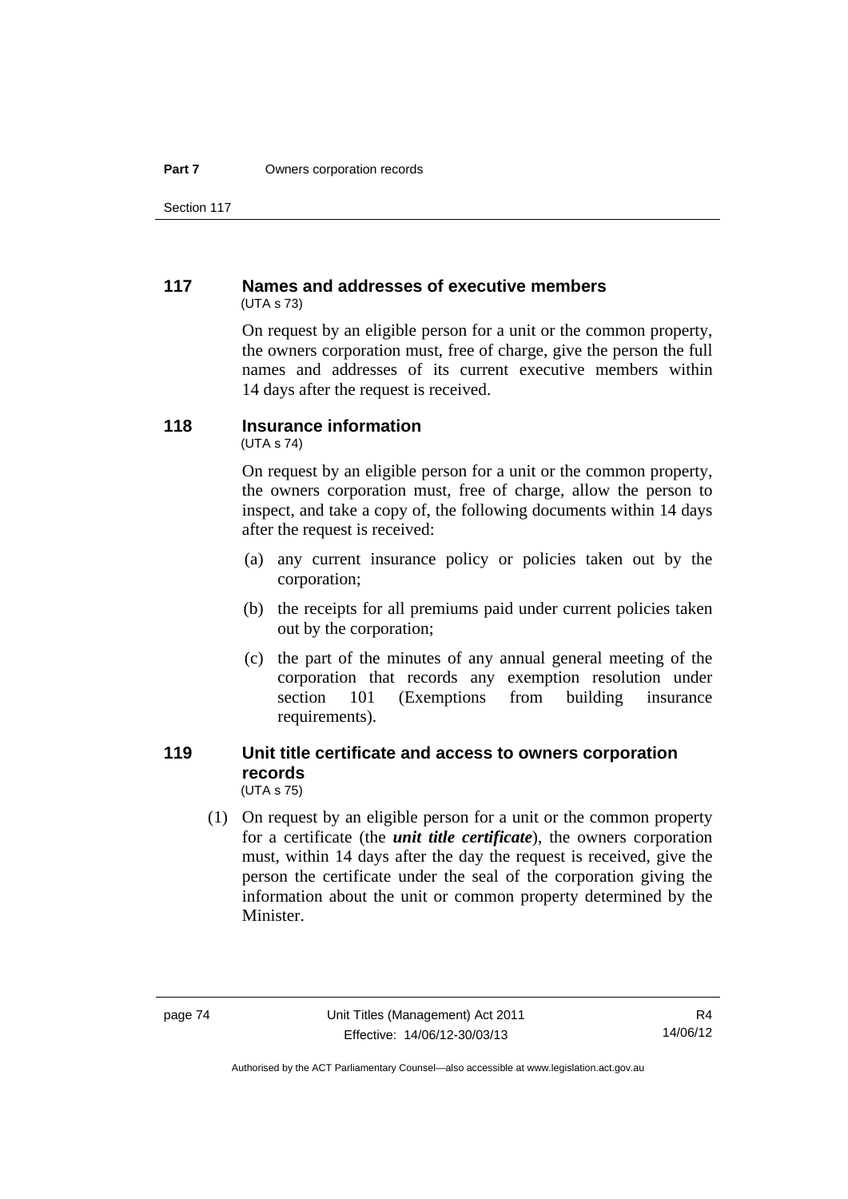### 117 Names and addresses of executive members

(UTA s 73)

On request by an eligible person for a unit or the common property, the owners corporation must, free of charge, give the person the full names and addresses of its current executive members within 14 days after the request is received.

### 118 Insurance information

(UTA s 74)

On request by an eligible person for a unit or the common property, the owners corporation must, free of charge, allow the person to inspect, and take a copy of, the following documents within 14 days after the request is received:

(a) any current insurance policy or policies taken out by the corporation;

(b) the receipts for all premiums paid under current policies taken out by the corporation;

(c) the part of the minutes of any annual general meeting of the corporation that records any exemption resolution under section 101 (Exemptions from building insurance requirements).

### 119 Unit title certificate and access to owners corporation records

(UTA s 75)

(1) On request by an eligible person for a unit or the common property for a certificate (the ***unit title certificate***), the owners corporation must, within 14 days after the day the request is received, give the person the certificate under the seal of the corporation giving the information about the unit or common property determined by the Minister.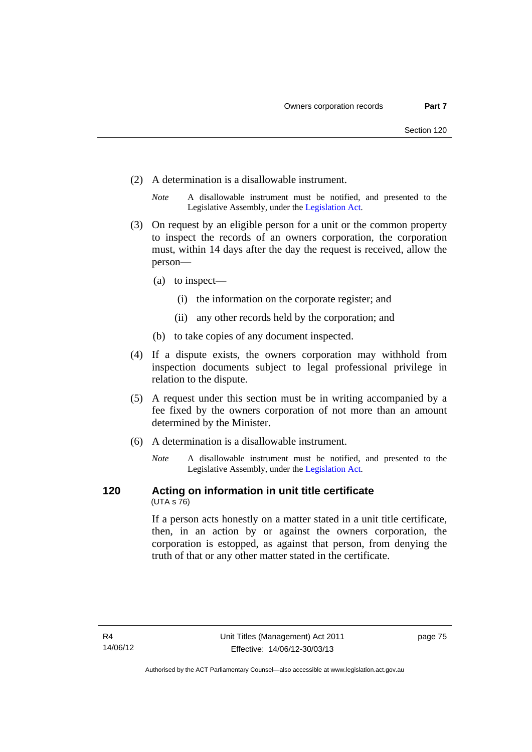(2) A determination is a disallowable instrument.

*Note* A disallowable instrument must be notified, and presented to the Legislative Assembly, under the Legislation Act.

(3) On request by an eligible person for a unit or the common property to inspect the records of an owners corporation, the corporation must, within 14 days after the day the request is received, allow the person—

(a) to inspect—

(i) the information on the corporate register; and

(ii) any other records held by the corporation; and

(b) to take copies of any document inspected.

(4) If a dispute exists, the owners corporation may withhold from inspection documents subject to legal professional privilege in relation to the dispute.

(5) A request under this section must be in writing accompanied by a fee fixed by the owners corporation of not more than an amount determined by the Minister.

(6) A determination is a disallowable instrument.

*Note* A disallowable instrument must be notified, and presented to the Legislative Assembly, under the Legislation Act.

## 120 Acting on information in unit title certificate

(UTA s 76)

If a person acts honestly on a matter stated in a unit title certificate, then, in an action by or against the owners corporation, the corporation is estopped, as against that person, from denying the truth of that or any other matter stated in the certificate.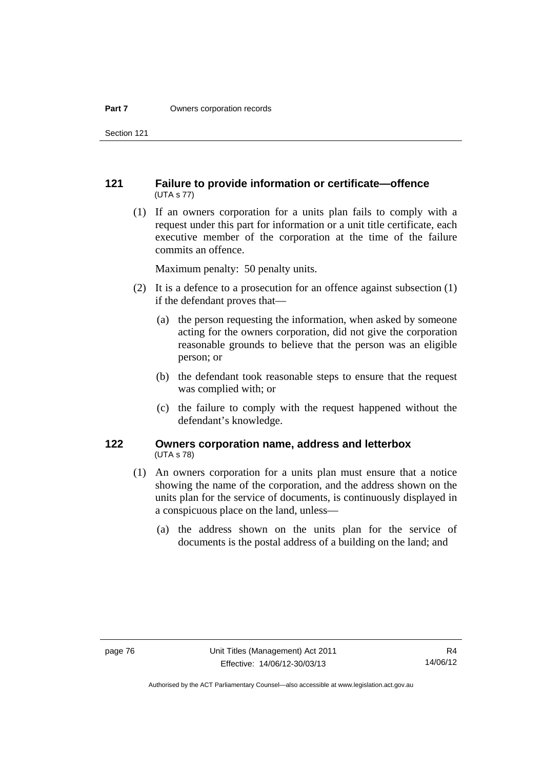## 121 Failure to provide information or certificate—offence

(UTA s 77)

(1) If an owners corporation for a units plan fails to comply with a request under this part for information or a unit title certificate, each executive member of the corporation at the time of the failure commits an offence.

Maximum penalty: 50 penalty units.

(2) It is a defence to a prosecution for an offence against subsection (1) if the defendant proves that—

(a) the person requesting the information, when asked by someone acting for the owners corporation, did not give the corporation reasonable grounds to believe that the person was an eligible person; or

(b) the defendant took reasonable steps to ensure that the request was complied with; or

(c) the failure to comply with the request happened without the defendant's knowledge.

## 122 Owners corporation name, address and letterbox

(UTA s 78)

(1) An owners corporation for a units plan must ensure that a notice showing the name of the corporation, and the address shown on the units plan for the service of documents, is continuously displayed in a conspicuous place on the land, unless—

(a) the address shown on the units plan for the service of documents is the postal address of a building on the land; and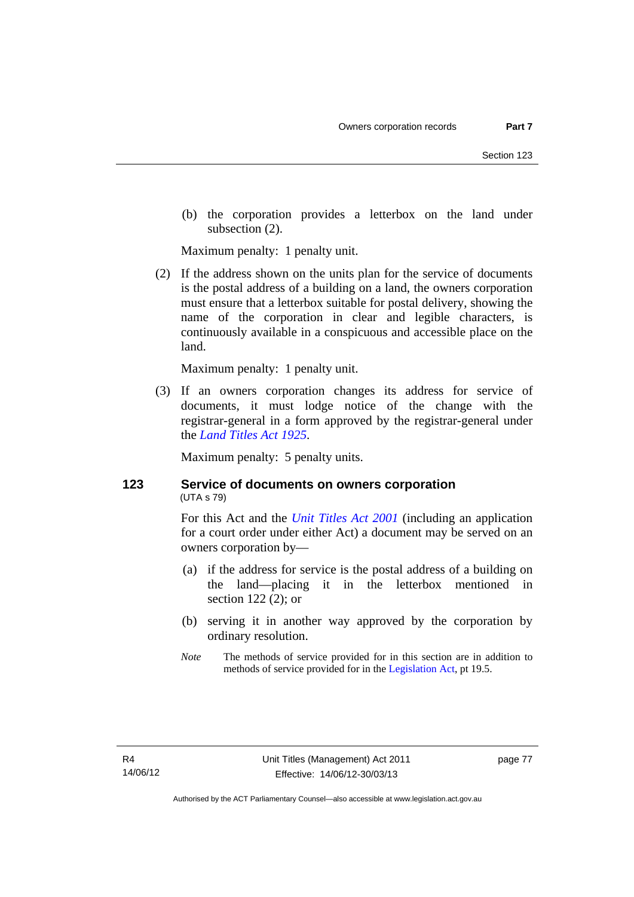(b) the corporation provides a letterbox on the land under subsection (2).

Maximum penalty: 1 penalty unit.

(2) If the address shown on the units plan for the service of documents is the postal address of a building on a land, the owners corporation must ensure that a letterbox suitable for postal delivery, showing the name of the corporation in clear and legible characters, is continuously available in a conspicuous and accessible place on the land.

Maximum penalty: 1 penalty unit.

(3) If an owners corporation changes its address for service of documents, it must lodge notice of the change with the registrar-general in a form approved by the registrar-general under the *Land Titles Act 1925*.

Maximum penalty: 5 penalty units.

## 123 Service of documents on owners corporation

(UTA s 79)

For this Act and the *Unit Titles Act 2001* (including an application for a court order under either Act) a document may be served on an owners corporation by—

(a) if the address for service is the postal address of a building on the land—placing it in the letterbox mentioned in section 122 (2); or

(b) serving it in another way approved by the corporation by ordinary resolution.

*Note* The methods of service provided for in this section are in addition to methods of service provided for in the Legislation Act, pt 19.5.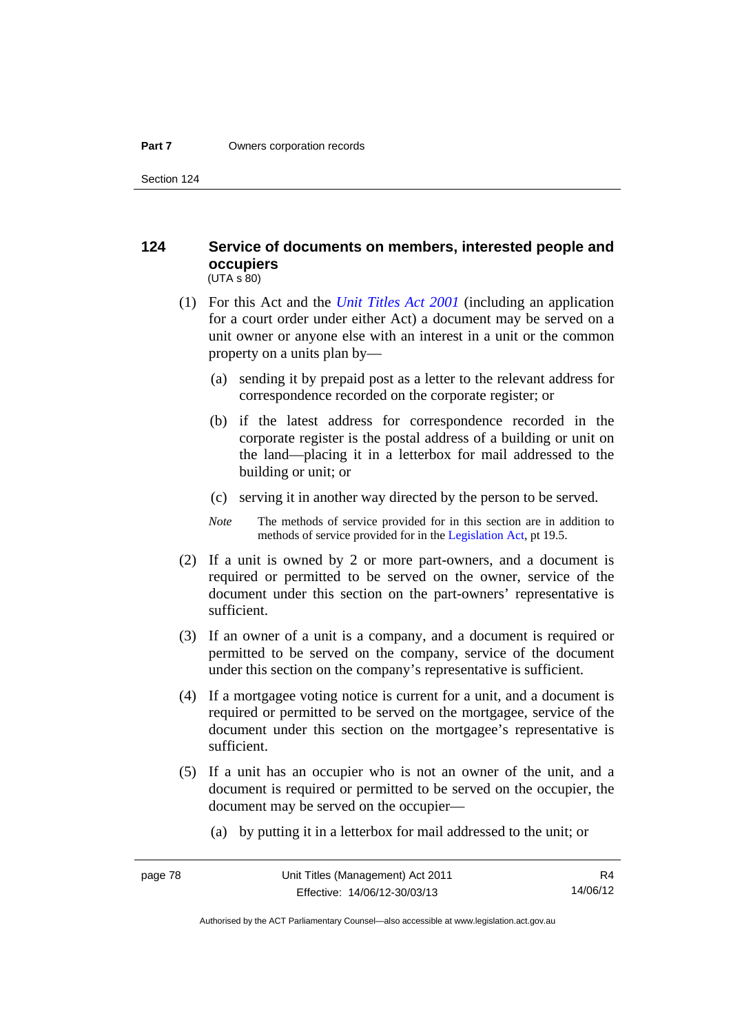## 124 Service of documents on members, interested people and occupiers

(UTA s 80)

(1) For this Act and the *Unit Titles Act 2001* (including an application for a court order under either Act) a document may be served on a unit owner or anyone else with an interest in a unit or the common property on a units plan by—

(a) sending it by prepaid post as a letter to the relevant address for correspondence recorded on the corporate register; or

(b) if the latest address for correspondence recorded in the corporate register is the postal address of a building or unit on the land—placing it in a letterbox for mail addressed to the building or unit; or

(c) serving it in another way directed by the person to be served.

*Note* The methods of service provided for in this section are in addition to methods of service provided for in the Legislation Act, pt 19.5.

(2) If a unit is owned by 2 or more part-owners, and a document is required or permitted to be served on the owner, service of the document under this section on the part-owners' representative is sufficient.

(3) If an owner of a unit is a company, and a document is required or permitted to be served on the company, service of the document under this section on the company's representative is sufficient.

(4) If a mortgagee voting notice is current for a unit, and a document is required or permitted to be served on the mortgagee, service of the document under this section on the mortgagee's representative is sufficient.

(5) If a unit has an occupier who is not an owner of the unit, and a document is required or permitted to be served on the occupier, the document may be served on the occupier—

(a) by putting it in a letterbox for mail addressed to the unit; or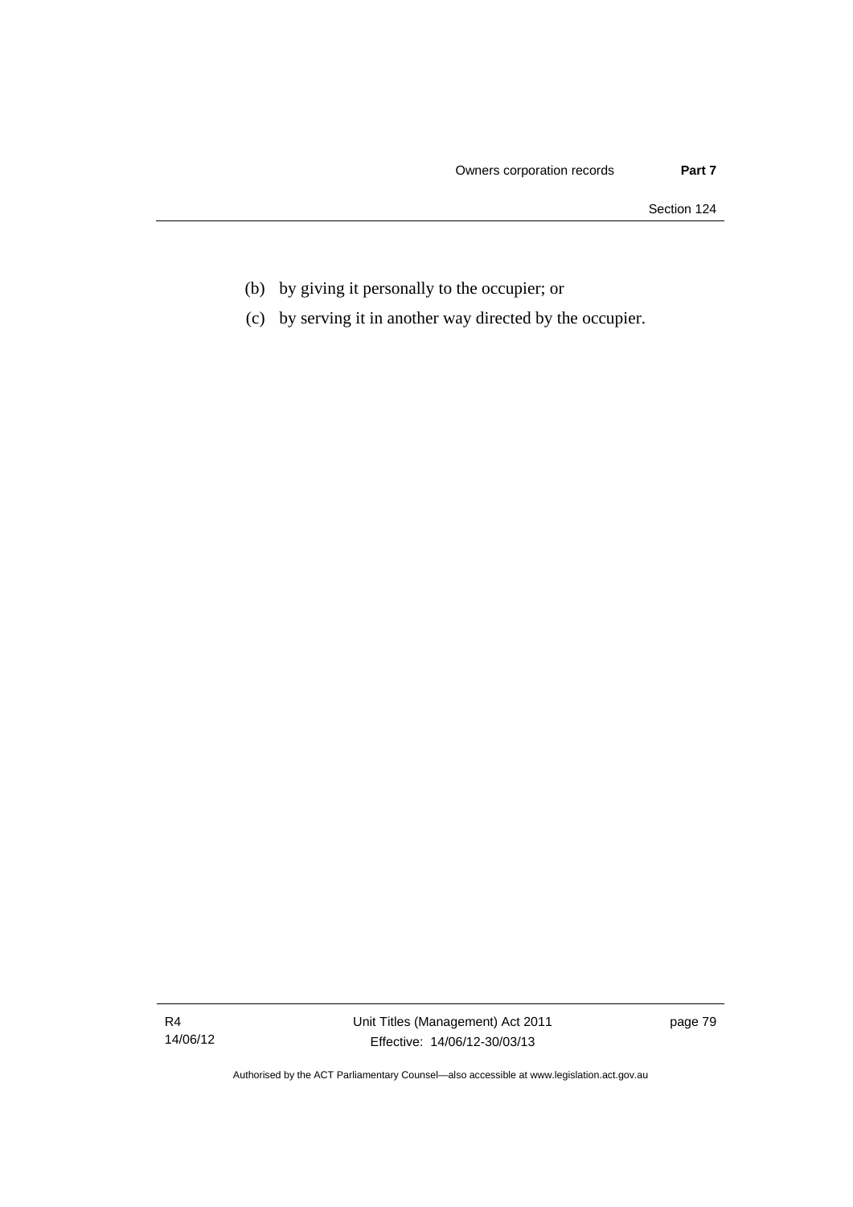(b) by giving it personally to the occupier; or

(c) by serving it in another way directed by the occupier.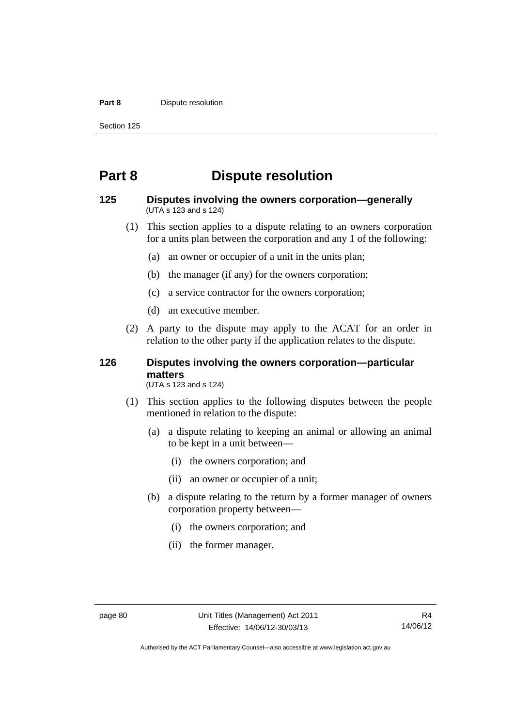# Part 8 Dispute resolution

## 125 Disputes involving the owners corporation—generally

(UTA s 123 and s 124)

(1) This section applies to a dispute relating to an owners corporation for a units plan between the corporation and any 1 of the following:

(a) an owner or occupier of a unit in the units plan;

(b) the manager (if any) for the owners corporation;

(c) a service contractor for the owners corporation;

(d) an executive member.

(2) A party to the dispute may apply to the ACAT for an order in relation to the other party if the application relates to the dispute.

## 126 Disputes involving the owners corporation—particular matters

(UTA s 123 and s 124)

(1) This section applies to the following disputes between the people mentioned in relation to the dispute:

(a) a dispute relating to keeping an animal or allowing an animal to be kept in a unit between—

(i) the owners corporation; and

(ii) an owner or occupier of a unit;

(b) a dispute relating to the return by a former manager of owners corporation property between—

(i) the owners corporation; and

(ii) the former manager.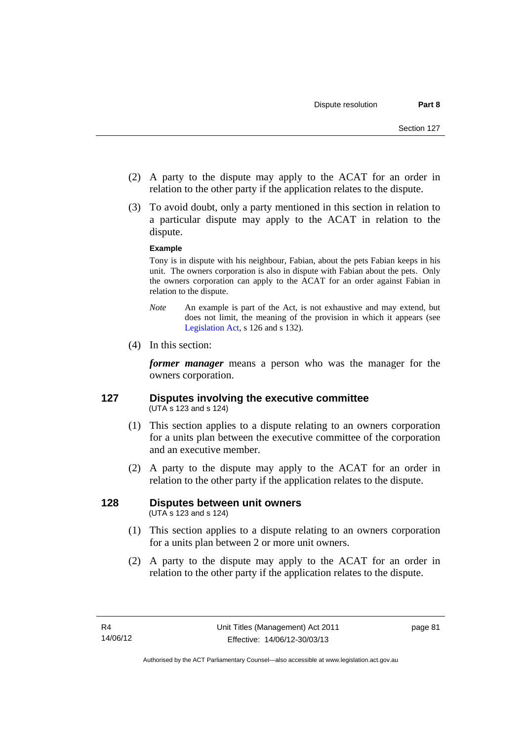(2) A party to the dispute may apply to the ACAT for an order in relation to the other party if the application relates to the dispute.

(3) To avoid doubt, only a party mentioned in this section in relation to a particular dispute may apply to the ACAT in relation to the dispute.

**Example**

Tony is in dispute with his neighbour, Fabian, about the pets Fabian keeps in his unit. The owners corporation is also in dispute with Fabian about the pets. Only the owners corporation can apply to the ACAT for an order against Fabian in relation to the dispute.

*Note* An example is part of the Act, is not exhaustive and may extend, but does not limit, the meaning of the provision in which it appears (see Legislation Act, s 126 and s 132).

(4) In this section:

***former manager*** means a person who was the manager for the owners corporation.

## 127 Disputes involving the executive committee

(UTA s 123 and s 124)

(1) This section applies to a dispute relating to an owners corporation for a units plan between the executive committee of the corporation and an executive member.

(2) A party to the dispute may apply to the ACAT for an order in relation to the other party if the application relates to the dispute.

## 128 Disputes between unit owners

(UTA s 123 and s 124)

(1) This section applies to a dispute relating to an owners corporation for a units plan between 2 or more unit owners.

(2) A party to the dispute may apply to the ACAT for an order in relation to the other party if the application relates to the dispute.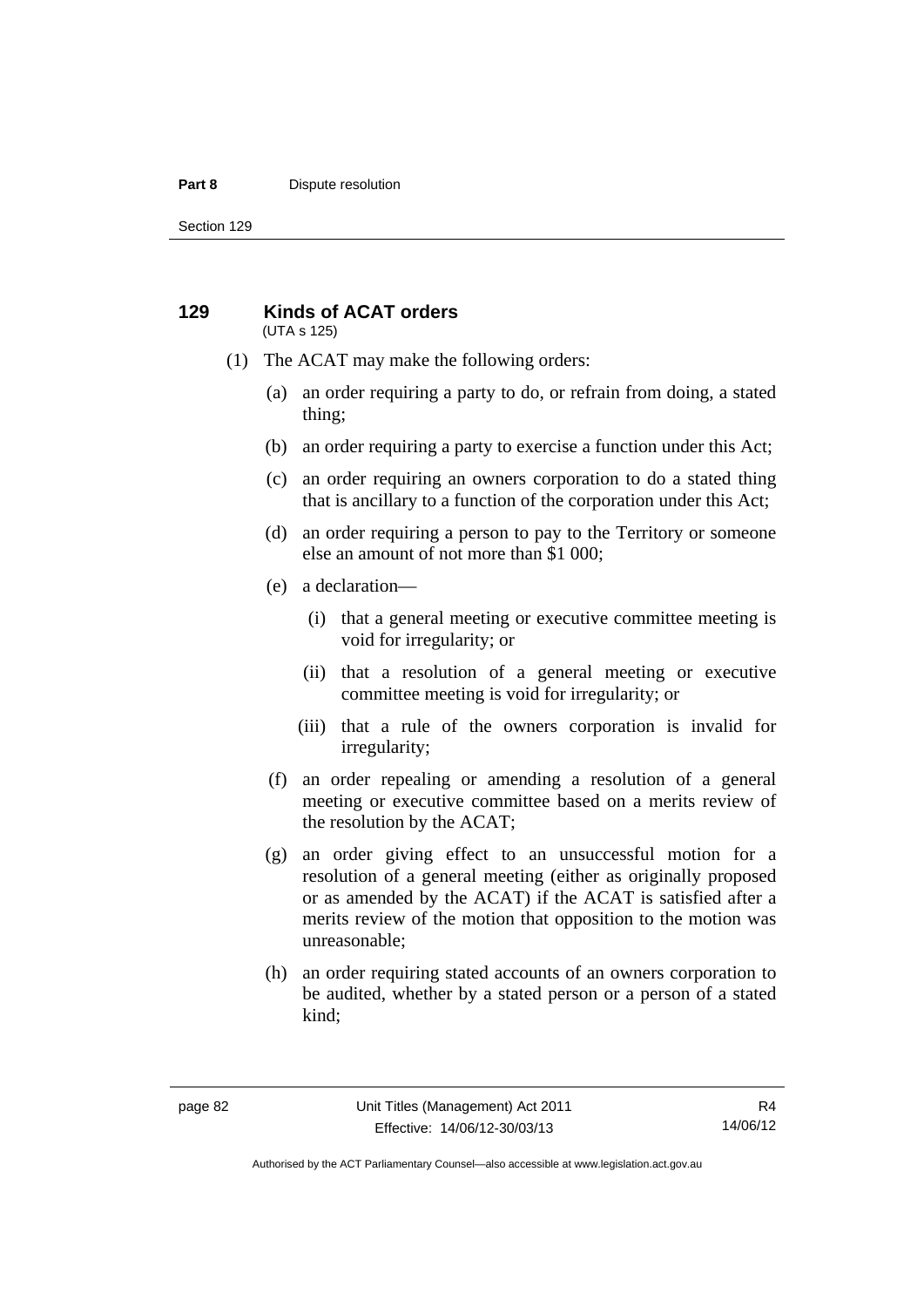## 129 Kinds of ACAT orders

(UTA s 125)

(1) The ACAT may make the following orders:

(a) an order requiring a party to do, or refrain from doing, a stated thing;

(b) an order requiring a party to exercise a function under this Act;

(c) an order requiring an owners corporation to do a stated thing that is ancillary to a function of the corporation under this Act;

(d) an order requiring a person to pay to the Territory or someone else an amount of not more than $1 000;

(e) a declaration—

(i) that a general meeting or executive committee meeting is void for irregularity; or

(ii) that a resolution of a general meeting or executive committee meeting is void for irregularity; or

(iii) that a rule of the owners corporation is invalid for irregularity;

(f) an order repealing or amending a resolution of a general meeting or executive committee based on a merits review of the resolution by the ACAT;

(g) an order giving effect to an unsuccessful motion for a resolution of a general meeting (either as originally proposed or as amended by the ACAT) if the ACAT is satisfied after a merits review of the motion that opposition to the motion was unreasonable;

(h) an order requiring stated accounts of an owners corporation to be audited, whether by a stated person or a person of a stated kind;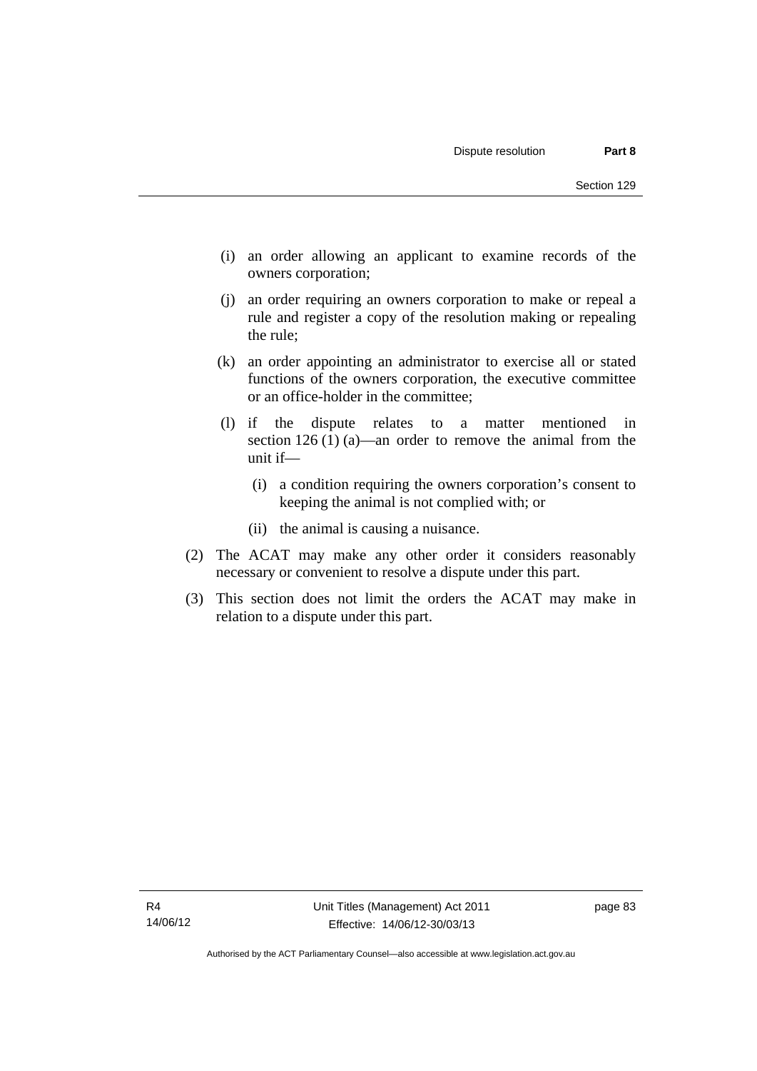(i) an order allowing an applicant to examine records of the owners corporation;

(j) an order requiring an owners corporation to make or repeal a rule and register a copy of the resolution making or repealing the rule;

(k) an order appointing an administrator to exercise all or stated functions of the owners corporation, the executive committee or an office-holder in the committee;

(l) if the dispute relates to a matter mentioned in section 126 (1) (a)—an order to remove the animal from the unit if—

(i) a condition requiring the owners corporation's consent to keeping the animal is not complied with; or

(ii) the animal is causing a nuisance.

(2) The ACAT may make any other order it considers reasonably necessary or convenient to resolve a dispute under this part.

(3) This section does not limit the orders the ACAT may make in relation to a dispute under this part.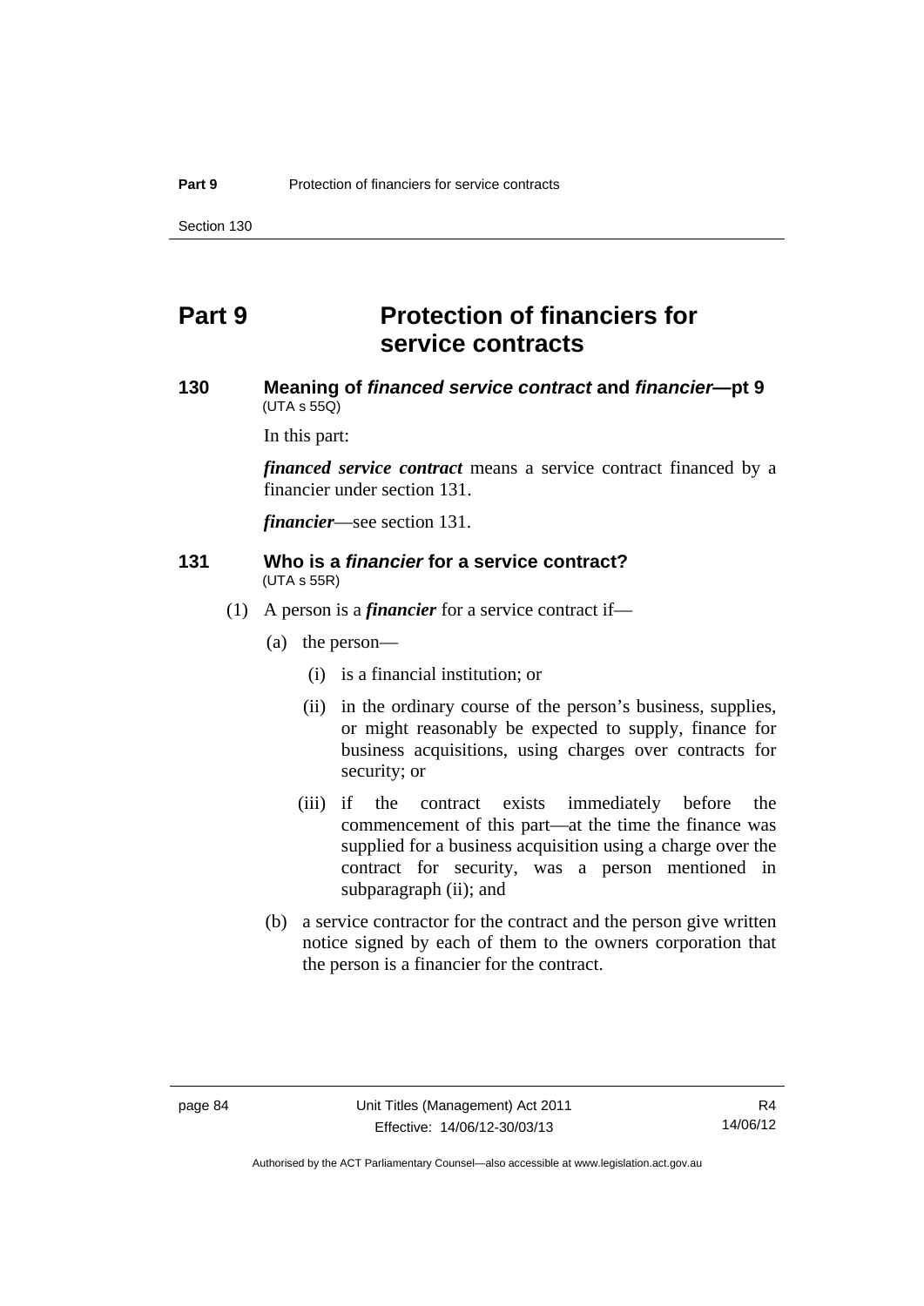# Part 9 Protection of financiers for service contracts

## 130 Meaning of *financed service contract* and *financier*—pt 9

(UTA s 55Q)

In this part:

***financed service contract*** means a service contract financed by a financier under section 131.

***financier***—see section 131.

## 131 Who is a *financier* for a service contract?

(UTA s 55R)

(1) A person is a ***financier*** for a service contract if—

(a) the person—

(i) is a financial institution; or

(ii) in the ordinary course of the person's business, supplies, or might reasonably be expected to supply, finance for business acquisitions, using charges over contracts for security; or

(iii) if the contract exists immediately before the commencement of this part—at the time the finance was supplied for a business acquisition using a charge over the contract for security, was a person mentioned in subparagraph (ii); and

(b) a service contractor for the contract and the person give written notice signed by each of them to the owners corporation that the person is a financier for the contract.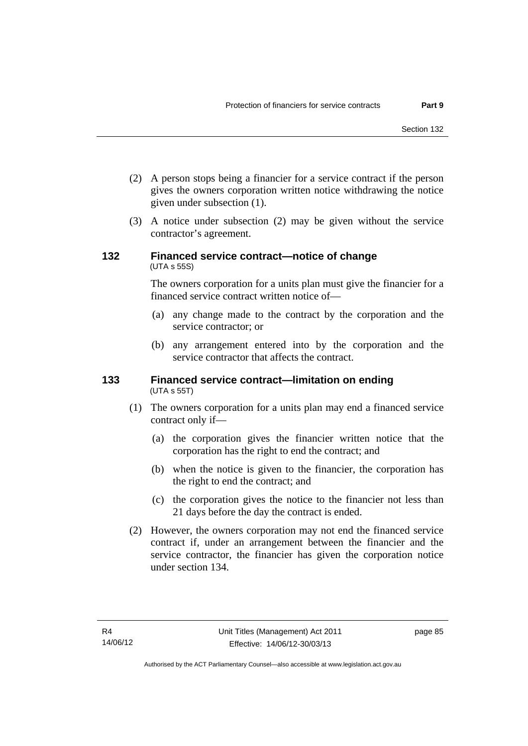(2) A person stops being a financier for a service contract if the person gives the owners corporation written notice withdrawing the notice given under subsection (1).

(3) A notice under subsection (2) may be given without the service contractor's agreement.

### 132 Financed service contract—notice of change

(UTA s 55S)

The owners corporation for a units plan must give the financier for a financed service contract written notice of—

(a) any change made to the contract by the corporation and the service contractor; or

(b) any arrangement entered into by the corporation and the service contractor that affects the contract.

### 133 Financed service contract—limitation on ending

(UTA s 55T)

(1) The owners corporation for a units plan may end a financed service contract only if—

(a) the corporation gives the financier written notice that the corporation has the right to end the contract; and

(b) when the notice is given to the financier, the corporation has the right to end the contract; and

(c) the corporation gives the notice to the financier not less than 21 days before the day the contract is ended.

(2) However, the owners corporation may not end the financed service contract if, under an arrangement between the financier and the service contractor, the financier has given the corporation notice under section 134.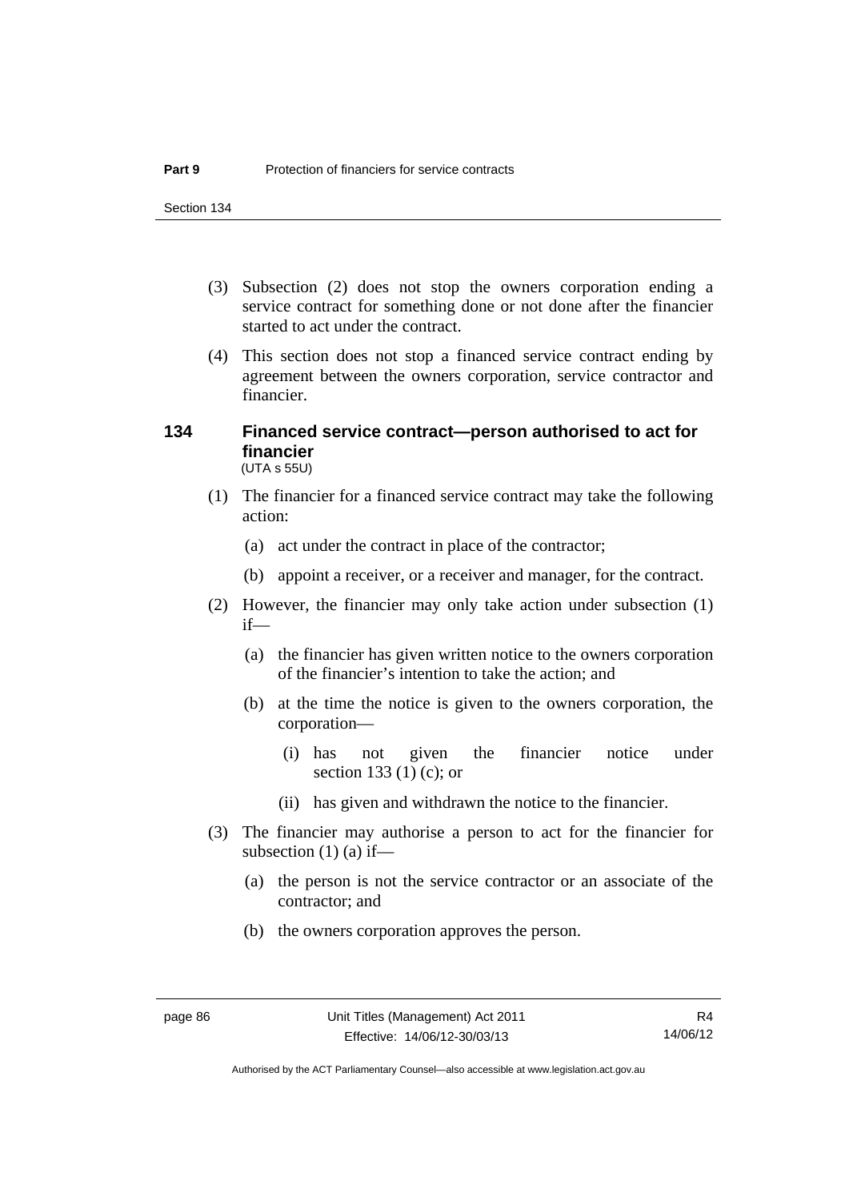(3) Subsection (2) does not stop the owners corporation ending a service contract for something done or not done after the financier started to act under the contract.

(4) This section does not stop a financed service contract ending by agreement between the owners corporation, service contractor and financier.

## 134 Financed service contract—person authorised to act for financier

(UTA s 55U)

(1) The financier for a financed service contract may take the following action:

(a) act under the contract in place of the contractor;

(b) appoint a receiver, or a receiver and manager, for the contract.

(2) However, the financier may only take action under subsection (1) if—

(a) the financier has given written notice to the owners corporation of the financier's intention to take the action; and

(b) at the time the notice is given to the owners corporation, the corporation—

(i) has not given the financier notice under section 133 (1) (c); or

(ii) has given and withdrawn the notice to the financier.

(3) The financier may authorise a person to act for the financier for subsection (1) (a) if—

(a) the person is not the service contractor or an associate of the contractor; and

(b) the owners corporation approves the person.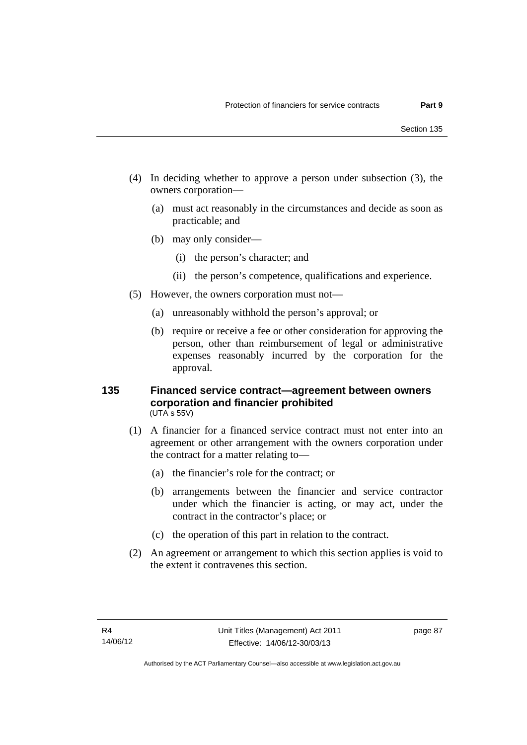(4) In deciding whether to approve a person under subsection (3), the owners corporation—

(a) must act reasonably in the circumstances and decide as soon as practicable; and

(b) may only consider—

(i) the person's character; and

(ii) the person's competence, qualifications and experience.

(5) However, the owners corporation must not—

(a) unreasonably withhold the person's approval; or

(b) require or receive a fee or other consideration for approving the person, other than reimbursement of legal or administrative expenses reasonably incurred by the corporation for the approval.

### 135 Financed service contract—agreement between owners corporation and financier prohibited

(UTA s 55V)

(1) A financier for a financed service contract must not enter into an agreement or other arrangement with the owners corporation under the contract for a matter relating to—

(a) the financier's role for the contract; or

(b) arrangements between the financier and service contractor under which the financier is acting, or may act, under the contract in the contractor's place; or

(c) the operation of this part in relation to the contract.

(2) An agreement or arrangement to which this section applies is void to the extent it contravenes this section.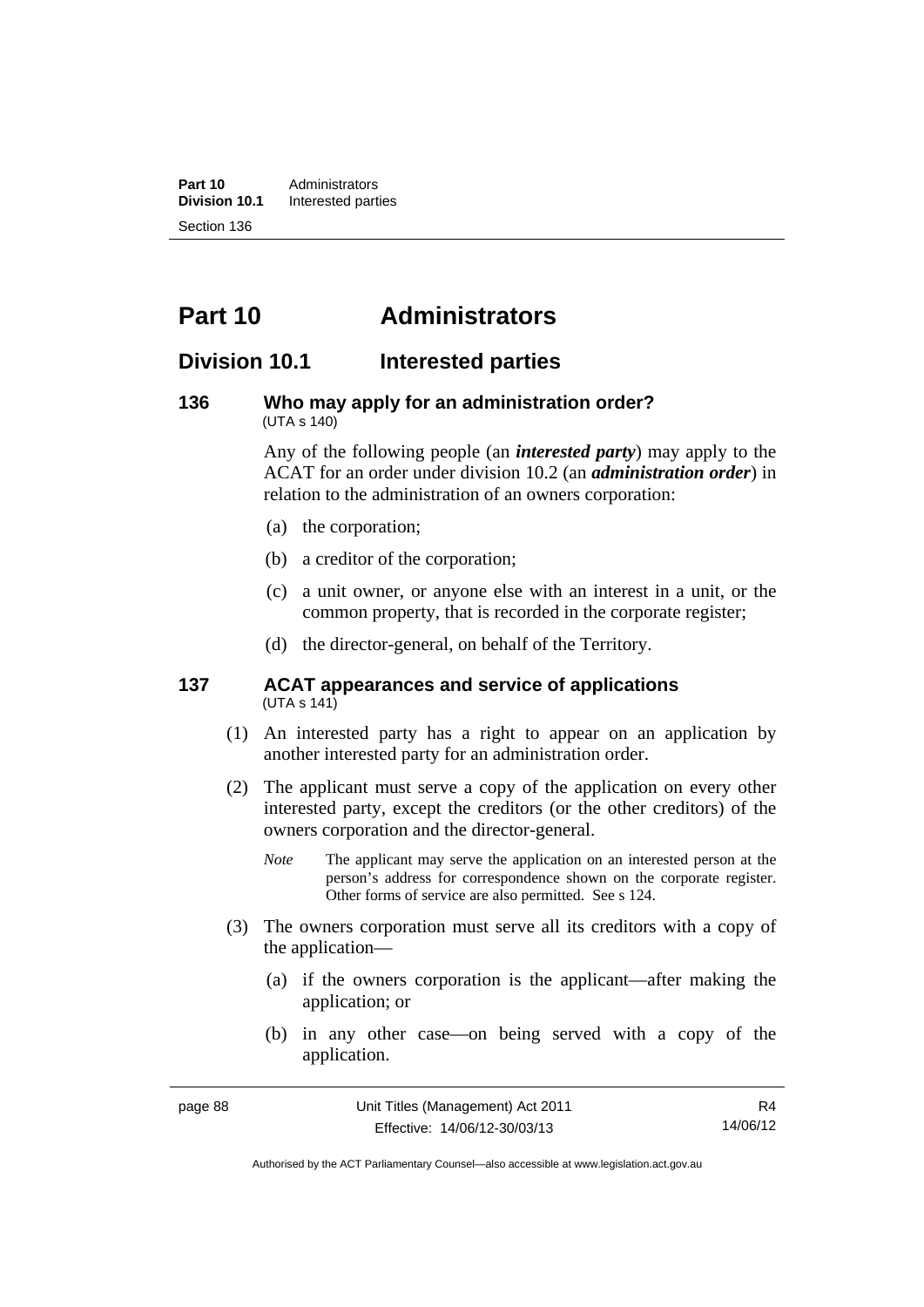# Part 10 Administrators

## Division 10.1 Interested parties

### 136 Who may apply for an administration order?

(UTA s 140)

Any of the following people (an ***interested party***) may apply to the ACAT for an order under division 10.2 (an ***administration order***) in relation to the administration of an owners corporation:

- (a) the corporation;
- (b) a creditor of the corporation;
- (c) a unit owner, or anyone else with an interest in a unit, or the common property, that is recorded in the corporate register;
- (d) the director-general, on behalf of the Territory.

### 137 ACAT appearances and service of applications

(UTA s 141)

(1) An interested party has a right to appear on an application by another interested party for an administration order.

(2) The applicant must serve a copy of the application on every other interested party, except the creditors (or the other creditors) of the owners corporation and the director-general.

*Note* The applicant may serve the application on an interested person at the person's address for correspondence shown on the corporate register. Other forms of service are also permitted. See s 124.

(3) The owners corporation must serve all its creditors with a copy of the application—

- (a) if the owners corporation is the applicant—after making the application; or
- (b) in any other case—on being served with a copy of the application.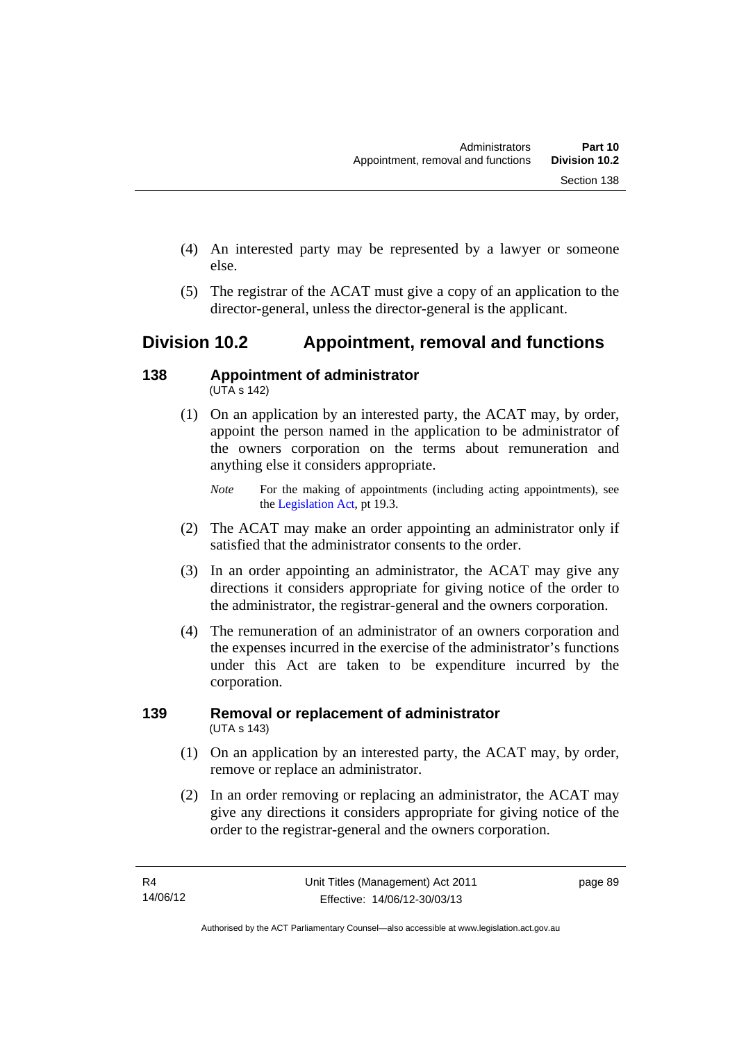(4) An interested party may be represented by a lawyer or someone else.

(5) The registrar of the ACAT must give a copy of an application to the director-general, unless the director-general is the applicant.

## Division 10.2 Appointment, removal and functions

### 138 Appointment of administrator

(UTA s 142)

(1) On an application by an interested party, the ACAT may, by order, appoint the person named in the application to be administrator of the owners corporation on the terms about remuneration and anything else it considers appropriate.

*Note* For the making of appointments (including acting appointments), see the Legislation Act, pt 19.3.

(2) The ACAT may make an order appointing an administrator only if satisfied that the administrator consents to the order.

(3) In an order appointing an administrator, the ACAT may give any directions it considers appropriate for giving notice of the order to the administrator, the registrar-general and the owners corporation.

(4) The remuneration of an administrator of an owners corporation and the expenses incurred in the exercise of the administrator's functions under this Act are taken to be expenditure incurred by the corporation.

### 139 Removal or replacement of administrator

(UTA s 143)

(1) On an application by an interested party, the ACAT may, by order, remove or replace an administrator.

(2) In an order removing or replacing an administrator, the ACAT may give any directions it considers appropriate for giving notice of the order to the registrar-general and the owners corporation.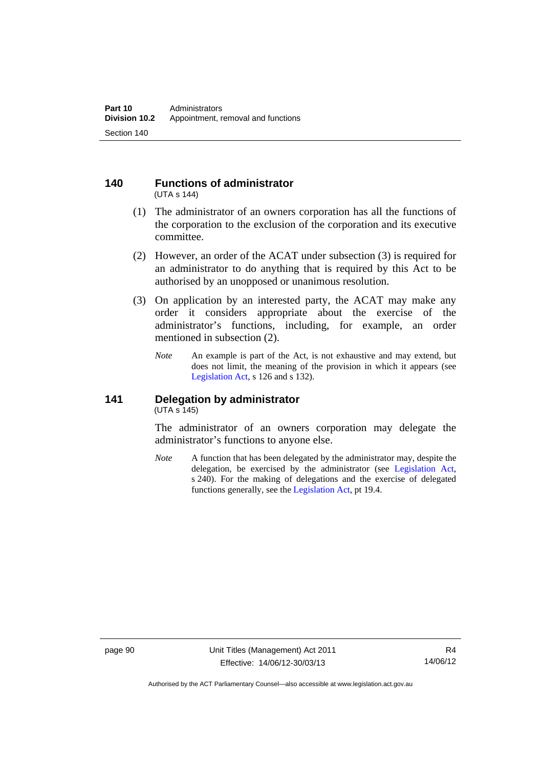## 140 Functions of administrator

(UTA s 144)

(1) The administrator of an owners corporation has all the functions of the corporation to the exclusion of the corporation and its executive committee.

(2) However, an order of the ACAT under subsection (3) is required for an administrator to do anything that is required by this Act to be authorised by an unopposed or unanimous resolution.

(3) On application by an interested party, the ACAT may make any order it considers appropriate about the exercise of the administrator's functions, including, for example, an order mentioned in subsection (2).

*Note* An example is part of the Act, is not exhaustive and may extend, but does not limit, the meaning of the provision in which it appears (see Legislation Act, s 126 and s 132).

## 141 Delegation by administrator

(UTA s 145)

The administrator of an owners corporation may delegate the administrator's functions to anyone else.

*Note* A function that has been delegated by the administrator may, despite the delegation, be exercised by the administrator (see Legislation Act, s 240). For the making of delegations and the exercise of delegated functions generally, see the Legislation Act, pt 19.4.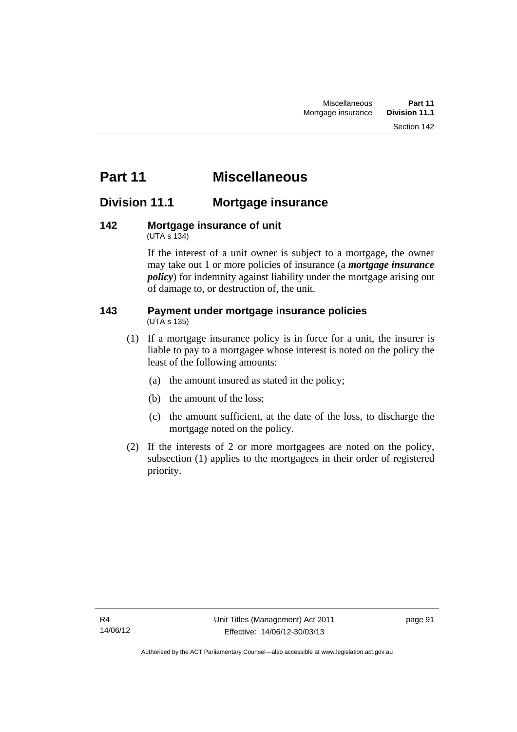# Part 11 Miscellaneous

## Division 11.1 Mortgage insurance

### 142 Mortgage insurance of unit

(UTA s 134)

If the interest of a unit owner is subject to a mortgage, the owner may take out 1 or more policies of insurance (a ***mortgage insurance policy***) for indemnity against liability under the mortgage arising out of damage to, or destruction of, the unit.

### 143 Payment under mortgage insurance policies

(UTA s 135)

(1) If a mortgage insurance policy is in force for a unit, the insurer is liable to pay to a mortgagee whose interest is noted on the policy the least of the following amounts:

(a) the amount insured as stated in the policy;

(b) the amount of the loss;

(c) the amount sufficient, at the date of the loss, to discharge the mortgage noted on the policy.

(2) If the interests of 2 or more mortgagees are noted on the policy, subsection (1) applies to the mortgagees in their order of registered priority.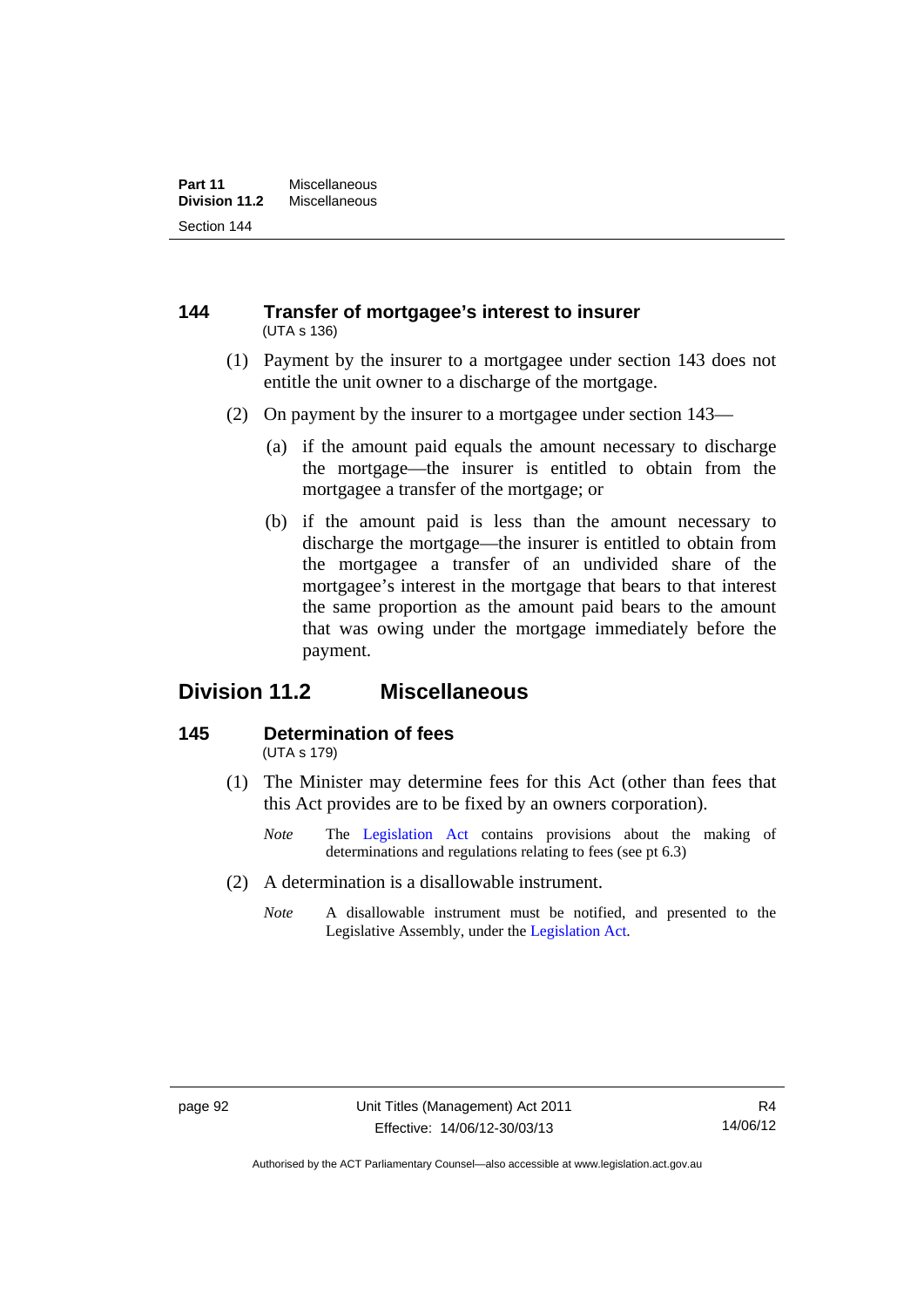### 144 Transfer of mortgagee's interest to insurer

(UTA s 136)

(1) Payment by the insurer to a mortgagee under section 143 does not entitle the unit owner to a discharge of the mortgage.

(2) On payment by the insurer to a mortgagee under section 143—

(a) if the amount paid equals the amount necessary to discharge the mortgage—the insurer is entitled to obtain from the mortgagee a transfer of the mortgage; or

(b) if the amount paid is less than the amount necessary to discharge the mortgage—the insurer is entitled to obtain from the mortgagee a transfer of an undivided share of the mortgagee's interest in the mortgage that bears to that interest the same proportion as the amount paid bears to the amount that was owing under the mortgage immediately before the payment.

## Division 11.2 Miscellaneous

### 145 Determination of fees

(UTA s 179)

(1) The Minister may determine fees for this Act (other than fees that this Act provides are to be fixed by an owners corporation).

*Note* The Legislation Act contains provisions about the making of determinations and regulations relating to fees (see pt 6.3)

(2) A determination is a disallowable instrument.

*Note* A disallowable instrument must be notified, and presented to the Legislative Assembly, under the Legislation Act.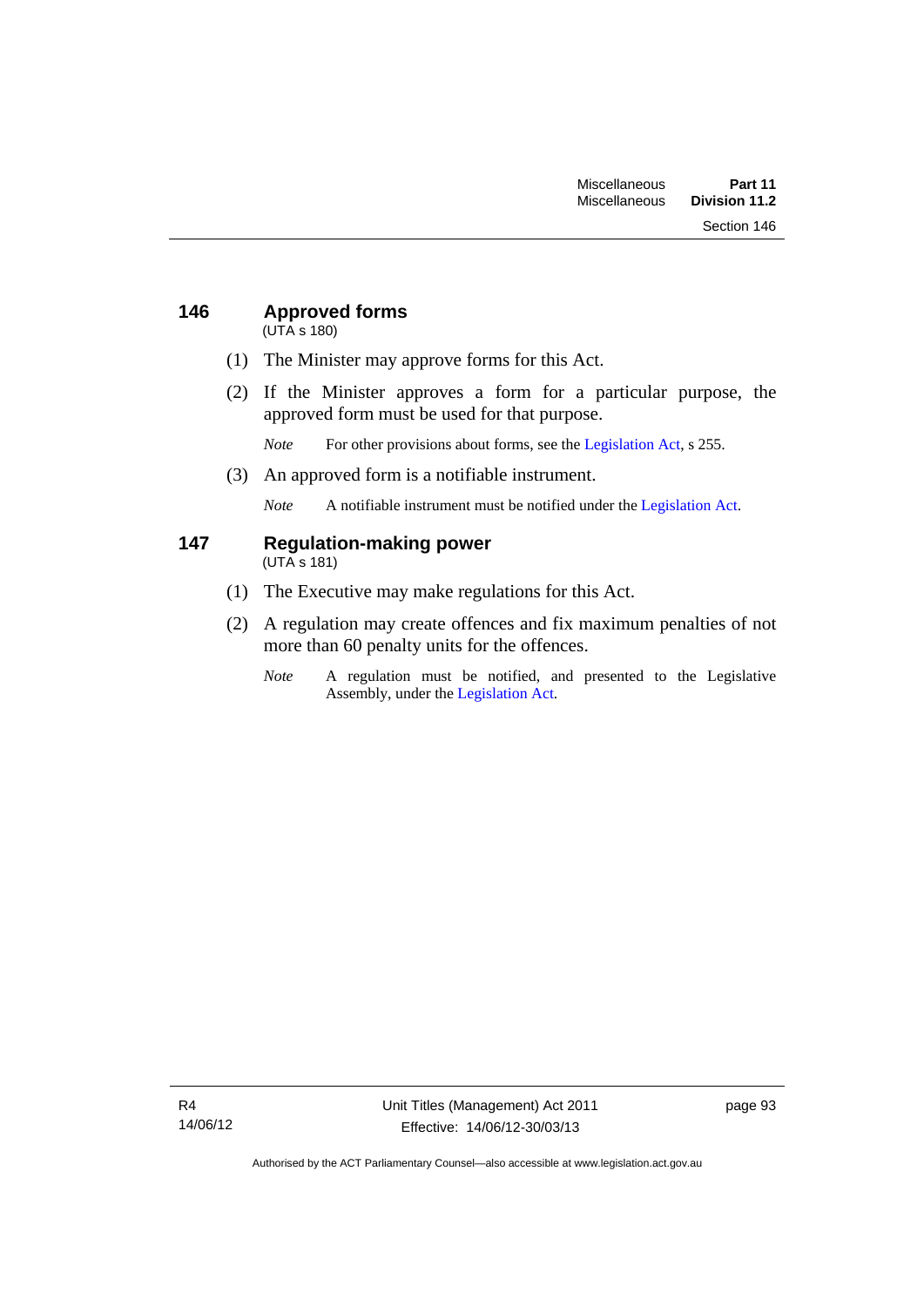## 146 Approved forms

(UTA s 180)

(1) The Minister may approve forms for this Act.

(2) If the Minister approves a form for a particular purpose, the approved form must be used for that purpose.

*Note* For other provisions about forms, see the Legislation Act, s 255.

(3) An approved form is a notifiable instrument.

*Note* A notifiable instrument must be notified under the Legislation Act.

## 147 Regulation-making power

(UTA s 181)

(1) The Executive may make regulations for this Act.

(2) A regulation may create offences and fix maximum penalties of not more than 60 penalty units for the offences.

*Note* A regulation must be notified, and presented to the Legislative Assembly, under the Legislation Act.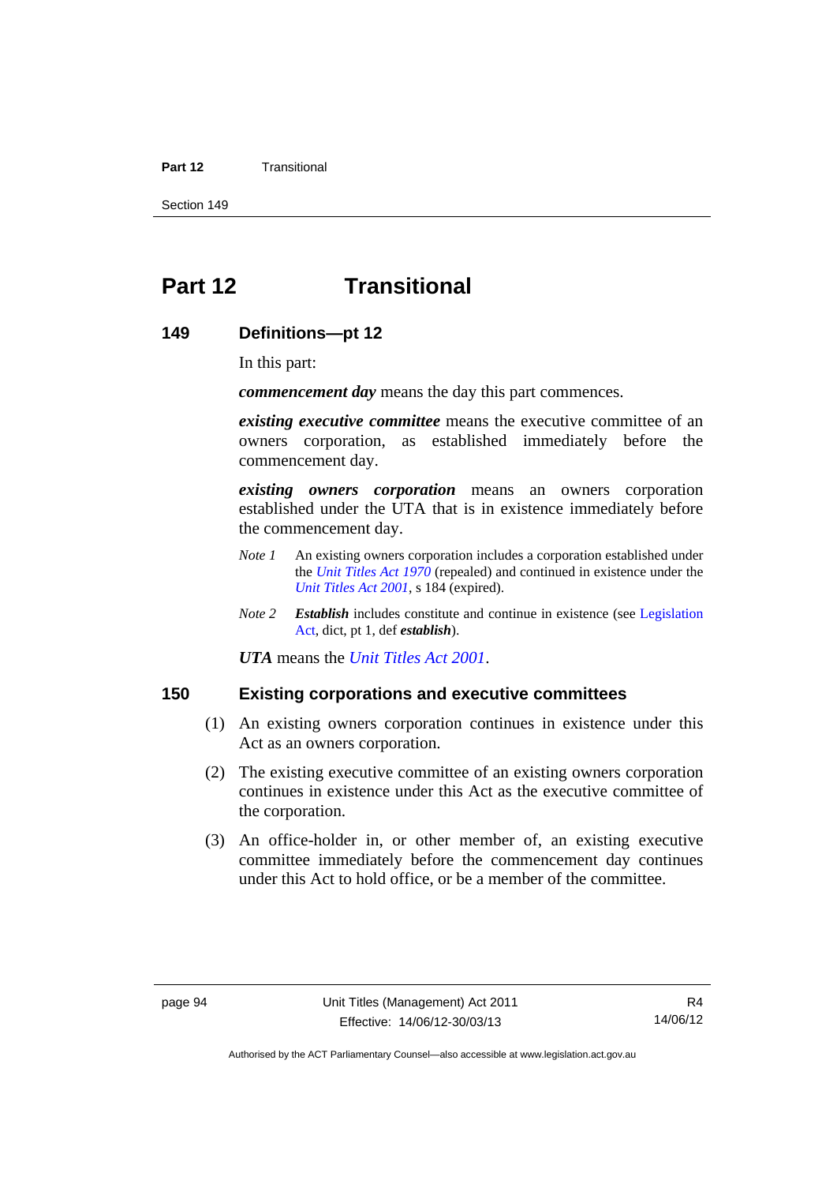# Part 12 Transitional

## 149 Definitions—pt 12

In this part:

***commencement day*** means the day this part commences.

***existing executive committee*** means the executive committee of an owners corporation, as established immediately before the commencement day.

***existing owners corporation*** means an owners corporation established under the UTA that is in existence immediately before the commencement day.

*Note 1* An existing owners corporation includes a corporation established under the *Unit Titles Act 1970* (repealed) and continued in existence under the *Unit Titles Act 2001*, s 184 (expired).

*Note 2* ***Establish*** includes constitute and continue in existence (see Legislation Act, dict, pt 1, def ***establish***).

***UTA*** means the *Unit Titles Act 2001*.

## 150 Existing corporations and executive committees

(1) An existing owners corporation continues in existence under this Act as an owners corporation.

(2) The existing executive committee of an existing owners corporation continues in existence under this Act as the executive committee of the corporation.

(3) An office-holder in, or other member of, an existing executive committee immediately before the commencement day continues under this Act to hold office, or be a member of the committee.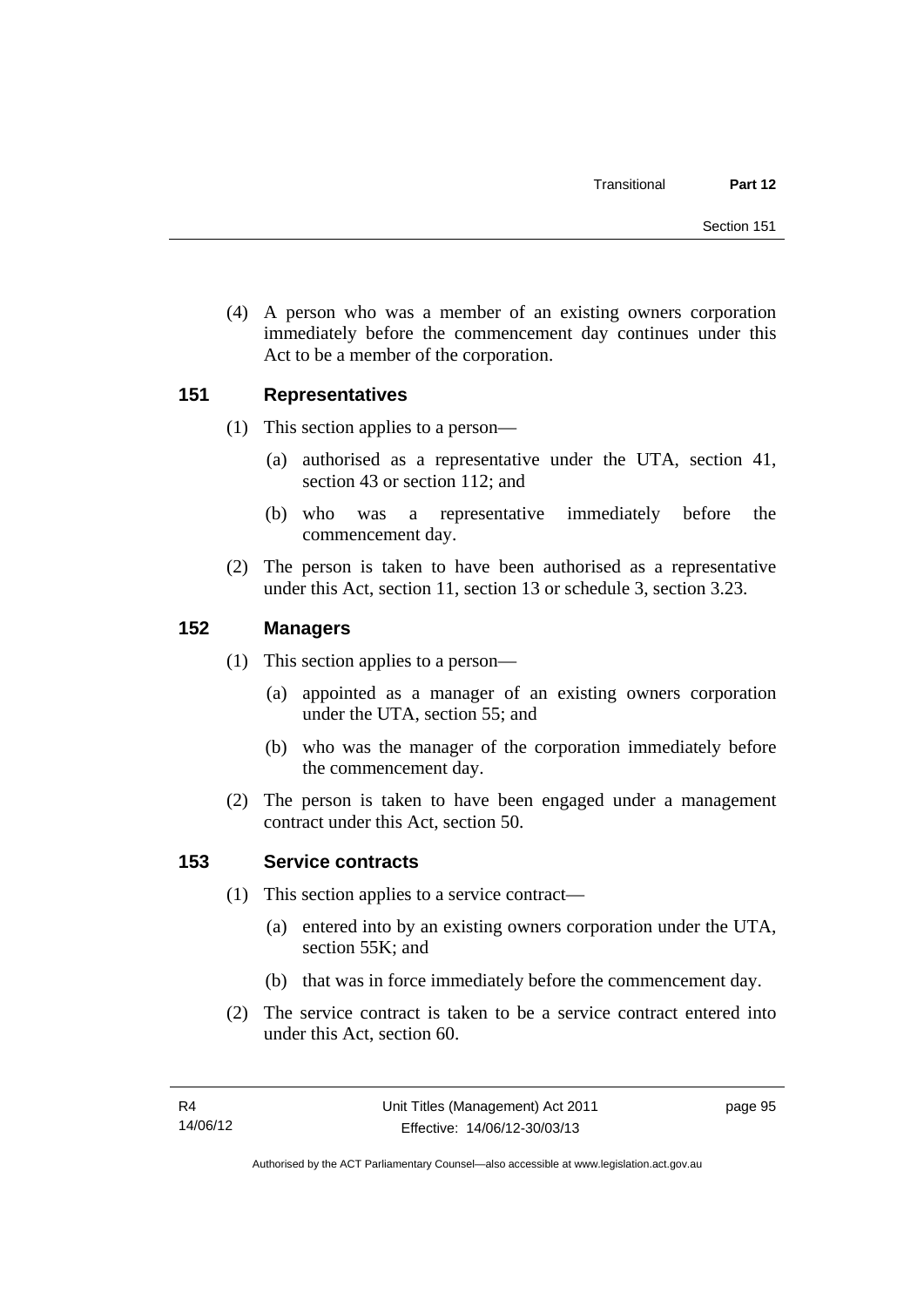(4) A person who was a member of an existing owners corporation immediately before the commencement day continues under this Act to be a member of the corporation.

## 151 Representatives

(1) This section applies to a person—

(a) authorised as a representative under the UTA, section 41, section 43 or section 112; and

(b) who was a representative immediately before the commencement day.

(2) The person is taken to have been authorised as a representative under this Act, section 11, section 13 or schedule 3, section 3.23.

## 152 Managers

(1) This section applies to a person—

(a) appointed as a manager of an existing owners corporation under the UTA, section 55; and

(b) who was the manager of the corporation immediately before the commencement day.

(2) The person is taken to have been engaged under a management contract under this Act, section 50.

## 153 Service contracts

(1) This section applies to a service contract—

(a) entered into by an existing owners corporation under the UTA, section 55K; and

(b) that was in force immediately before the commencement day.

(2) The service contract is taken to be a service contract entered into under this Act, section 60.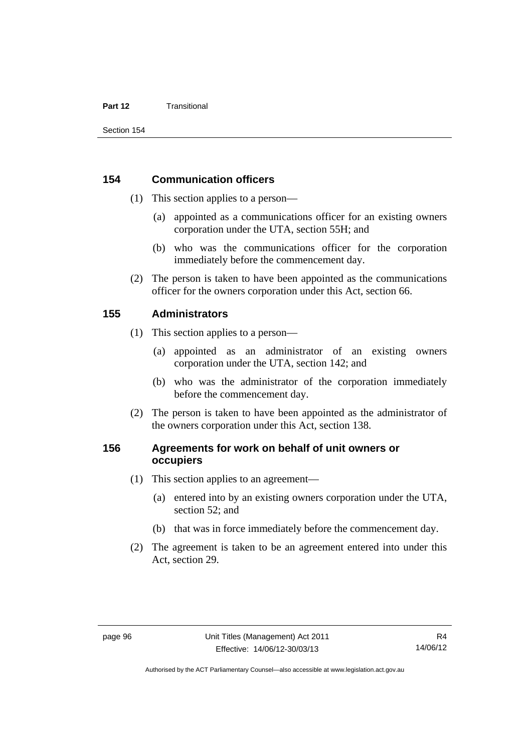### 154 Communication officers

(1) This section applies to a person—

(a) appointed as a communications officer for an existing owners corporation under the UTA, section 55H; and

(b) who was the communications officer for the corporation immediately before the commencement day.

(2) The person is taken to have been appointed as the communications officer for the owners corporation under this Act, section 66.

### 155 Administrators

(1) This section applies to a person—

(a) appointed as an administrator of an existing owners corporation under the UTA, section 142; and

(b) who was the administrator of the corporation immediately before the commencement day.

(2) The person is taken to have been appointed as the administrator of the owners corporation under this Act, section 138.

### 156 Agreements for work on behalf of unit owners or occupiers

(1) This section applies to an agreement—

(a) entered into by an existing owners corporation under the UTA, section 52; and

(b) that was in force immediately before the commencement day.

(2) The agreement is taken to be an agreement entered into under this Act, section 29.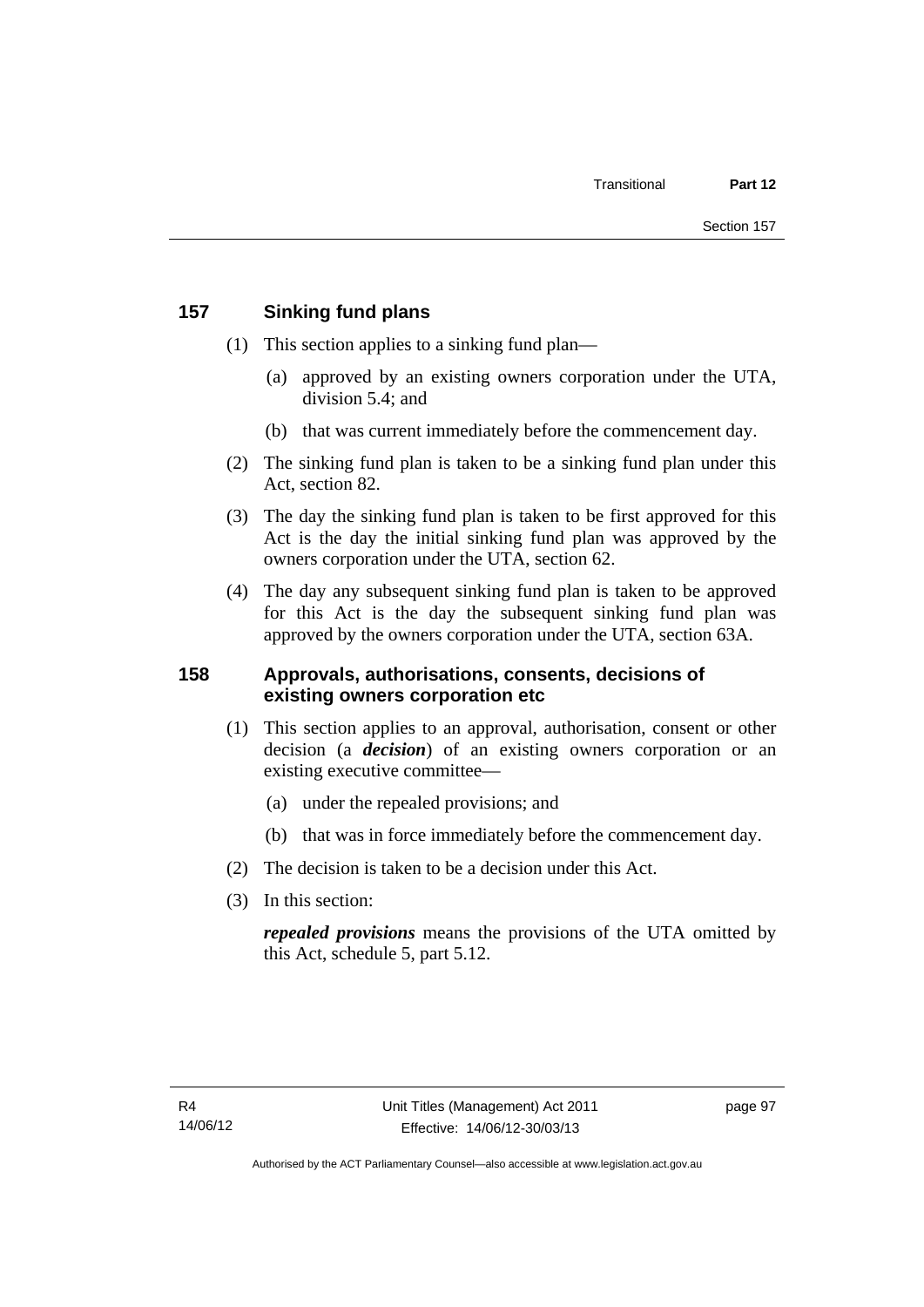## 157 Sinking fund plans

(1) This section applies to a sinking fund plan—

(a) approved by an existing owners corporation under the UTA, division 5.4; and

(b) that was current immediately before the commencement day.

(2) The sinking fund plan is taken to be a sinking fund plan under this Act, section 82.

(3) The day the sinking fund plan is taken to be first approved for this Act is the day the initial sinking fund plan was approved by the owners corporation under the UTA, section 62.

(4) The day any subsequent sinking fund plan is taken to be approved for this Act is the day the subsequent sinking fund plan was approved by the owners corporation under the UTA, section 63A.

## 158 Approvals, authorisations, consents, decisions of existing owners corporation etc

(1) This section applies to an approval, authorisation, consent or other decision (a ***decision***) of an existing owners corporation or an existing executive committee—

(a) under the repealed provisions; and

(b) that was in force immediately before the commencement day.

(2) The decision is taken to be a decision under this Act.

(3) In this section:

***repealed provisions*** means the provisions of the UTA omitted by this Act, schedule 5, part 5.12.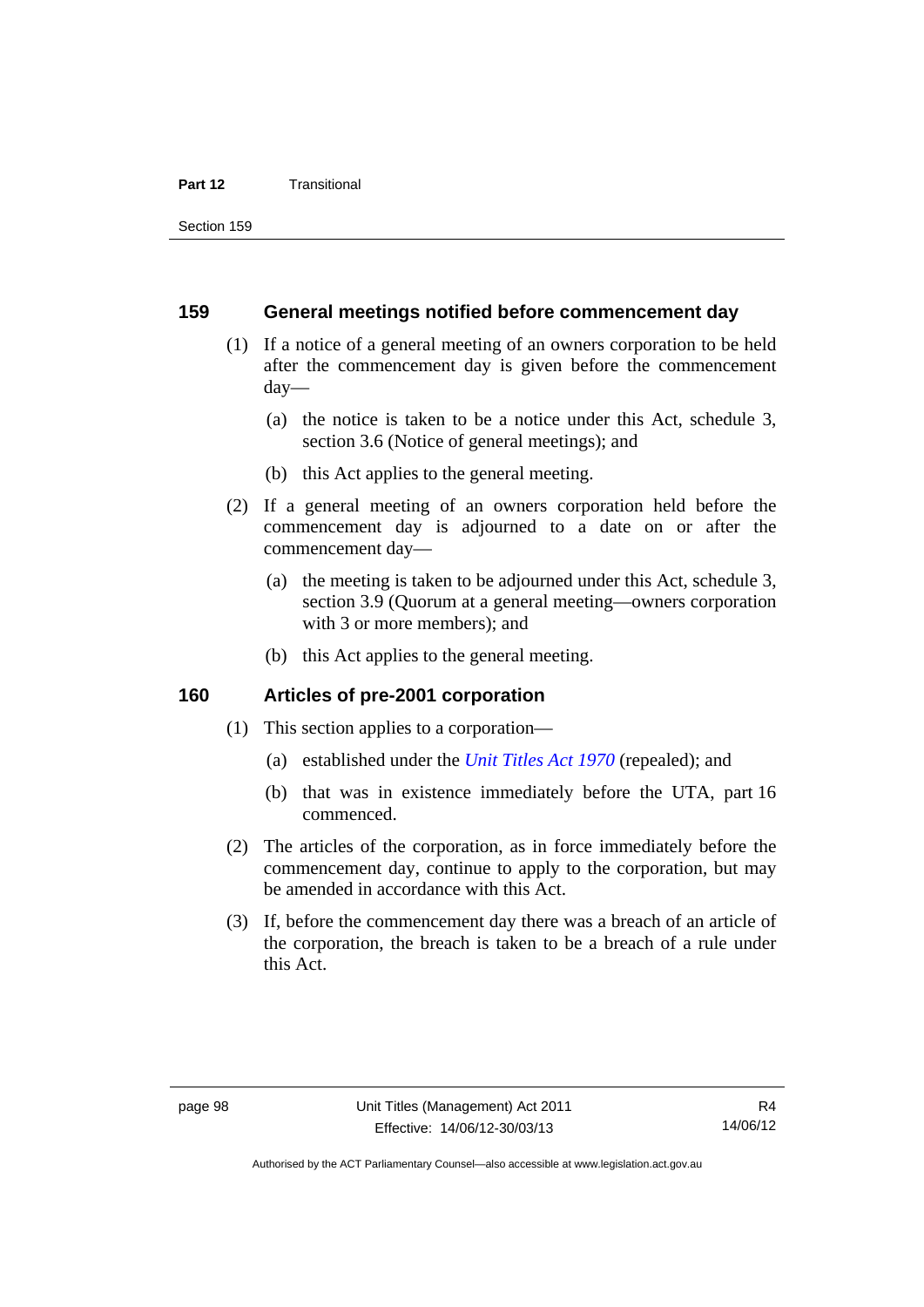### 159 General meetings notified before commencement day

(1) If a notice of a general meeting of an owners corporation to be held after the commencement day is given before the commencement day—

  (a) the notice is taken to be a notice under this Act, schedule 3, section 3.6 (Notice of general meetings); and

  (b) this Act applies to the general meeting.

(2) If a general meeting of an owners corporation held before the commencement day is adjourned to a date on or after the commencement day—

  (a) the meeting is taken to be adjourned under this Act, schedule 3, section 3.9 (Quorum at a general meeting—owners corporation with 3 or more members); and

  (b) this Act applies to the general meeting.

### 160 Articles of pre-2001 corporation

(1) This section applies to a corporation—

  (a) established under the *Unit Titles Act 1970* (repealed); and

  (b) that was in existence immediately before the UTA, part 16 commenced.

(2) The articles of the corporation, as in force immediately before the commencement day, continue to apply to the corporation, but may be amended in accordance with this Act.

(3) If, before the commencement day there was a breach of an article of the corporation, the breach is taken to be a breach of a rule under this Act.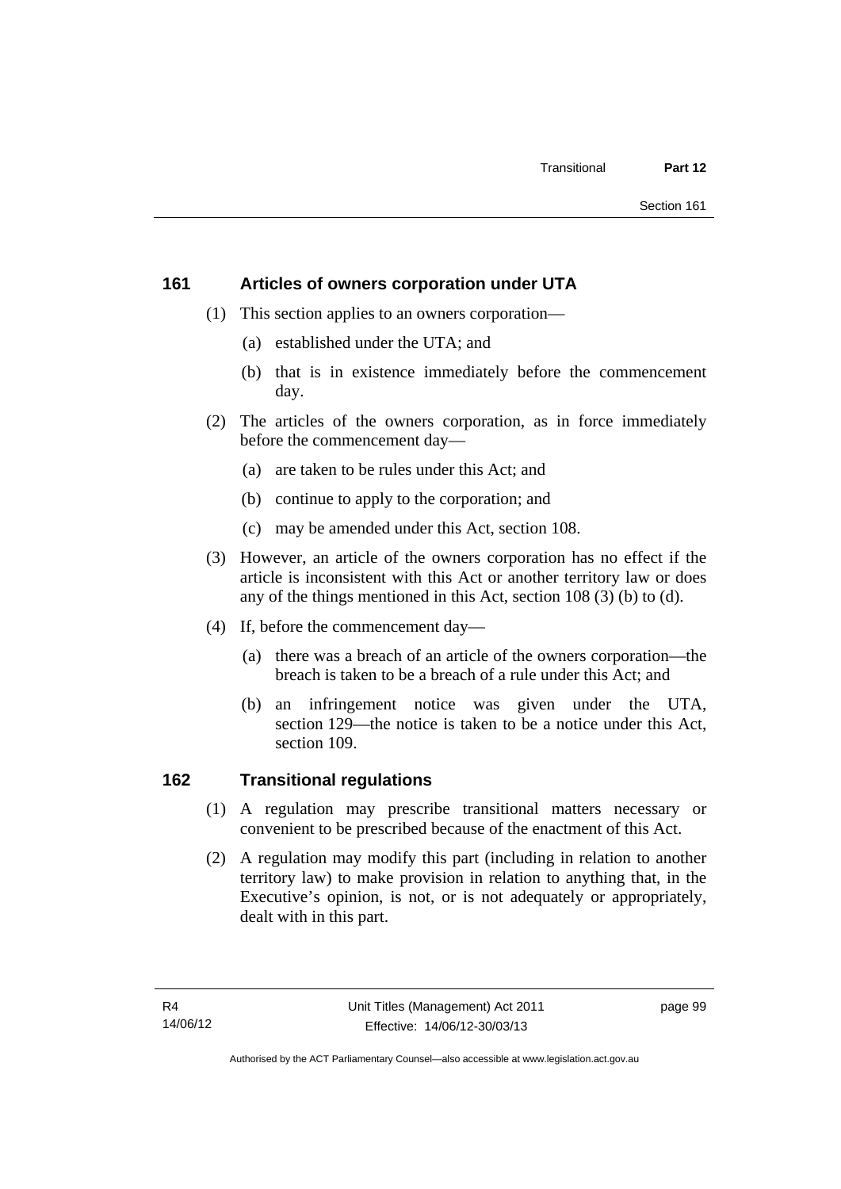## 161 Articles of owners corporation under UTA

(1) This section applies to an owners corporation—

(a) established under the UTA; and

(b) that is in existence immediately before the commencement day.

(2) The articles of the owners corporation, as in force immediately before the commencement day—

(a) are taken to be rules under this Act; and

(b) continue to apply to the corporation; and

(c) may be amended under this Act, section 108.

(3) However, an article of the owners corporation has no effect if the article is inconsistent with this Act or another territory law or does any of the things mentioned in this Act, section 108 (3) (b) to (d).

(4) If, before the commencement day—

(a) there was a breach of an article of the owners corporation—the breach is taken to be a breach of a rule under this Act; and

(b) an infringement notice was given under the UTA, section 129—the notice is taken to be a notice under this Act, section 109.

## 162 Transitional regulations

(1) A regulation may prescribe transitional matters necessary or convenient to be prescribed because of the enactment of this Act.

(2) A regulation may modify this part (including in relation to another territory law) to make provision in relation to anything that, in the Executive's opinion, is not, or is not adequately or appropriately, dealt with in this part.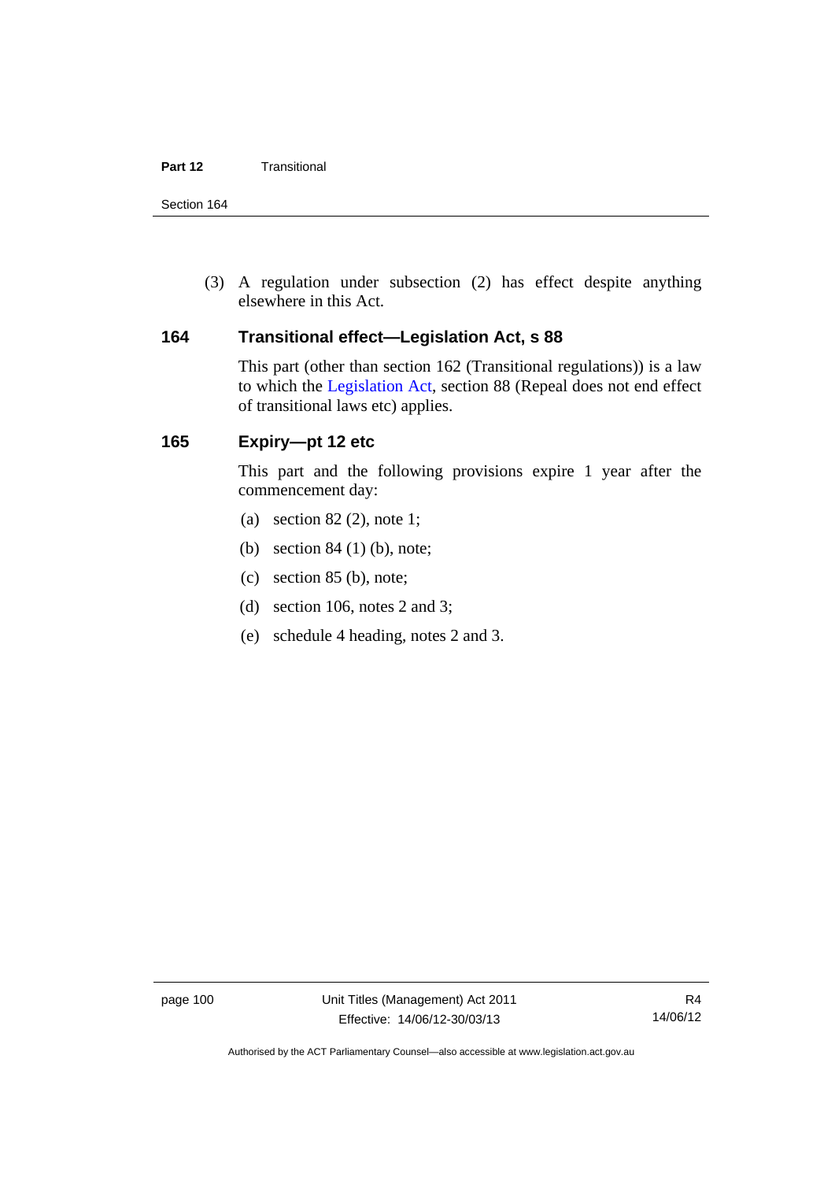(3) A regulation under subsection (2) has effect despite anything elsewhere in this Act.

### 164 Transitional effect—Legislation Act, s 88

This part (other than section 162 (Transitional regulations)) is a law to which the Legislation Act, section 88 (Repeal does not end effect of transitional laws etc) applies.

### 165 Expiry—pt 12 etc

This part and the following provisions expire 1 year after the commencement day:

(a) section 82 (2), note 1;

(b) section 84 (1) (b), note;

(c) section 85 (b), note;

(d) section 106, notes 2 and 3;

(e) schedule 4 heading, notes 2 and 3.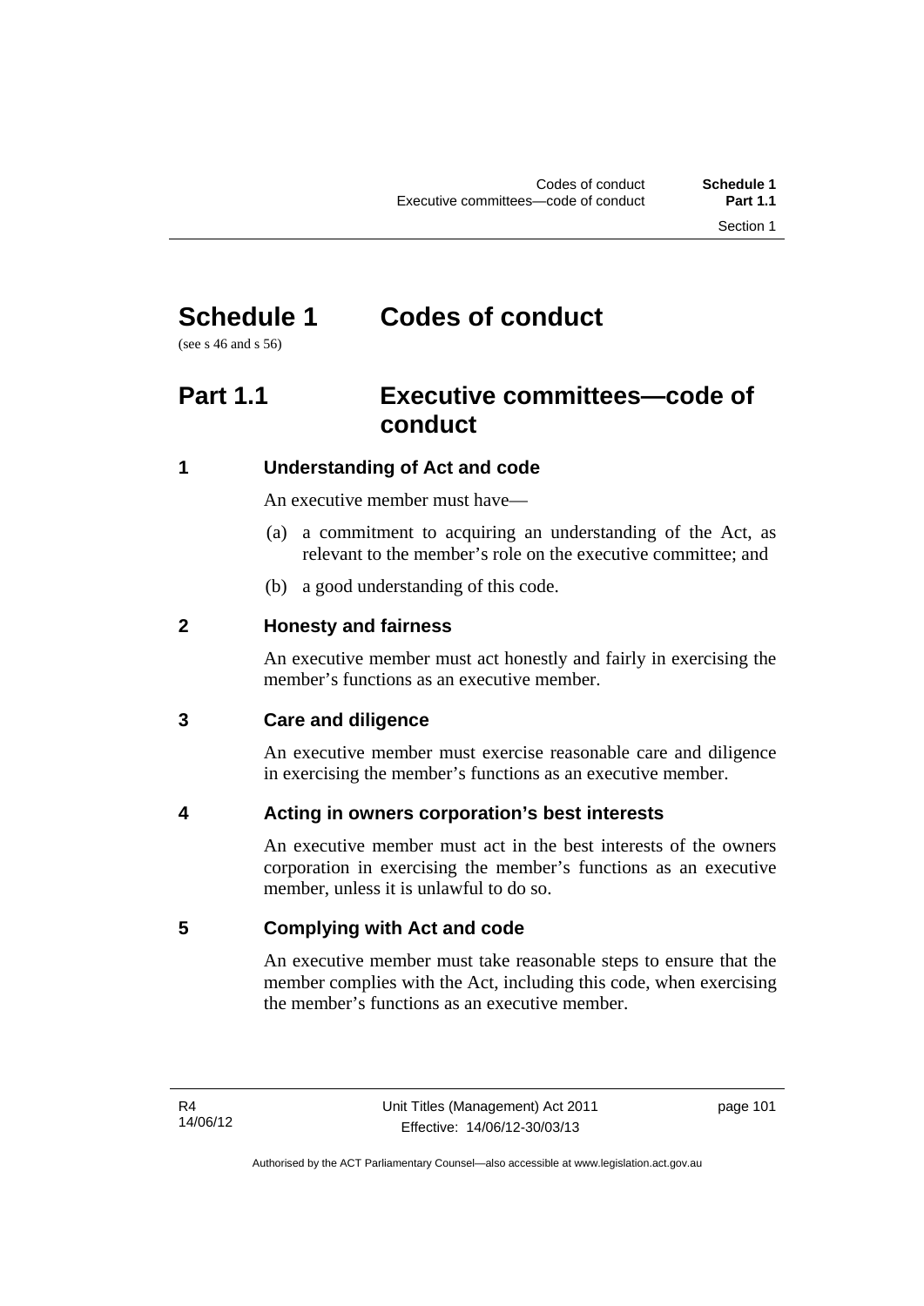# Schedule 1 Codes of conduct

(see s 46 and s 56)

## Part 1.1 Executive committees—code of conduct

### 1 Understanding of Act and code

An executive member must have—

(a) a commitment to acquiring an understanding of the Act, as relevant to the member's role on the executive committee; and

(b) a good understanding of this code.

### 2 Honesty and fairness

An executive member must act honestly and fairly in exercising the member's functions as an executive member.

### 3 Care and diligence

An executive member must exercise reasonable care and diligence in exercising the member's functions as an executive member.

### 4 Acting in owners corporation's best interests

An executive member must act in the best interests of the owners corporation in exercising the member's functions as an executive member, unless it is unlawful to do so.

### 5 Complying with Act and code

An executive member must take reasonable steps to ensure that the member complies with the Act, including this code, when exercising the member's functions as an executive member.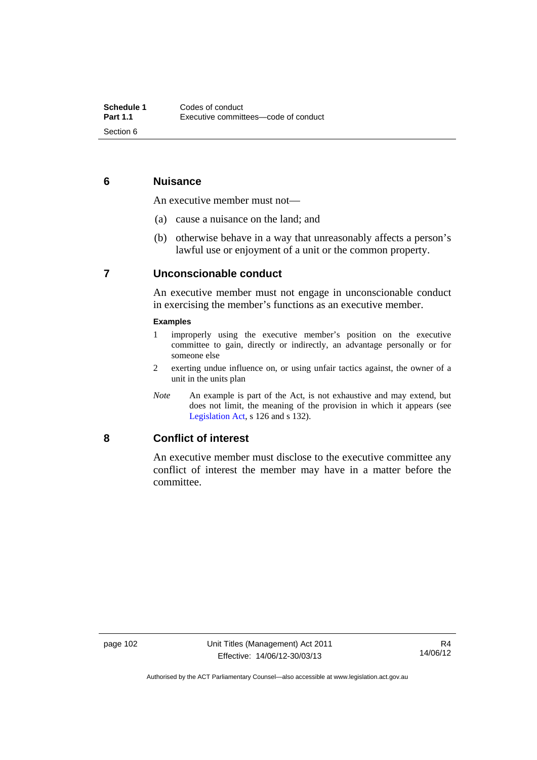## 6 Nuisance

An executive member must not—

(a) cause a nuisance on the land; and

(b) otherwise behave in a way that unreasonably affects a person's lawful use or enjoyment of a unit or the common property.

## 7 Unconscionable conduct

An executive member must not engage in unconscionable conduct in exercising the member's functions as an executive member.

**Examples**

1 improperly using the executive member's position on the executive committee to gain, directly or indirectly, an advantage personally or for someone else

2 exerting undue influence on, or using unfair tactics against, the owner of a unit in the units plan

*Note* An example is part of the Act, is not exhaustive and may extend, but does not limit, the meaning of the provision in which it appears (see Legislation Act, s 126 and s 132).

## 8 Conflict of interest

An executive member must disclose to the executive committee any conflict of interest the member may have in a matter before the committee.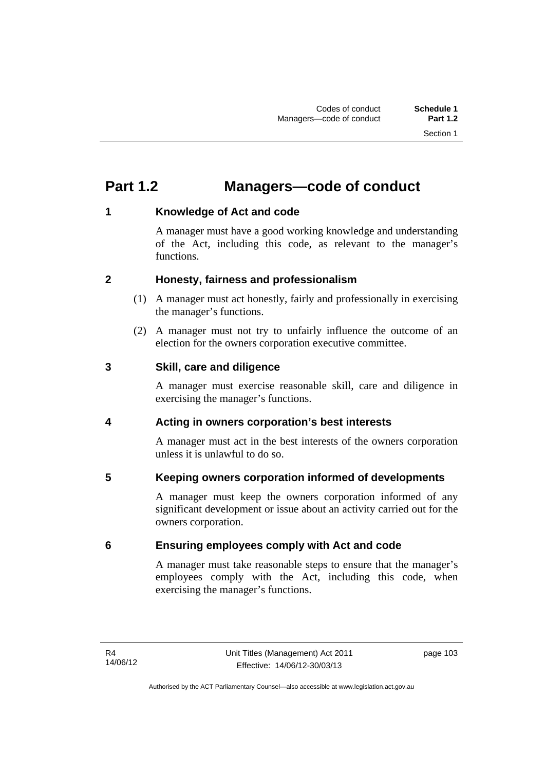# Part 1.2 Managers—code of conduct

## 1 Knowledge of Act and code

A manager must have a good working knowledge and understanding of the Act, including this code, as relevant to the manager's functions.

## 2 Honesty, fairness and professionalism

(1) A manager must act honestly, fairly and professionally in exercising the manager's functions.

(2) A manager must not try to unfairly influence the outcome of an election for the owners corporation executive committee.

## 3 Skill, care and diligence

A manager must exercise reasonable skill, care and diligence in exercising the manager's functions.

## 4 Acting in owners corporation's best interests

A manager must act in the best interests of the owners corporation unless it is unlawful to do so.

## 5 Keeping owners corporation informed of developments

A manager must keep the owners corporation informed of any significant development or issue about an activity carried out for the owners corporation.

## 6 Ensuring employees comply with Act and code

A manager must take reasonable steps to ensure that the manager's employees comply with the Act, including this code, when exercising the manager's functions.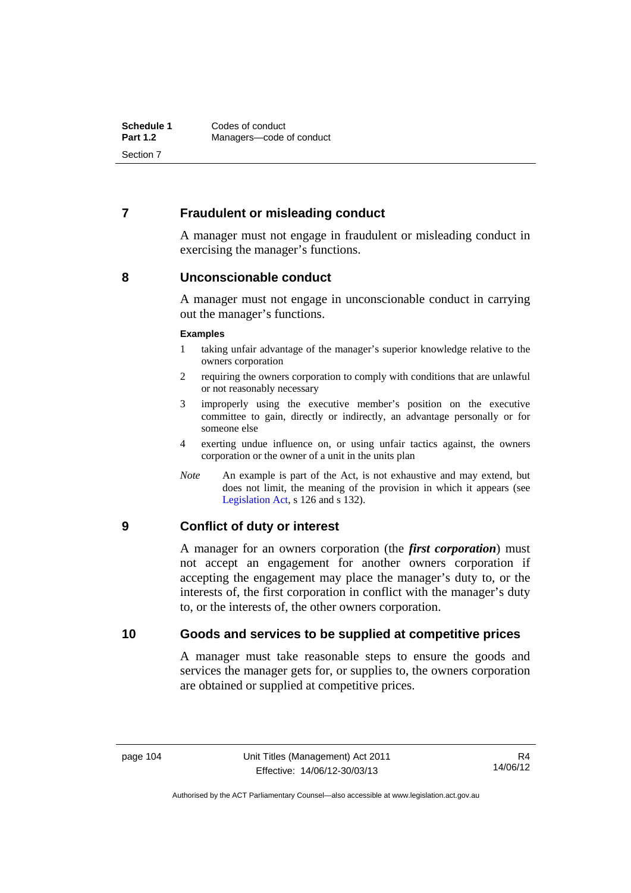## 7 Fraudulent or misleading conduct

A manager must not engage in fraudulent or misleading conduct in exercising the manager's functions.

## 8 Unconscionable conduct

A manager must not engage in unconscionable conduct in carrying out the manager's functions.

**Examples**

1 taking unfair advantage of the manager's superior knowledge relative to the owners corporation

2 requiring the owners corporation to comply with conditions that are unlawful or not reasonably necessary

3 improperly using the executive member's position on the executive committee to gain, directly or indirectly, an advantage personally or for someone else

4 exerting undue influence on, or using unfair tactics against, the owners corporation or the owner of a unit in the units plan

*Note* An example is part of the Act, is not exhaustive and may extend, but does not limit, the meaning of the provision in which it appears (see Legislation Act, s 126 and s 132).

## 9 Conflict of duty or interest

A manager for an owners corporation (the ***first corporation***) must not accept an engagement for another owners corporation if accepting the engagement may place the manager's duty to, or the interests of, the first corporation in conflict with the manager's duty to, or the interests of, the other owners corporation.

## 10 Goods and services to be supplied at competitive prices

A manager must take reasonable steps to ensure the goods and services the manager gets for, or supplies to, the owners corporation are obtained or supplied at competitive prices.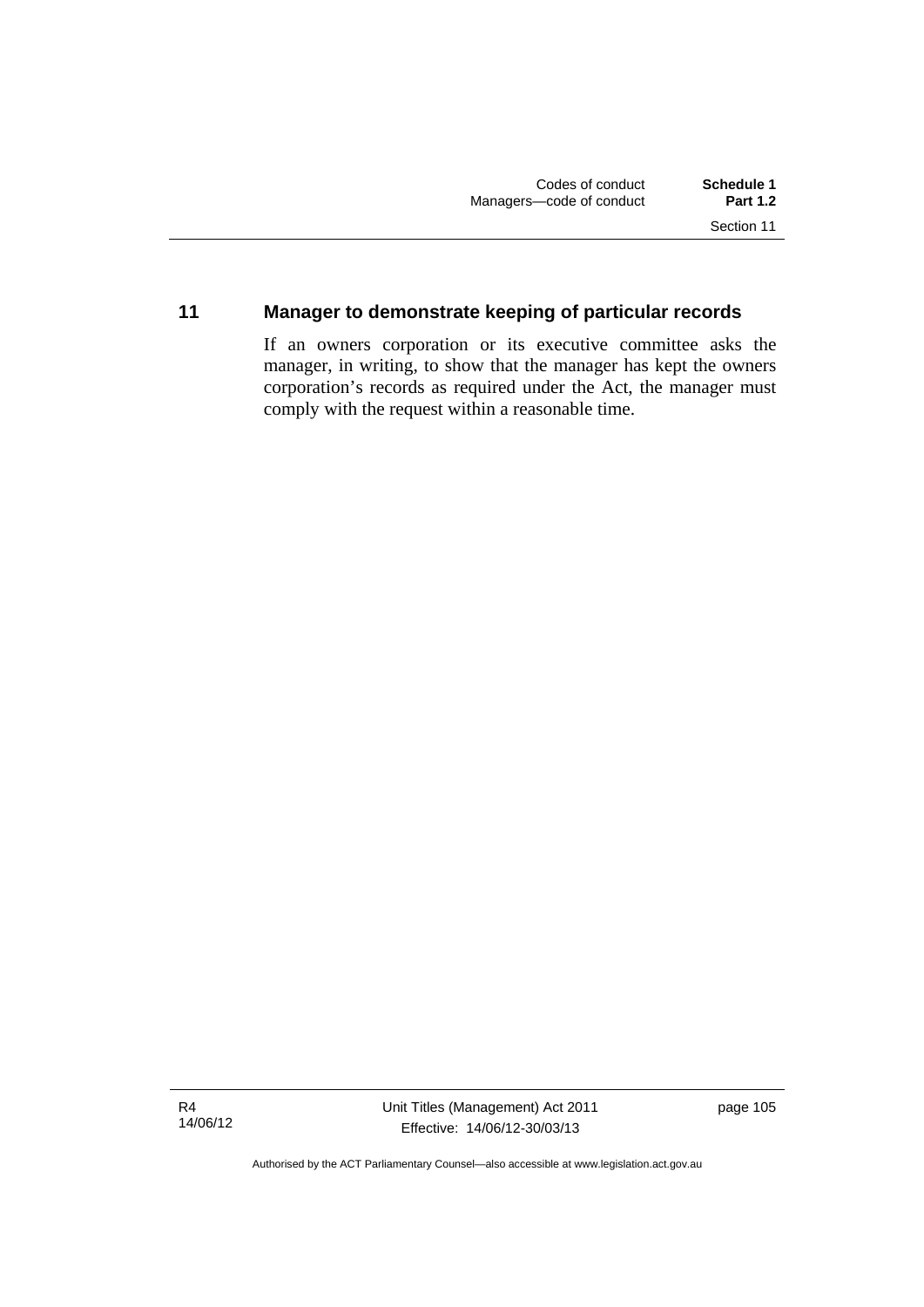### 11 Manager to demonstrate keeping of particular records

If an owners corporation or its executive committee asks the manager, in writing, to show that the manager has kept the owners corporation's records as required under the Act, the manager must comply with the request within a reasonable time.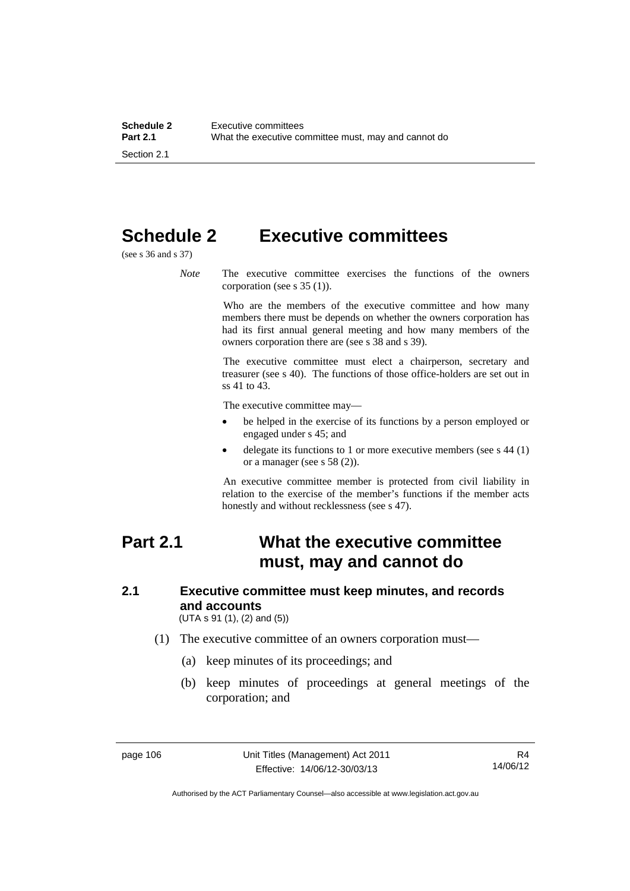# Schedule 2 Executive committees

(see s 36 and s 37)

*Note* The executive committee exercises the functions of the owners corporation (see s 35 (1)).

Who are the members of the executive committee and how many members there must be depends on whether the owners corporation has had its first annual general meeting and how many members of the owners corporation there are (see s 38 and s 39).

The executive committee must elect a chairperson, secretary and treasurer (see s 40). The functions of those office-holders are set out in ss 41 to 43.

The executive committee may—

- be helped in the exercise of its functions by a person employed or engaged under s 45; and
- delegate its functions to 1 or more executive members (see s 44 (1) or a manager (see s 58 (2)).

An executive committee member is protected from civil liability in relation to the exercise of the member's functions if the member acts honestly and without recklessness (see s 47).

## Part 2.1 What the executive committee must, may and cannot do

### 2.1 Executive committee must keep minutes, and records and accounts

(UTA s 91 (1), (2) and (5))

(1) The executive committee of an owners corporation must—

(a) keep minutes of its proceedings; and

(b) keep minutes of proceedings at general meetings of the corporation; and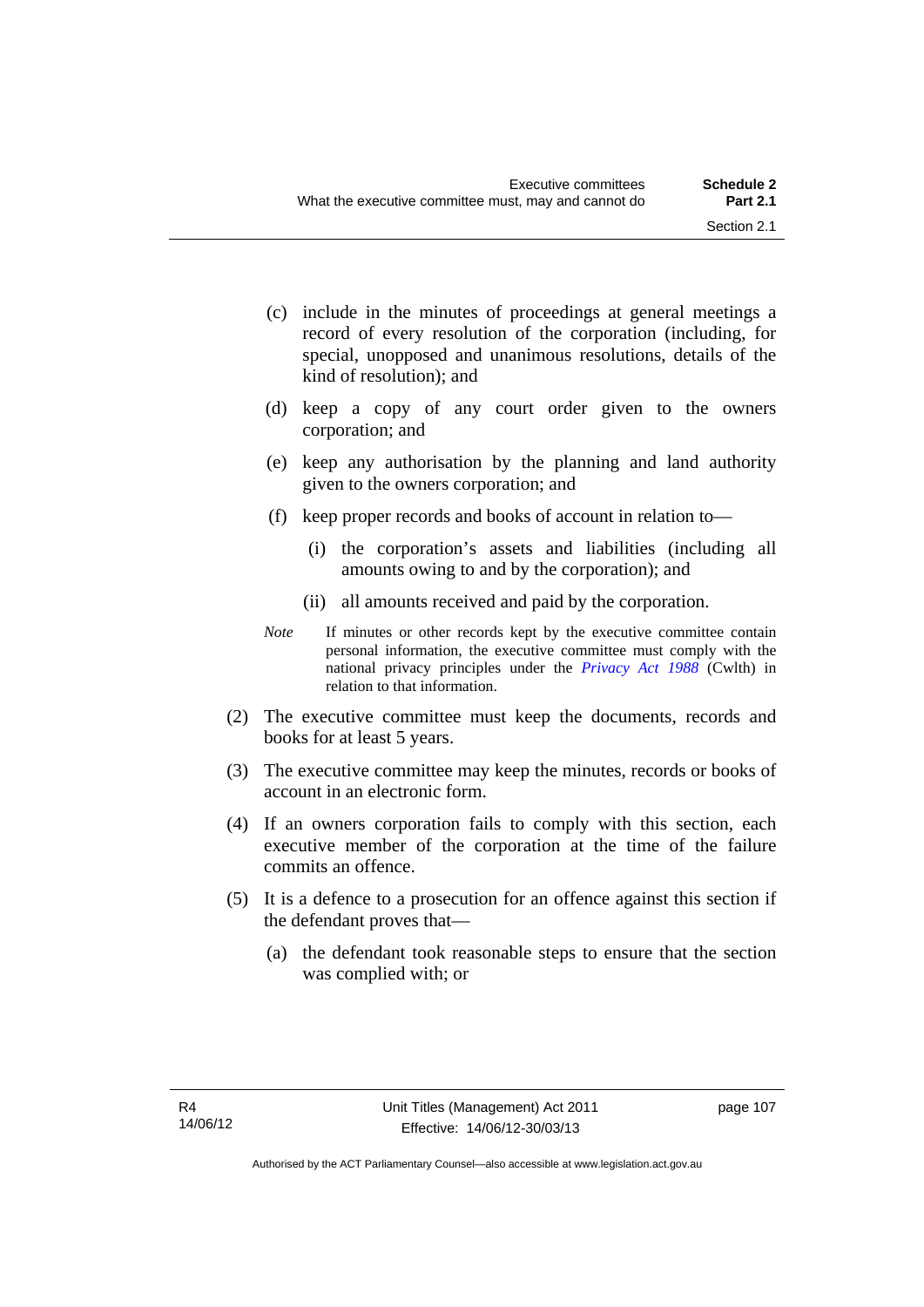(c) include in the minutes of proceedings at general meetings a record of every resolution of the corporation (including, for special, unopposed and unanimous resolutions, details of the kind of resolution); and

(d) keep a copy of any court order given to the owners corporation; and

(e) keep any authorisation by the planning and land authority given to the owners corporation; and

(f) keep proper records and books of account in relation to—

(i) the corporation's assets and liabilities (including all amounts owing to and by the corporation); and

(ii) all amounts received and paid by the corporation.

*Note* If minutes or other records kept by the executive committee contain personal information, the executive committee must comply with the national privacy principles under the *Privacy Act 1988* (Cwlth) in relation to that information.

(2) The executive committee must keep the documents, records and books for at least 5 years.

(3) The executive committee may keep the minutes, records or books of account in an electronic form.

(4) If an owners corporation fails to comply with this section, each executive member of the corporation at the time of the failure commits an offence.

(5) It is a defence to a prosecution for an offence against this section if the defendant proves that—

(a) the defendant took reasonable steps to ensure that the section was complied with; or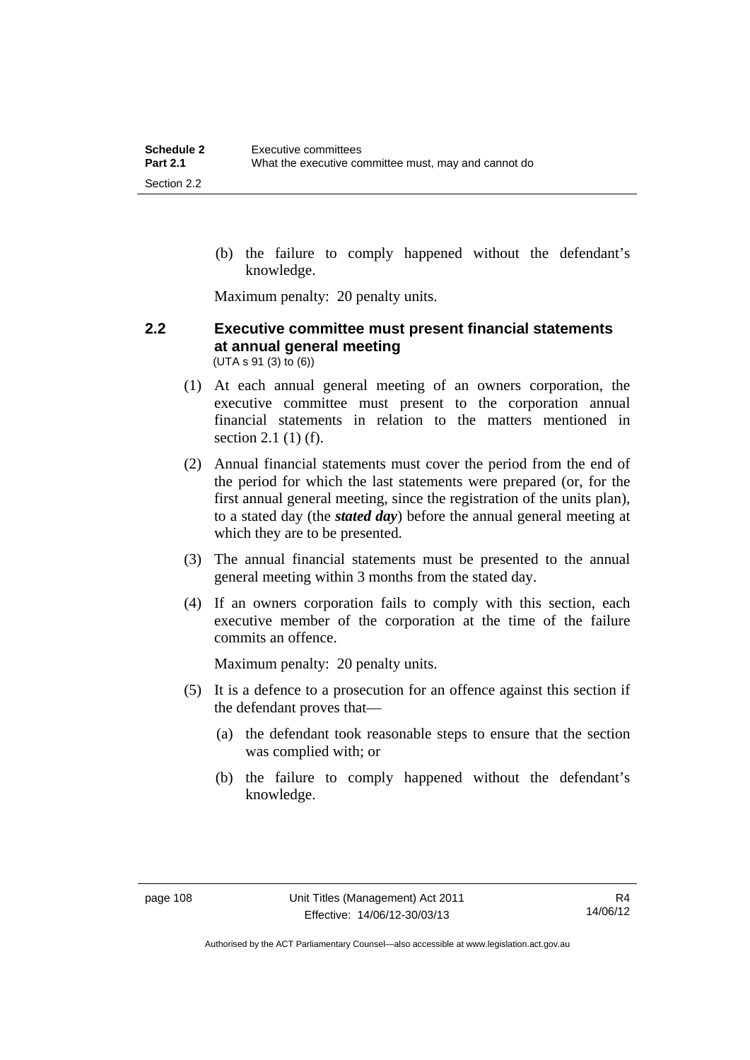(b) the failure to comply happened without the defendant's knowledge.

Maximum penalty: 20 penalty units.

## 2.2 Executive committee must present financial statements at annual general meeting

(UTA s 91 (3) to (6))

(1) At each annual general meeting of an owners corporation, the executive committee must present to the corporation annual financial statements in relation to the matters mentioned in section 2.1 (1) (f).

(2) Annual financial statements must cover the period from the end of the period for which the last statements were prepared (or, for the first annual general meeting, since the registration of the units plan), to a stated day (the ***stated day***) before the annual general meeting at which they are to be presented.

(3) The annual financial statements must be presented to the annual general meeting within 3 months from the stated day.

(4) If an owners corporation fails to comply with this section, each executive member of the corporation at the time of the failure commits an offence.

Maximum penalty: 20 penalty units.

(5) It is a defence to a prosecution for an offence against this section if the defendant proves that—

(a) the defendant took reasonable steps to ensure that the section was complied with; or

(b) the failure to comply happened without the defendant's knowledge.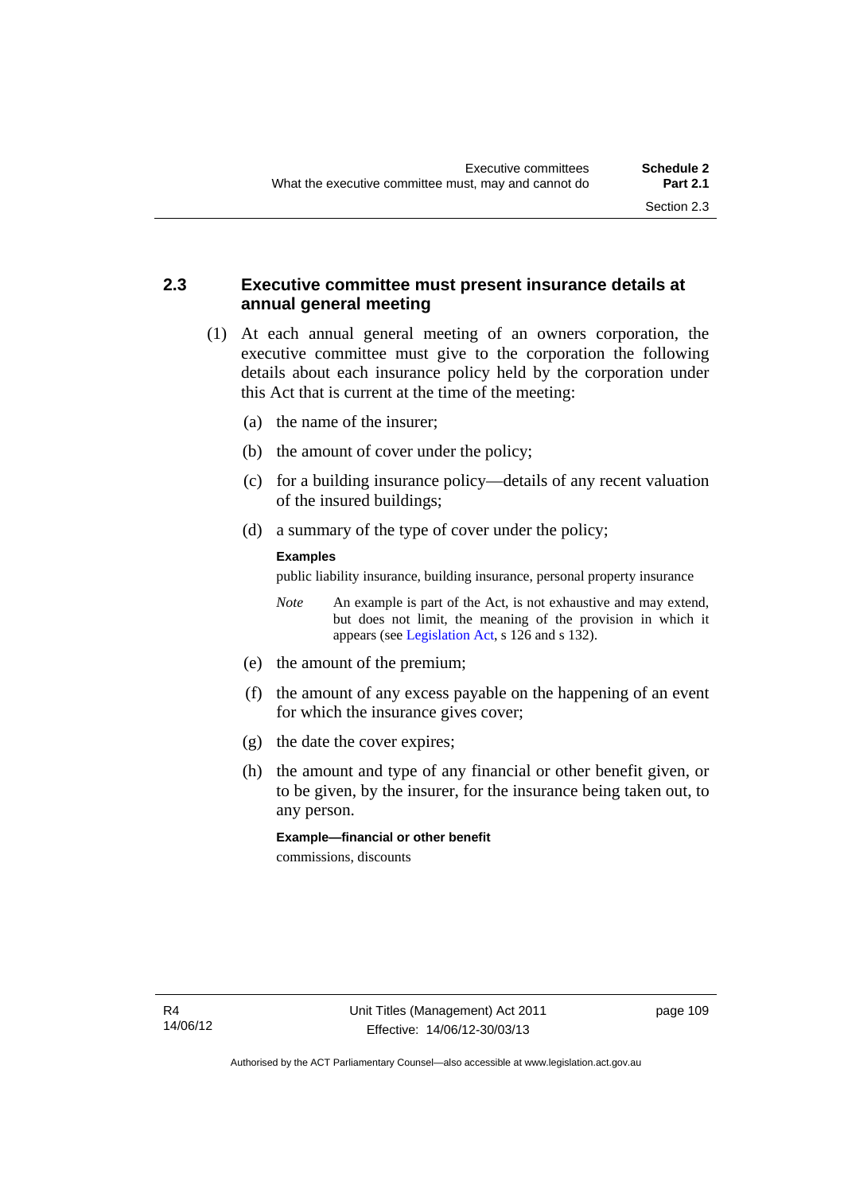## 2.3 Executive committee must present insurance details at annual general meeting

(1) At each annual general meeting of an owners corporation, the executive committee must give to the corporation the following details about each insurance policy held by the corporation under this Act that is current at the time of the meeting:

(a) the name of the insurer;

(b) the amount of cover under the policy;

(c) for a building insurance policy—details of any recent valuation of the insured buildings;

(d) a summary of the type of cover under the policy;

**Examples**

public liability insurance, building insurance, personal property insurance

*Note* An example is part of the Act, is not exhaustive and may extend, but does not limit, the meaning of the provision in which it appears (see Legislation Act, s 126 and s 132).

(e) the amount of the premium;

(f) the amount of any excess payable on the happening of an event for which the insurance gives cover;

(g) the date the cover expires;

(h) the amount and type of any financial or other benefit given, or to be given, by the insurer, for the insurance being taken out, to any person.

**Example—financial or other benefit**

commissions, discounts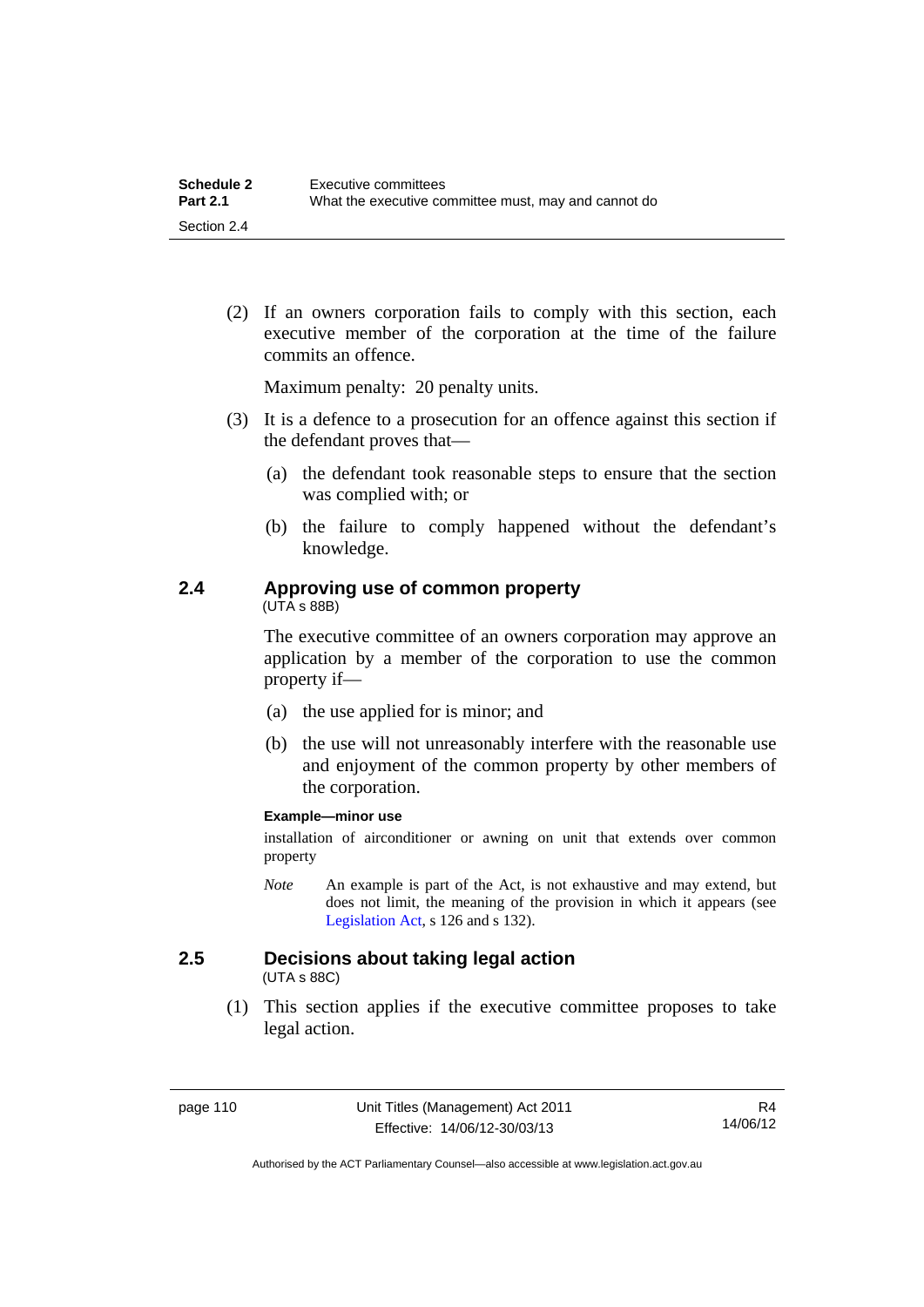(2) If an owners corporation fails to comply with this section, each executive member of the corporation at the time of the failure commits an offence.

Maximum penalty: 20 penalty units.

(3) It is a defence to a prosecution for an offence against this section if the defendant proves that—

(a) the defendant took reasonable steps to ensure that the section was complied with; or

(b) the failure to comply happened without the defendant's knowledge.

### 2.4 Approving use of common property

(UTA s 88B)

The executive committee of an owners corporation may approve an application by a member of the corporation to use the common property if—

(a) the use applied for is minor; and

(b) the use will not unreasonably interfere with the reasonable use and enjoyment of the common property by other members of the corporation.

**Example—minor use**

installation of airconditioner or awning on unit that extends over common property

*Note* An example is part of the Act, is not exhaustive and may extend, but does not limit, the meaning of the provision in which it appears (see Legislation Act, s 126 and s 132).

### 2.5 Decisions about taking legal action

(UTA s 88C)

(1) This section applies if the executive committee proposes to take legal action.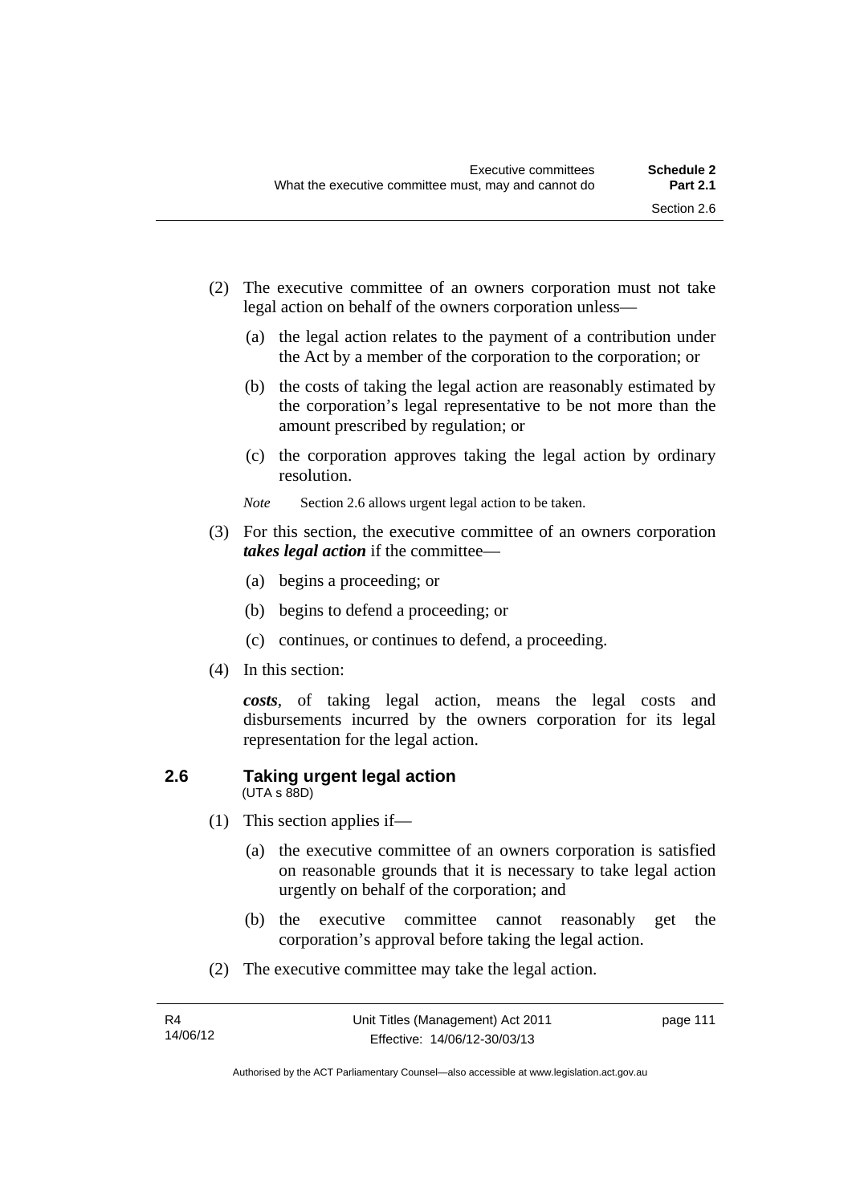(2) The executive committee of an owners corporation must not take legal action on behalf of the owners corporation unless—

(a) the legal action relates to the payment of a contribution under the Act by a member of the corporation to the corporation; or

(b) the costs of taking the legal action are reasonably estimated by the corporation's legal representative to be not more than the amount prescribed by regulation; or

(c) the corporation approves taking the legal action by ordinary resolution.

*Note* Section 2.6 allows urgent legal action to be taken.

(3) For this section, the executive committee of an owners corporation ***takes legal action*** if the committee—

(a) begins a proceeding; or

(b) begins to defend a proceeding; or

(c) continues, or continues to defend, a proceeding.

(4) In this section:

***costs***, of taking legal action, means the legal costs and disbursements incurred by the owners corporation for its legal representation for the legal action.

## 2.6 Taking urgent legal action

(UTA s 88D)

(1) This section applies if—

(a) the executive committee of an owners corporation is satisfied on reasonable grounds that it is necessary to take legal action urgently on behalf of the corporation; and

(b) the executive committee cannot reasonably get the corporation's approval before taking the legal action.

(2) The executive committee may take the legal action.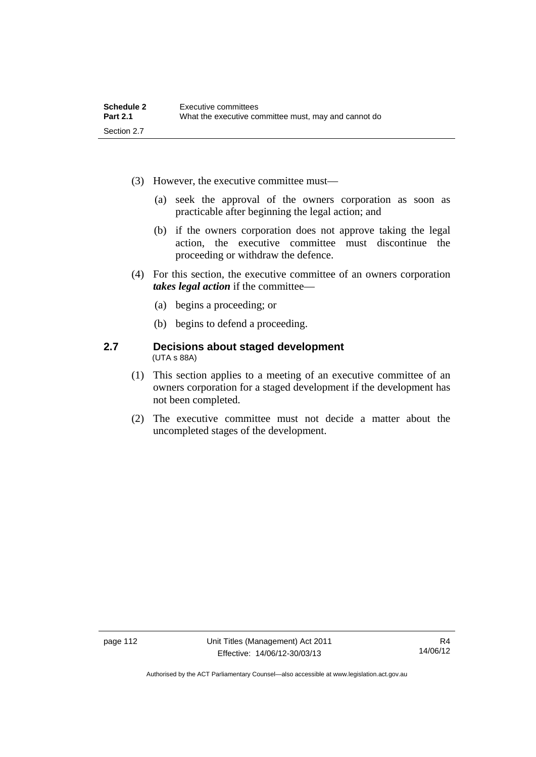(3) However, the executive committee must—

(a) seek the approval of the owners corporation as soon as practicable after beginning the legal action; and

(b) if the owners corporation does not approve taking the legal action, the executive committee must discontinue the proceeding or withdraw the defence.

(4) For this section, the executive committee of an owners corporation ***takes legal action*** if the committee—

(a) begins a proceeding; or

(b) begins to defend a proceeding.

## 2.7 Decisions about staged development

(UTA s 88A)

(1) This section applies to a meeting of an executive committee of an owners corporation for a staged development if the development has not been completed.

(2) The executive committee must not decide a matter about the uncompleted stages of the development.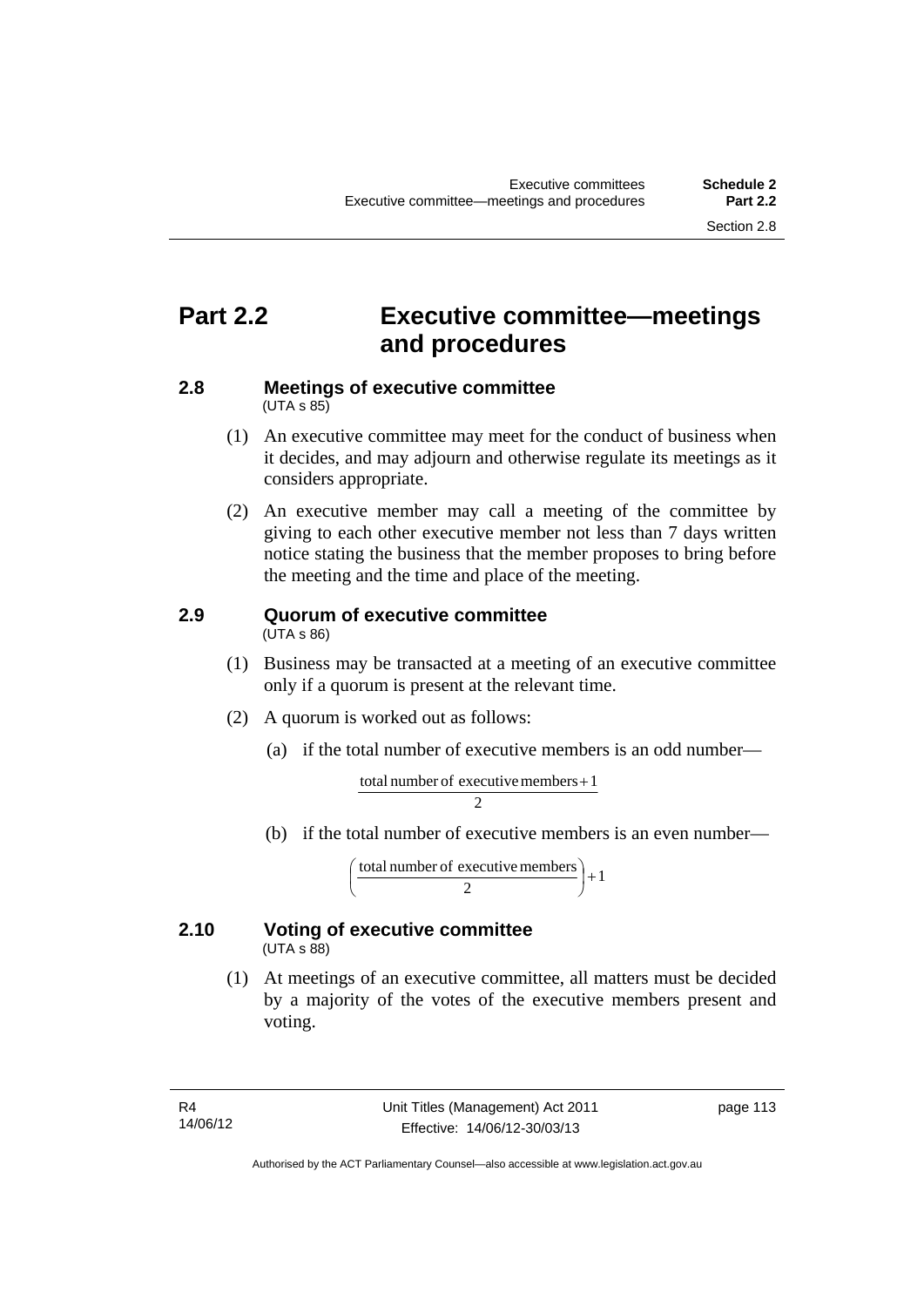# Part 2.2 Executive committee—meetings and procedures

## 2.8 Meetings of executive committee

(UTA s 85)

(1) An executive committee may meet for the conduct of business when it decides, and may adjourn and otherwise regulate its meetings as it considers appropriate.

(2) An executive member may call a meeting of the committee by giving to each other executive member not less than 7 days written notice stating the business that the member proposes to bring before the meeting and the time and place of the meeting.

## 2.9 Quorum of executive committee

(UTA s 86)

(1) Business may be transacted at a meeting of an executive committee only if a quorum is present at the relevant time.

(2) A quorum is worked out as follows:

(a) if the total number of executive members is an odd number—

$$\frac{\text{total number of executive members} + 1}{2}$$

(b) if the total number of executive members is an even number—

$$\left(\frac{\text{total number of executive members}}{2}\right) + 1$$

## 2.10 Voting of executive committee

(UTA s 88)

(1) At meetings of an executive committee, all matters must be decided by a majority of the votes of the executive members present and voting.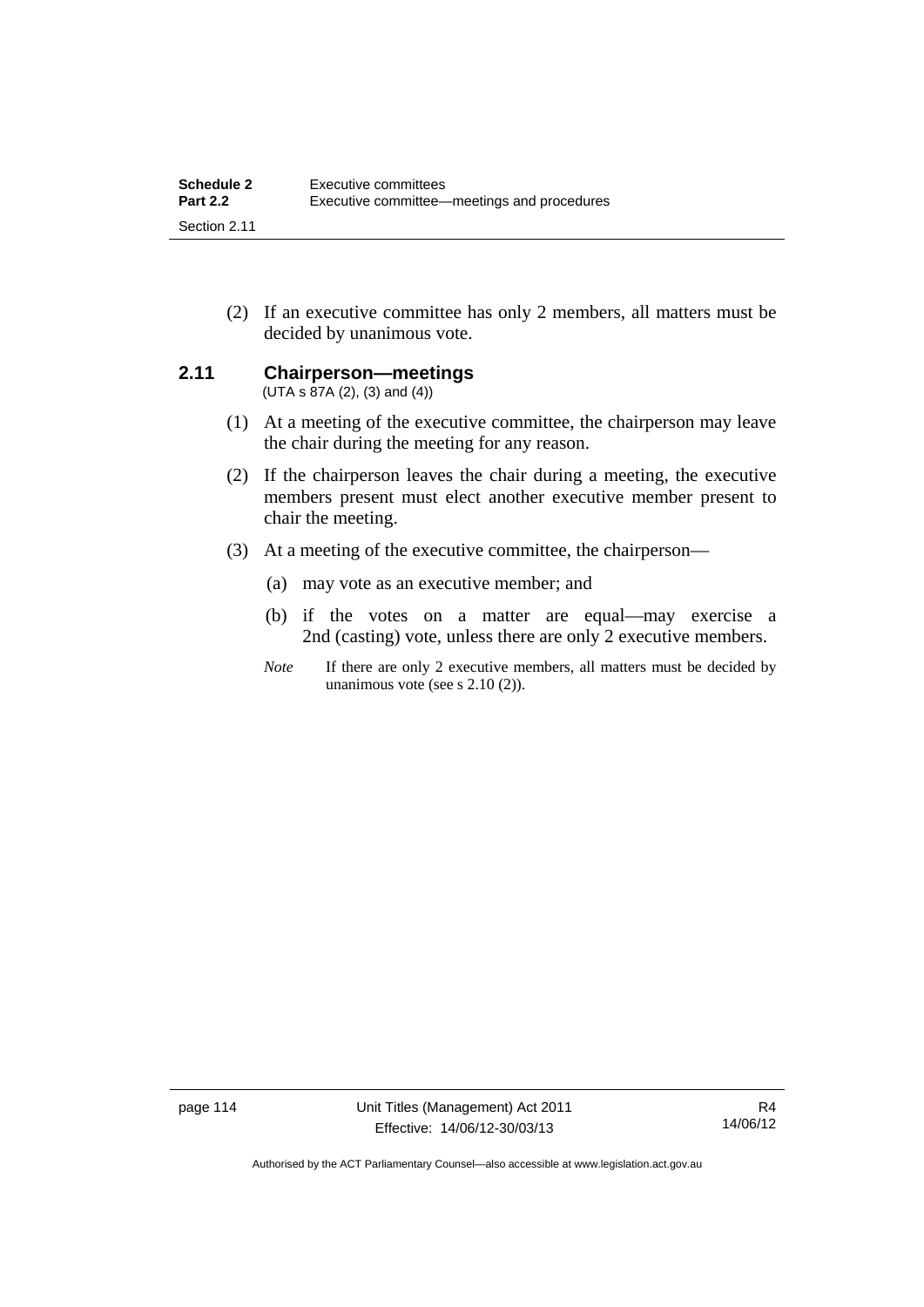(2) If an executive committee has only 2 members, all matters must be decided by unanimous vote.

### 2.11 Chairperson—meetings

(UTA s 87A (2), (3) and (4))

(1) At a meeting of the executive committee, the chairperson may leave the chair during the meeting for any reason.

(2) If the chairperson leaves the chair during a meeting, the executive members present must elect another executive member present to chair the meeting.

(3) At a meeting of the executive committee, the chairperson—

(a) may vote as an executive member; and

(b) if the votes on a matter are equal—may exercise a 2nd (casting) vote, unless there are only 2 executive members.

*Note* If there are only 2 executive members, all matters must be decided by unanimous vote (see s 2.10 (2)).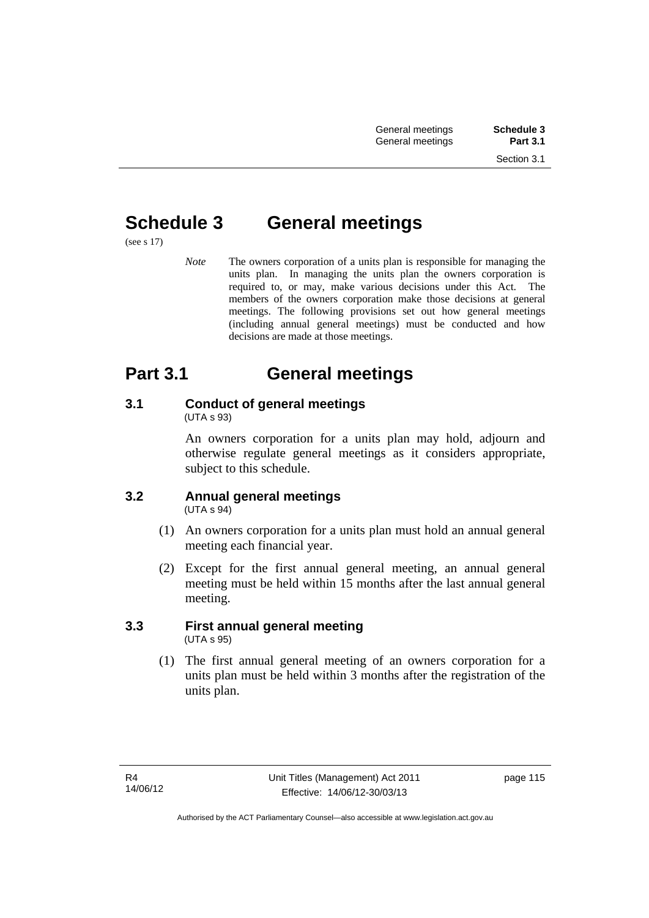# Schedule 3 General meetings

(see s 17)

*Note* The owners corporation of a units plan is responsible for managing the units plan. In managing the units plan the owners corporation is required to, or may, make various decisions under this Act. The members of the owners corporation make those decisions at general meetings. The following provisions set out how general meetings (including annual general meetings) must be conducted and how decisions are made at those meetings.

# Part 3.1 General meetings

### 3.1 Conduct of general meetings

(UTA s 93)

An owners corporation for a units plan may hold, adjourn and otherwise regulate general meetings as it considers appropriate, subject to this schedule.

### 3.2 Annual general meetings

(UTA s 94)

(1) An owners corporation for a units plan must hold an annual general meeting each financial year.

(2) Except for the first annual general meeting, an annual general meeting must be held within 15 months after the last annual general meeting.

### 3.3 First annual general meeting

(UTA s 95)

(1) The first annual general meeting of an owners corporation for a units plan must be held within 3 months after the registration of the units plan.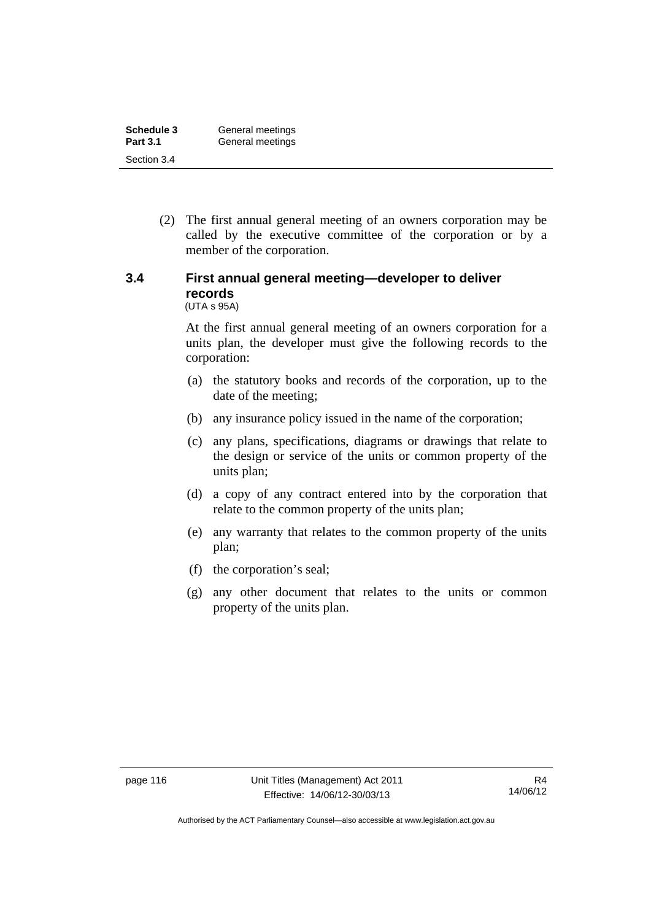(2) The first annual general meeting of an owners corporation may be called by the executive committee of the corporation or by a member of the corporation.

### 3.4 First annual general meeting—developer to deliver records

(UTA s 95A)

At the first annual general meeting of an owners corporation for a units plan, the developer must give the following records to the corporation:

(a) the statutory books and records of the corporation, up to the date of the meeting;

(b) any insurance policy issued in the name of the corporation;

(c) any plans, specifications, diagrams or drawings that relate to the design or service of the units or common property of the units plan;

(d) a copy of any contract entered into by the corporation that relate to the common property of the units plan;

(e) any warranty that relates to the common property of the units plan;

(f) the corporation's seal;

(g) any other document that relates to the units or common property of the units plan.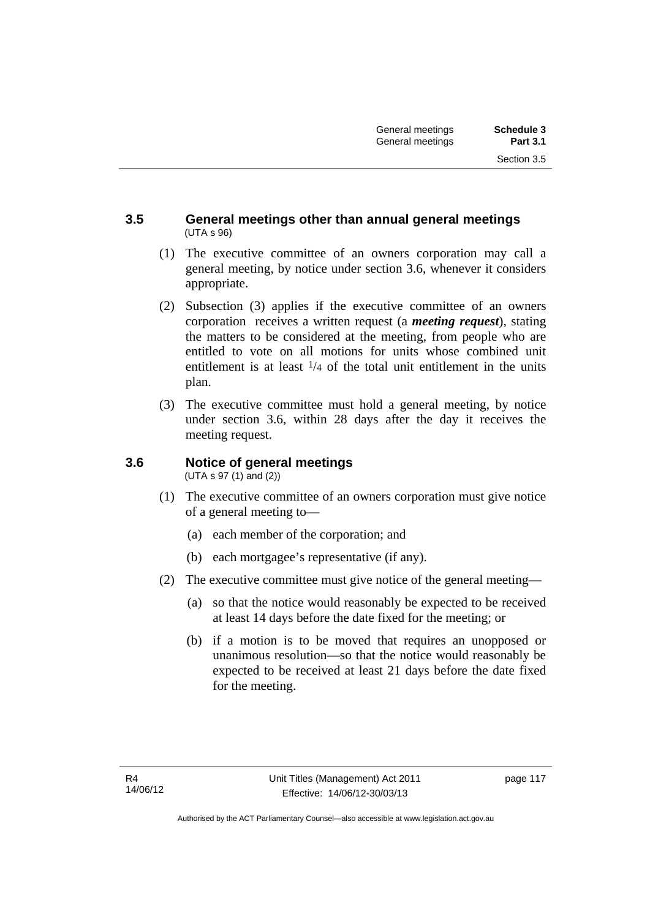### 3.5 General meetings other than annual general meetings

(UTA s 96)

(1) The executive committee of an owners corporation may call a general meeting, by notice under section 3.6, whenever it considers appropriate.

(2) Subsection (3) applies if the executive committee of an owners corporation receives a written request (a ***meeting request***), stating the matters to be considered at the meeting, from people who are entitled to vote on all motions for units whose combined unit entitlement is at least $^{1}/_{4}$ of the total unit entitlement in the units plan.

(3) The executive committee must hold a general meeting, by notice under section 3.6, within 28 days after the day it receives the meeting request.

### 3.6 Notice of general meetings

(UTA s 97 (1) and (2))

(1) The executive committee of an owners corporation must give notice of a general meeting to—

(a) each member of the corporation; and

(b) each mortgagee's representative (if any).

(2) The executive committee must give notice of the general meeting—

(a) so that the notice would reasonably be expected to be received at least 14 days before the date fixed for the meeting; or

(b) if a motion is to be moved that requires an unopposed or unanimous resolution—so that the notice would reasonably be expected to be received at least 21 days before the date fixed for the meeting.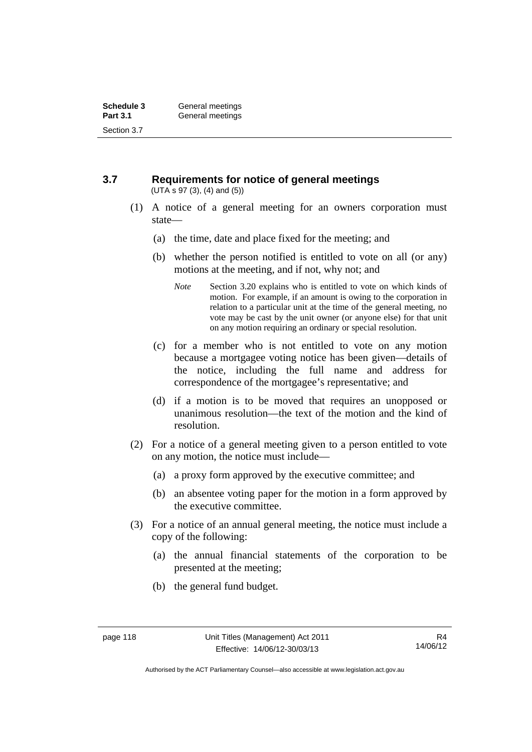## 3.7 Requirements for notice of general meetings

(UTA s 97 (3), (4) and (5))

(1) A notice of a general meeting for an owners corporation must state—

(a) the time, date and place fixed for the meeting; and

(b) whether the person notified is entitled to vote on all (or any) motions at the meeting, and if not, why not; and

*Note* Section 3.20 explains who is entitled to vote on which kinds of motion. For example, if an amount is owing to the corporation in relation to a particular unit at the time of the general meeting, no vote may be cast by the unit owner (or anyone else) for that unit on any motion requiring an ordinary or special resolution.

(c) for a member who is not entitled to vote on any motion because a mortgagee voting notice has been given—details of the notice, including the full name and address for correspondence of the mortgagee's representative; and

(d) if a motion is to be moved that requires an unopposed or unanimous resolution—the text of the motion and the kind of resolution.

(2) For a notice of a general meeting given to a person entitled to vote on any motion, the notice must include—

(a) a proxy form approved by the executive committee; and

(b) an absentee voting paper for the motion in a form approved by the executive committee.

(3) For a notice of an annual general meeting, the notice must include a copy of the following:

(a) the annual financial statements of the corporation to be presented at the meeting;

(b) the general fund budget.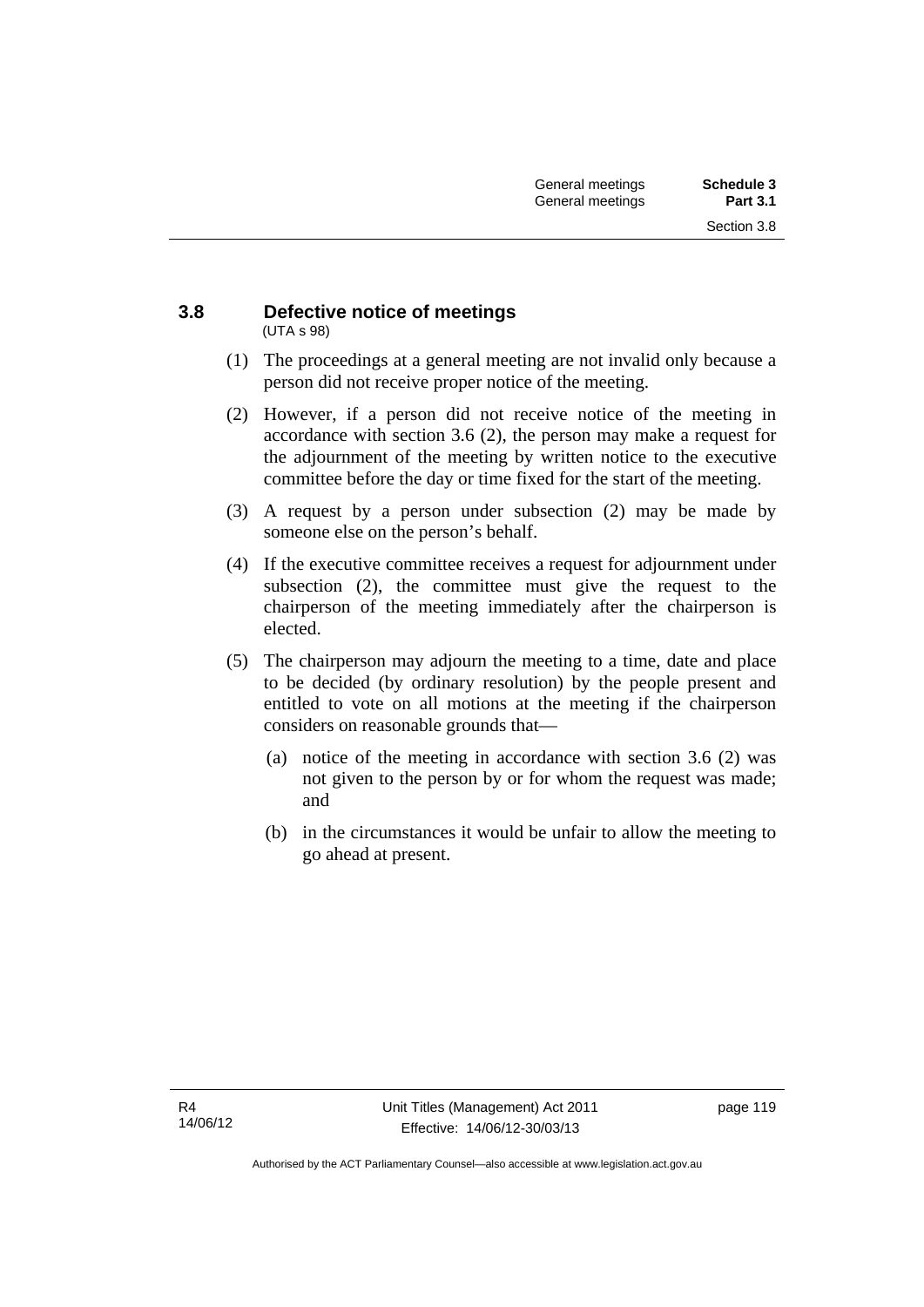### 3.8 Defective notice of meetings

(UTA s 98)

(1) The proceedings at a general meeting are not invalid only because a person did not receive proper notice of the meeting.

(2) However, if a person did not receive notice of the meeting in accordance with section 3.6 (2), the person may make a request for the adjournment of the meeting by written notice to the executive committee before the day or time fixed for the start of the meeting.

(3) A request by a person under subsection (2) may be made by someone else on the person's behalf.

(4) If the executive committee receives a request for adjournment under subsection (2), the committee must give the request to the chairperson of the meeting immediately after the chairperson is elected.

(5) The chairperson may adjourn the meeting to a time, date and place to be decided (by ordinary resolution) by the people present and entitled to vote on all motions at the meeting if the chairperson considers on reasonable grounds that—

(a) notice of the meeting in accordance with section 3.6 (2) was not given to the person by or for whom the request was made; and

(b) in the circumstances it would be unfair to allow the meeting to go ahead at present.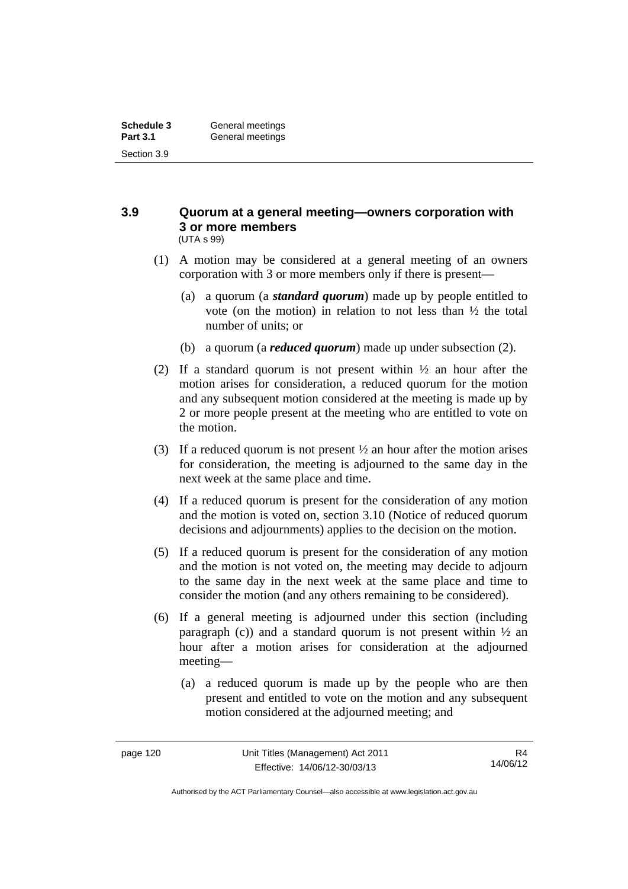### 3.9 Quorum at a general meeting—owners corporation with 3 or more members

(UTA s 99)

(1) A motion may be considered at a general meeting of an owners corporation with 3 or more members only if there is present—

(a) a quorum (a ***standard quorum***) made up by people entitled to vote (on the motion) in relation to not less than ½ the total number of units; or

(b) a quorum (a ***reduced quorum***) made up under subsection (2).

(2) If a standard quorum is not present within ½ an hour after the motion arises for consideration, a reduced quorum for the motion and any subsequent motion considered at the meeting is made up by 2 or more people present at the meeting who are entitled to vote on the motion.

(3) If a reduced quorum is not present ½ an hour after the motion arises for consideration, the meeting is adjourned to the same day in the next week at the same place and time.

(4) If a reduced quorum is present for the consideration of any motion and the motion is voted on, section 3.10 (Notice of reduced quorum decisions and adjournments) applies to the decision on the motion.

(5) If a reduced quorum is present for the consideration of any motion and the motion is not voted on, the meeting may decide to adjourn to the same day in the next week at the same place and time to consider the motion (and any others remaining to be considered).

(6) If a general meeting is adjourned under this section (including paragraph (c)) and a standard quorum is not present within ½ an hour after a motion arises for consideration at the adjourned meeting—

(a) a reduced quorum is made up by the people who are then present and entitled to vote on the motion and any subsequent motion considered at the adjourned meeting; and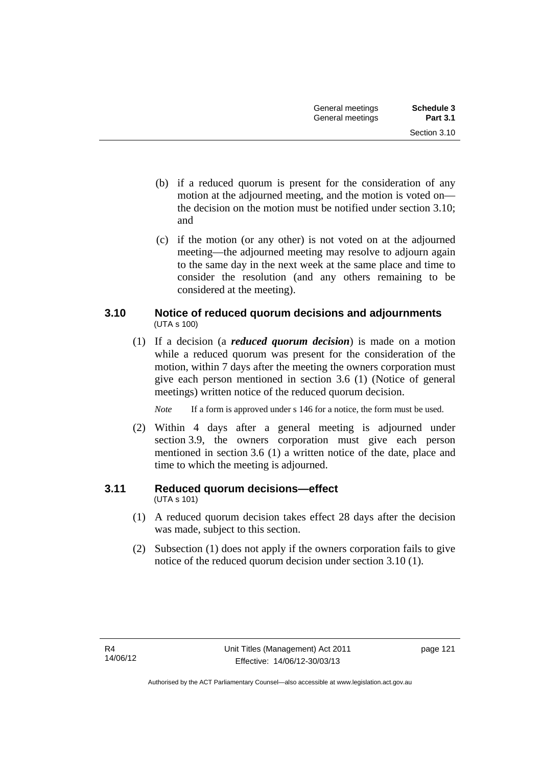(b) if a reduced quorum is present for the consideration of any motion at the adjourned meeting, and the motion is voted on—the decision on the motion must be notified under section 3.10; and

(c) if the motion (or any other) is not voted on at the adjourned meeting—the adjourned meeting may resolve to adjourn again to the same day in the next week at the same place and time to consider the resolution (and any others remaining to be considered at the meeting).

### 3.10 Notice of reduced quorum decisions and adjournments

(UTA s 100)

(1) If a decision (a ***reduced quorum decision***) is made on a motion while a reduced quorum was present for the consideration of the motion, within 7 days after the meeting the owners corporation must give each person mentioned in section 3.6 (1) (Notice of general meetings) written notice of the reduced quorum decision.

*Note* If a form is approved under s 146 for a notice, the form must be used.

(2) Within 4 days after a general meeting is adjourned under section 3.9, the owners corporation must give each person mentioned in section 3.6 (1) a written notice of the date, place and time to which the meeting is adjourned.

### 3.11 Reduced quorum decisions—effect

(UTA s 101)

(1) A reduced quorum decision takes effect 28 days after the decision was made, subject to this section.

(2) Subsection (1) does not apply if the owners corporation fails to give notice of the reduced quorum decision under section 3.10 (1).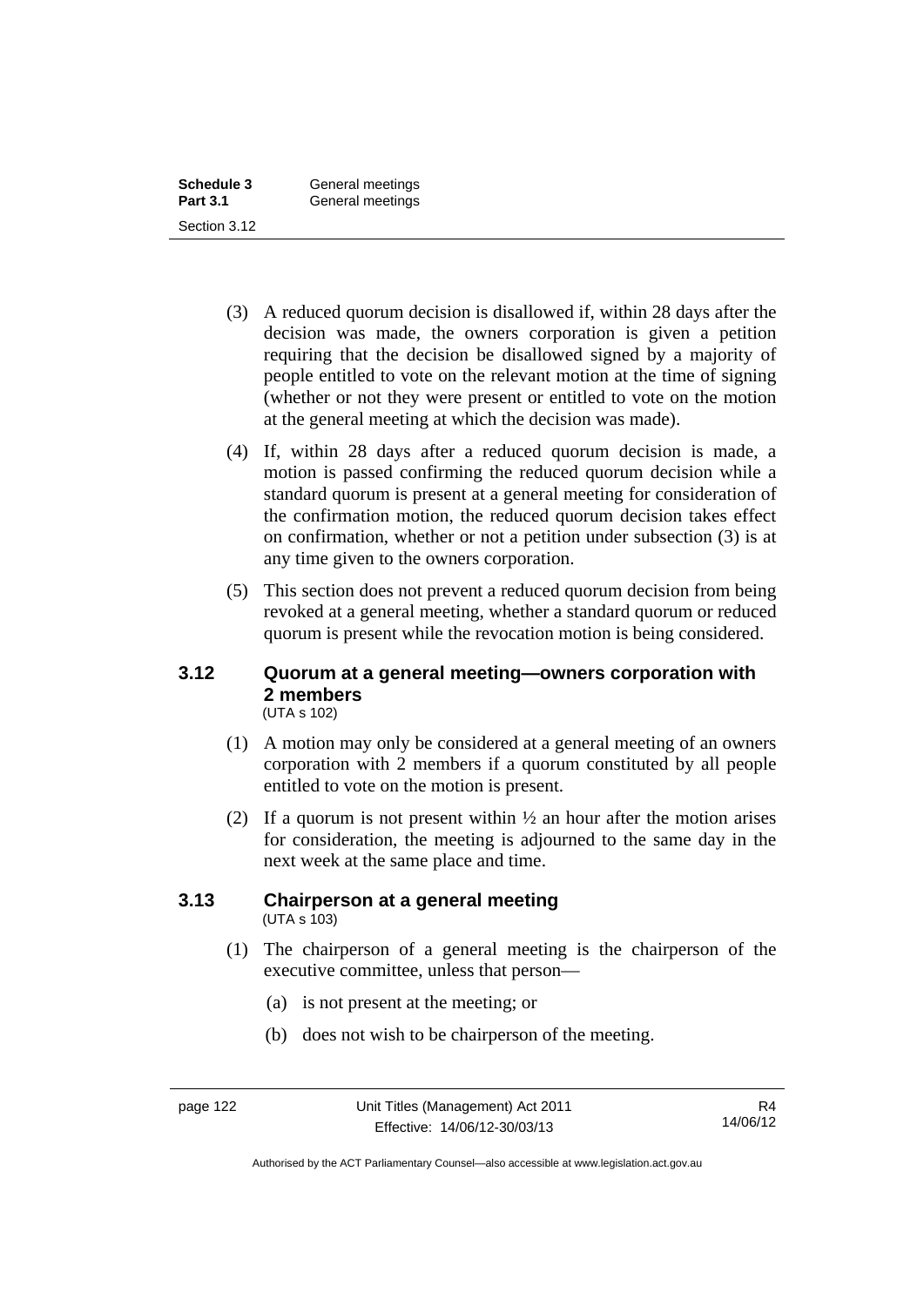(3) A reduced quorum decision is disallowed if, within 28 days after the decision was made, the owners corporation is given a petition requiring that the decision be disallowed signed by a majority of people entitled to vote on the relevant motion at the time of signing (whether or not they were present or entitled to vote on the motion at the general meeting at which the decision was made).

(4) If, within 28 days after a reduced quorum decision is made, a motion is passed confirming the reduced quorum decision while a standard quorum is present at a general meeting for consideration of the confirmation motion, the reduced quorum decision takes effect on confirmation, whether or not a petition under subsection (3) is at any time given to the owners corporation.

(5) This section does not prevent a reduced quorum decision from being revoked at a general meeting, whether a standard quorum or reduced quorum is present while the revocation motion is being considered.

### 3.12 Quorum at a general meeting—owners corporation with 2 members

(UTA s 102)

(1) A motion may only be considered at a general meeting of an owners corporation with 2 members if a quorum constituted by all people entitled to vote on the motion is present.

(2) If a quorum is not present within ½ an hour after the motion arises for consideration, the meeting is adjourned to the same day in the next week at the same place and time.

### 3.13 Chairperson at a general meeting

(UTA s 103)

(1) The chairperson of a general meeting is the chairperson of the executive committee, unless that person—

(a) is not present at the meeting; or

(b) does not wish to be chairperson of the meeting.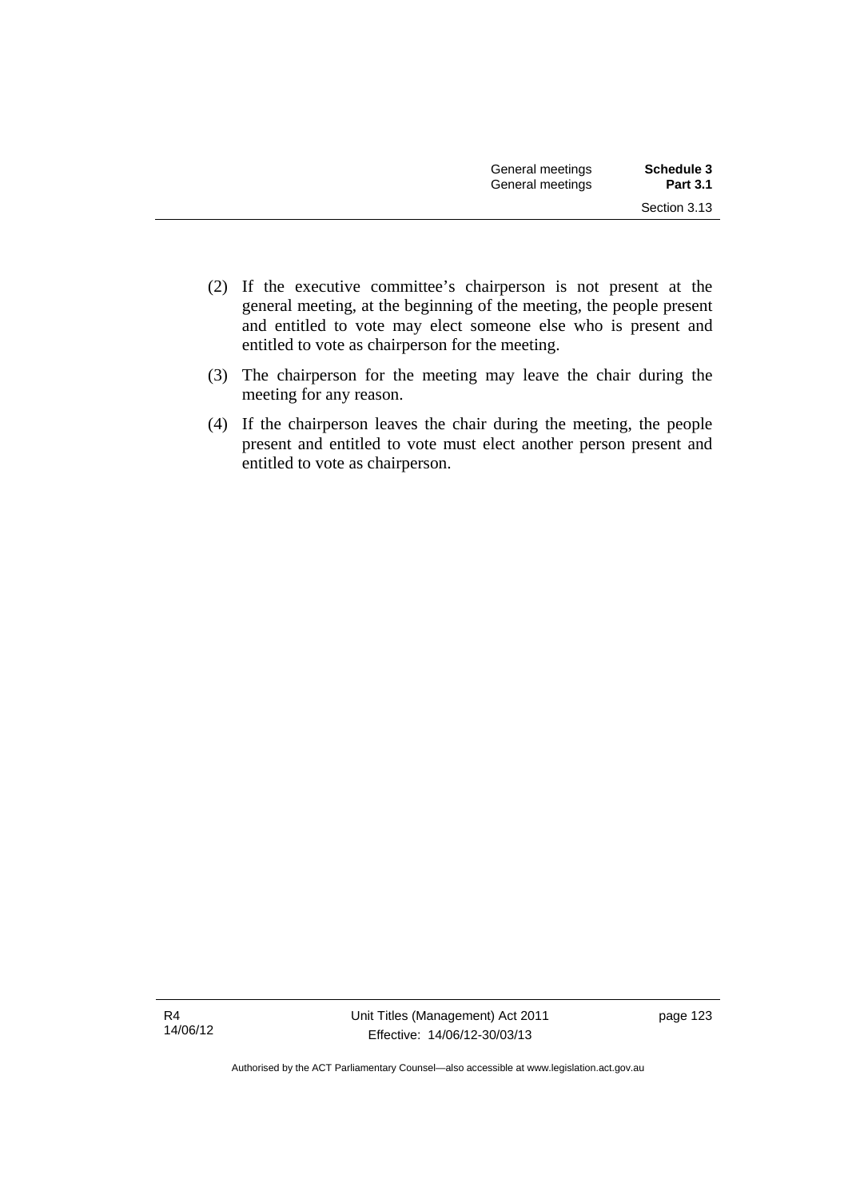(2) If the executive committee's chairperson is not present at the general meeting, at the beginning of the meeting, the people present and entitled to vote may elect someone else who is present and entitled to vote as chairperson for the meeting.

(3) The chairperson for the meeting may leave the chair during the meeting for any reason.

(4) If the chairperson leaves the chair during the meeting, the people present and entitled to vote must elect another person present and entitled to vote as chairperson.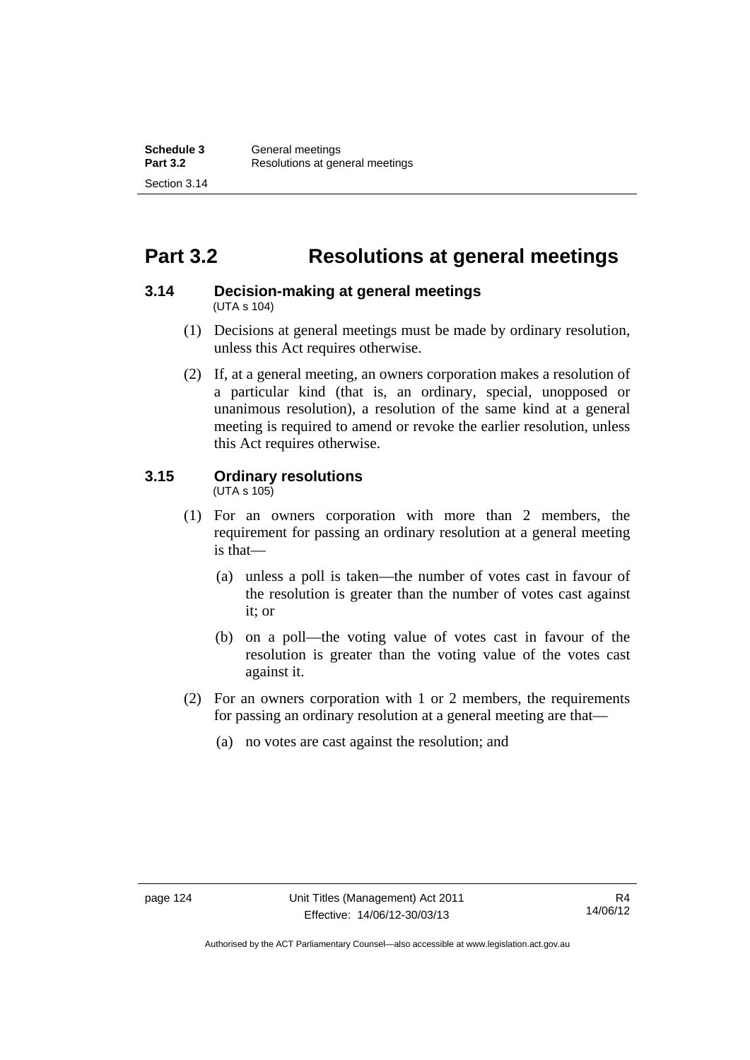# Part 3.2 Resolutions at general meetings

### 3.14 Decision-making at general meetings

(UTA s 104)

(1) Decisions at general meetings must be made by ordinary resolution, unless this Act requires otherwise.

(2) If, at a general meeting, an owners corporation makes a resolution of a particular kind (that is, an ordinary, special, unopposed or unanimous resolution), a resolution of the same kind at a general meeting is required to amend or revoke the earlier resolution, unless this Act requires otherwise.

### 3.15 Ordinary resolutions

(UTA s 105)

(1) For an owners corporation with more than 2 members, the requirement for passing an ordinary resolution at a general meeting is that—

(a) unless a poll is taken—the number of votes cast in favour of the resolution is greater than the number of votes cast against it; or

(b) on a poll—the voting value of votes cast in favour of the resolution is greater than the voting value of the votes cast against it.

(2) For an owners corporation with 1 or 2 members, the requirements for passing an ordinary resolution at a general meeting are that—

(a) no votes are cast against the resolution; and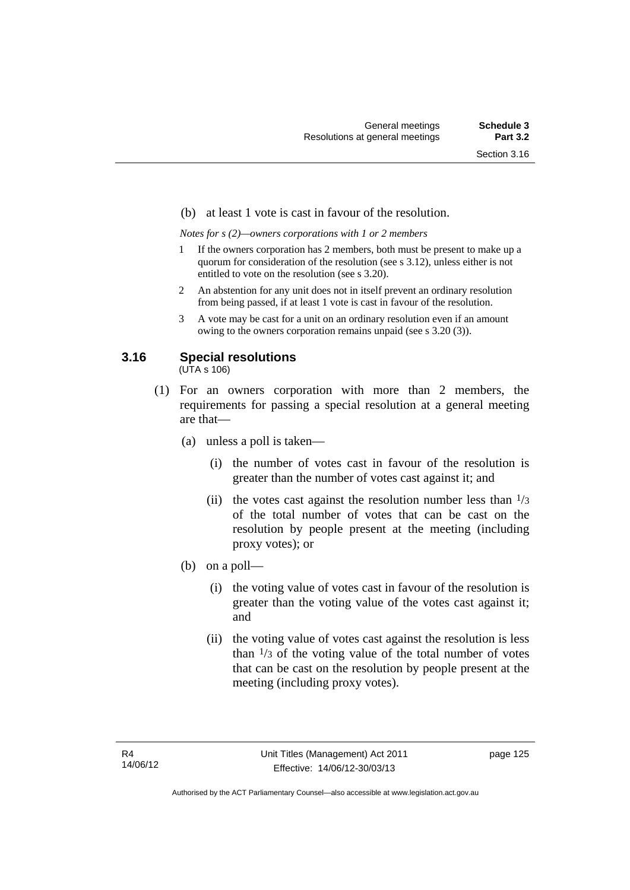(b) at least 1 vote is cast in favour of the resolution.

*Notes for s (2)—owners corporations with 1 or 2 members*

1 If the owners corporation has 2 members, both must be present to make up a quorum for consideration of the resolution (see s 3.12), unless either is not entitled to vote on the resolution (see s 3.20).

2 An abstention for any unit does not in itself prevent an ordinary resolution from being passed, if at least 1 vote is cast in favour of the resolution.

3 A vote may be cast for a unit on an ordinary resolution even if an amount owing to the owners corporation remains unpaid (see s 3.20 (3)).

### 3.16 Special resolutions

(UTA s 106)

(1) For an owners corporation with more than 2 members, the requirements for passing a special resolution at a general meeting are that—

(a) unless a poll is taken—

(i) the number of votes cast in favour of the resolution is greater than the number of votes cast against it; and

(ii) the votes cast against the resolution number less than $1/3$ of the total number of votes that can be cast on the resolution by people present at the meeting (including proxy votes); or

(b) on a poll—

(i) the voting value of votes cast in favour of the resolution is greater than the voting value of the votes cast against it; and

(ii) the voting value of votes cast against the resolution is less than $1/3$ of the voting value of the total number of votes that can be cast on the resolution by people present at the meeting (including proxy votes).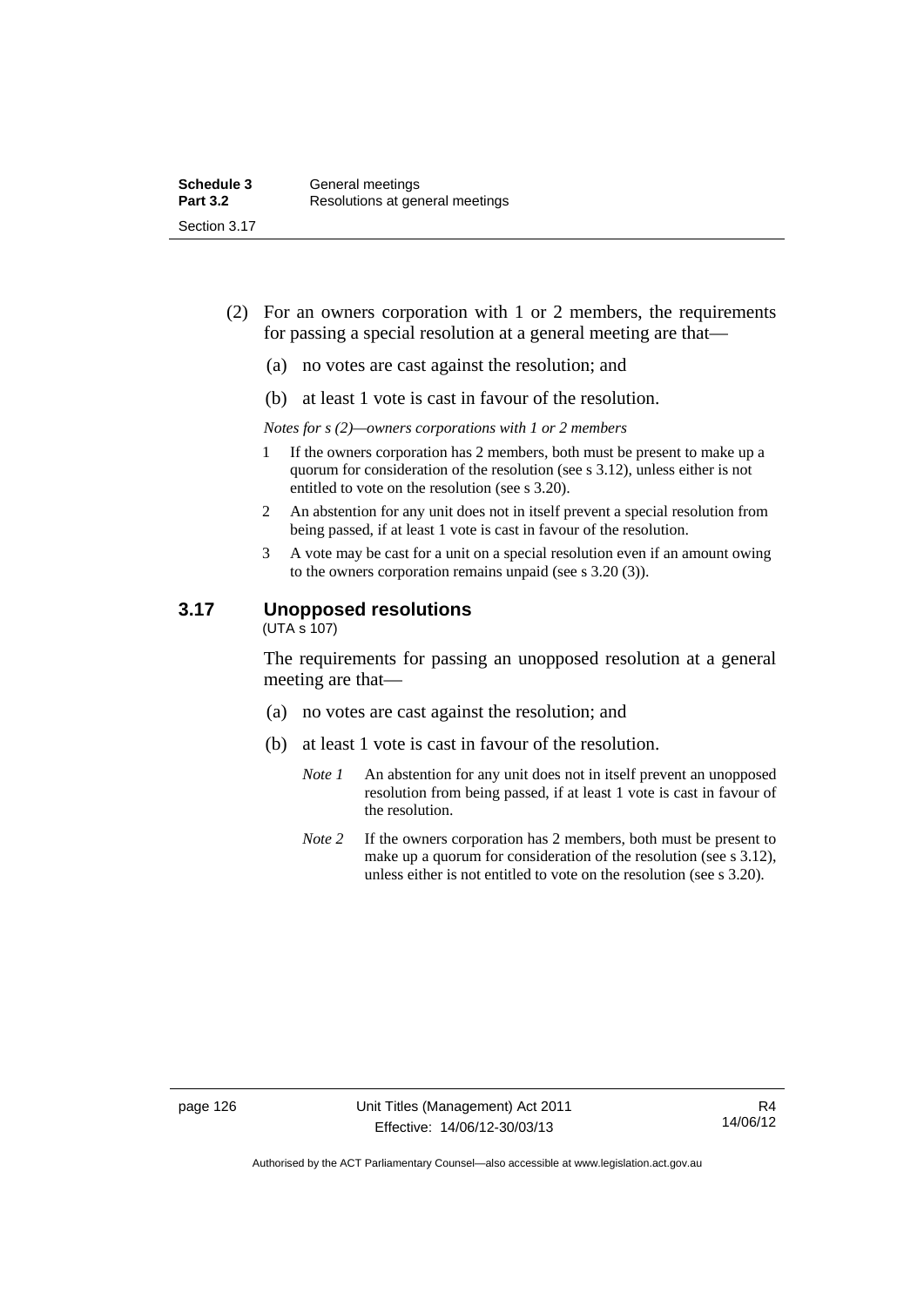(2) For an owners corporation with 1 or 2 members, the requirements for passing a special resolution at a general meeting are that—

(a) no votes are cast against the resolution; and

(b) at least 1 vote is cast in favour of the resolution.

*Notes for s (2)—owners corporations with 1 or 2 members*

1 If the owners corporation has 2 members, both must be present to make up a quorum for consideration of the resolution (see s 3.12), unless either is not entitled to vote on the resolution (see s 3.20).

2 An abstention for any unit does not in itself prevent a special resolution from being passed, if at least 1 vote is cast in favour of the resolution.

3 A vote may be cast for a unit on a special resolution even if an amount owing to the owners corporation remains unpaid (see s 3.20 (3)).

## 3.17 Unopposed resolutions

(UTA s 107)

The requirements for passing an unopposed resolution at a general meeting are that—

(a) no votes are cast against the resolution; and

(b) at least 1 vote is cast in favour of the resolution.

*Note 1* An abstention for any unit does not in itself prevent an unopposed resolution from being passed, if at least 1 vote is cast in favour of the resolution.

*Note 2* If the owners corporation has 2 members, both must be present to make up a quorum for consideration of the resolution (see s 3.12), unless either is not entitled to vote on the resolution (see s 3.20).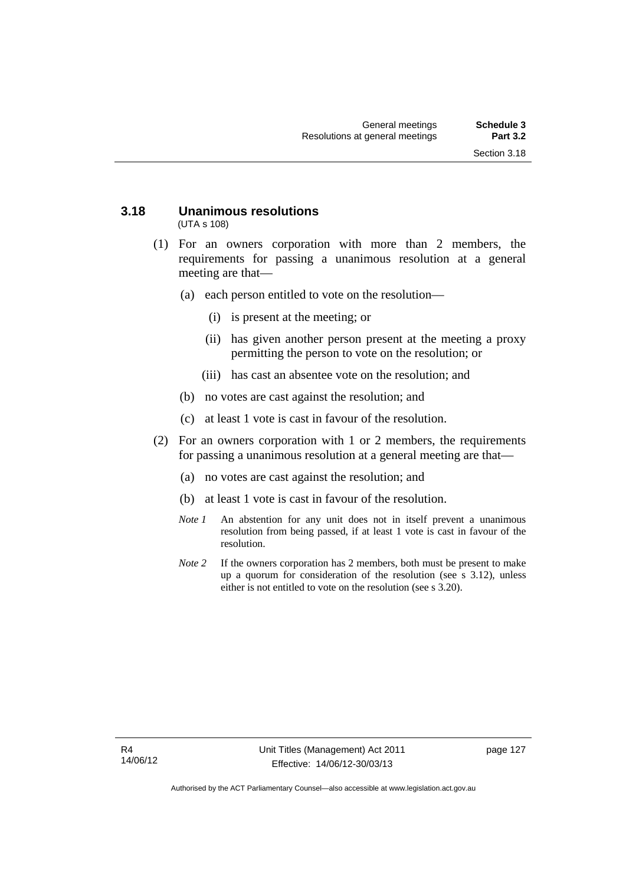## 3.18 Unanimous resolutions

(UTA s 108)

(1) For an owners corporation with more than 2 members, the requirements for passing a unanimous resolution at a general meeting are that—

(a) each person entitled to vote on the resolution—

(i) is present at the meeting; or

(ii) has given another person present at the meeting a proxy permitting the person to vote on the resolution; or

(iii) has cast an absentee vote on the resolution; and

(b) no votes are cast against the resolution; and

(c) at least 1 vote is cast in favour of the resolution.

(2) For an owners corporation with 1 or 2 members, the requirements for passing a unanimous resolution at a general meeting are that—

(a) no votes are cast against the resolution; and

(b) at least 1 vote is cast in favour of the resolution.

*Note 1* An abstention for any unit does not in itself prevent a unanimous resolution from being passed, if at least 1 vote is cast in favour of the resolution.

*Note 2* If the owners corporation has 2 members, both must be present to make up a quorum for consideration of the resolution (see s 3.12), unless either is not entitled to vote on the resolution (see s 3.20).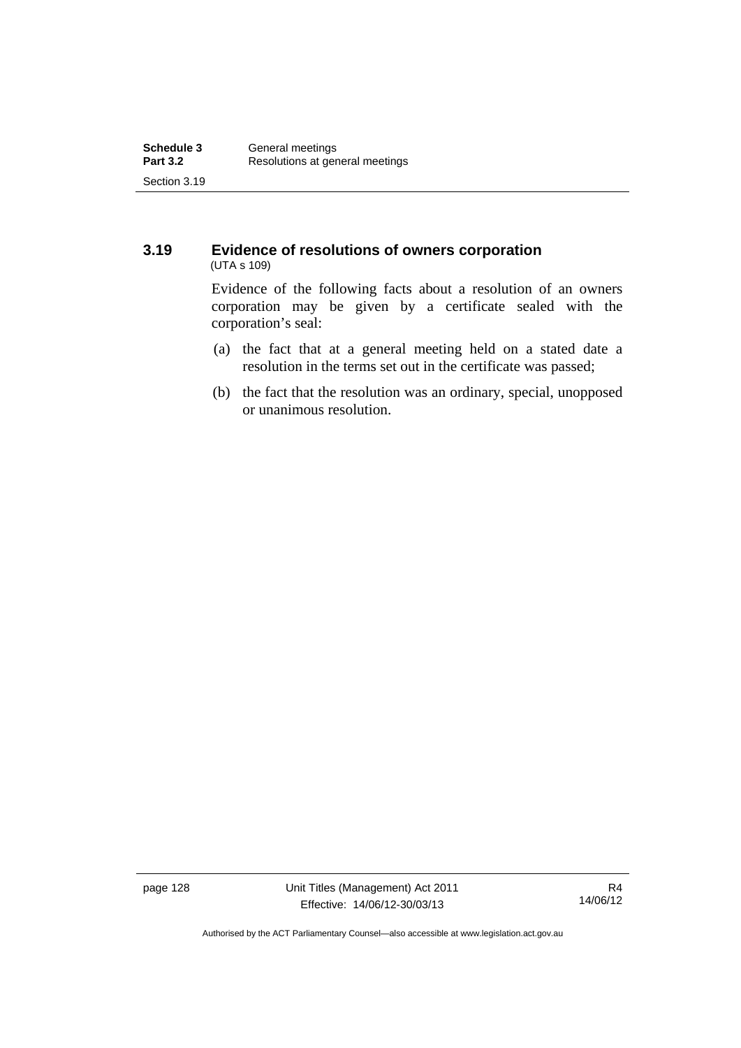## 3.19 Evidence of resolutions of owners corporation

(UTA s 109)

Evidence of the following facts about a resolution of an owners corporation may be given by a certificate sealed with the corporation's seal:

(a) the fact that at a general meeting held on a stated date a resolution in the terms set out in the certificate was passed;

(b) the fact that the resolution was an ordinary, special, unopposed or unanimous resolution.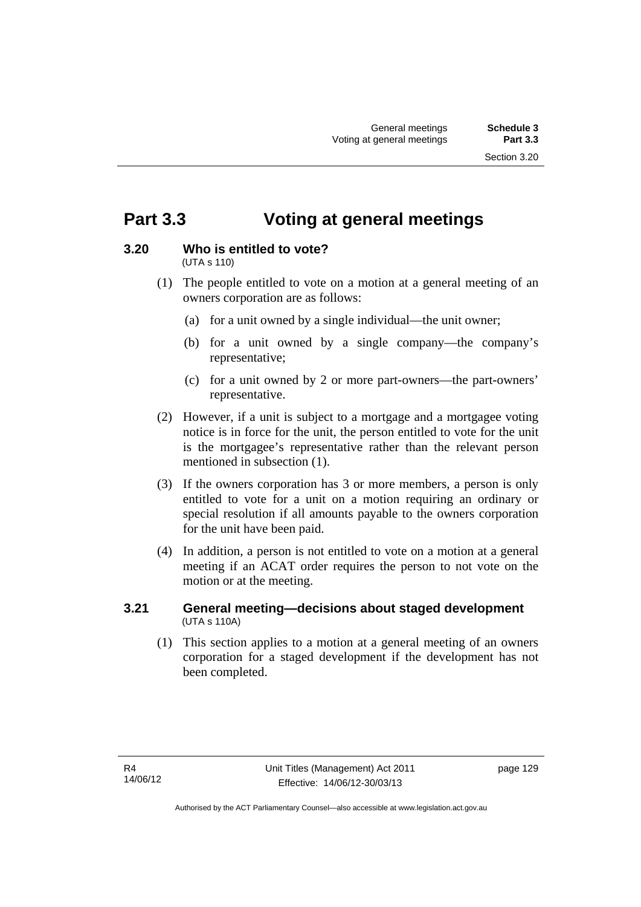# Part 3.3 Voting at general meetings

### 3.20 Who is entitled to vote?

(UTA s 110)

(1) The people entitled to vote on a motion at a general meeting of an owners corporation are as follows:

(a) for a unit owned by a single individual—the unit owner;

(b) for a unit owned by a single company—the company's representative;

(c) for a unit owned by 2 or more part-owners—the part-owners' representative.

(2) However, if a unit is subject to a mortgage and a mortgagee voting notice is in force for the unit, the person entitled to vote for the unit is the mortgagee's representative rather than the relevant person mentioned in subsection (1).

(3) If the owners corporation has 3 or more members, a person is only entitled to vote for a unit on a motion requiring an ordinary or special resolution if all amounts payable to the owners corporation for the unit have been paid.

(4) In addition, a person is not entitled to vote on a motion at a general meeting if an ACAT order requires the person to not vote on the motion or at the meeting.

### 3.21 General meeting—decisions about staged development

(UTA s 110A)

(1) This section applies to a motion at a general meeting of an owners corporation for a staged development if the development has not been completed.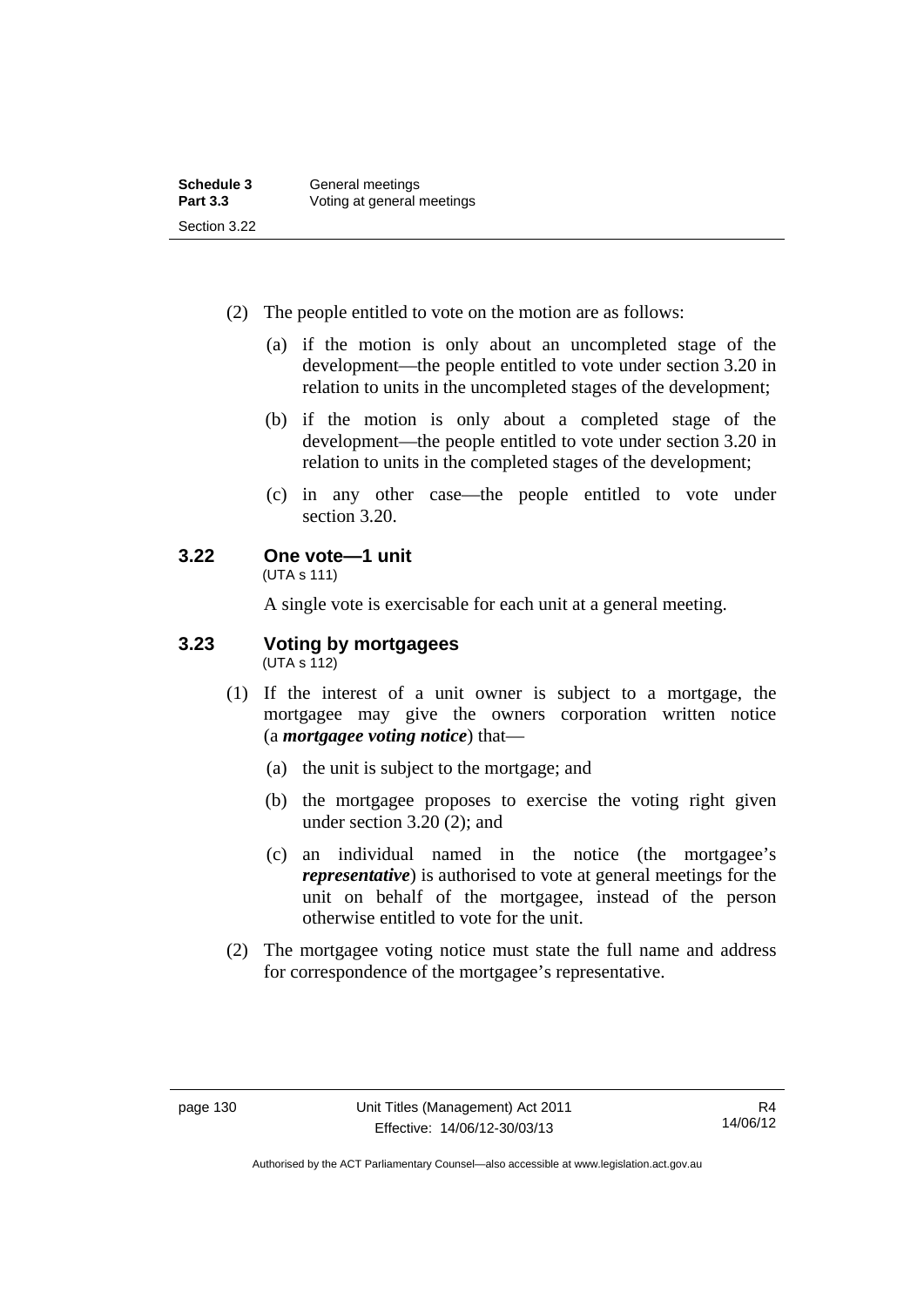(2) The people entitled to vote on the motion are as follows:

(a) if the motion is only about an uncompleted stage of the development—the people entitled to vote under section 3.20 in relation to units in the uncompleted stages of the development;

(b) if the motion is only about a completed stage of the development—the people entitled to vote under section 3.20 in relation to units in the completed stages of the development;

(c) in any other case—the people entitled to vote under section 3.20.

### 3.22 One vote—1 unit

(UTA s 111)

A single vote is exercisable for each unit at a general meeting.

### 3.23 Voting by mortgagees

(UTA s 112)

(1) If the interest of a unit owner is subject to a mortgage, the mortgagee may give the owners corporation written notice (a ***mortgagee voting notice***) that—

(a) the unit is subject to the mortgage; and

(b) the mortgagee proposes to exercise the voting right given under section 3.20 (2); and

(c) an individual named in the notice (the mortgagee's ***representative***) is authorised to vote at general meetings for the unit on behalf of the mortgagee, instead of the person otherwise entitled to vote for the unit.

(2) The mortgagee voting notice must state the full name and address for correspondence of the mortgagee's representative.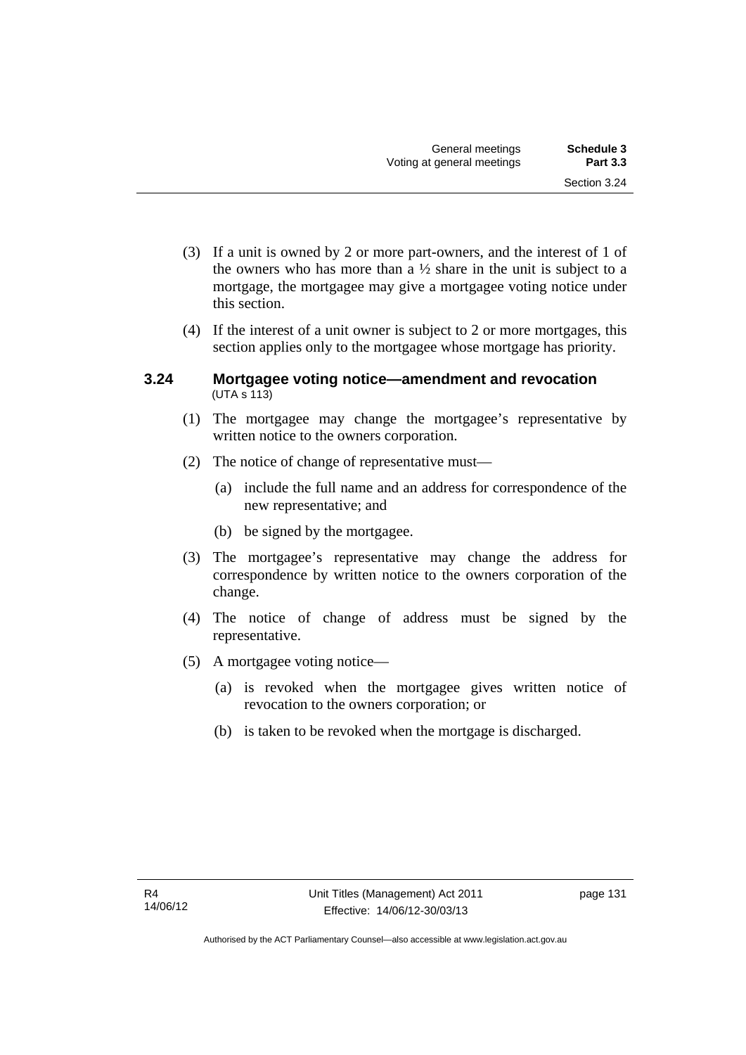(3) If a unit is owned by 2 or more part-owners, and the interest of 1 of the owners who has more than a ½ share in the unit is subject to a mortgage, the mortgagee may give a mortgagee voting notice under this section.

(4) If the interest of a unit owner is subject to 2 or more mortgages, this section applies only to the mortgagee whose mortgage has priority.

### 3.24 Mortgagee voting notice—amendment and revocation

(UTA s 113)

(1) The mortgagee may change the mortgagee's representative by written notice to the owners corporation.

(2) The notice of change of representative must—

(a) include the full name and an address for correspondence of the new representative; and

(b) be signed by the mortgagee.

(3) The mortgagee's representative may change the address for correspondence by written notice to the owners corporation of the change.

(4) The notice of change of address must be signed by the representative.

(5) A mortgagee voting notice—

(a) is revoked when the mortgagee gives written notice of revocation to the owners corporation; or

(b) is taken to be revoked when the mortgage is discharged.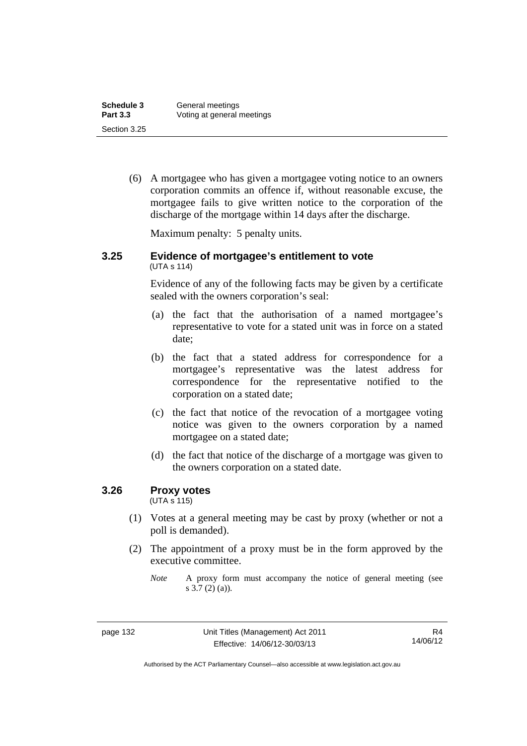(6) A mortgagee who has given a mortgagee voting notice to an owners corporation commits an offence if, without reasonable excuse, the mortgagee fails to give written notice to the corporation of the discharge of the mortgage within 14 days after the discharge.

Maximum penalty: 5 penalty units.

### 3.25 Evidence of mortgagee's entitlement to vote

(UTA s 114)

Evidence of any of the following facts may be given by a certificate sealed with the owners corporation's seal:

(a) the fact that the authorisation of a named mortgagee's representative to vote for a stated unit was in force on a stated date;

(b) the fact that a stated address for correspondence for a mortgagee's representative was the latest address for correspondence for the representative notified to the corporation on a stated date;

(c) the fact that notice of the revocation of a mortgagee voting notice was given to the owners corporation by a named mortgagee on a stated date;

(d) the fact that notice of the discharge of a mortgage was given to the owners corporation on a stated date.

### 3.26 Proxy votes

(UTA s 115)

(1) Votes at a general meeting may be cast by proxy (whether or not a poll is demanded).

(2) The appointment of a proxy must be in the form approved by the executive committee.

*Note* A proxy form must accompany the notice of general meeting (see s 3.7 (2) (a)).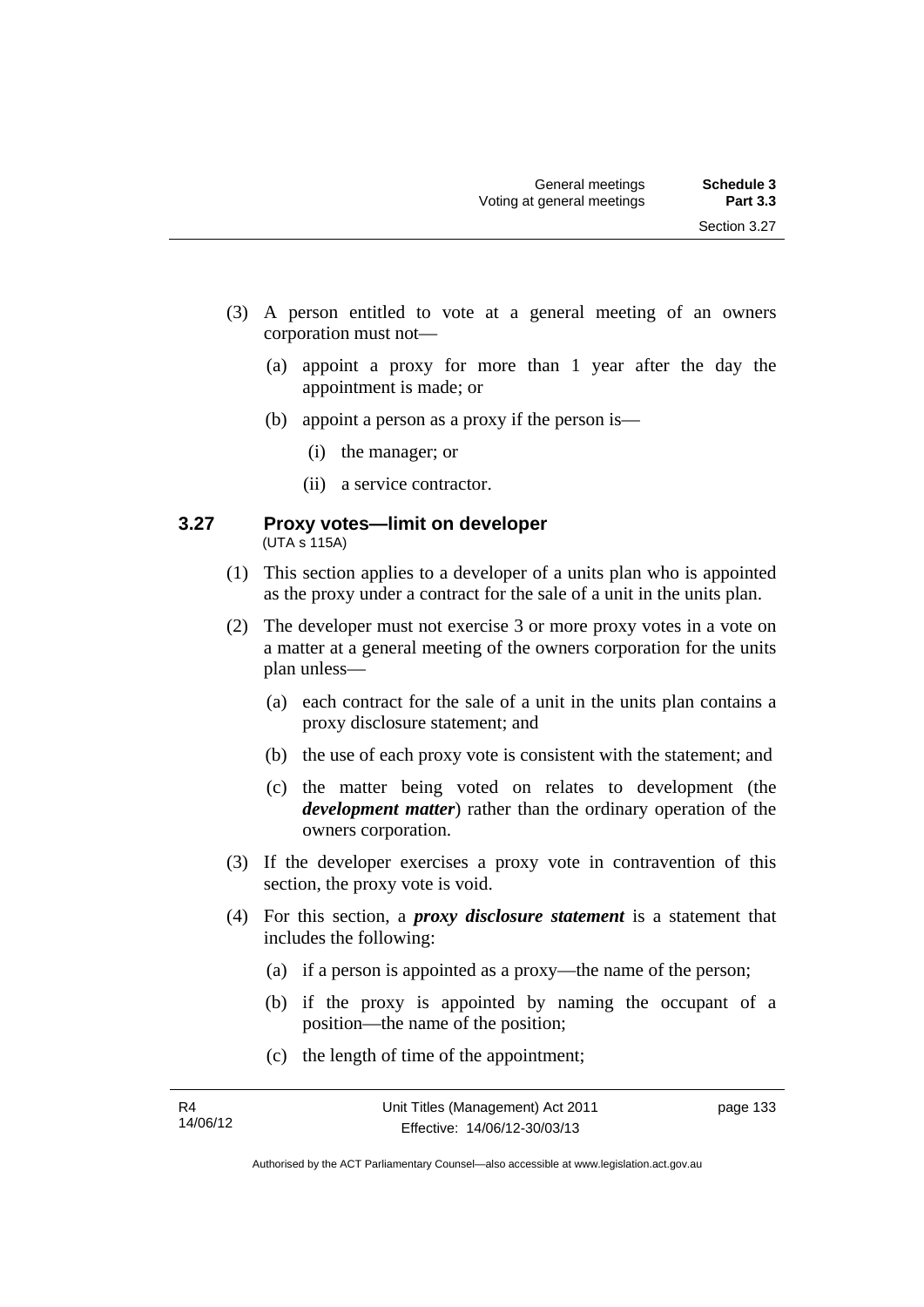(3) A person entitled to vote at a general meeting of an owners corporation must not—

(a) appoint a proxy for more than 1 year after the day the appointment is made; or

(b) appoint a person as a proxy if the person is—

(i) the manager; or

(ii) a service contractor.

### 3.27 Proxy votes—limit on developer

(UTA s 115A)

(1) This section applies to a developer of a units plan who is appointed as the proxy under a contract for the sale of a unit in the units plan.

(2) The developer must not exercise 3 or more proxy votes in a vote on a matter at a general meeting of the owners corporation for the units plan unless—

(a) each contract for the sale of a unit in the units plan contains a proxy disclosure statement; and

(b) the use of each proxy vote is consistent with the statement; and

(c) the matter being voted on relates to development (the ***development matter***) rather than the ordinary operation of the owners corporation.

(3) If the developer exercises a proxy vote in contravention of this section, the proxy vote is void.

(4) For this section, a ***proxy disclosure statement*** is a statement that includes the following:

(a) if a person is appointed as a proxy—the name of the person;

(b) if the proxy is appointed by naming the occupant of a position—the name of the position;

(c) the length of time of the appointment;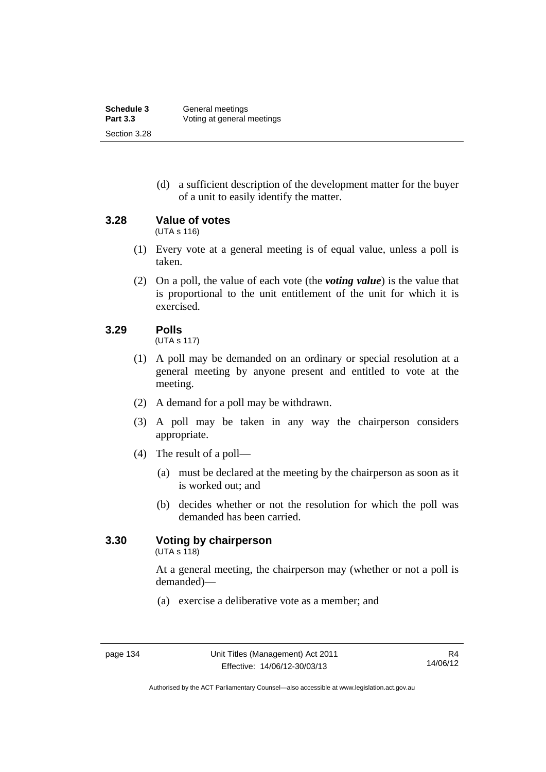(d) a sufficient description of the development matter for the buyer of a unit to easily identify the matter.

### 3.28 Value of votes

(UTA s 116)

(1) Every vote at a general meeting is of equal value, unless a poll is taken.

(2) On a poll, the value of each vote (the ***voting value***) is the value that is proportional to the unit entitlement of the unit for which it is exercised.

### 3.29 Polls

(UTA s 117)

(1) A poll may be demanded on an ordinary or special resolution at a general meeting by anyone present and entitled to vote at the meeting.

(2) A demand for a poll may be withdrawn.

(3) A poll may be taken in any way the chairperson considers appropriate.

(4) The result of a poll—

(a) must be declared at the meeting by the chairperson as soon as it is worked out; and

(b) decides whether or not the resolution for which the poll was demanded has been carried.

### 3.30 Voting by chairperson

(UTA s 118)

At a general meeting, the chairperson may (whether or not a poll is demanded)—

(a) exercise a deliberative vote as a member; and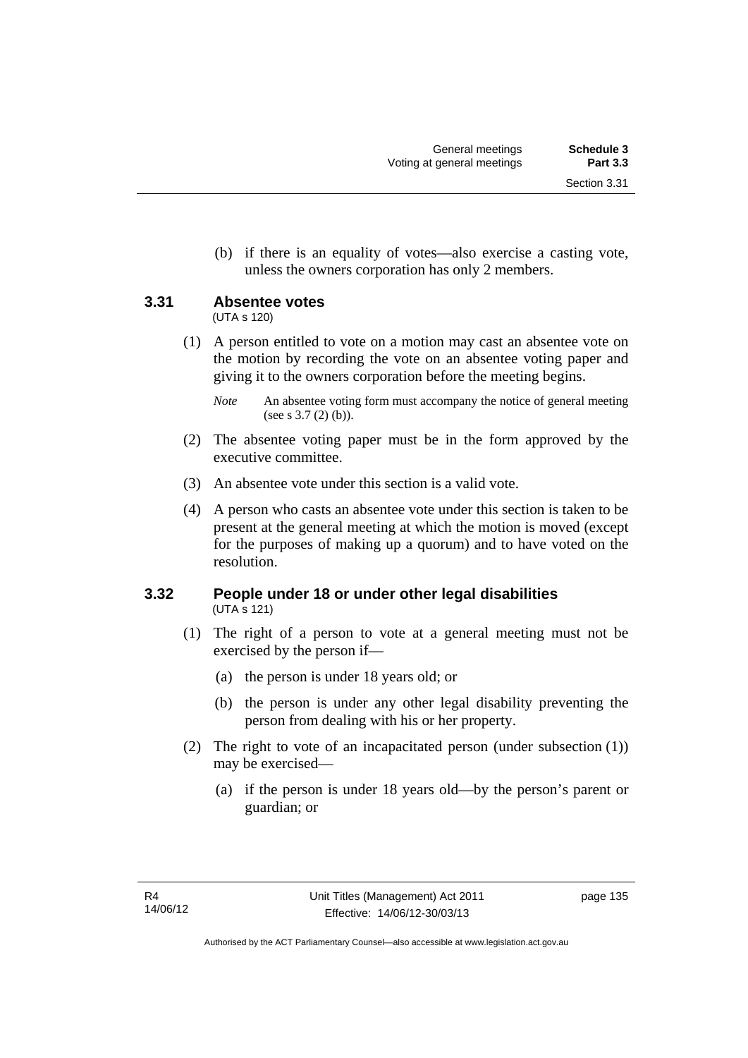(b) if there is an equality of votes—also exercise a casting vote, unless the owners corporation has only 2 members.

### 3.31 Absentee votes

(UTA s 120)

(1) A person entitled to vote on a motion may cast an absentee vote on the motion by recording the vote on an absentee voting paper and giving it to the owners corporation before the meeting begins.

*Note* An absentee voting form must accompany the notice of general meeting (see s 3.7 (2) (b)).

(2) The absentee voting paper must be in the form approved by the executive committee.

(3) An absentee vote under this section is a valid vote.

(4) A person who casts an absentee vote under this section is taken to be present at the general meeting at which the motion is moved (except for the purposes of making up a quorum) and to have voted on the resolution.

### 3.32 People under 18 or under other legal disabilities

(UTA s 121)

(1) The right of a person to vote at a general meeting must not be exercised by the person if—

(a) the person is under 18 years old; or

(b) the person is under any other legal disability preventing the person from dealing with his or her property.

(2) The right to vote of an incapacitated person (under subsection (1)) may be exercised—

(a) if the person is under 18 years old—by the person's parent or guardian; or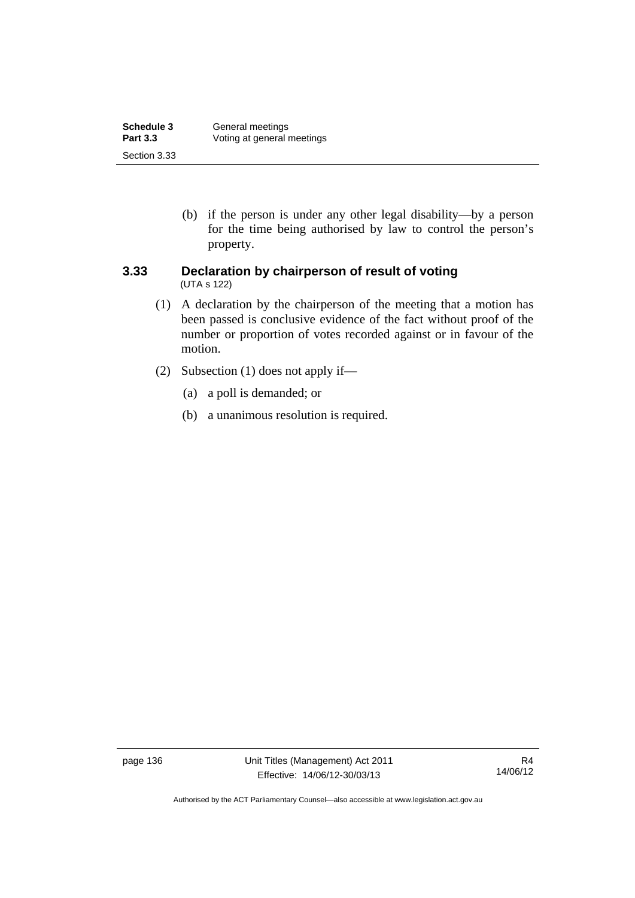(b) if the person is under any other legal disability—by a person for the time being authorised by law to control the person's property.

### 3.33 Declaration by chairperson of result of voting

(UTA s 122)

(1) A declaration by the chairperson of the meeting that a motion has been passed is conclusive evidence of the fact without proof of the number or proportion of votes recorded against or in favour of the motion.

(2) Subsection (1) does not apply if—

(a) a poll is demanded; or

(b) a unanimous resolution is required.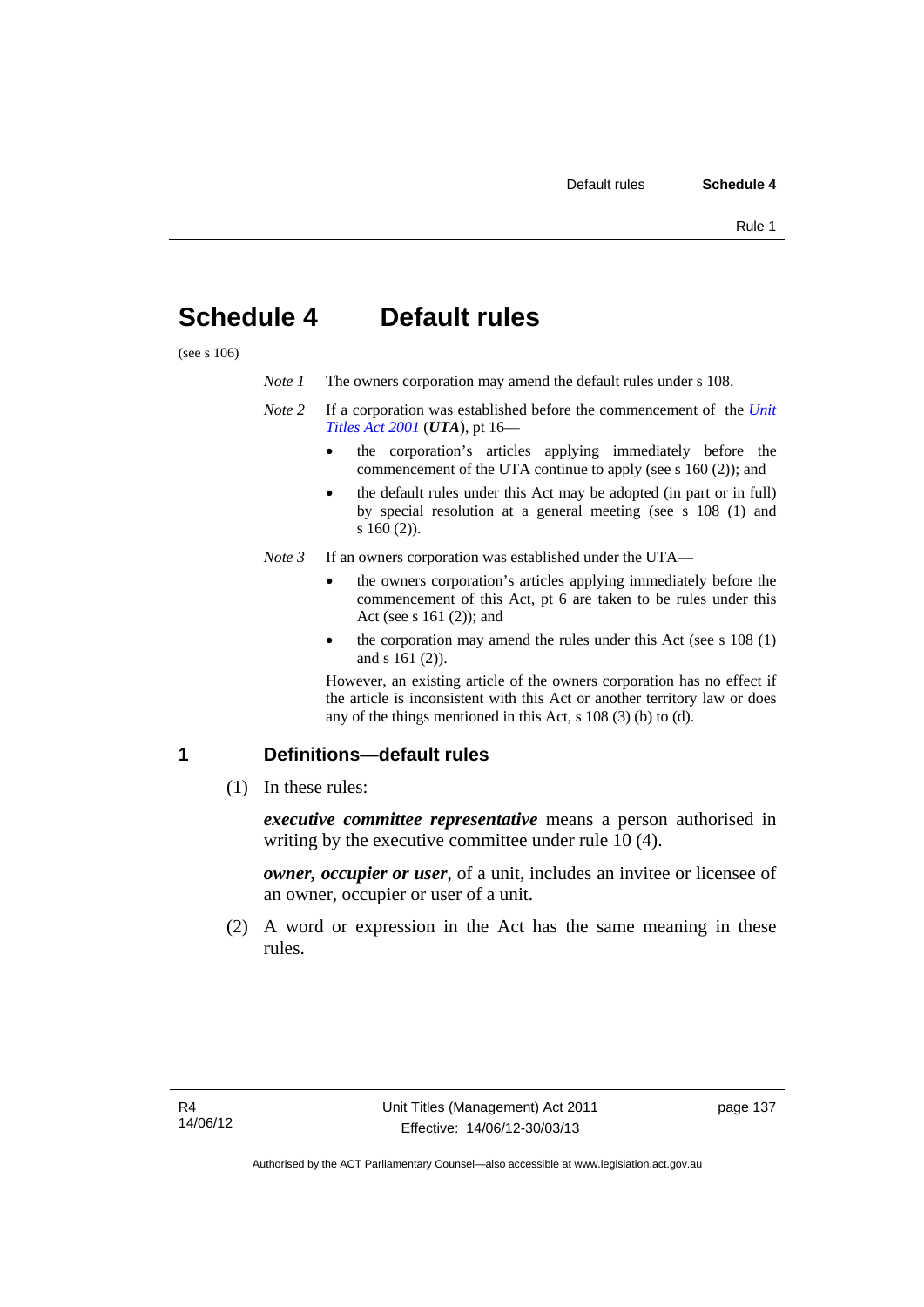# Schedule 4 Default rules

(see s 106)

*Note 1* The owners corporation may amend the default rules under s 108.

*Note 2* If a corporation was established before the commencement of the *Unit Titles Act 2001* (***UTA***), pt 16—

- the corporation's articles applying immediately before the commencement of the UTA continue to apply (see s 160 (2)); and
- the default rules under this Act may be adopted (in part or in full) by special resolution at a general meeting (see s 108 (1) and s 160 (2)).

*Note 3* If an owners corporation was established under the UTA—

- the owners corporation's articles applying immediately before the commencement of this Act, pt 6 are taken to be rules under this Act (see s 161 (2)); and
- the corporation may amend the rules under this Act (see s 108 (1) and s 161 (2)).

However, an existing article of the owners corporation has no effect if the article is inconsistent with this Act or another territory law or does any of the things mentioned in this Act, s 108 (3) (b) to (d).

## 1 Definitions—default rules

(1) In these rules:

***executive committee representative*** means a person authorised in writing by the executive committee under rule 10 (4).

***owner, occupier or user***, of a unit, includes an invitee or licensee of an owner, occupier or user of a unit.

(2) A word or expression in the Act has the same meaning in these rules.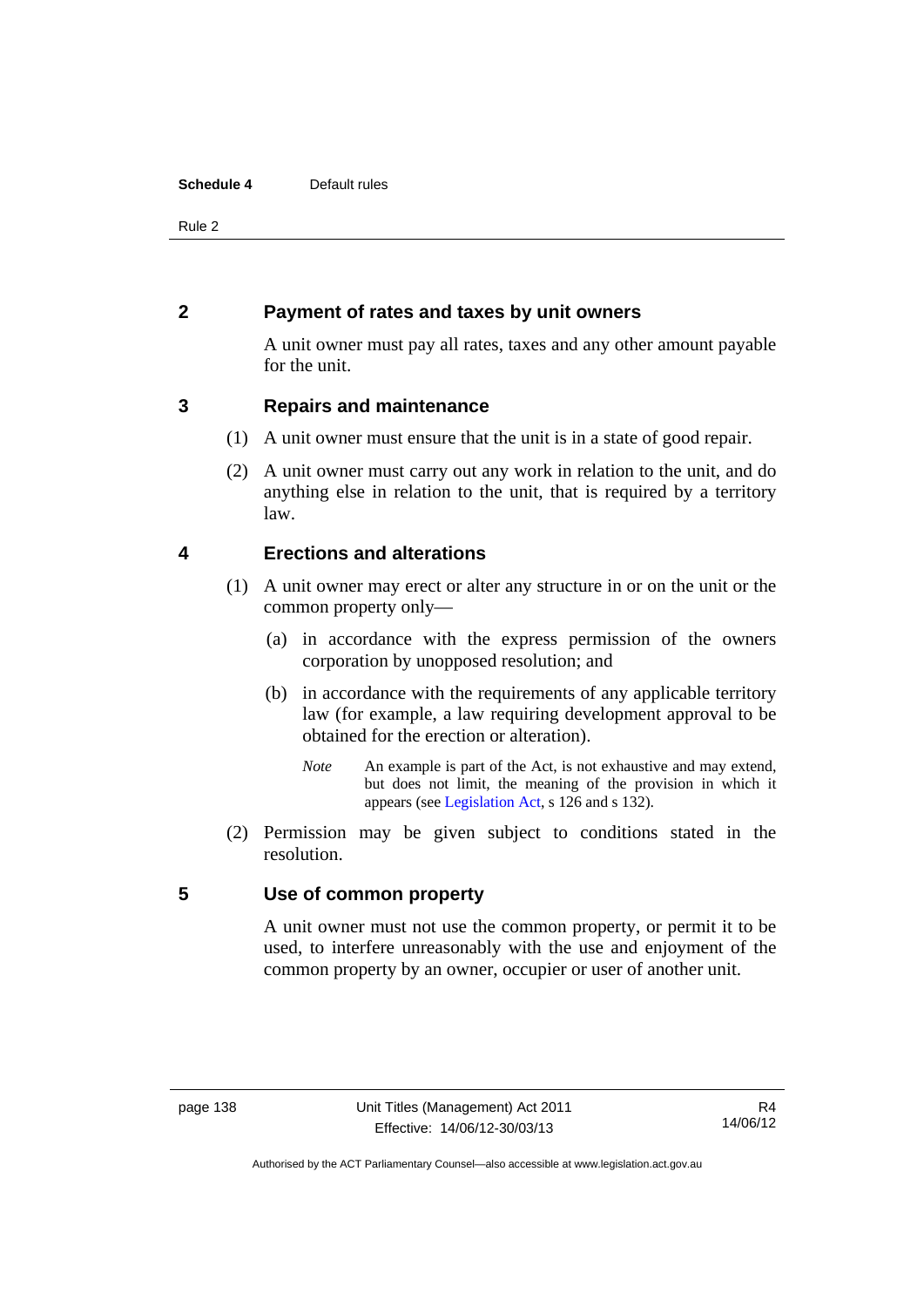## 2 Payment of rates and taxes by unit owners

A unit owner must pay all rates, taxes and any other amount payable for the unit.

## 3 Repairs and maintenance

(1) A unit owner must ensure that the unit is in a state of good repair.

(2) A unit owner must carry out any work in relation to the unit, and do anything else in relation to the unit, that is required by a territory law.

## 4 Erections and alterations

(1) A unit owner may erect or alter any structure in or on the unit or the common property only—

(a) in accordance with the express permission of the owners corporation by unopposed resolution; and

(b) in accordance with the requirements of any applicable territory law (for example, a law requiring development approval to be obtained for the erection or alteration).

*Note* An example is part of the Act, is not exhaustive and may extend, but does not limit, the meaning of the provision in which it appears (see Legislation Act, s 126 and s 132).

(2) Permission may be given subject to conditions stated in the resolution.

## 5 Use of common property

A unit owner must not use the common property, or permit it to be used, to interfere unreasonably with the use and enjoyment of the common property by an owner, occupier or user of another unit.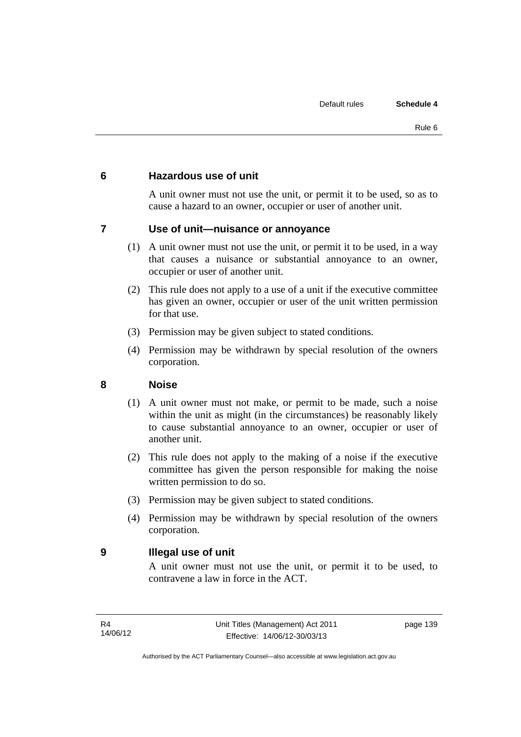## 6 Hazardous use of unit

A unit owner must not use the unit, or permit it to be used, so as to cause a hazard to an owner, occupier or user of another unit.

## 7 Use of unit—nuisance or annoyance

(1) A unit owner must not use the unit, or permit it to be used, in a way that causes a nuisance or substantial annoyance to an owner, occupier or user of another unit.

(2) This rule does not apply to a use of a unit if the executive committee has given an owner, occupier or user of the unit written permission for that use.

(3) Permission may be given subject to stated conditions.

(4) Permission may be withdrawn by special resolution of the owners corporation.

## 8 Noise

(1) A unit owner must not make, or permit to be made, such a noise within the unit as might (in the circumstances) be reasonably likely to cause substantial annoyance to an owner, occupier or user of another unit.

(2) This rule does not apply to the making of a noise if the executive committee has given the person responsible for making the noise written permission to do so.

(3) Permission may be given subject to stated conditions.

(4) Permission may be withdrawn by special resolution of the owners corporation.

## 9 Illegal use of unit

A unit owner must not use the unit, or permit it to be used, to contravene a law in force in the ACT.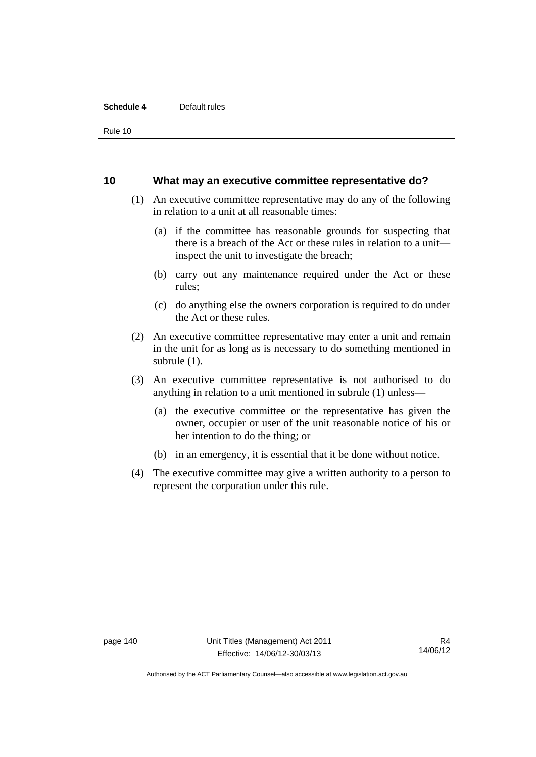## 10 What may an executive committee representative do?

(1) An executive committee representative may do any of the following in relation to a unit at all reasonable times:

(a) if the committee has reasonable grounds for suspecting that there is a breach of the Act or these rules in relation to a unit—inspect the unit to investigate the breach;

(b) carry out any maintenance required under the Act or these rules;

(c) do anything else the owners corporation is required to do under the Act or these rules.

(2) An executive committee representative may enter a unit and remain in the unit for as long as is necessary to do something mentioned in subrule (1).

(3) An executive committee representative is not authorised to do anything in relation to a unit mentioned in subrule (1) unless—

(a) the executive committee or the representative has given the owner, occupier or user of the unit reasonable notice of his or her intention to do the thing; or

(b) in an emergency, it is essential that it be done without notice.

(4) The executive committee may give a written authority to a person to represent the corporation under this rule.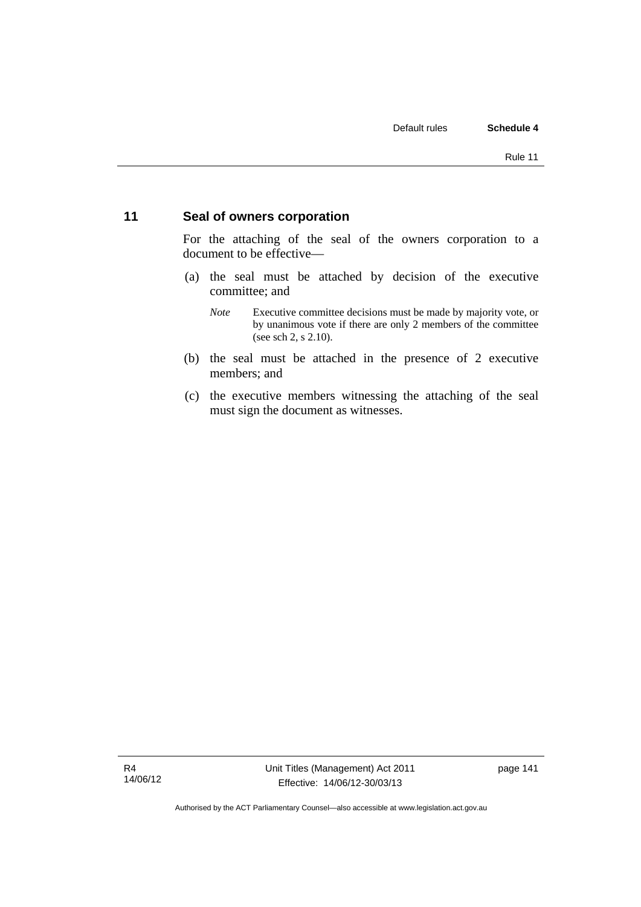## 11 Seal of owners corporation

For the attaching of the seal of the owners corporation to a document to be effective—

(a) the seal must be attached by decision of the executive committee; and

*Note* Executive committee decisions must be made by majority vote, or by unanimous vote if there are only 2 members of the committee (see sch 2, s 2.10).

(b) the seal must be attached in the presence of 2 executive members; and

(c) the executive members witnessing the attaching of the seal must sign the document as witnesses.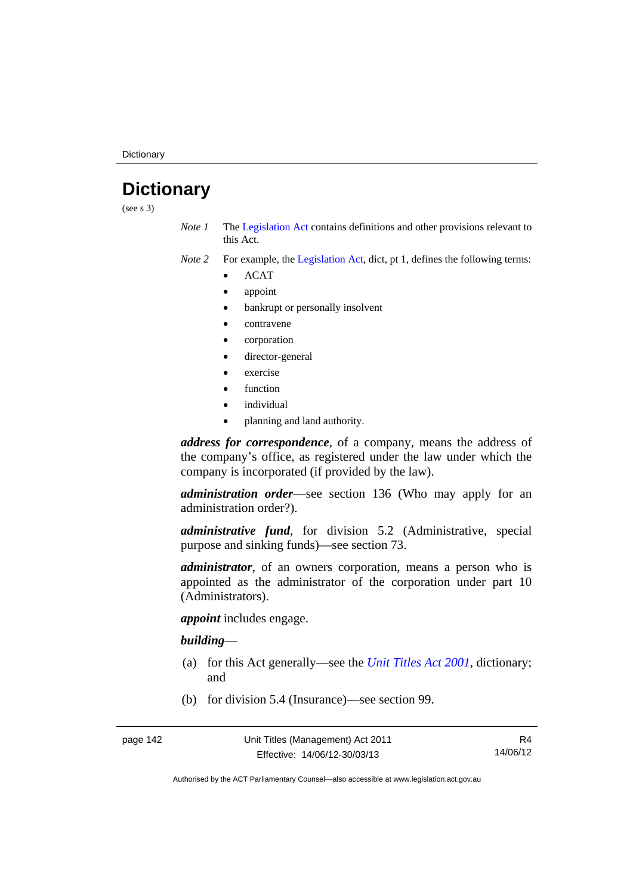# Dictionary

(see s 3)

*Note 1* The Legislation Act contains definitions and other provisions relevant to this Act.

*Note 2* For example, the Legislation Act, dict, pt 1, defines the following terms:

- ACAT
- appoint
- bankrupt or personally insolvent
- contravene
- corporation
- director-general
- exercise
- function
- individual
- planning and land authority.

***address for correspondence***, of a company, means the address of the company's office, as registered under the law under which the company is incorporated (if provided by the law).

***administration order***—see section 136 (Who may apply for an administration order?).

***administrative fund***, for division 5.2 (Administrative, special purpose and sinking funds)—see section 73.

***administrator***, of an owners corporation, means a person who is appointed as the administrator of the corporation under part 10 (Administrators).

***appoint*** includes engage.

***building***—

(a) for this Act generally—see the *Unit Titles Act 2001*, dictionary; and

(b) for division 5.4 (Insurance)—see section 99.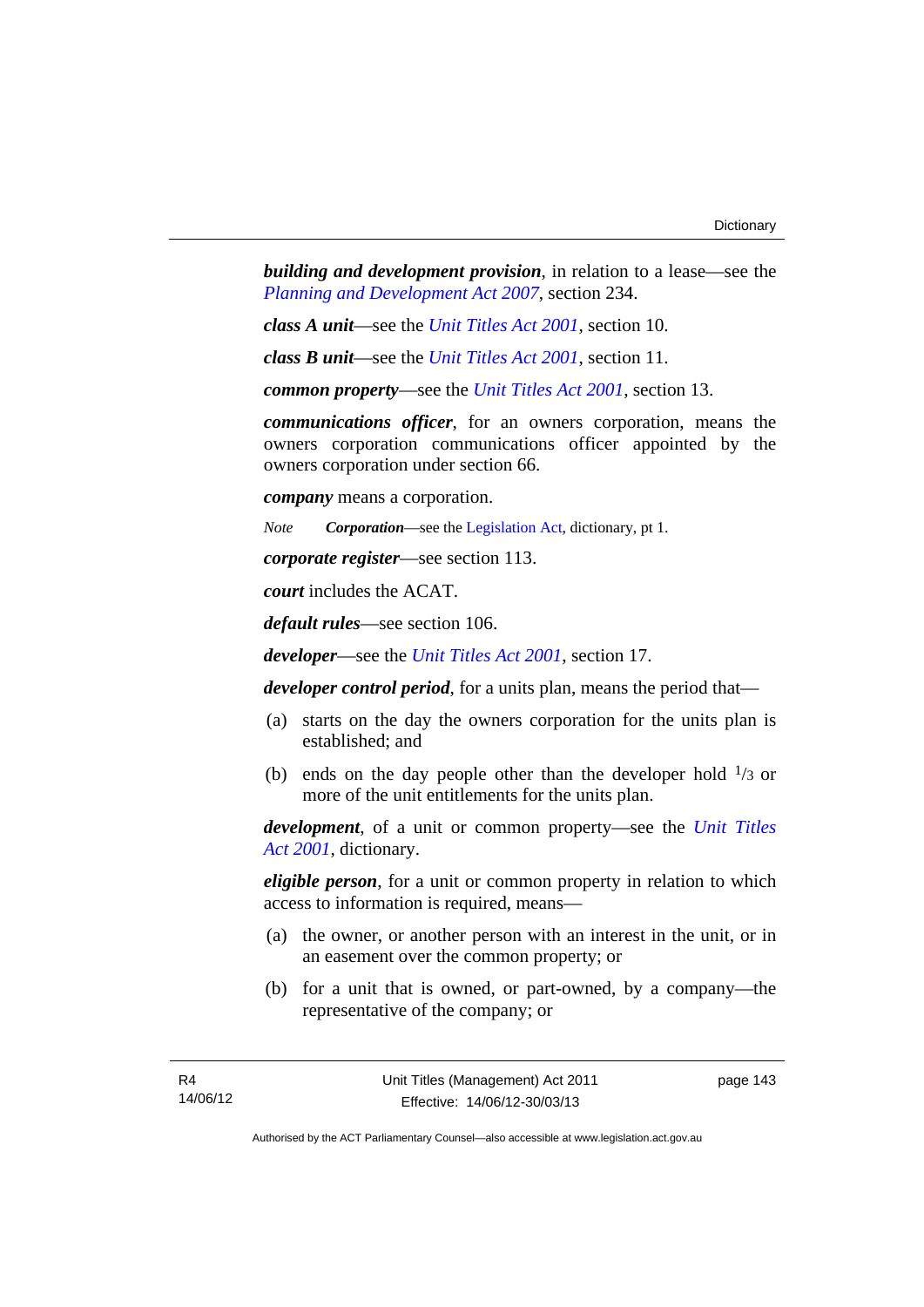***building and development provision***, in relation to a lease—see the *Planning and Development Act 2007*, section 234.

***class A unit***—see the *Unit Titles Act 2001*, section 10.

***class B unit***—see the *Unit Titles Act 2001*, section 11.

***common property***—see the *Unit Titles Act 2001*, section 13.

***communications officer***, for an owners corporation, means the owners corporation communications officer appointed by the owners corporation under section 66.

***company*** means a corporation.

*Note* ***Corporation***—see the Legislation Act, dictionary, pt 1.

***corporate register***—see section 113.

***court*** includes the ACAT.

***default rules***—see section 106.

***developer***—see the *Unit Titles Act 2001*, section 17.

***developer control period***, for a units plan, means the period that—

(a) starts on the day the owners corporation for the units plan is established; and

(b) ends on the day people other than the developer hold $^1/_3$ or more of the unit entitlements for the units plan.

***development***, of a unit or common property—see the *Unit Titles Act 2001*, dictionary.

***eligible person***, for a unit or common property in relation to which access to information is required, means—

(a) the owner, or another person with an interest in the unit, or in an easement over the common property; or

(b) for a unit that is owned, or part-owned, by a company—the representative of the company; or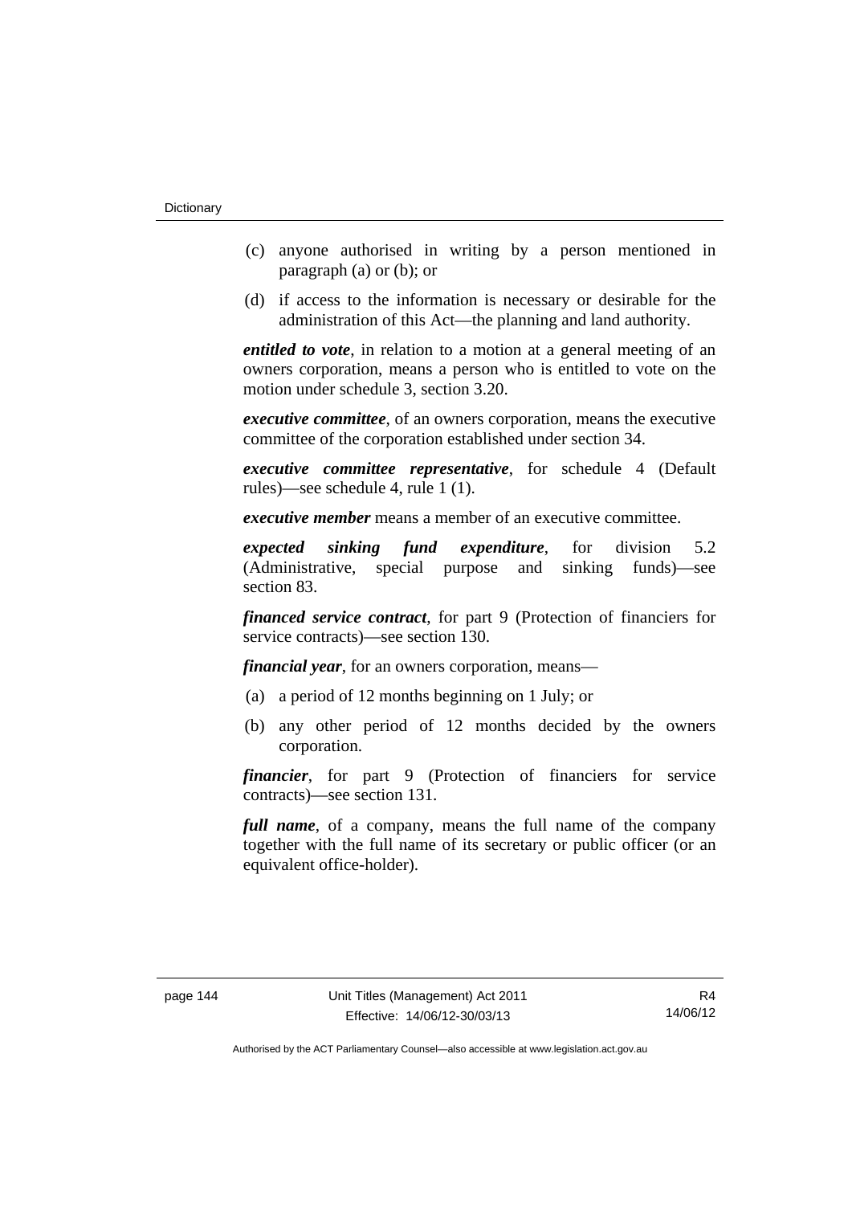(c) anyone authorised in writing by a person mentioned in paragraph (a) or (b); or

(d) if access to the information is necessary or desirable for the administration of this Act—the planning and land authority.

***entitled to vote***, in relation to a motion at a general meeting of an owners corporation, means a person who is entitled to vote on the motion under schedule 3, section 3.20.

***executive committee***, of an owners corporation, means the executive committee of the corporation established under section 34.

***executive committee representative***, for schedule 4 (Default rules)—see schedule 4, rule 1 (1).

***executive member*** means a member of an executive committee.

***expected sinking fund expenditure***, for division 5.2 (Administrative, special purpose and sinking funds)—see section 83.

***financed service contract***, for part 9 (Protection of financiers for service contracts)—see section 130.

***financial year***, for an owners corporation, means—

(a) a period of 12 months beginning on 1 July; or

(b) any other period of 12 months decided by the owners corporation.

***financier***, for part 9 (Protection of financiers for service contracts)—see section 131.

***full name***, of a company, means the full name of the company together with the full name of its secretary or public officer (or an equivalent office-holder).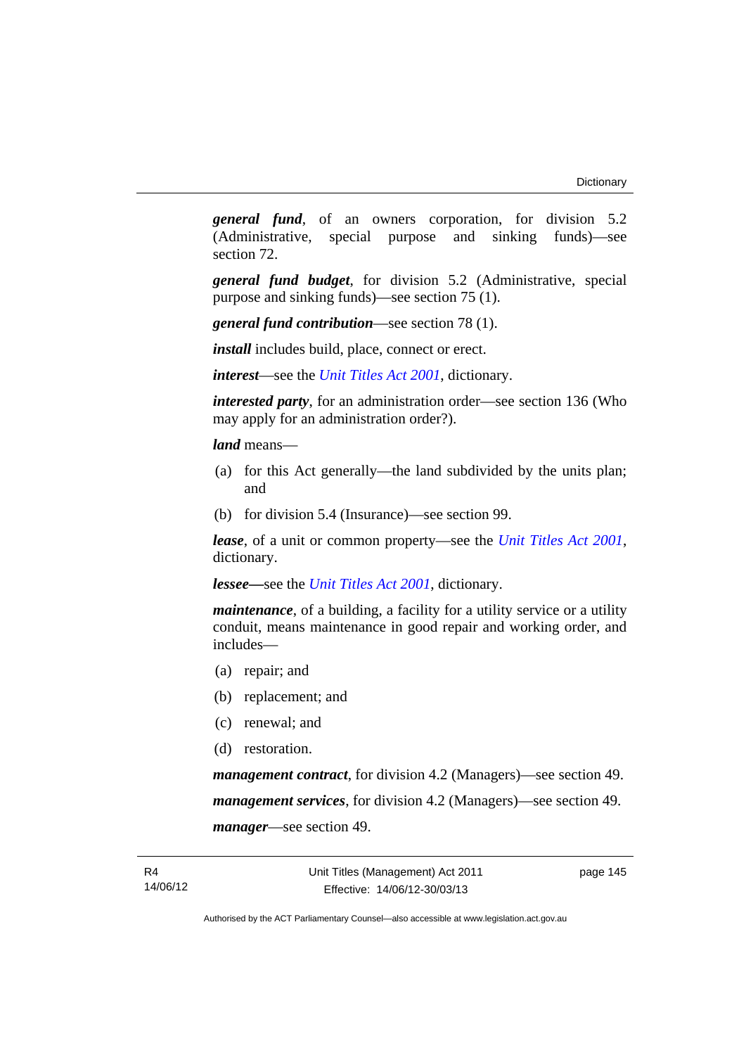***general fund***, of an owners corporation, for division 5.2 (Administrative, special purpose and sinking funds)—see section 72.

***general fund budget***, for division 5.2 (Administrative, special purpose and sinking funds)—see section 75 (1).

***general fund contribution***—see section 78 (1).

***install*** includes build, place, connect or erect.

***interest***—see the *Unit Titles Act 2001*, dictionary.

***interested party***, for an administration order—see section 136 (Who may apply for an administration order?).

***land*** means—

(a) for this Act generally—the land subdivided by the units plan; and

(b) for division 5.4 (Insurance)—see section 99.

***lease***, of a unit or common property—see the *Unit Titles Act 2001*, dictionary.

***lessee***—see the *Unit Titles Act 2001*, dictionary.

***maintenance***, of a building, a facility for a utility service or a utility conduit, means maintenance in good repair and working order, and includes—

(a) repair; and

(b) replacement; and

(c) renewal; and

(d) restoration.

***management contract***, for division 4.2 (Managers)—see section 49.

***management services***, for division 4.2 (Managers)—see section 49.

***manager***—see section 49.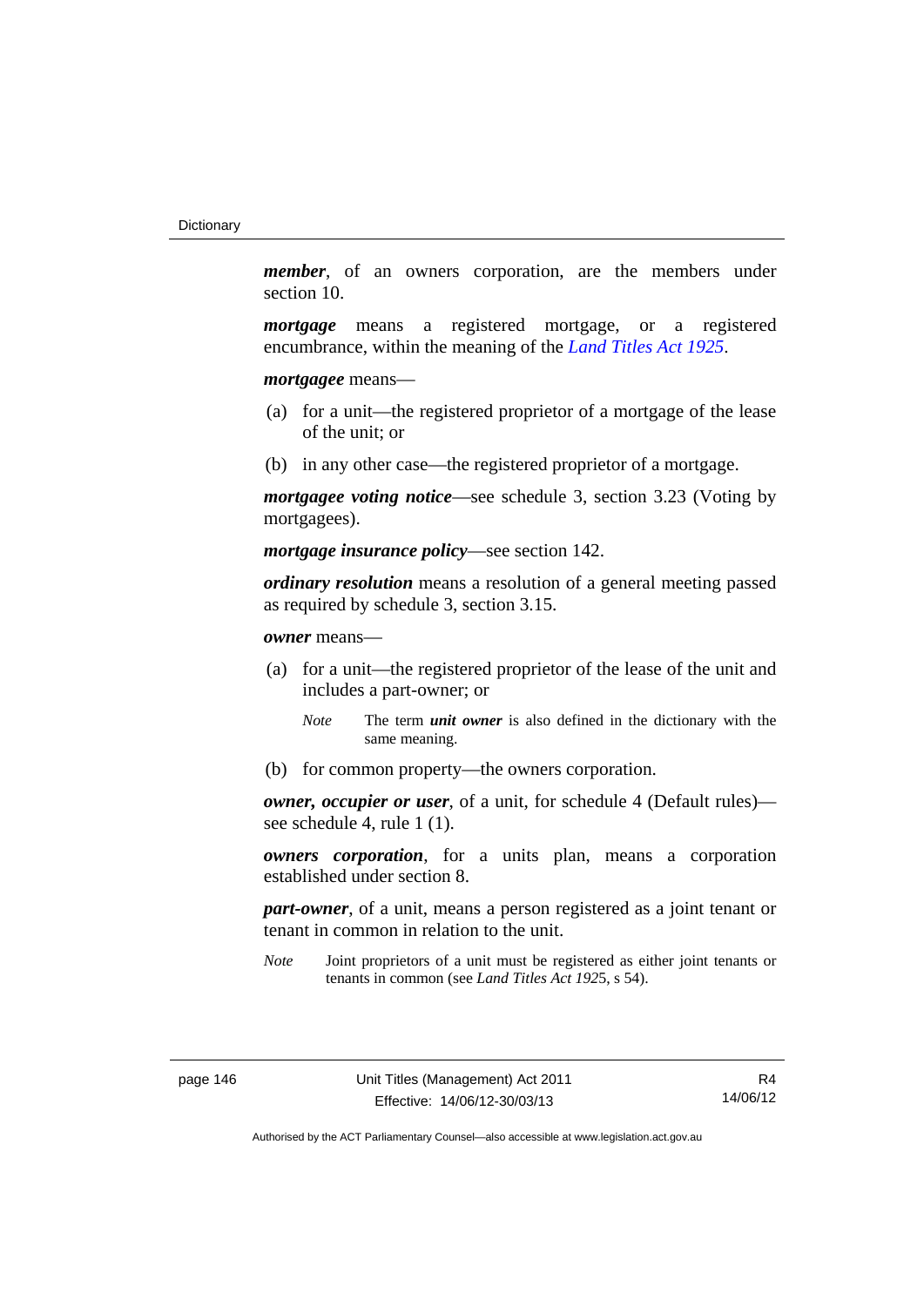***member***, of an owners corporation, are the members under section 10.

***mortgage*** means a registered mortgage, or a registered encumbrance, within the meaning of the *Land Titles Act 1925*.

***mortgagee*** means—

(a) for a unit—the registered proprietor of a mortgage of the lease of the unit; or

(b) in any other case—the registered proprietor of a mortgage.

***mortgagee voting notice***—see schedule 3, section 3.23 (Voting by mortgagees).

***mortgage insurance policy***—see section 142.

***ordinary resolution*** means a resolution of a general meeting passed as required by schedule 3, section 3.15.

***owner*** means—

(a) for a unit—the registered proprietor of the lease of the unit and includes a part-owner; or

*Note* The term ***unit owner*** is also defined in the dictionary with the same meaning.

(b) for common property—the owners corporation.

***owner, occupier or user***, of a unit, for schedule 4 (Default rules)—see schedule 4, rule 1 (1).

***owners corporation***, for a units plan, means a corporation established under section 8.

***part-owner***, of a unit, means a person registered as a joint tenant or tenant in common in relation to the unit.

*Note* Joint proprietors of a unit must be registered as either joint tenants or tenants in common (see *Land Titles Act 1925*, s 54).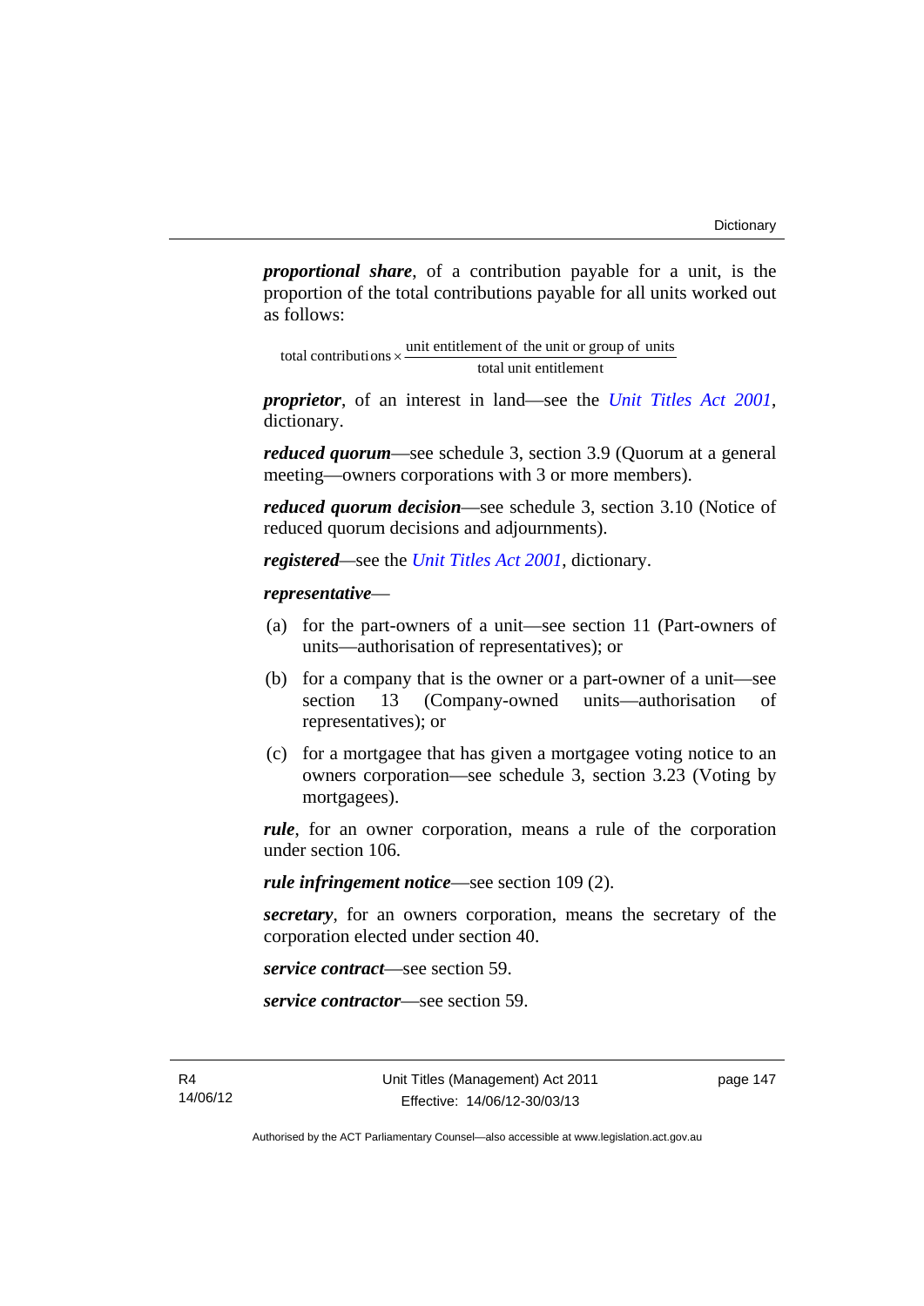***proportional share***, of a contribution payable for a unit, is the proportion of the total contributions payable for all units worked out as follows:

$$\text{total contributions} \times \frac{\text{unit entitlement of the unit or group of units}}{\text{total unit entitlement}}$$

***proprietor***, of an interest in land—see the *Unit Titles Act 2001*, dictionary.

***reduced quorum***—see schedule 3, section 3.9 (Quorum at a general meeting—owners corporations with 3 or more members).

***reduced quorum decision***—see schedule 3, section 3.10 (Notice of reduced quorum decisions and adjournments).

***registered***—see the *Unit Titles Act 2001*, dictionary.

***representative***—

(a) for the part-owners of a unit—see section 11 (Part-owners of units—authorisation of representatives); or

(b) for a company that is the owner or a part-owner of a unit—see section 13 (Company-owned units—authorisation of representatives); or

(c) for a mortgagee that has given a mortgagee voting notice to an owners corporation—see schedule 3, section 3.23 (Voting by mortgagees).

***rule***, for an owner corporation, means a rule of the corporation under section 106.

***rule infringement notice***—see section 109 (2).

***secretary***, for an owners corporation, means the secretary of the corporation elected under section 40.

***service contract***—see section 59.

***service contractor***—see section 59.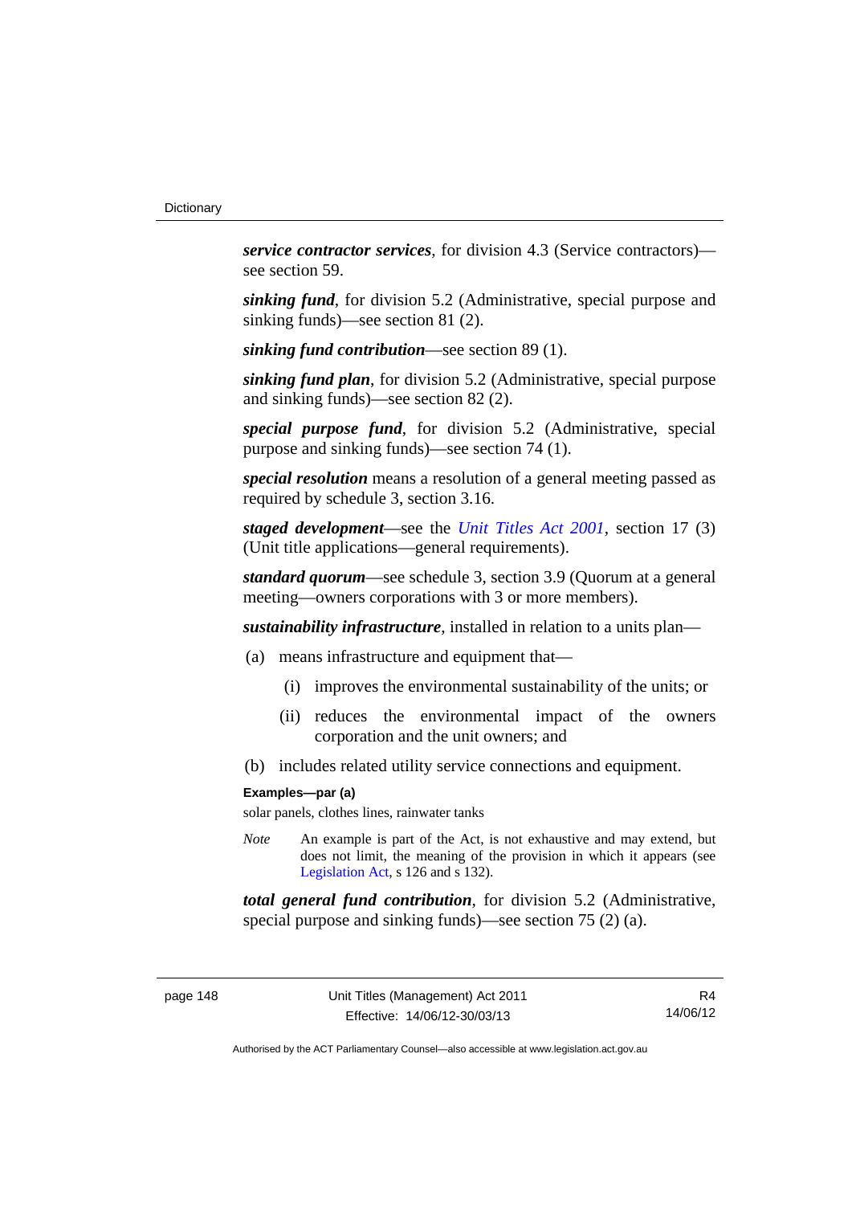***service contractor services***, for division 4.3 (Service contractors)—see section 59.

***sinking fund***, for division 5.2 (Administrative, special purpose and sinking funds)—see section 81 (2).

***sinking fund contribution***—see section 89 (1).

***sinking fund plan***, for division 5.2 (Administrative, special purpose and sinking funds)—see section 82 (2).

***special purpose fund***, for division 5.2 (Administrative, special purpose and sinking funds)—see section 74 (1).

***special resolution*** means a resolution of a general meeting passed as required by schedule 3, section 3.16.

***staged development***—see the *Unit Titles Act 2001*, section 17 (3) (Unit title applications—general requirements).

***standard quorum***—see schedule 3, section 3.9 (Quorum at a general meeting—owners corporations with 3 or more members).

***sustainability infrastructure***, installed in relation to a units plan—

(a) means infrastructure and equipment that—

  (i) improves the environmental sustainability of the units; or

  (ii) reduces the environmental impact of the owners corporation and the unit owners; and

(b) includes related utility service connections and equipment.

**Examples—par (a)**

solar panels, clothes lines, rainwater tanks

*Note* An example is part of the Act, is not exhaustive and may extend, but does not limit, the meaning of the provision in which it appears (see Legislation Act, s 126 and s 132).

***total general fund contribution***, for division 5.2 (Administrative, special purpose and sinking funds)—see section 75 (2) (a).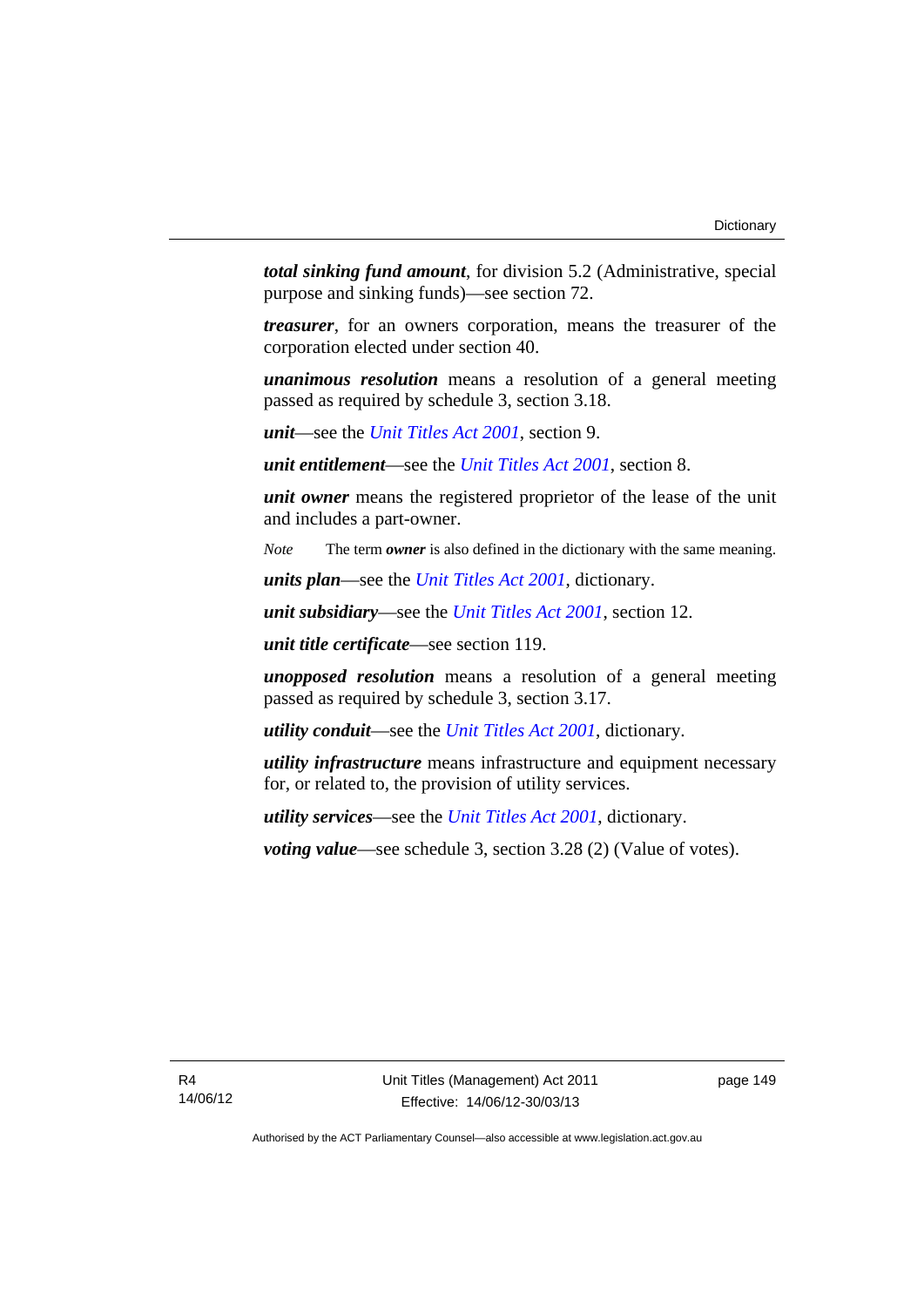***total sinking fund amount***, for division 5.2 (Administrative, special purpose and sinking funds)—see section 72.

***treasurer***, for an owners corporation, means the treasurer of the corporation elected under section 40.

***unanimous resolution*** means a resolution of a general meeting passed as required by schedule 3, section 3.18.

***unit***—see the *Unit Titles Act 2001*, section 9.

***unit entitlement***—see the *Unit Titles Act 2001*, section 8.

***unit owner*** means the registered proprietor of the lease of the unit and includes a part-owner.

*Note* The term ***owner*** is also defined in the dictionary with the same meaning.

***units plan***—see the *Unit Titles Act 2001*, dictionary.

***unit subsidiary***—see the *Unit Titles Act 2001*, section 12.

***unit title certificate***—see section 119.

***unopposed resolution*** means a resolution of a general meeting passed as required by schedule 3, section 3.17.

***utility conduit***—see the *Unit Titles Act 2001*, dictionary.

***utility infrastructure*** means infrastructure and equipment necessary for, or related to, the provision of utility services.

***utility services***—see the *Unit Titles Act 2001*, dictionary.

***voting value***—see schedule 3, section 3.28 (2) (Value of votes).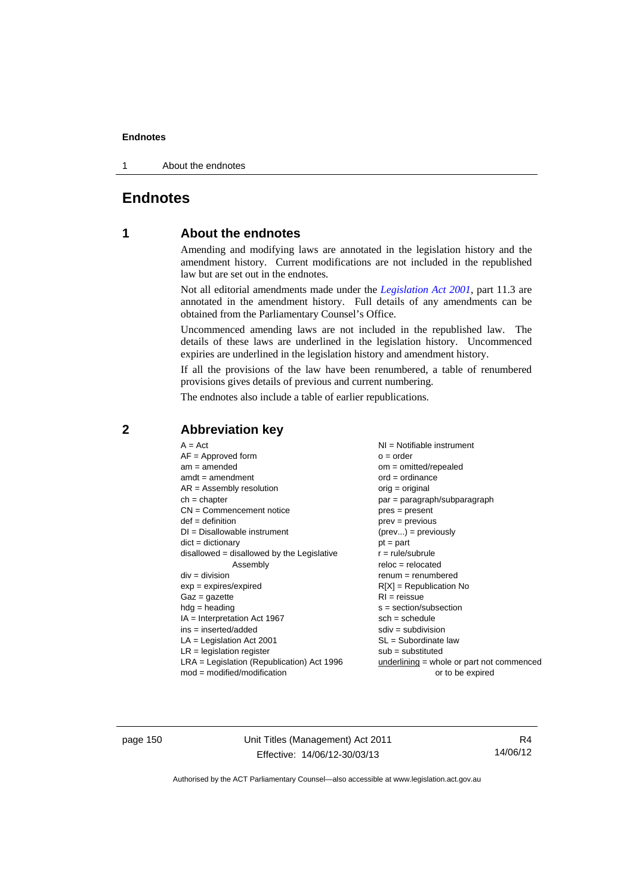# Endnotes

## 1 About the endnotes

Amending and modifying laws are annotated in the legislation history and the amendment history. Current modifications are not included in the republished law but are set out in the endnotes.

Not all editorial amendments made under the *Legislation Act 2001*, part 11.3 are annotated in the amendment history. Full details of any amendments can be obtained from the Parliamentary Counsel's Office.

Uncommenced amending laws are not included in the republished law. The details of these laws are underlined in the legislation history. Uncommenced expiries are underlined in the legislation history and amendment history.

If all the provisions of the law have been renumbered, a table of renumbered provisions gives details of previous and current numbering.

The endnotes also include a table of earlier republications.

## 2 Abbreviation key

A = Act
AF = Approved form
am = amended
amdt = amendment
AR = Assembly resolution
ch = chapter
CN = Commencement notice
def = definition
DI = Disallowable instrument
dict = dictionary
disallowed = disallowed by the Legislative Assembly
div = division
exp = expires/expired
Gaz = gazette
hdg = heading
IA = Interpretation Act 1967
ins = inserted/added
LA = Legislation Act 2001
LR = legislation register
LRA = Legislation (Republication) Act 1996
mod = modified/modification
NI = Notifiable instrument
o = order
om = omitted/repealed
ord = ordinance
orig = original
par = paragraph/subparagraph
pres = present
prev = previous
(prev...) = previously
pt = part
r = rule/subrule
reloc = relocated
renum = renumbered
R[X] = Republication No
RI = reissue
s = section/subsection
sch = schedule
sdiv = subdivision
SL = Subordinate law
sub = substituted
underlining = whole or part not commenced or to be expired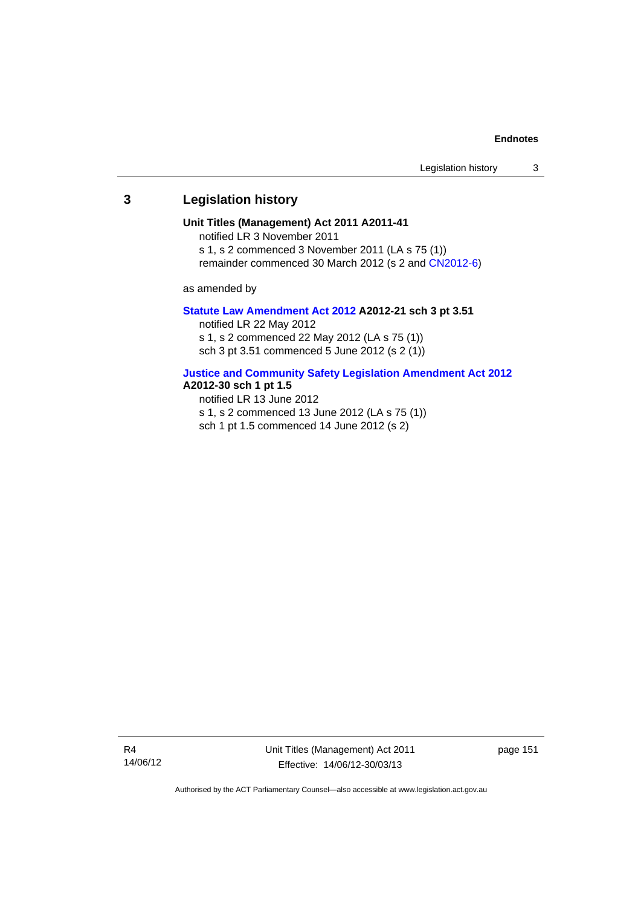## 3 Legislation history

**Unit Titles (Management) Act 2011 A2011-41**

notified LR 3 November 2011

s 1, s 2 commenced 3 November 2011 (LA s 75 (1))

remainder commenced 30 March 2012 (s 2 and CN2012-6)

as amended by

**Statute Law Amendment Act 2012 A2012-21 sch 3 pt 3.51**

notified LR 22 May 2012

s 1, s 2 commenced 22 May 2012 (LA s 75 (1))

sch 3 pt 3.51 commenced 5 June 2012 (s 2 (1))

**Justice and Community Safety Legislation Amendment Act 2012 A2012-30 sch 1 pt 1.5**

notified LR 13 June 2012

s 1, s 2 commenced 13 June 2012 (LA s 75 (1))

sch 1 pt 1.5 commenced 14 June 2012 (s 2)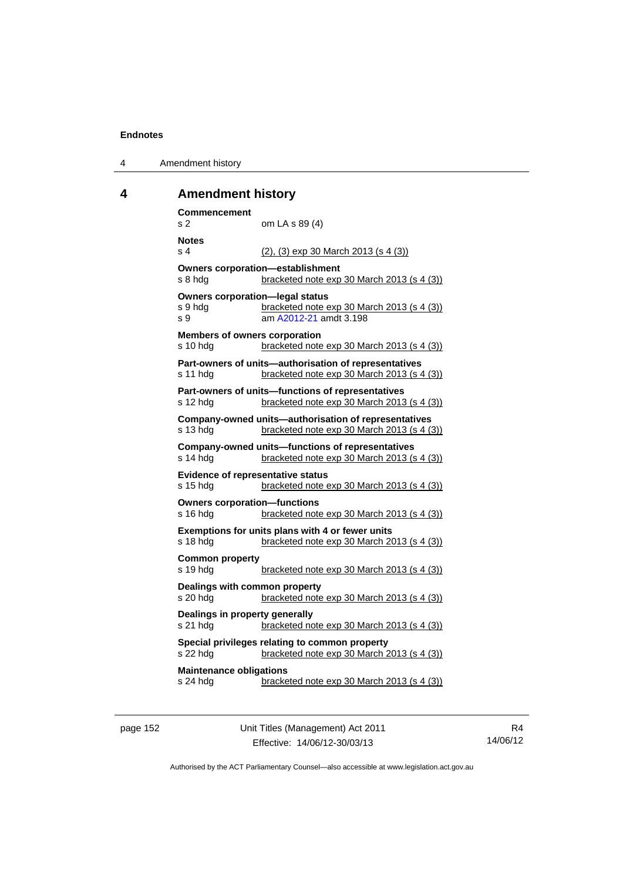## 4 Amendment history

**Commencement**
s 2 om LA s 89 (4)

**Notes**
s 4 (2), (3) exp 30 March 2013 (s 4 (3))

**Owners corporation—establishment**
s 8 hdg bracketed note exp 30 March 2013 (s 4 (3))

**Owners corporation—legal status**
s 9 hdg bracketed note exp 30 March 2013 (s 4 (3))
s 9 am A2012-21 amdt 3.198

**Members of owners corporation**
s 10 hdg bracketed note exp 30 March 2013 (s 4 (3))

**Part-owners of units—authorisation of representatives**
s 11 hdg bracketed note exp 30 March 2013 (s 4 (3))

**Part-owners of units—functions of representatives**
s 12 hdg bracketed note exp 30 March 2013 (s 4 (3))

**Company-owned units—authorisation of representatives**
s 13 hdg bracketed note exp 30 March 2013 (s 4 (3))

**Company-owned units—functions of representatives**
s 14 hdg bracketed note exp 30 March 2013 (s 4 (3))

**Evidence of representative status**
s 15 hdg bracketed note exp 30 March 2013 (s 4 (3))

**Owners corporation—functions**
s 16 hdg bracketed note exp 30 March 2013 (s 4 (3))

**Exemptions for units plans with 4 or fewer units**
s 18 hdg bracketed note exp 30 March 2013 (s 4 (3))

**Common property**
s 19 hdg bracketed note exp 30 March 2013 (s 4 (3))

**Dealings with common property**
s 20 hdg bracketed note exp 30 March 2013 (s 4 (3))

**Dealings in property generally**
s 21 hdg bracketed note exp 30 March 2013 (s 4 (3))

**Special privileges relating to common property**
s 22 hdg bracketed note exp 30 March 2013 (s 4 (3))

**Maintenance obligations**
s 24 hdg bracketed note exp 30 March 2013 (s 4 (3))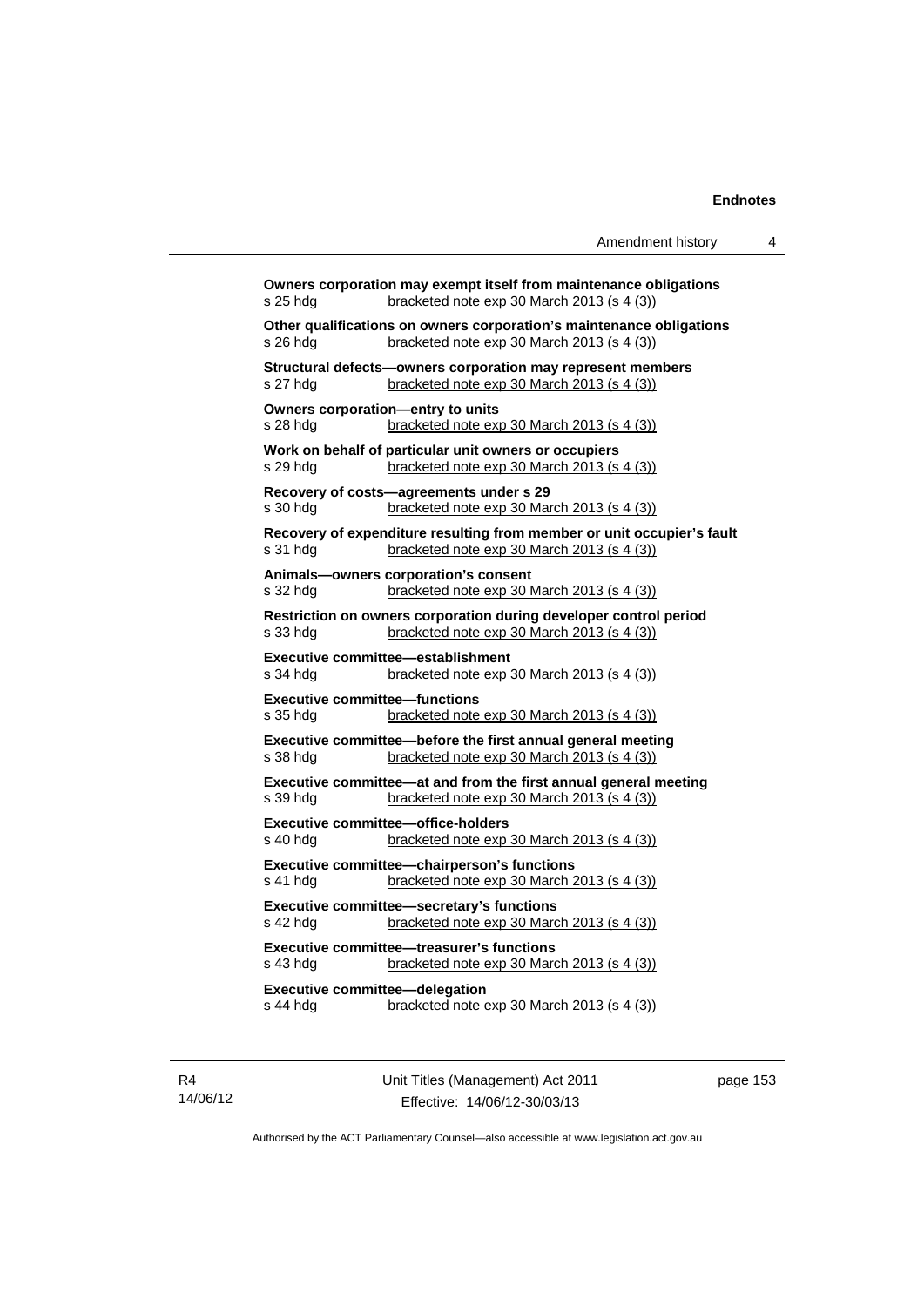**Owners corporation may exempt itself from maintenance obligations**
s 25 hdg bracketed note exp 30 March 2013 (s 4 (3))

**Other qualifications on owners corporation's maintenance obligations**
s 26 hdg bracketed note exp 30 March 2013 (s 4 (3))

**Structural defects—owners corporation may represent members**
s 27 hdg bracketed note exp 30 March 2013 (s 4 (3))

**Owners corporation—entry to units**
s 28 hdg bracketed note exp 30 March 2013 (s 4 (3))

**Work on behalf of particular unit owners or occupiers**
s 29 hdg bracketed note exp 30 March 2013 (s 4 (3))

**Recovery of costs—agreements under s 29**
s 30 hdg bracketed note exp 30 March 2013 (s 4 (3))

**Recovery of expenditure resulting from member or unit occupier's fault**
s 31 hdg bracketed note exp 30 March 2013 (s 4 (3))

**Animals—owners corporation's consent**
s 32 hdg bracketed note exp 30 March 2013 (s 4 (3))

**Restriction on owners corporation during developer control period**
s 33 hdg bracketed note exp 30 March 2013 (s 4 (3))

**Executive committee—establishment**
s 34 hdg bracketed note exp 30 March 2013 (s 4 (3))

**Executive committee—functions**
s 35 hdg bracketed note exp 30 March 2013 (s 4 (3))

**Executive committee—before the first annual general meeting**
s 38 hdg bracketed note exp 30 March 2013 (s 4 (3))

**Executive committee—at and from the first annual general meeting**
s 39 hdg bracketed note exp 30 March 2013 (s 4 (3))

**Executive committee—office-holders**
s 40 hdg bracketed note exp 30 March 2013 (s 4 (3))

**Executive committee—chairperson's functions**
s 41 hdg bracketed note exp 30 March 2013 (s 4 (3))

**Executive committee—secretary's functions**
s 42 hdg bracketed note exp 30 March 2013 (s 4 (3))

**Executive committee—treasurer's functions**
s 43 hdg bracketed note exp 30 March 2013 (s 4 (3))

**Executive committee—delegation**
s 44 hdg bracketed note exp 30 March 2013 (s 4 (3))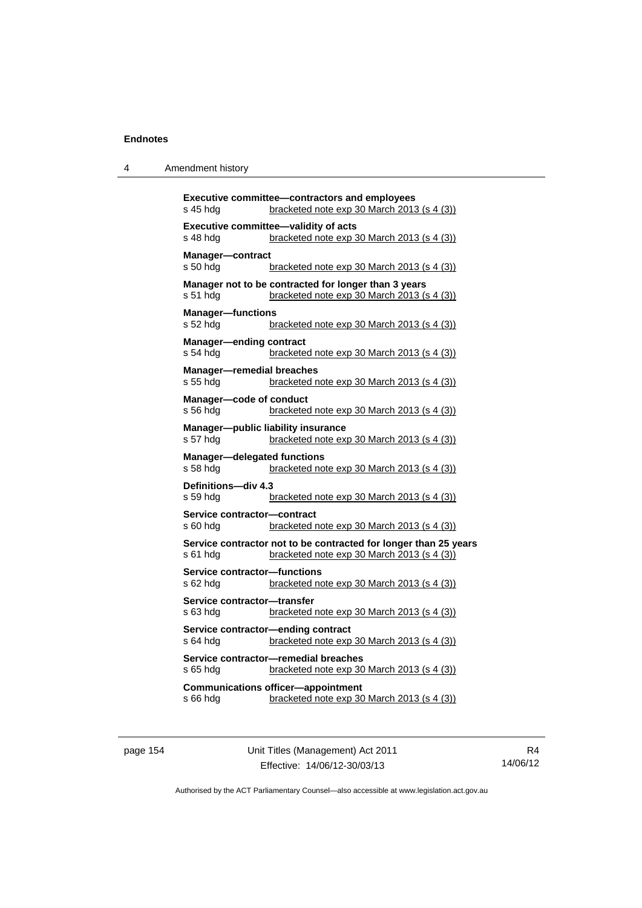**Executive committee—contractors and employees**
s 45 hdg bracketed note exp 30 March 2013 (s 4 (3))

**Executive committee—validity of acts**
s 48 hdg bracketed note exp 30 March 2013 (s 4 (3))

**Manager—contract**
s 50 hdg bracketed note exp 30 March 2013 (s 4 (3))

**Manager not to be contracted for longer than 3 years**
s 51 hdg bracketed note exp 30 March 2013 (s 4 (3))

**Manager—functions**
s 52 hdg bracketed note exp 30 March 2013 (s 4 (3))

**Manager—ending contract**
s 54 hdg bracketed note exp 30 March 2013 (s 4 (3))

**Manager—remedial breaches**
s 55 hdg bracketed note exp 30 March 2013 (s 4 (3))

**Manager—code of conduct**
s 56 hdg bracketed note exp 30 March 2013 (s 4 (3))

**Manager—public liability insurance**
s 57 hdg bracketed note exp 30 March 2013 (s 4 (3))

**Manager—delegated functions**
s 58 hdg bracketed note exp 30 March 2013 (s 4 (3))

**Definitions—div 4.3**
s 59 hdg bracketed note exp 30 March 2013 (s 4 (3))

**Service contractor—contract**
s 60 hdg bracketed note exp 30 March 2013 (s 4 (3))

**Service contractor not to be contracted for longer than 25 years**
s 61 hdg bracketed note exp 30 March 2013 (s 4 (3))

**Service contractor—functions**
s 62 hdg bracketed note exp 30 March 2013 (s 4 (3))

**Service contractor—transfer**
s 63 hdg bracketed note exp 30 March 2013 (s 4 (3))

**Service contractor—ending contract**
s 64 hdg bracketed note exp 30 March 2013 (s 4 (3))

**Service contractor—remedial breaches**
s 65 hdg bracketed note exp 30 March 2013 (s 4 (3))

**Communications officer—appointment**
s 66 hdg bracketed note exp 30 March 2013 (s 4 (3))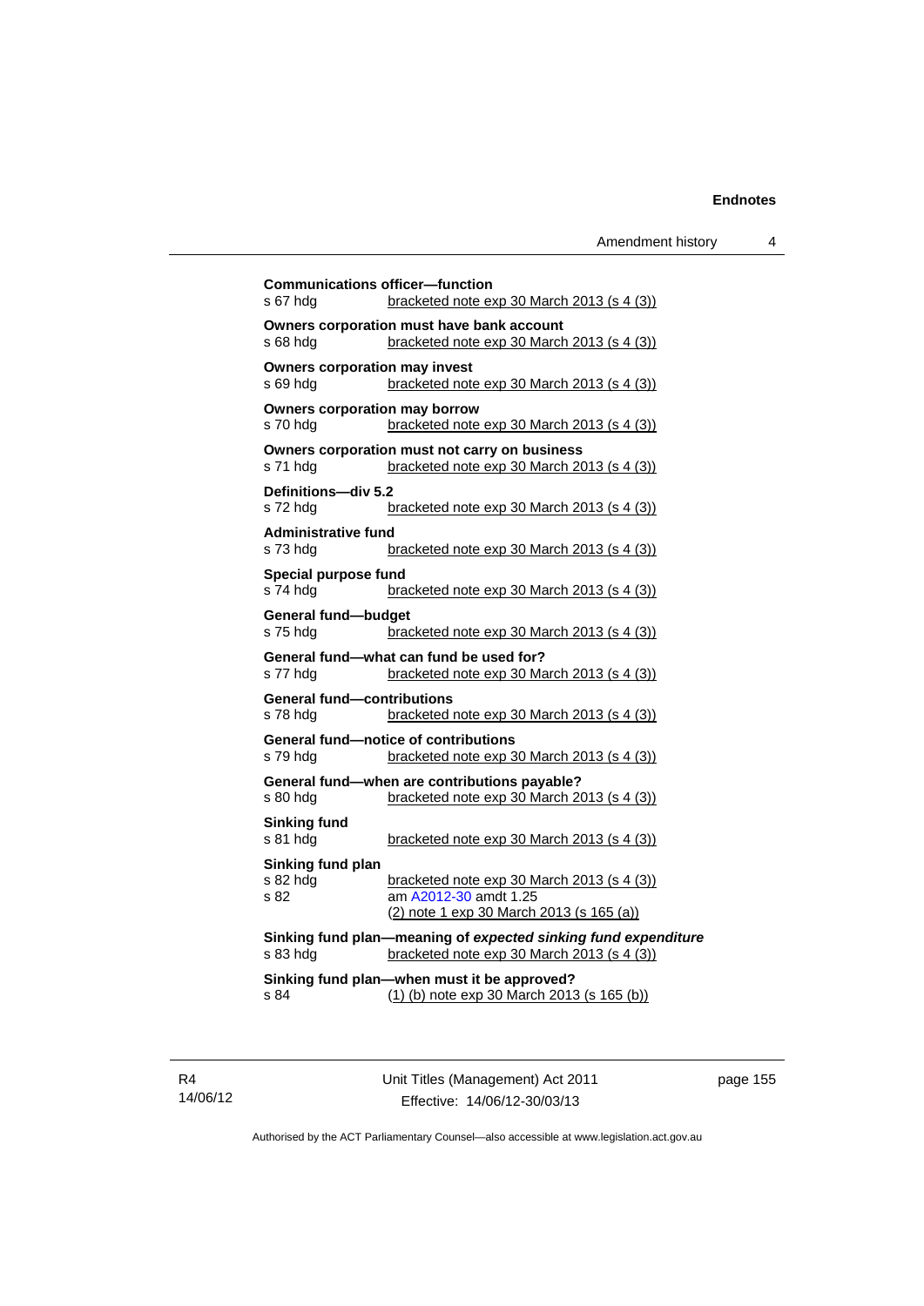**Communications officer—function**
s 67 hdg bracketed note exp 30 March 2013 (s 4 (3))

**Owners corporation must have bank account**
s 68 hdg bracketed note exp 30 March 2013 (s 4 (3))

**Owners corporation may invest**
s 69 hdg bracketed note exp 30 March 2013 (s 4 (3))

**Owners corporation may borrow**
s 70 hdg bracketed note exp 30 March 2013 (s 4 (3))

**Owners corporation must not carry on business**
s 71 hdg bracketed note exp 30 March 2013 (s 4 (3))

**Definitions—div 5.2**
s 72 hdg bracketed note exp 30 March 2013 (s 4 (3))

**Administrative fund**
s 73 hdg bracketed note exp 30 March 2013 (s 4 (3))

**Special purpose fund**
s 74 hdg bracketed note exp 30 March 2013 (s 4 (3))

**General fund—budget**
s 75 hdg bracketed note exp 30 March 2013 (s 4 (3))

**General fund—what can fund be used for?**
s 77 hdg bracketed note exp 30 March 2013 (s 4 (3))

**General fund—contributions**
s 78 hdg bracketed note exp 30 March 2013 (s 4 (3))

**General fund—notice of contributions**
s 79 hdg bracketed note exp 30 March 2013 (s 4 (3))

**General fund—when are contributions payable?**
s 80 hdg bracketed note exp 30 March 2013 (s 4 (3))

**Sinking fund**
s 81 hdg bracketed note exp 30 March 2013 (s 4 (3))

**Sinking fund plan**
s 82 hdg bracketed note exp 30 March 2013 (s 4 (3))
s 82 am A2012-30 amdt 1.25
(2) note 1 exp 30 March 2013 (s 165 (a))

**Sinking fund plan—meaning of *expected sinking fund expenditure***
s 83 hdg bracketed note exp 30 March 2013 (s 4 (3))

**Sinking fund plan—when must it be approved?**
s 84 (1) (b) note exp 30 March 2013 (s 165 (b))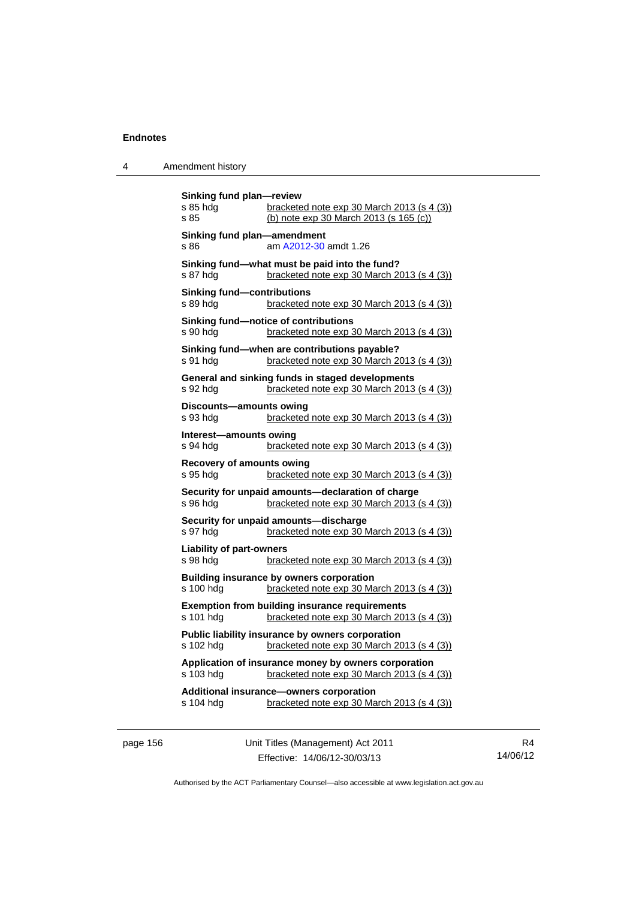**Sinking fund plan—review**
s 85 hdg bracketed note exp 30 March 2013 (s 4 (3))
s 85 (b) note exp 30 March 2013 (s 165 (c))

**Sinking fund plan—amendment**
s 86 am A2012-30 amdt 1.26

**Sinking fund—what must be paid into the fund?**
s 87 hdg bracketed note exp 30 March 2013 (s 4 (3))

**Sinking fund—contributions**
s 89 hdg bracketed note exp 30 March 2013 (s 4 (3))

**Sinking fund—notice of contributions**
s 90 hdg bracketed note exp 30 March 2013 (s 4 (3))

**Sinking fund—when are contributions payable?**
s 91 hdg bracketed note exp 30 March 2013 (s 4 (3))

**General and sinking funds in staged developments**
s 92 hdg bracketed note exp 30 March 2013 (s 4 (3))

**Discounts—amounts owing**
s 93 hdg bracketed note exp 30 March 2013 (s 4 (3))

**Interest—amounts owing**
s 94 hdg bracketed note exp 30 March 2013 (s 4 (3))

**Recovery of amounts owing**
s 95 hdg bracketed note exp 30 March 2013 (s 4 (3))

**Security for unpaid amounts—declaration of charge**
s 96 hdg bracketed note exp 30 March 2013 (s 4 (3))

**Security for unpaid amounts—discharge**
s 97 hdg bracketed note exp 30 March 2013 (s 4 (3))

**Liability of part-owners**
s 98 hdg bracketed note exp 30 March 2013 (s 4 (3))

**Building insurance by owners corporation**
s 100 hdg bracketed note exp 30 March 2013 (s 4 (3))

**Exemption from building insurance requirements**
s 101 hdg bracketed note exp 30 March 2013 (s 4 (3))

**Public liability insurance by owners corporation**
s 102 hdg bracketed note exp 30 March 2013 (s 4 (3))

**Application of insurance money by owners corporation**
s 103 hdg bracketed note exp 30 March 2013 (s 4 (3))

**Additional insurance—owners corporation**
s 104 hdg bracketed note exp 30 March 2013 (s 4 (3))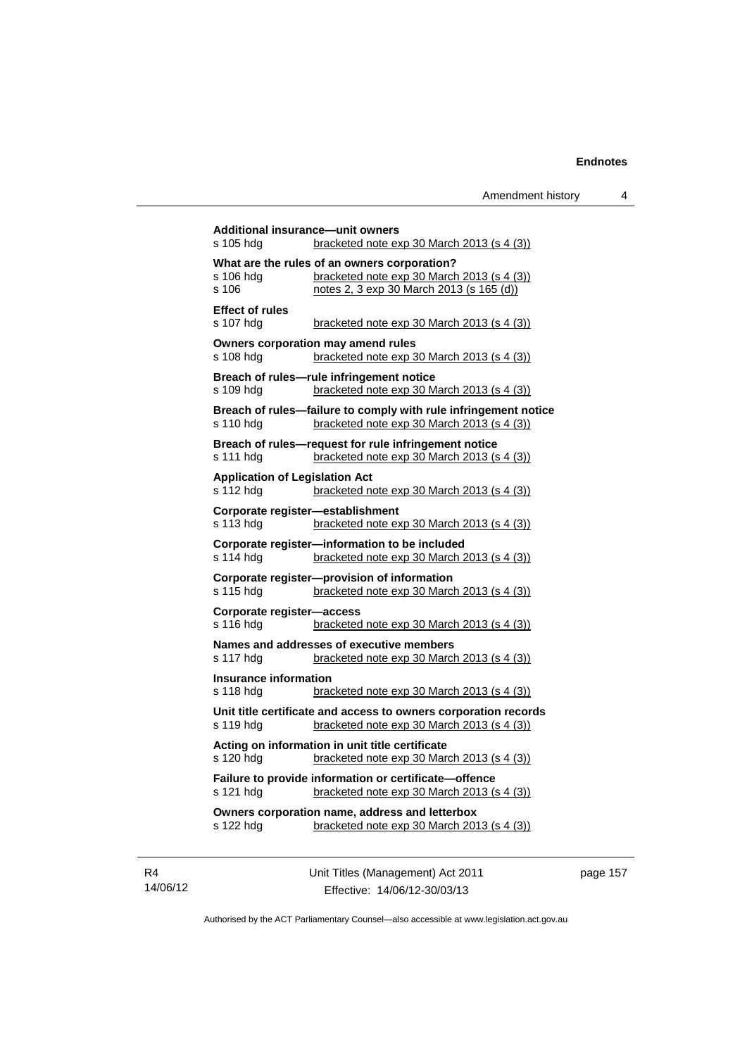**Additional insurance—unit owners**
s 105 hdg bracketed note exp 30 March 2013 (s 4 (3))

**What are the rules of an owners corporation?**
s 106 hdg bracketed note exp 30 March 2013 (s 4 (3))
s 106 notes 2, 3 exp 30 March 2013 (s 165 (d))

**Effect of rules**
s 107 hdg bracketed note exp 30 March 2013 (s 4 (3))

**Owners corporation may amend rules**
s 108 hdg bracketed note exp 30 March 2013 (s 4 (3))

**Breach of rules—rule infringement notice**
s 109 hdg bracketed note exp 30 March 2013 (s 4 (3))

**Breach of rules—failure to comply with rule infringement notice**
s 110 hdg bracketed note exp 30 March 2013 (s 4 (3))

**Breach of rules—request for rule infringement notice**
s 111 hdg bracketed note exp 30 March 2013 (s 4 (3))

**Application of Legislation Act**
s 112 hdg bracketed note exp 30 March 2013 (s 4 (3))

**Corporate register—establishment**
s 113 hdg bracketed note exp 30 March 2013 (s 4 (3))

**Corporate register—information to be included**
s 114 hdg bracketed note exp 30 March 2013 (s 4 (3))

**Corporate register—provision of information**
s 115 hdg bracketed note exp 30 March 2013 (s 4 (3))

**Corporate register—access**
s 116 hdg bracketed note exp 30 March 2013 (s 4 (3))

**Names and addresses of executive members**
s 117 hdg bracketed note exp 30 March 2013 (s 4 (3))

**Insurance information**
s 118 hdg bracketed note exp 30 March 2013 (s 4 (3))

**Unit title certificate and access to owners corporation records**
s 119 hdg bracketed note exp 30 March 2013 (s 4 (3))

**Acting on information in unit title certificate**
s 120 hdg bracketed note exp 30 March 2013 (s 4 (3))

**Failure to provide information or certificate—offence**
s 121 hdg bracketed note exp 30 March 2013 (s 4 (3))

**Owners corporation name, address and letterbox**
s 122 hdg bracketed note exp 30 March 2013 (s 4 (3))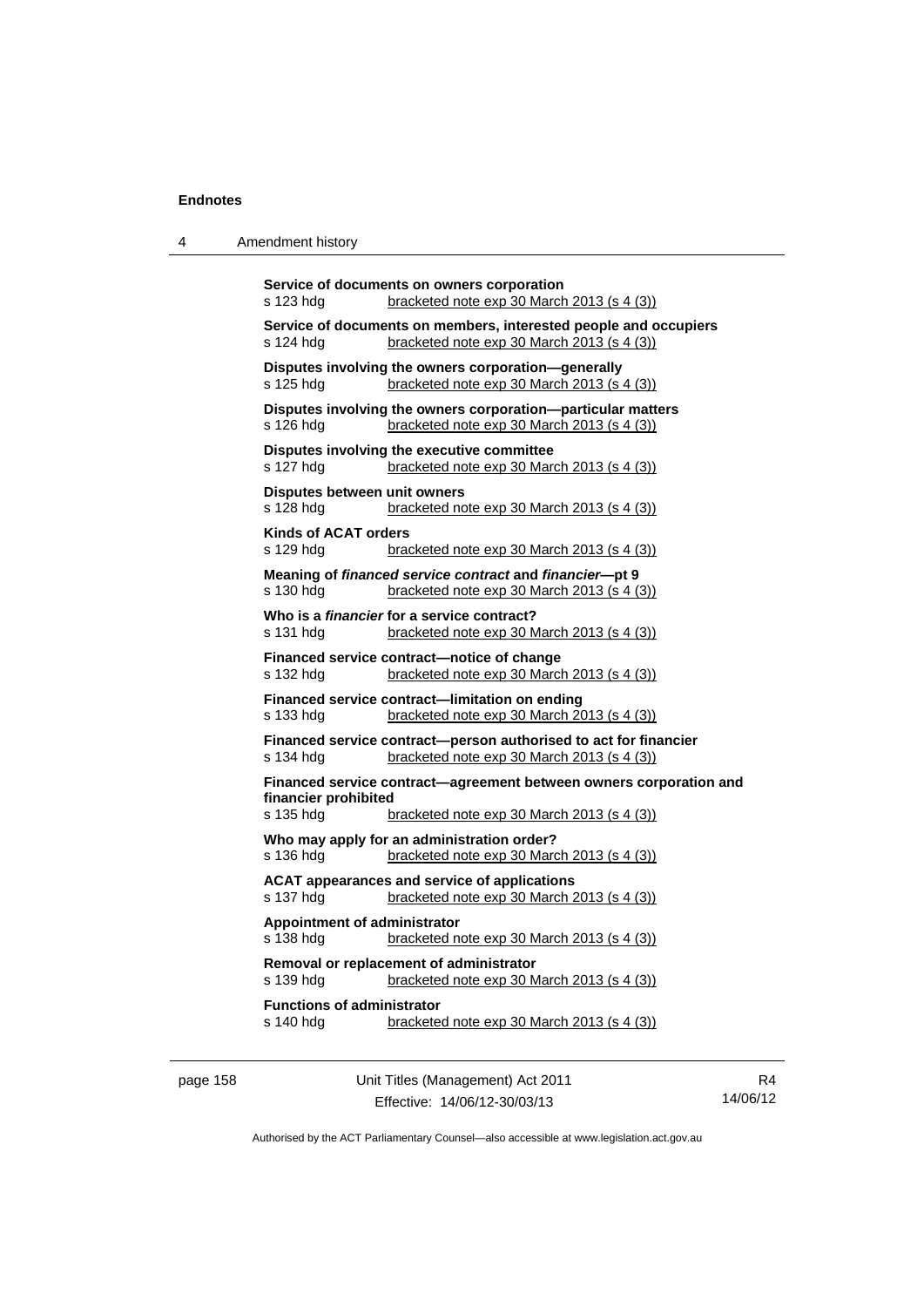**Service of documents on owners corporation**
s 123 hdg bracketed note exp 30 March 2013 (s 4 (3))

**Service of documents on members, interested people and occupiers**
s 124 hdg bracketed note exp 30 March 2013 (s 4 (3))

**Disputes involving the owners corporation—generally**
s 125 hdg bracketed note exp 30 March 2013 (s 4 (3))

**Disputes involving the owners corporation—particular matters**
s 126 hdg bracketed note exp 30 March 2013 (s 4 (3))

**Disputes involving the executive committee**
s 127 hdg bracketed note exp 30 March 2013 (s 4 (3))

**Disputes between unit owners**
s 128 hdg bracketed note exp 30 March 2013 (s 4 (3))

**Kinds of ACAT orders**
s 129 hdg bracketed note exp 30 March 2013 (s 4 (3))

**Meaning of *financed service contract* and *financier*—pt 9**
s 130 hdg bracketed note exp 30 March 2013 (s 4 (3))

**Who is a *financier* for a service contract?**
s 131 hdg bracketed note exp 30 March 2013 (s 4 (3))

**Financed service contract—notice of change**
s 132 hdg bracketed note exp 30 March 2013 (s 4 (3))

**Financed service contract—limitation on ending**
s 133 hdg bracketed note exp 30 March 2013 (s 4 (3))

**Financed service contract—person authorised to act for financier**
s 134 hdg bracketed note exp 30 March 2013 (s 4 (3))

**Financed service contract—agreement between owners corporation and financier prohibited**
s 135 hdg bracketed note exp 30 March 2013 (s 4 (3))

**Who may apply for an administration order?**
s 136 hdg bracketed note exp 30 March 2013 (s 4 (3))

**ACAT appearances and service of applications**
s 137 hdg bracketed note exp 30 March 2013 (s 4 (3))

**Appointment of administrator**
s 138 hdg bracketed note exp 30 March 2013 (s 4 (3))

**Removal or replacement of administrator**
s 139 hdg bracketed note exp 30 March 2013 (s 4 (3))

**Functions of administrator**
s 140 hdg bracketed note exp 30 March 2013 (s 4 (3))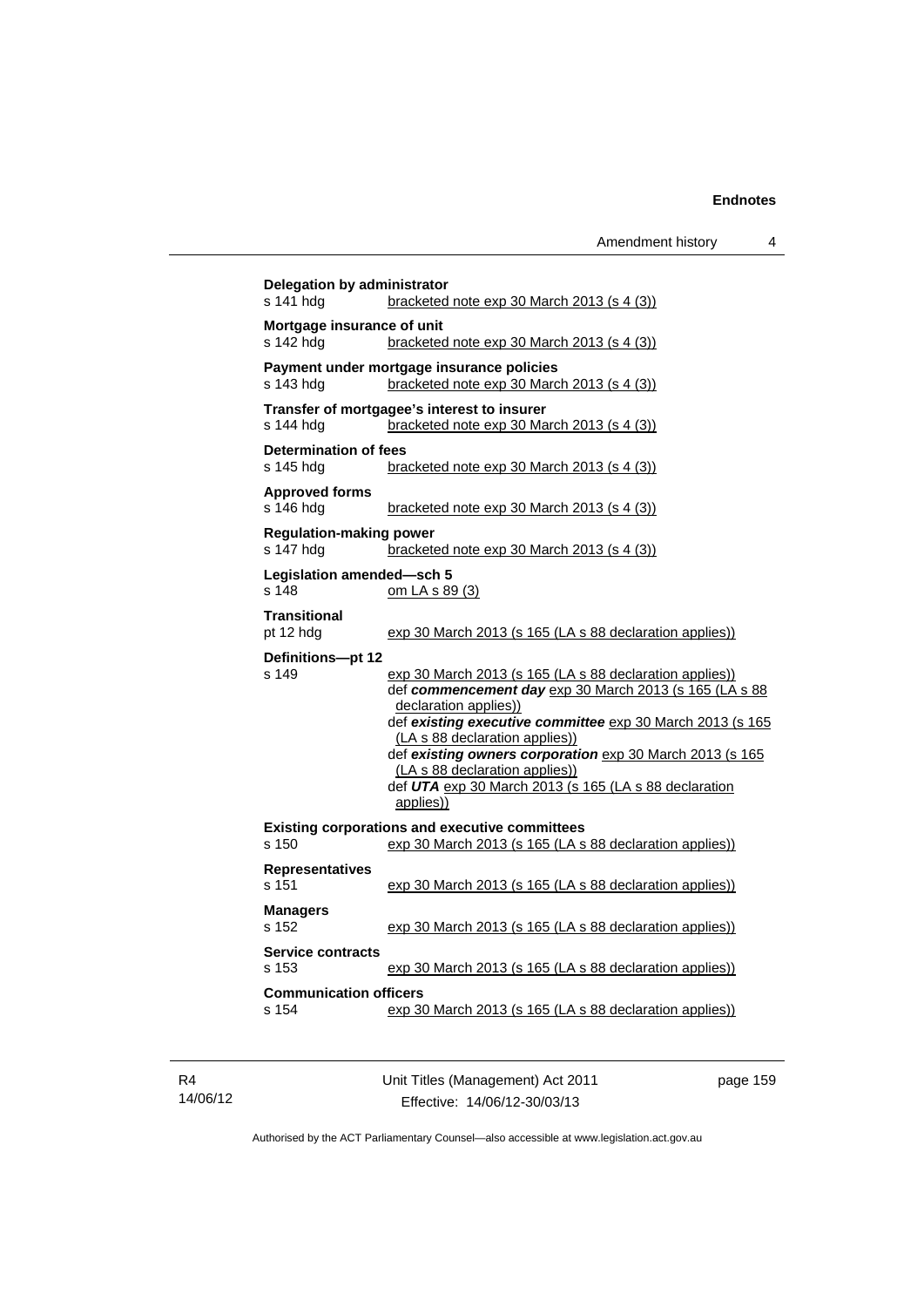**Delegation by administrator**
s 141 hdg bracketed note exp 30 March 2013 (s 4 (3))

**Mortgage insurance of unit**
s 142 hdg bracketed note exp 30 March 2013 (s 4 (3))

**Payment under mortgage insurance policies**
s 143 hdg bracketed note exp 30 March 2013 (s 4 (3))

**Transfer of mortgagee's interest to insurer**
s 144 hdg bracketed note exp 30 March 2013 (s 4 (3))

**Determination of fees**
s 145 hdg bracketed note exp 30 March 2013 (s 4 (3))

**Approved forms**
s 146 hdg bracketed note exp 30 March 2013 (s 4 (3))

**Regulation-making power**
s 147 hdg bracketed note exp 30 March 2013 (s 4 (3))

**Legislation amended—sch 5**
s 148 om LA s 89 (3)

**Transitional**
pt 12 hdg exp 30 March 2013 (s 165 (LA s 88 declaration applies))

**Definitions—pt 12**
s 149 exp 30 March 2013 (s 165 (LA s 88 declaration applies))
def ***commencement day*** exp 30 March 2013 (s 165 (LA s 88 declaration applies))
def ***existing executive committee*** exp 30 March 2013 (s 165 (LA s 88 declaration applies))
def ***existing owners corporation*** exp 30 March 2013 (s 165 (LA s 88 declaration applies))
def ***UTA*** exp 30 March 2013 (s 165 (LA s 88 declaration applies))

**Existing corporations and executive committees**
s 150 exp 30 March 2013 (s 165 (LA s 88 declaration applies))

**Representatives**
s 151 exp 30 March 2013 (s 165 (LA s 88 declaration applies))

**Managers**
s 152 exp 30 March 2013 (s 165 (LA s 88 declaration applies))

**Service contracts**
s 153 exp 30 March 2013 (s 165 (LA s 88 declaration applies))

**Communication officers**
s 154 exp 30 March 2013 (s 165 (LA s 88 declaration applies))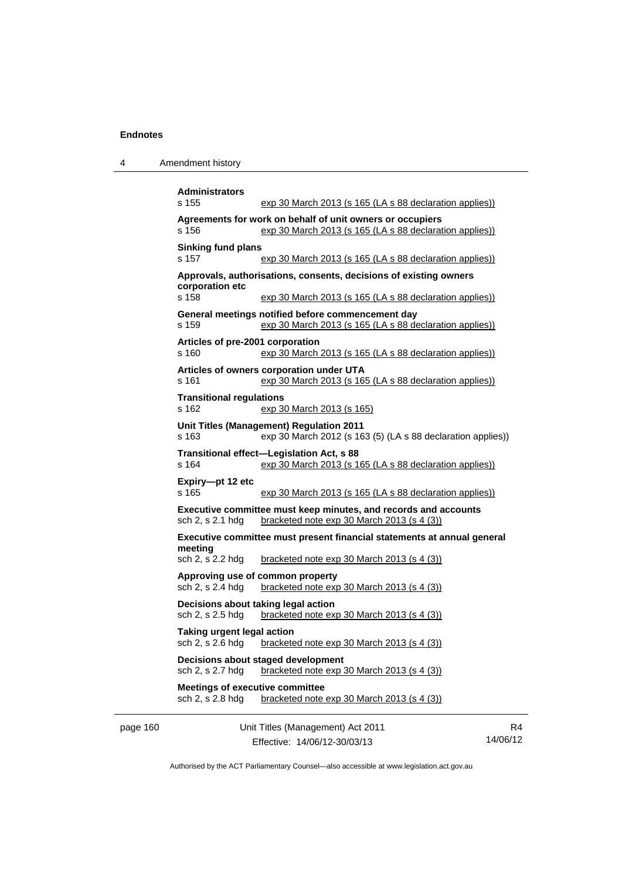**Administrators**
s 155 — exp 30 March 2013 (s 165 (LA s 88 declaration applies))

**Agreements for work on behalf of unit owners or occupiers**
s 156 — exp 30 March 2013 (s 165 (LA s 88 declaration applies))

**Sinking fund plans**
s 157 — exp 30 March 2013 (s 165 (LA s 88 declaration applies))

**Approvals, authorisations, consents, decisions of existing owners corporation etc**
s 158 — exp 30 March 2013 (s 165 (LA s 88 declaration applies))

**General meetings notified before commencement day**
s 159 — exp 30 March 2013 (s 165 (LA s 88 declaration applies))

**Articles of pre-2001 corporation**
s 160 — exp 30 March 2013 (s 165 (LA s 88 declaration applies))

**Articles of owners corporation under UTA**
s 161 — exp 30 March 2013 (s 165 (LA s 88 declaration applies))

**Transitional regulations**
s 162 — exp 30 March 2013 (s 165)

**Unit Titles (Management) Regulation 2011**
s 163 — exp 30 March 2012 (s 163 (5) (LA s 88 declaration applies))

**Transitional effect—Legislation Act, s 88**
s 164 — exp 30 March 2013 (s 165 (LA s 88 declaration applies))

**Expiry—pt 12 etc**
s 165 — exp 30 March 2013 (s 165 (LA s 88 declaration applies))

**Executive committee must keep minutes, and records and accounts**
sch 2, s 2.1 hdg — bracketed note exp 30 March 2013 (s 4 (3))

**Executive committee must present financial statements at annual general meeting**
sch 2, s 2.2 hdg — bracketed note exp 30 March 2013 (s 4 (3))

**Approving use of common property**
sch 2, s 2.4 hdg — bracketed note exp 30 March 2013 (s 4 (3))

**Decisions about taking legal action**
sch 2, s 2.5 hdg — bracketed note exp 30 March 2013 (s 4 (3))

**Taking urgent legal action**
sch 2, s 2.6 hdg — bracketed note exp 30 March 2013 (s 4 (3))

**Decisions about staged development**
sch 2, s 2.7 hdg — bracketed note exp 30 March 2013 (s 4 (3))

**Meetings of executive committee**
sch 2, s 2.8 hdg — bracketed note exp 30 March 2013 (s 4 (3))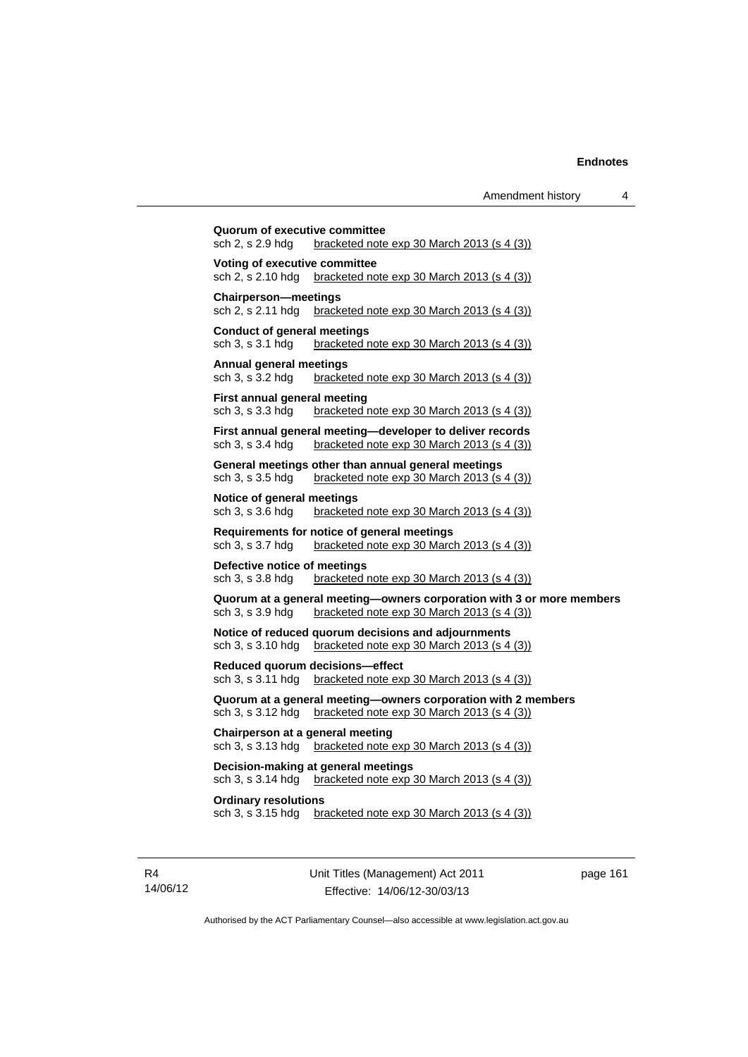**Quorum of executive committee**
sch 2, s 2.9 hdg bracketed note exp 30 March 2013 (s 4 (3))

**Voting of executive committee**
sch 2, s 2.10 hdg bracketed note exp 30 March 2013 (s 4 (3))

**Chairperson—meetings**
sch 2, s 2.11 hdg bracketed note exp 30 March 2013 (s 4 (3))

**Conduct of general meetings**
sch 3, s 3.1 hdg bracketed note exp 30 March 2013 (s 4 (3))

**Annual general meetings**
sch 3, s 3.2 hdg bracketed note exp 30 March 2013 (s 4 (3))

**First annual general meeting**
sch 3, s 3.3 hdg bracketed note exp 30 March 2013 (s 4 (3))

**First annual general meeting—developer to deliver records**
sch 3, s 3.4 hdg bracketed note exp 30 March 2013 (s 4 (3))

**General meetings other than annual general meetings**
sch 3, s 3.5 hdg bracketed note exp 30 March 2013 (s 4 (3))

**Notice of general meetings**
sch 3, s 3.6 hdg bracketed note exp 30 March 2013 (s 4 (3))

**Requirements for notice of general meetings**
sch 3, s 3.7 hdg bracketed note exp 30 March 2013 (s 4 (3))

**Defective notice of meetings**
sch 3, s 3.8 hdg bracketed note exp 30 March 2013 (s 4 (3))

**Quorum at a general meeting—owners corporation with 3 or more members**
sch 3, s 3.9 hdg bracketed note exp 30 March 2013 (s 4 (3))

**Notice of reduced quorum decisions and adjournments**
sch 3, s 3.10 hdg bracketed note exp 30 March 2013 (s 4 (3))

**Reduced quorum decisions—effect**
sch 3, s 3.11 hdg bracketed note exp 30 March 2013 (s 4 (3))

**Quorum at a general meeting—owners corporation with 2 members**
sch 3, s 3.12 hdg bracketed note exp 30 March 2013 (s 4 (3))

**Chairperson at a general meeting**
sch 3, s 3.13 hdg bracketed note exp 30 March 2013 (s 4 (3))

**Decision-making at general meetings**
sch 3, s 3.14 hdg bracketed note exp 30 March 2013 (s 4 (3))

**Ordinary resolutions**
sch 3, s 3.15 hdg bracketed note exp 30 March 2013 (s 4 (3))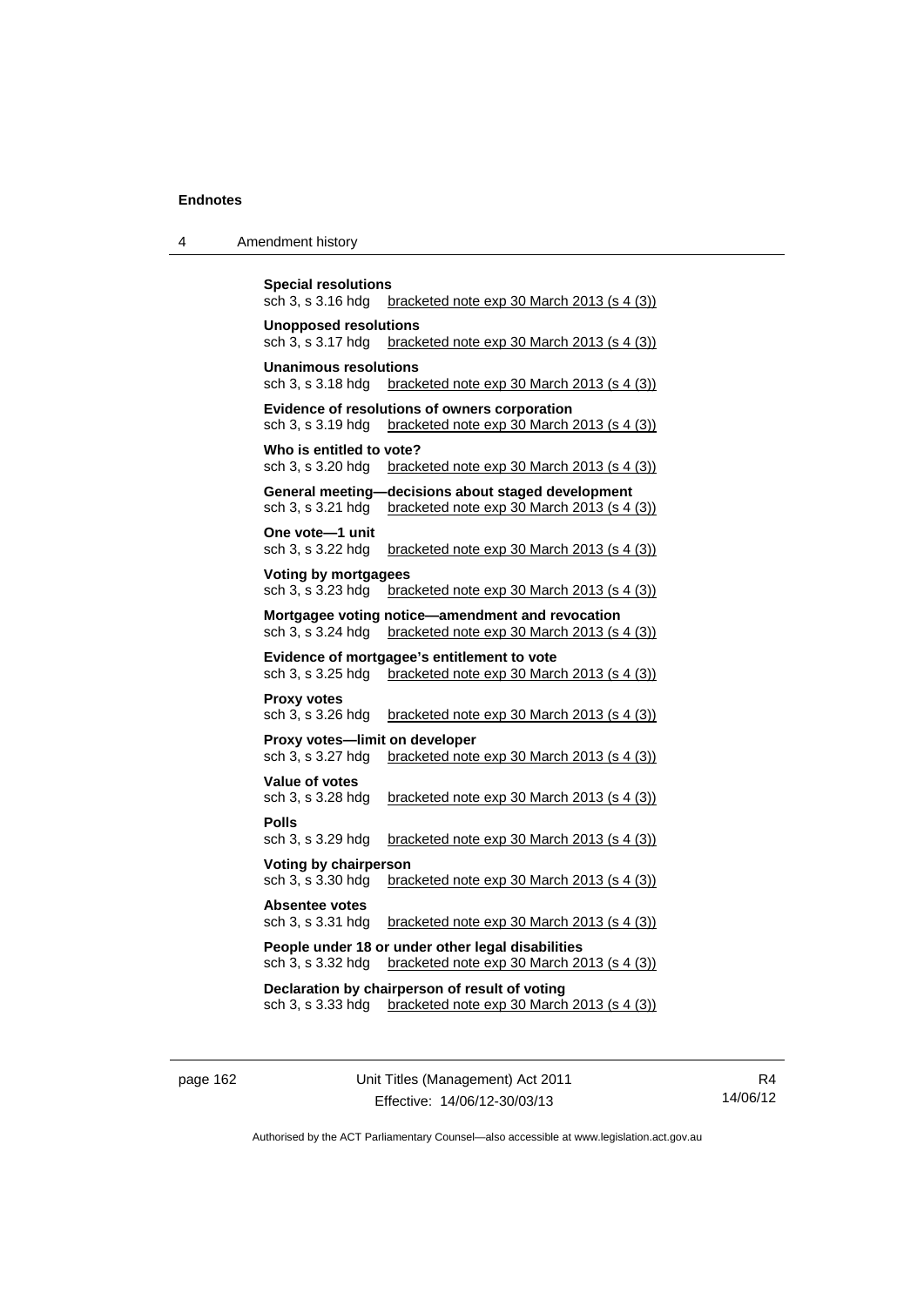**Special resolutions**
sch 3, s 3.16 hdg bracketed note exp 30 March 2013 (s 4 (3))

**Unopposed resolutions**
sch 3, s 3.17 hdg bracketed note exp 30 March 2013 (s 4 (3))

**Unanimous resolutions**
sch 3, s 3.18 hdg bracketed note exp 30 March 2013 (s 4 (3))

**Evidence of resolutions of owners corporation**
sch 3, s 3.19 hdg bracketed note exp 30 March 2013 (s 4 (3))

**Who is entitled to vote?**
sch 3, s 3.20 hdg bracketed note exp 30 March 2013 (s 4 (3))

**General meeting—decisions about staged development**
sch 3, s 3.21 hdg bracketed note exp 30 March 2013 (s 4 (3))

**One vote—1 unit**
sch 3, s 3.22 hdg bracketed note exp 30 March 2013 (s 4 (3))

**Voting by mortgagees**
sch 3, s 3.23 hdg bracketed note exp 30 March 2013 (s 4 (3))

**Mortgagee voting notice—amendment and revocation**
sch 3, s 3.24 hdg bracketed note exp 30 March 2013 (s 4 (3))

**Evidence of mortgagee's entitlement to vote**
sch 3, s 3.25 hdg bracketed note exp 30 March 2013 (s 4 (3))

**Proxy votes**
sch 3, s 3.26 hdg bracketed note exp 30 March 2013 (s 4 (3))

**Proxy votes—limit on developer**
sch 3, s 3.27 hdg bracketed note exp 30 March 2013 (s 4 (3))

**Value of votes**
sch 3, s 3.28 hdg bracketed note exp 30 March 2013 (s 4 (3))

**Polls**
sch 3, s 3.29 hdg bracketed note exp 30 March 2013 (s 4 (3))

**Voting by chairperson**
sch 3, s 3.30 hdg bracketed note exp 30 March 2013 (s 4 (3))

**Absentee votes**
sch 3, s 3.31 hdg bracketed note exp 30 March 2013 (s 4 (3))

**People under 18 or under other legal disabilities**
sch 3, s 3.32 hdg bracketed note exp 30 March 2013 (s 4 (3))

**Declaration by chairperson of result of voting**
sch 3, s 3.33 hdg bracketed note exp 30 March 2013 (s 4 (3))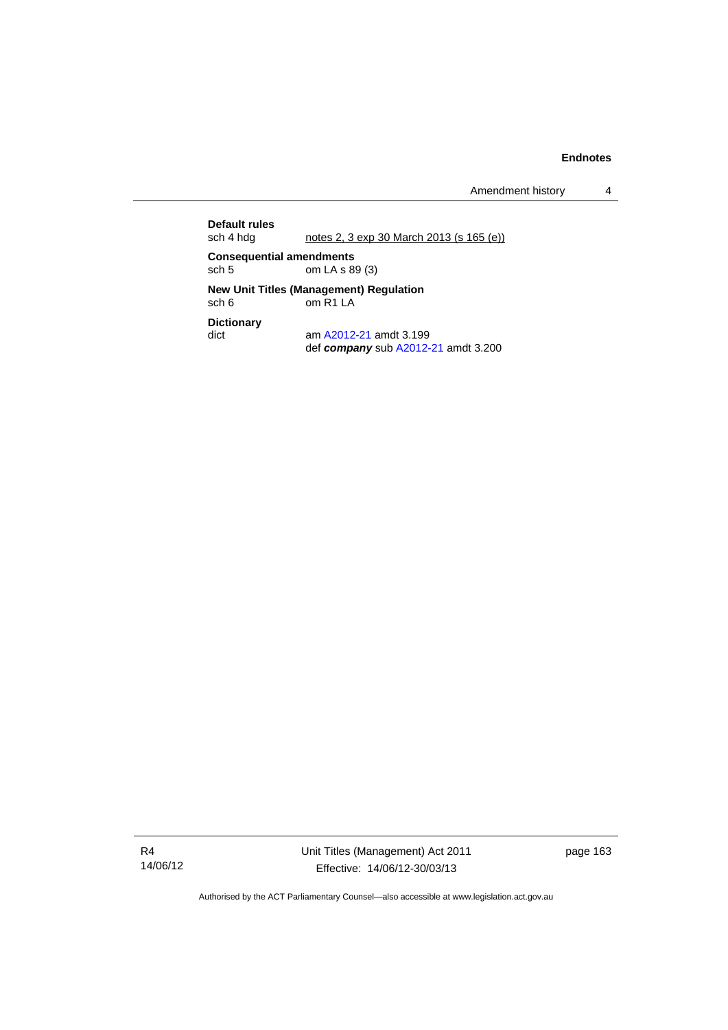**Default rules**

sch 4 hdg	notes 2, 3 exp 30 March 2013 (s 165 (e))

**Consequential amendments**

sch 5	om LA s 89 (3)

**New Unit Titles (Management) Regulation**

sch 6	om R1 LA

**Dictionary**

dict	am A2012-21 amdt 3.199
	def ***company*** sub A2012-21 amdt 3.200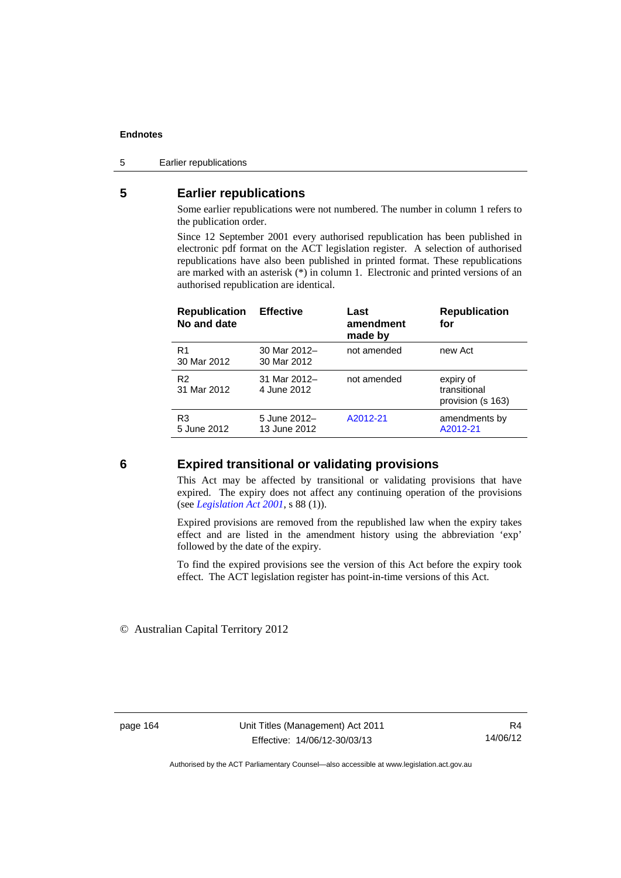## 5 Earlier republications

Some earlier republications were not numbered. The number in column 1 refers to the publication order.

Since 12 September 2001 every authorised republication has been published in electronic pdf format on the ACT legislation register. A selection of authorised republications have also been published in printed format. These republications are marked with an asterisk (*) in column 1. Electronic and printed versions of an authorised republication are identical.

| Republication No and date | Effective | Last amendment made by | Republication for |
|---|---|---|---|
| R1<br>30 Mar 2012 | 30 Mar 2012–<br>30 Mar 2012 | not amended | new Act |
| R2<br>31 Mar 2012 | 31 Mar 2012–<br>4 June 2012 | not amended | expiry of transitional provision (s 163) |
| R3<br>5 June 2012 | 5 June 2012–<br>13 June 2012 | A2012-21 | amendments by A2012-21 |

## 6 Expired transitional or validating provisions

This Act may be affected by transitional or validating provisions that have expired. The expiry does not affect any continuing operation of the provisions (see *Legislation Act 2001*, s 88 (1)).

Expired provisions are removed from the republished law when the expiry takes effect and are listed in the amendment history using the abbreviation 'exp' followed by the date of the expiry.

To find the expired provisions see the version of this Act before the expiry took effect. The ACT legislation register has point-in-time versions of this Act.

© Australian Capital Territory 2012